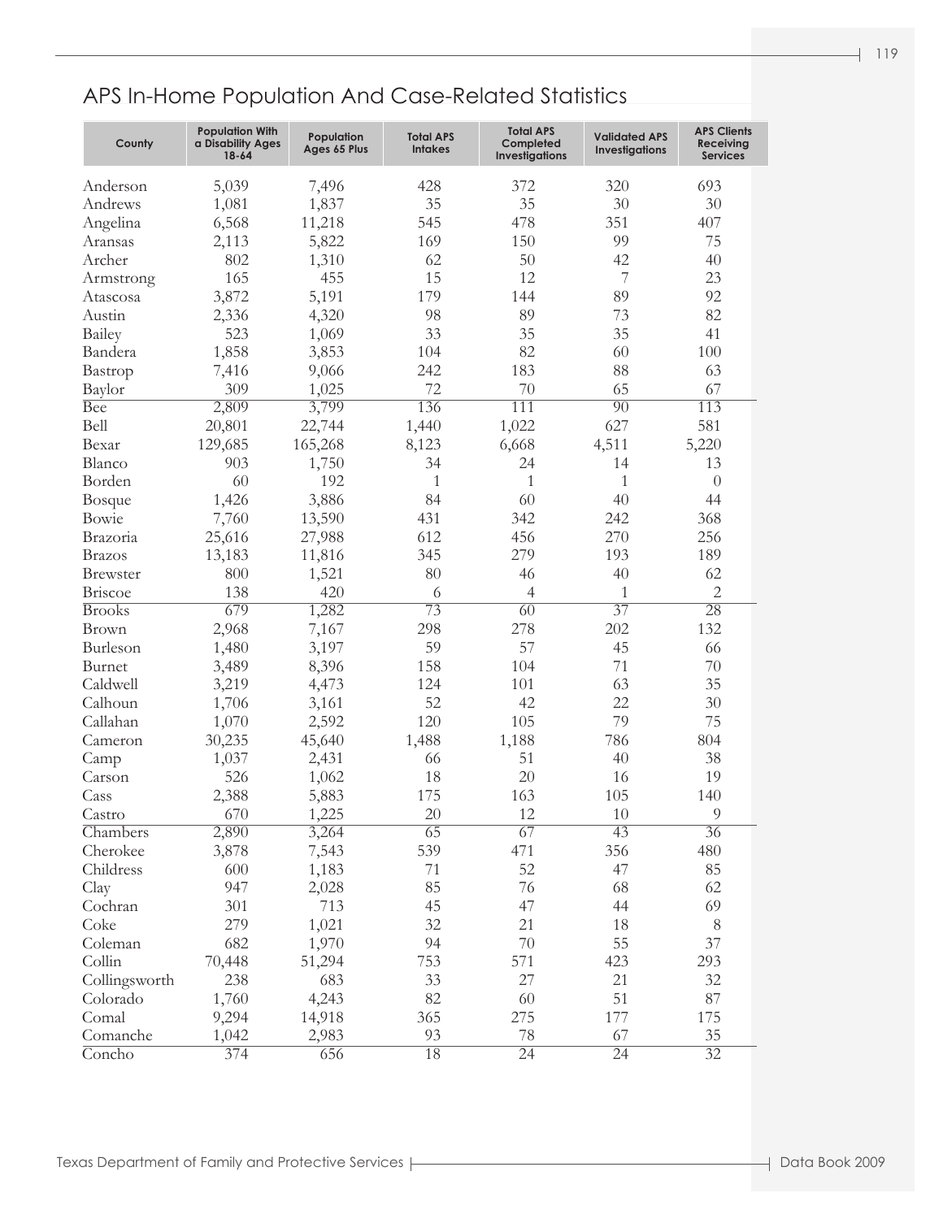## APS In-Home Population And Case-Related Statistics

| County | Population With a Disability Ages 18-64 | Population Ages 65 Plus | Total APS Intakes | Total APS Completed Investigations | Validated APS Investigations | APS Clients Receiving Services |
|---|---|---|---|---|---|---|
| Anderson | 5,039 | 7,496 | 428 | 372 | 320 | 693 |
| Andrews | 1,081 | 1,837 | 35 | 35 | 30 | 30 |
| Angelina | 6,568 | 11,218 | 545 | 478 | 351 | 407 |
| Aransas | 2,113 | 5,822 | 169 | 150 | 99 | 75 |
| Archer | 802 | 1,310 | 62 | 50 | 42 | 40 |
| Armstrong | 165 | 455 | 15 | 12 | 7 | 23 |
| Atascosa | 3,872 | 5,191 | 179 | 144 | 89 | 92 |
| Austin | 2,336 | 4,320 | 98 | 89 | 73 | 82 |
| Bailey | 523 | 1,069 | 33 | 35 | 35 | 41 |
| Bandera | 1,858 | 3,853 | 104 | 82 | 60 | 100 |
| Bastrop | 7,416 | 9,066 | 242 | 183 | 88 | 63 |
| Baylor | 309 | 1,025 | 72 | 70 | 65 | 67 |
| Bee | 2,809 | 3,799 | 136 | 111 | 90 | 113 |
| Bell | 20,801 | 22,744 | 1,440 | 1,022 | 627 | 581 |
| Bexar | 129,685 | 165,268 | 8,123 | 6,668 | 4,511 | 5,220 |
| Blanco | 903 | 1,750 | 34 | 24 | 14 | 13 |
| Borden | 60 | 192 | 1 | 1 | 1 | 0 |
| Bosque | 1,426 | 3,886 | 84 | 60 | 40 | 44 |
| Bowie | 7,760 | 13,590 | 431 | 342 | 242 | 368 |
| Brazoria | 25,616 | 27,988 | 612 | 456 | 270 | 256 |
| Brazos | 13,183 | 11,816 | 345 | 279 | 193 | 189 |
| Brewster | 800 | 1,521 | 80 | 46 | 40 | 62 |
| Briscoe | 138 | 420 | 6 | 4 | 1 | 2 |
| Brooks | 679 | 1,282 | 73 | 60 | 37 | 28 |
| Brown | 2,968 | 7,167 | 298 | 278 | 202 | 132 |
| Burleson | 1,480 | 3,197 | 59 | 57 | 45 | 66 |
| Burnet | 3,489 | 8,396 | 158 | 104 | 71 | 70 |
| Caldwell | 3,219 | 4,473 | 124 | 101 | 63 | 35 |
| Calhoun | 1,706 | 3,161 | 52 | 42 | 22 | 30 |
| Callahan | 1,070 | 2,592 | 120 | 105 | 79 | 75 |
| Cameron | 30,235 | 45,640 | 1,488 | 1,188 | 786 | 804 |
| Camp | 1,037 | 2,431 | 66 | 51 | 40 | 38 |
| Carson | 526 | 1,062 | 18 | 20 | 16 | 19 |
| Cass | 2,388 | 5,883 | 175 | 163 | 105 | 140 |
| Castro | 670 | 1,225 | 20 | 12 | 10 | 9 |
| Chambers | 2,890 | 3,264 | 65 | 67 | 43 | 36 |
| Cherokee | 3,878 | 7,543 | 539 | 471 | 356 | 480 |
| Childress | 600 | 1,183 | 71 | 52 | 47 | 85 |
| Clay | 947 | 2,028 | 85 | 76 | 68 | 62 |
| Cochran | 301 | 713 | 45 | 47 | 44 | 69 |
| Coke | 279 | 1,021 | 32 | 21 | 18 | 8 |
| Coleman | 682 | 1,970 | 94 | 70 | 55 | 37 |
| Collin | 70,448 | 51,294 | 753 | 571 | 423 | 293 |
| Collingsworth | 238 | 683 | 33 | 27 | 21 | 32 |
| Colorado | 1,760 | 4,243 | 82 | 60 | 51 | 87 |
| Comal | 9,294 | 14,918 | 365 | 275 | 177 | 175 |
| Comanche | 1,042 | 2,983 | 93 | 78 | 67 | 35 |
| Concho | 374 | 656 | 18 | 24 | 24 | 32 |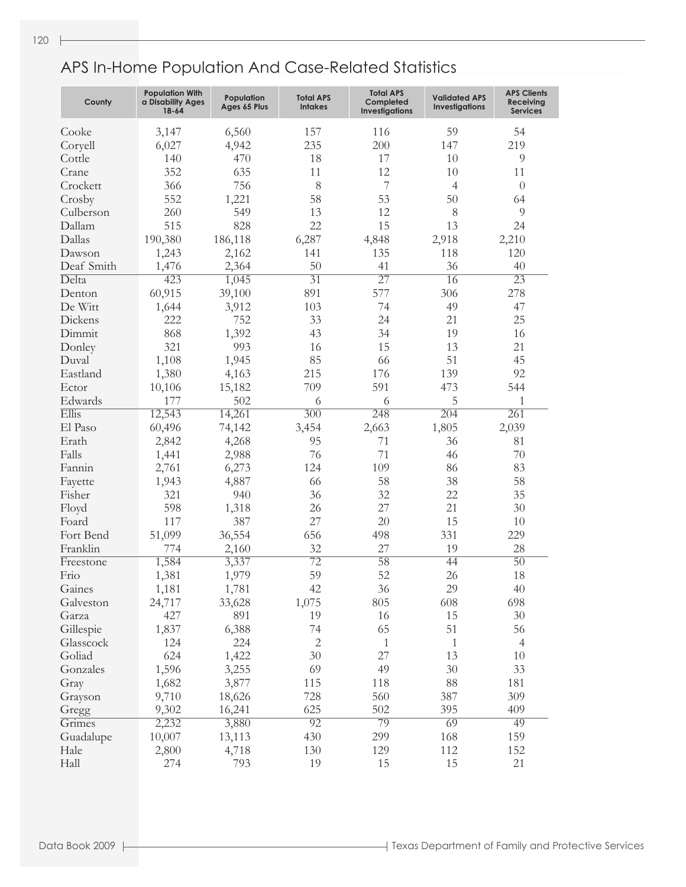# APS In-Home Population And Case-Related Statistics

| County | Population With a Disability Ages 18-64 | Population Ages 65 Plus | Total APS Intakes | Total APS Completed Investigations | Validated APS Investigations | APS Clients Receiving Services |
|---|---|---|---|---|---|---|
| Cooke | 3,147 | 6,560 | 157 | 116 | 59 | 54 |
| Coryell | 6,027 | 4,942 | 235 | 200 | 147 | 219 |
| Cottle | 140 | 470 | 18 | 17 | 10 | 9 |
| Crane | 352 | 635 | 11 | 12 | 10 | 11 |
| Crockett | 366 | 756 | 8 | 7 | 4 | 0 |
| Crosby | 552 | 1,221 | 58 | 53 | 50 | 64 |
| Culberson | 260 | 549 | 13 | 12 | 8 | 9 |
| Dallam | 515 | 828 | 22 | 15 | 13 | 24 |
| Dallas | 190,380 | 186,118 | 6,287 | 4,848 | 2,918 | 2,210 |
| Dawson | 1,243 | 2,162 | 141 | 135 | 118 | 120 |
| Deaf Smith | 1,476 | 2,364 | 50 | 41 | 36 | 40 |
| Delta | 423 | 1,045 | 31 | 27 | 16 | 23 |
| Denton | 60,915 | 39,100 | 891 | 577 | 306 | 278 |
| De Witt | 1,644 | 3,912 | 103 | 74 | 49 | 47 |
| Dickens | 222 | 752 | 33 | 24 | 21 | 25 |
| Dimmit | 868 | 1,392 | 43 | 34 | 19 | 16 |
| Donley | 321 | 993 | 16 | 15 | 13 | 21 |
| Duval | 1,108 | 1,945 | 85 | 66 | 51 | 45 |
| Eastland | 1,380 | 4,163 | 215 | 176 | 139 | 92 |
| Ector | 10,106 | 15,182 | 709 | 591 | 473 | 544 |
| Edwards | 177 | 502 | 6 | 6 | 5 | 1 |
| Ellis | 12,543 | 14,261 | 300 | 248 | 204 | 261 |
| El Paso | 60,496 | 74,142 | 3,454 | 2,663 | 1,805 | 2,039 |
| Erath | 2,842 | 4,268 | 95 | 71 | 36 | 81 |
| Falls | 1,441 | 2,988 | 76 | 71 | 46 | 70 |
| Fannin | 2,761 | 6,273 | 124 | 109 | 86 | 83 |
| Fayette | 1,943 | 4,887 | 66 | 58 | 38 | 58 |
| Fisher | 321 | 940 | 36 | 32 | 22 | 35 |
| Floyd | 598 | 1,318 | 26 | 27 | 21 | 30 |
| Foard | 117 | 387 | 27 | 20 | 15 | 10 |
| Fort Bend | 51,099 | 36,554 | 656 | 498 | 331 | 229 |
| Franklin | 774 | 2,160 | 32 | 27 | 19 | 28 |
| Freestone | 1,584 | 3,337 | 72 | 58 | 44 | 50 |
| Frio | 1,381 | 1,979 | 59 | 52 | 26 | 18 |
| Gaines | 1,181 | 1,781 | 42 | 36 | 29 | 40 |
| Galveston | 24,717 | 33,628 | 1,075 | 805 | 608 | 698 |
| Garza | 427 | 891 | 19 | 16 | 15 | 30 |
| Gillespie | 1,837 | 6,388 | 74 | 65 | 51 | 56 |
| Glasscock | 124 | 224 | 2 | 1 | 1 | 4 |
| Goliad | 624 | 1,422 | 30 | 27 | 13 | 10 |
| Gonzales | 1,596 | 3,255 | 69 | 49 | 30 | 33 |
| Gray | 1,682 | 3,877 | 115 | 118 | 88 | 181 |
| Grayson | 9,710 | 18,626 | 728 | 560 | 387 | 309 |
| Gregg | 9,302 | 16,241 | 625 | 502 | 395 | 409 |
| Grimes | 2,232 | 3,880 | 92 | 79 | 69 | 49 |
| Guadalupe | 10,007 | 13,113 | 430 | 299 | 168 | 159 |
| Hale | 2,800 | 4,718 | 130 | 129 | 112 | 152 |
| Hall | 274 | 793 | 19 | 15 | 15 | 21 |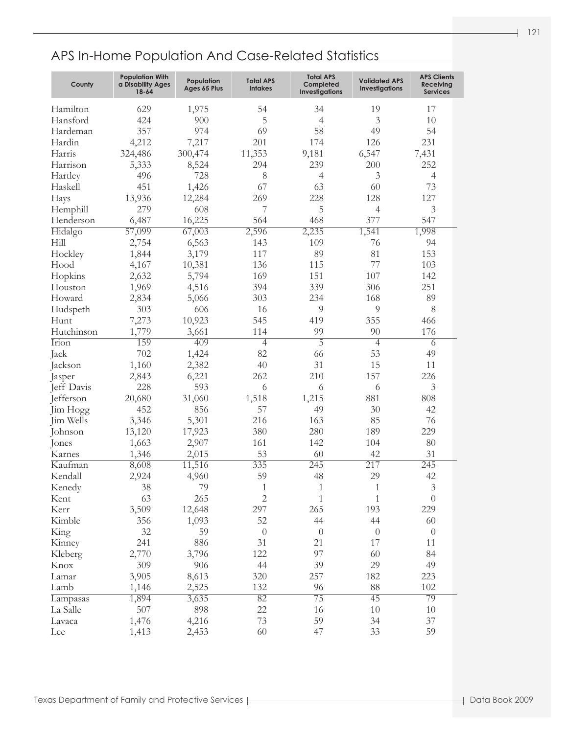## APS In-Home Population And Case-Related Statistics

| County | Population With a Disability Ages 18-64 | Population Ages 65 Plus | Total APS Intakes | Total APS Completed Investigations | Validated APS Investigations | APS Clients Receiving Services |
|---|---|---|---|---|---|---|
| Hamilton | 629 | 1,975 | 54 | 34 | 19 | 17 |
| Hansford | 424 | 900 | 5 | 4 | 3 | 10 |
| Hardeman | 357 | 974 | 69 | 58 | 49 | 54 |
| Hardin | 4,212 | 7,217 | 201 | 174 | 126 | 231 |
| Harris | 324,486 | 300,474 | 11,353 | 9,181 | 6,547 | 7,431 |
| Harrison | 5,333 | 8,524 | 294 | 239 | 200 | 252 |
| Hartley | 496 | 728 | 8 | 4 | 3 | 4 |
| Haskell | 451 | 1,426 | 67 | 63 | 60 | 73 |
| Hays | 13,936 | 12,284 | 269 | 228 | 128 | 127 |
| Hemphill | 279 | 608 | 7 | 5 | 4 | 3 |
| Henderson | 6,487 | 16,225 | 564 | 468 | 377 | 547 |
| Hidalgo | 57,099 | 67,003 | 2,596 | 2,235 | 1,541 | 1,998 |
| Hill | 2,754 | 6,563 | 143 | 109 | 76 | 94 |
| Hockley | 1,844 | 3,179 | 117 | 89 | 81 | 153 |
| Hood | 4,167 | 10,381 | 136 | 115 | 77 | 103 |
| Hopkins | 2,632 | 5,794 | 169 | 151 | 107 | 142 |
| Houston | 1,969 | 4,516 | 394 | 339 | 306 | 251 |
| Howard | 2,834 | 5,066 | 303 | 234 | 168 | 89 |
| Hudspeth | 303 | 606 | 16 | 9 | 9 | 8 |
| Hunt | 7,273 | 10,923 | 545 | 419 | 355 | 466 |
| Hutchinson | 1,779 | 3,661 | 114 | 99 | 90 | 176 |
| Irion | 159 | 409 | 4 | 5 | 4 | 6 |
| Jack | 702 | 1,424 | 82 | 66 | 53 | 49 |
| Jackson | 1,160 | 2,382 | 40 | 31 | 15 | 11 |
| Jasper | 2,843 | 6,221 | 262 | 210 | 157 | 226 |
| Jeff Davis | 228 | 593 | 6 | 6 | 6 | 3 |
| Jefferson | 20,680 | 31,060 | 1,518 | 1,215 | 881 | 808 |
| Jim Hogg | 452 | 856 | 57 | 49 | 30 | 42 |
| Jim Wells | 3,346 | 5,301 | 216 | 163 | 85 | 76 |
| Johnson | 13,120 | 17,923 | 380 | 280 | 189 | 229 |
| Jones | 1,663 | 2,907 | 161 | 142 | 104 | 80 |
| Karnes | 1,346 | 2,015 | 53 | 60 | 42 | 31 |
| Kaufman | 8,608 | 11,516 | 335 | 245 | 217 | 245 |
| Kendall | 2,924 | 4,960 | 59 | 48 | 29 | 42 |
| Kenedy | 38 | 79 | 1 | 1 | 1 | 3 |
| Kent | 63 | 265 | 2 | 1 | 1 | 0 |
| Kerr | 3,509 | 12,648 | 297 | 265 | 193 | 229 |
| Kimble | 356 | 1,093 | 52 | 44 | 44 | 60 |
| King | 32 | 59 | 0 | 0 | 0 | 0 |
| Kinney | 241 | 886 | 31 | 21 | 17 | 11 |
| Kleberg | 2,770 | 3,796 | 122 | 97 | 60 | 84 |
| Knox | 309 | 906 | 44 | 39 | 29 | 49 |
| Lamar | 3,905 | 8,613 | 320 | 257 | 182 | 223 |
| Lamb | 1,146 | 2,525 | 132 | 96 | 88 | 102 |
| Lampasas | 1,894 | 3,635 | 82 | 75 | 45 | 79 |
| La Salle | 507 | 898 | 22 | 16 | 10 | 10 |
| Lavaca | 1,476 | 4,216 | 73 | 59 | 34 | 37 |
| Lee | 1,413 | 2,453 | 60 | 47 | 33 | 59 |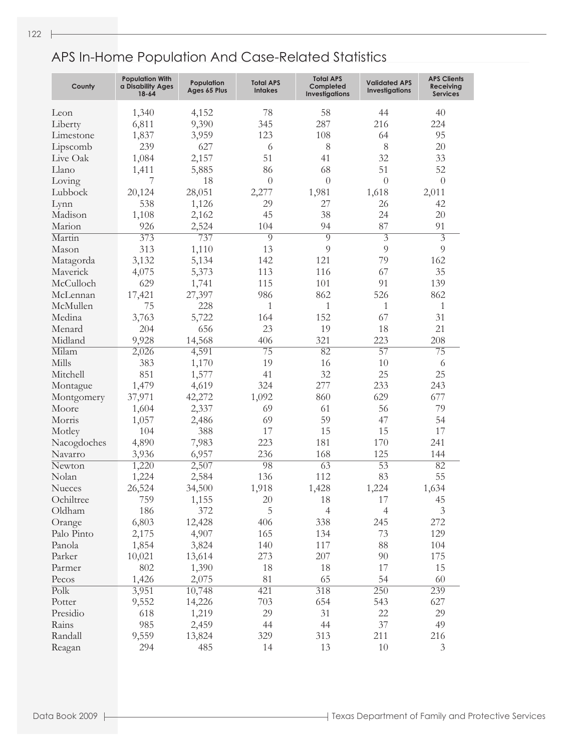# APS In-Home Population And Case-Related Statistics

| County | Population With a Disability Ages 18-64 | Population Ages 65 Plus | Total APS Intakes | Total APS Completed Investigations | Validated APS Investigations | APS Clients Receiving Services |
|---|---|---|---|---|---|---|
| Leon | 1,340 | 4,152 | 78 | 58 | 44 | 40 |
| Liberty | 6,811 | 9,390 | 345 | 287 | 216 | 224 |
| Limestone | 1,837 | 3,959 | 123 | 108 | 64 | 95 |
| Lipscomb | 239 | 627 | 6 | 8 | 8 | 20 |
| Live Oak | 1,084 | 2,157 | 51 | 41 | 32 | 33 |
| Llano | 1,411 | 5,885 | 86 | 68 | 51 | 52 |
| Loving | 7 | 18 | 0 | 0 | 0 | 0 |
| Lubbock | 20,124 | 28,051 | 2,277 | 1,981 | 1,618 | 2,011 |
| Lynn | 538 | 1,126 | 29 | 27 | 26 | 42 |
| Madison | 1,108 | 2,162 | 45 | 38 | 24 | 20 |
| Marion | 926 | 2,524 | 104 | 94 | 87 | 91 |
| Martin | 373 | 737 | 9 | 9 | 3 | 3 |
| Mason | 313 | 1,110 | 13 | 9 | 9 | 9 |
| Matagorda | 3,132 | 5,134 | 142 | 121 | 79 | 162 |
| Maverick | 4,075 | 5,373 | 113 | 116 | 67 | 35 |
| McCulloch | 629 | 1,741 | 115 | 101 | 91 | 139 |
| McLennan | 17,421 | 27,397 | 986 | 862 | 526 | 862 |
| McMullen | 75 | 228 | 1 | 1 | 1 | 1 |
| Medina | 3,763 | 5,722 | 164 | 152 | 67 | 31 |
| Menard | 204 | 656 | 23 | 19 | 18 | 21 |
| Midland | 9,928 | 14,568 | 406 | 321 | 223 | 208 |
| Milam | 2,026 | 4,591 | 75 | 82 | 57 | 75 |
| Mills | 383 | 1,170 | 19 | 16 | 10 | 6 |
| Mitchell | 851 | 1,577 | 41 | 32 | 25 | 25 |
| Montague | 1,479 | 4,619 | 324 | 277 | 233 | 243 |
| Montgomery | 37,971 | 42,272 | 1,092 | 860 | 629 | 677 |
| Moore | 1,604 | 2,337 | 69 | 61 | 56 | 79 |
| Morris | 1,057 | 2,486 | 69 | 59 | 47 | 54 |
| Motley | 104 | 388 | 17 | 15 | 15 | 17 |
| Nacogdoches | 4,890 | 7,983 | 223 | 181 | 170 | 241 |
| Navarro | 3,936 | 6,957 | 236 | 168 | 125 | 144 |
| Newton | 1,220 | 2,507 | 98 | 63 | 53 | 82 |
| Nolan | 1,224 | 2,584 | 136 | 112 | 83 | 55 |
| Nueces | 26,524 | 34,500 | 1,918 | 1,428 | 1,224 | 1,634 |
| Ochiltree | 759 | 1,155 | 20 | 18 | 17 | 45 |
| Oldham | 186 | 372 | 5 | 4 | 4 | 3 |
| Orange | 6,803 | 12,428 | 406 | 338 | 245 | 272 |
| Palo Pinto | 2,175 | 4,907 | 165 | 134 | 73 | 129 |
| Panola | 1,854 | 3,824 | 140 | 117 | 88 | 104 |
| Parker | 10,021 | 13,614 | 273 | 207 | 90 | 175 |
| Parmer | 802 | 1,390 | 18 | 18 | 17 | 15 |
| Pecos | 1,426 | 2,075 | 81 | 65 | 54 | 60 |
| Polk | 3,951 | 10,748 | 421 | 318 | 250 | 239 |
| Potter | 9,552 | 14,226 | 703 | 654 | 543 | 627 |
| Presidio | 618 | 1,219 | 29 | 31 | 22 | 29 |
| Rains | 985 | 2,459 | 44 | 44 | 37 | 49 |
| Randall | 9,559 | 13,824 | 329 | 313 | 211 | 216 |
| Reagan | 294 | 485 | 14 | 13 | 10 | 3 |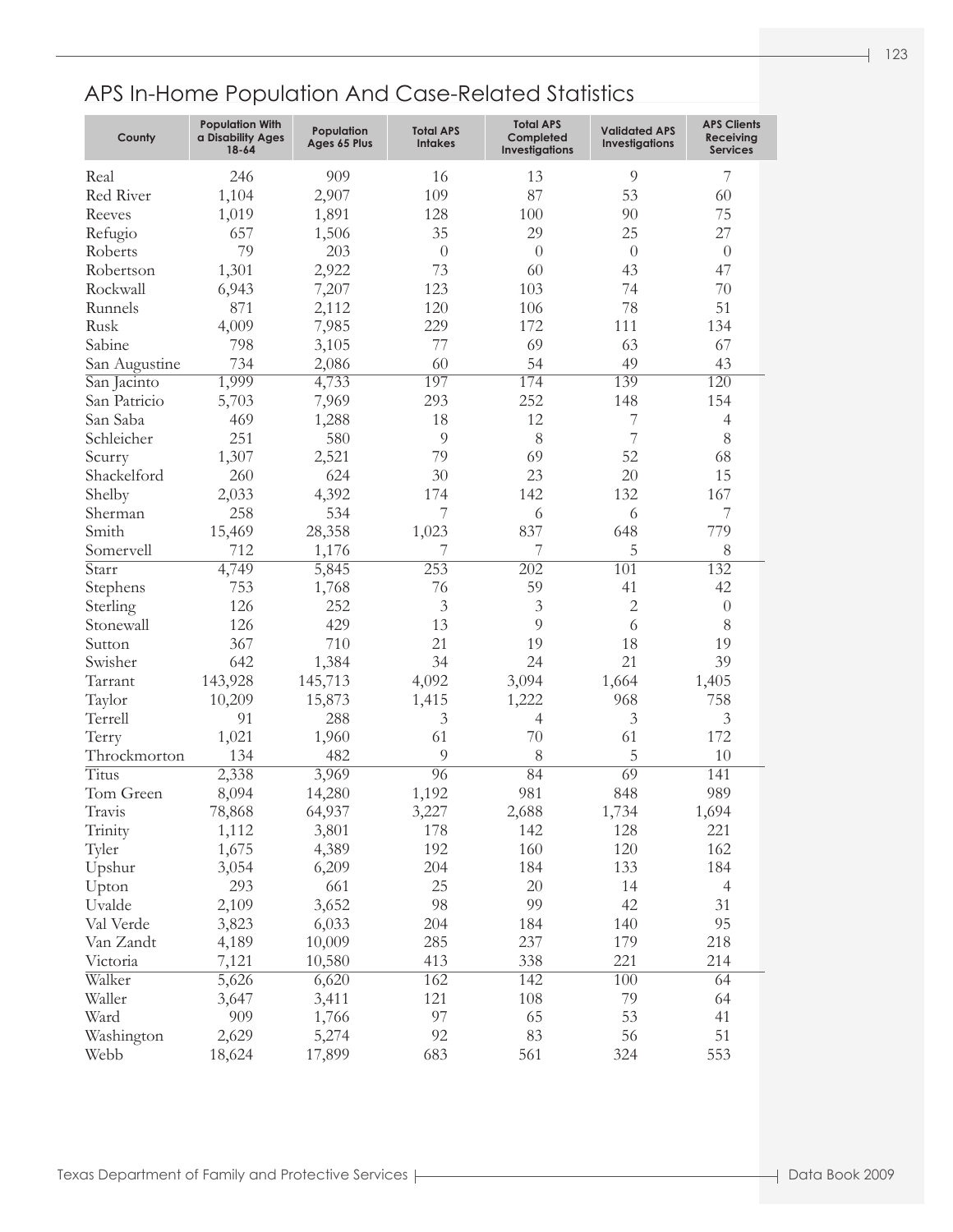## APS In-Home Population And Case-Related Statistics

| County | Population With a Disability Ages 18-64 | Population Ages 65 Plus | Total APS Intakes | Total APS Completed Investigations | Validated APS Investigations | APS Clients Receiving Services |
|---|---|---|---|---|---|---|
| Real | 246 | 909 | 16 | 13 | 9 | 7 |
| Red River | 1,104 | 2,907 | 109 | 87 | 53 | 60 |
| Reeves | 1,019 | 1,891 | 128 | 100 | 90 | 75 |
| Refugio | 657 | 1,506 | 35 | 29 | 25 | 27 |
| Roberts | 79 | 203 | 0 | 0 | 0 | 0 |
| Robertson | 1,301 | 2,922 | 73 | 60 | 43 | 47 |
| Rockwall | 6,943 | 7,207 | 123 | 103 | 74 | 70 |
| Runnels | 871 | 2,112 | 120 | 106 | 78 | 51 |
| Rusk | 4,009 | 7,985 | 229 | 172 | 111 | 134 |
| Sabine | 798 | 3,105 | 77 | 69 | 63 | 67 |
| San Augustine | 734 | 2,086 | 60 | 54 | 49 | 43 |
| San Jacinto | 1,999 | 4,733 | 197 | 174 | 139 | 120 |
| San Patricio | 5,703 | 7,969 | 293 | 252 | 148 | 154 |
| San Saba | 469 | 1,288 | 18 | 12 | 7 | 4 |
| Schleicher | 251 | 580 | 9 | 8 | 7 | 8 |
| Scurry | 1,307 | 2,521 | 79 | 69 | 52 | 68 |
| Shackelford | 260 | 624 | 30 | 23 | 20 | 15 |
| Shelby | 2,033 | 4,392 | 174 | 142 | 132 | 167 |
| Sherman | 258 | 534 | 7 | 6 | 6 | 7 |
| Smith | 15,469 | 28,358 | 1,023 | 837 | 648 | 779 |
| Somervell | 712 | 1,176 | 7 | 7 | 5 | 8 |
| Starr | 4,749 | 5,845 | 253 | 202 | 101 | 132 |
| Stephens | 753 | 1,768 | 76 | 59 | 41 | 42 |
| Sterling | 126 | 252 | 3 | 3 | 2 | 0 |
| Stonewall | 126 | 429 | 13 | 9 | 6 | 8 |
| Sutton | 367 | 710 | 21 | 19 | 18 | 19 |
| Swisher | 642 | 1,384 | 34 | 24 | 21 | 39 |
| Tarrant | 143,928 | 145,713 | 4,092 | 3,094 | 1,664 | 1,405 |
| Taylor | 10,209 | 15,873 | 1,415 | 1,222 | 968 | 758 |
| Terrell | 91 | 288 | 3 | 4 | 3 | 3 |
| Terry | 1,021 | 1,960 | 61 | 70 | 61 | 172 |
| Throckmorton | 134 | 482 | 9 | 8 | 5 | 10 |
| Titus | 2,338 | 3,969 | 96 | 84 | 69 | 141 |
| Tom Green | 8,094 | 14,280 | 1,192 | 981 | 848 | 989 |
| Travis | 78,868 | 64,937 | 3,227 | 2,688 | 1,734 | 1,694 |
| Trinity | 1,112 | 3,801 | 178 | 142 | 128 | 221 |
| Tyler | 1,675 | 4,389 | 192 | 160 | 120 | 162 |
| Upshur | 3,054 | 6,209 | 204 | 184 | 133 | 184 |
| Upton | 293 | 661 | 25 | 20 | 14 | 4 |
| Uvalde | 2,109 | 3,652 | 98 | 99 | 42 | 31 |
| Val Verde | 3,823 | 6,033 | 204 | 184 | 140 | 95 |
| Van Zandt | 4,189 | 10,009 | 285 | 237 | 179 | 218 |
| Victoria | 7,121 | 10,580 | 413 | 338 | 221 | 214 |
| Walker | 5,626 | 6,620 | 162 | 142 | 100 | 64 |
| Waller | 3,647 | 3,411 | 121 | 108 | 79 | 64 |
| Ward | 909 | 1,766 | 97 | 65 | 53 | 41 |
| Washington | 2,629 | 5,274 | 92 | 83 | 56 | 51 |
| Webb | 18,624 | 17,899 | 683 | 561 | 324 | 553 |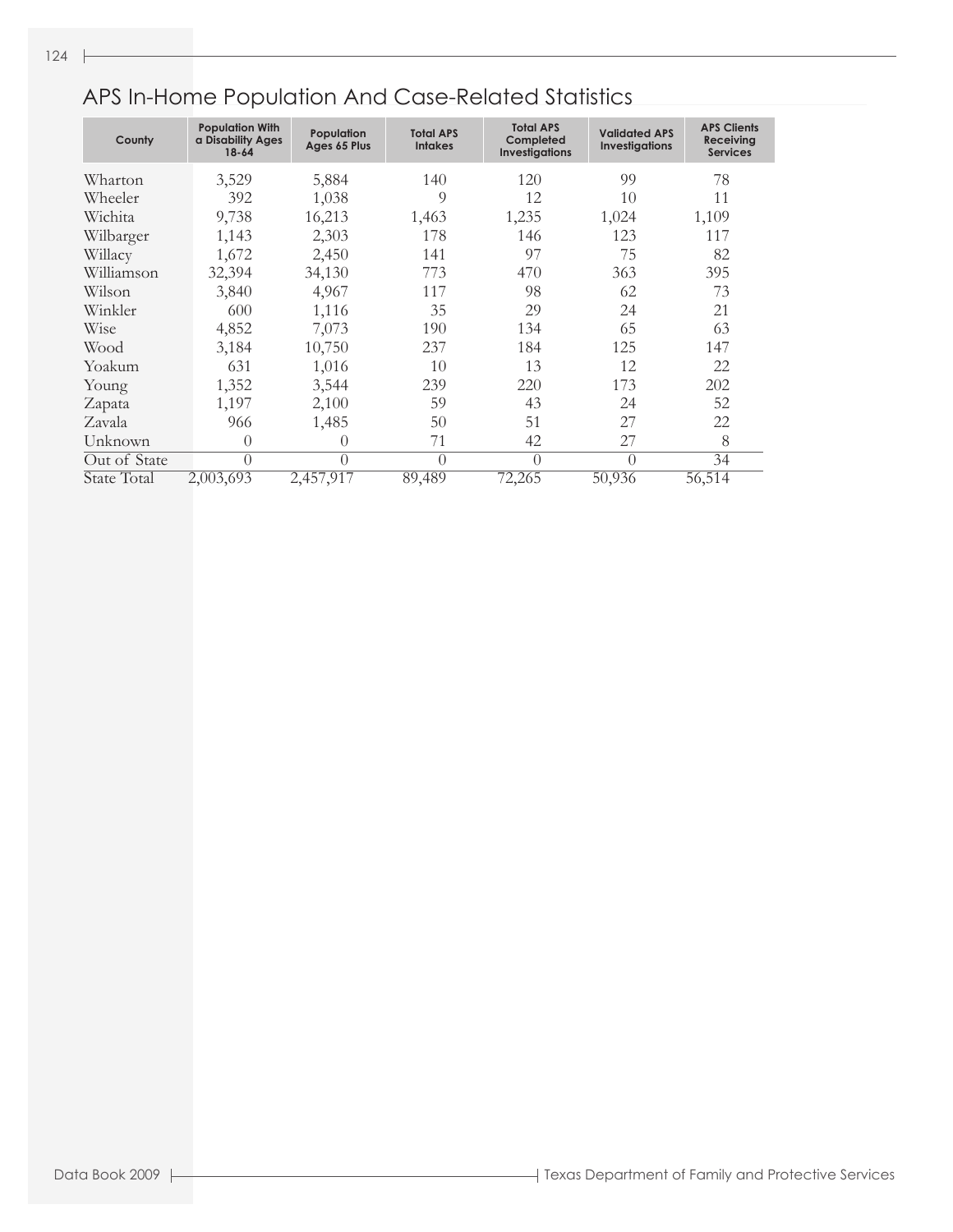## APS In-Home Population And Case-Related Statistics

| County | Population With a Disability Ages 18-64 | Population Ages 65 Plus | Total APS Intakes | Total APS Completed Investigations | Validated APS Investigations | APS Clients Receiving Services |
|---|---|---|---|---|---|---|
| Wharton | 3,529 | 5,884 | 140 | 120 | 99 | 78 |
| Wheeler | 392 | 1,038 | 9 | 12 | 10 | 11 |
| Wichita | 9,738 | 16,213 | 1,463 | 1,235 | 1,024 | 1,109 |
| Wilbarger | 1,143 | 2,303 | 178 | 146 | 123 | 117 |
| Willacy | 1,672 | 2,450 | 141 | 97 | 75 | 82 |
| Williamson | 32,394 | 34,130 | 773 | 470 | 363 | 395 |
| Wilson | 3,840 | 4,967 | 117 | 98 | 62 | 73 |
| Winkler | 600 | 1,116 | 35 | 29 | 24 | 21 |
| Wise | 4,852 | 7,073 | 190 | 134 | 65 | 63 |
| Wood | 3,184 | 10,750 | 237 | 184 | 125 | 147 |
| Yoakum | 631 | 1,016 | 10 | 13 | 12 | 22 |
| Young | 1,352 | 3,544 | 239 | 220 | 173 | 202 |
| Zapata | 1,197 | 2,100 | 59 | 43 | 24 | 52 |
| Zavala | 966 | 1,485 | 50 | 51 | 27 | 22 |
| Unknown | 0 | 0 | 71 | 42 | 27 | 8 |
| Out of State | 0 | 0 | 0 | 0 | 0 | 34 |
| State Total | 2,003,693 | 2,457,917 | 89,489 | 72,265 | 50,936 | 56,514 |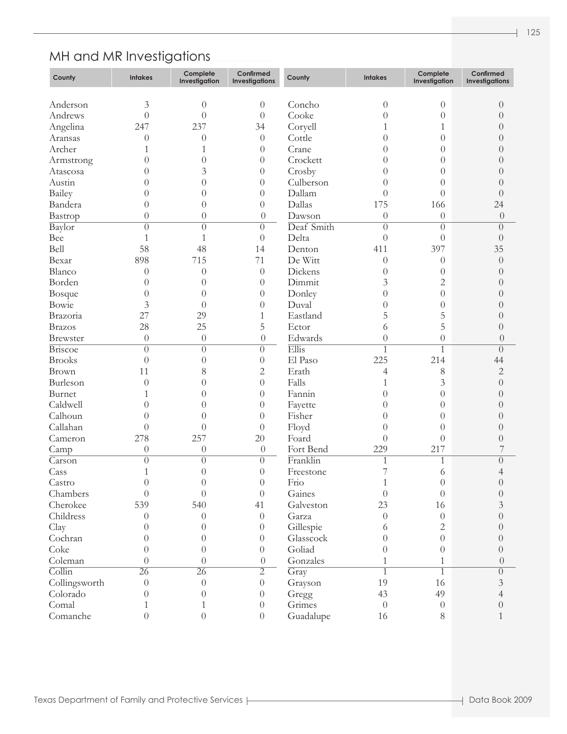## MH and MR Investigations

| County | Intakes | Complete Investigation | Confirmed Investigations |
|---|---|---|---|
| Anderson | 3 | 0 | 0 |
| Andrews | 0 | 0 | 0 |
| Angelina | 247 | 237 | 34 |
| Aransas | 0 | 0 | 0 |
| Archer | 1 | 1 | 0 |
| Armstrong | 0 | 0 | 0 |
| Atascosa | 0 | 3 | 0 |
| Austin | 0 | 0 | 0 |
| Bailey | 0 | 0 | 0 |
| Bandera | 0 | 0 | 0 |
| Bastrop | 0 | 0 | 0 |
| Baylor | 0 | 0 | 0 |
| Bee | 1 | 1 | 0 |
| Bell | 58 | 48 | 14 |
| Bexar | 898 | 715 | 71 |
| Blanco | 0 | 0 | 0 |
| Borden | 0 | 0 | 0 |
| Bosque | 0 | 0 | 0 |
| Bowie | 3 | 0 | 0 |
| Brazoria | 27 | 29 | 1 |
| Brazos | 28 | 25 | 5 |
| Brewster | 0 | 0 | 0 |
| Briscoe | 0 | 0 | 0 |
| Brooks | 0 | 0 | 0 |
| Brown | 11 | 8 | 2 |
| Burleson | 0 | 0 | 0 |
| Burnet | 1 | 0 | 0 |
| Caldwell | 0 | 0 | 0 |
| Calhoun | 0 | 0 | 0 |
| Callahan | 0 | 0 | 0 |
| Cameron | 278 | 257 | 20 |
| Camp | 0 | 0 | 0 |
| Carson | 0 | 0 | 0 |
| Cass | 1 | 0 | 0 |
| Castro | 0 | 0 | 0 |
| Chambers | 0 | 0 | 0 |
| Cherokee | 539 | 540 | 41 |
| Childress | 0 | 0 | 0 |
| Clay | 0 | 0 | 0 |
| Cochran | 0 | 0 | 0 |
| Coke | 0 | 0 | 0 |
| Coleman | 0 | 0 | 0 |
| Collin | 26 | 26 | 2 |
| Collingsworth | 0 | 0 | 0 |
| Colorado | 0 | 0 | 0 |
| Comal | 1 | 1 | 0 |
| Comanche | 0 | 0 | 0 |
| Concho | 0 | 0 | 0 |
| Cooke | 0 | 0 | 0 |
| Coryell | 1 | 1 | 0 |
| Cottle | 0 | 0 | 0 |
| Crane | 0 | 0 | 0 |
| Crockett | 0 | 0 | 0 |
| Crosby | 0 | 0 | 0 |
| Culberson | 0 | 0 | 0 |
| Dallam | 0 | 0 | 0 |
| Dallas | 175 | 166 | 24 |
| Dawson | 0 | 0 | 0 |
| Deaf Smith | 0 | 0 | 0 |
| Delta | 0 | 0 | 0 |
| Denton | 411 | 397 | 35 |
| De Witt | 0 | 0 | 0 |
| Dickens | 0 | 0 | 0 |
| Dimmit | 3 | 2 | 0 |
| Donley | 0 | 0 | 0 |
| Duval | 0 | 0 | 0 |
| Eastland | 5 | 5 | 0 |
| Ector | 6 | 5 | 0 |
| Edwards | 0 | 0 | 0 |
| Ellis | 1 | 1 | 0 |
| El Paso | 225 | 214 | 44 |
| Erath | 4 | 8 | 2 |
| Falls | 1 | 3 | 0 |
| Fannin | 0 | 0 | 0 |
| Fayette | 0 | 0 | 0 |
| Fisher | 0 | 0 | 0 |
| Floyd | 0 | 0 | 0 |
| Foard | 0 | 0 | 0 |
| Fort Bend | 229 | 217 | 7 |
| Franklin | 1 | 1 | 0 |
| Freestone | 7 | 6 | 4 |
| Frio | 1 | 0 | 0 |
| Gaines | 0 | 0 | 0 |
| Galveston | 23 | 16 | 3 |
| Garza | 0 | 0 | 0 |
| Gillespie | 6 | 2 | 0 |
| Glasscock | 0 | 0 | 0 |
| Goliad | 0 | 0 | 0 |
| Gonzales | 1 | 1 | 0 |
| Gray | 1 | 1 | 0 |
| Grayson | 19 | 16 | 3 |
| Gregg | 43 | 49 | 4 |
| Grimes | 0 | 0 | 0 |
| Guadalupe | 16 | 8 | 1 |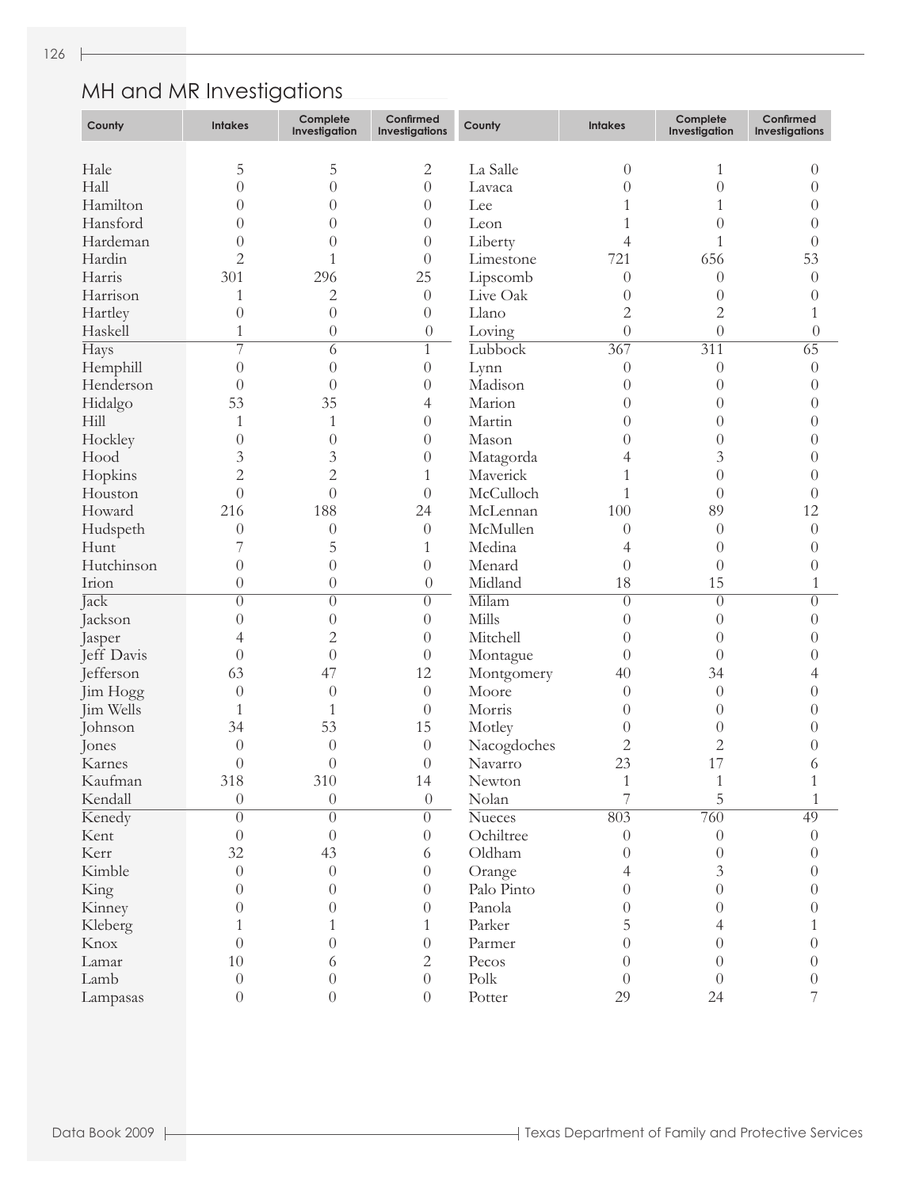## MH and MR Investigations

| County | Intakes | Complete Investigation | Confirmed Investigations |
|---|---|---|---|
| Hale | 5 | 5 | 2 |
| Hall | 0 | 0 | 0 |
| Hamilton | 0 | 0 | 0 |
| Hansford | 0 | 0 | 0 |
| Hardeman | 0 | 0 | 0 |
| Hardin | 2 | 1 | 0 |
| Harris | 301 | 296 | 25 |
| Harrison | 1 | 2 | 0 |
| Hartley | 0 | 0 | 0 |
| Haskell | 1 | 0 | 0 |
| Hays | 7 | 6 | 1 |
| Hemphill | 0 | 0 | 0 |
| Henderson | 0 | 0 | 0 |
| Hidalgo | 53 | 35 | 4 |
| Hill | 1 | 1 | 0 |
| Hockley | 0 | 0 | 0 |
| Hood | 3 | 3 | 0 |
| Hopkins | 2 | 2 | 1 |
| Houston | 0 | 0 | 0 |
| Howard | 216 | 188 | 24 |
| Hudspeth | 0 | 0 | 0 |
| Hunt | 7 | 5 | 1 |
| Hutchinson | 0 | 0 | 0 |
| Irion | 0 | 0 | 0 |
| Jack | 0 | 0 | 0 |
| Jackson | 0 | 0 | 0 |
| Jasper | 4 | 2 | 0 |
| Jeff Davis | 0 | 0 | 0 |
| Jefferson | 63 | 47 | 12 |
| Jim Hogg | 0 | 0 | 0 |
| Jim Wells | 1 | 1 | 0 |
| Johnson | 34 | 53 | 15 |
| Jones | 0 | 0 | 0 |
| Karnes | 0 | 0 | 0 |
| Kaufman | 318 | 310 | 14 |
| Kendall | 0 | 0 | 0 |
| Kenedy | 0 | 0 | 0 |
| Kent | 0 | 0 | 0 |
| Kerr | 32 | 43 | 6 |
| Kimble | 0 | 0 | 0 |
| King | 0 | 0 | 0 |
| Kinney | 0 | 0 | 0 |
| Kleberg | 1 | 1 | 1 |
| Knox | 0 | 0 | 0 |
| Lamar | 10 | 6 | 2 |
| Lamb | 0 | 0 | 0 |
| Lampasas | 0 | 0 | 0 |
| La Salle | 0 | 1 | 0 |
| Lavaca | 0 | 0 | 0 |
| Lee | 1 | 1 | 0 |
| Leon | 1 | 0 | 0 |
| Liberty | 4 | 1 | 0 |
| Limestone | 721 | 656 | 53 |
| Lipscomb | 0 | 0 | 0 |
| Live Oak | 0 | 0 | 0 |
| Llano | 2 | 2 | 1 |
| Loving | 0 | 0 | 0 |
| Lubbock | 367 | 311 | 65 |
| Lynn | 0 | 0 | 0 |
| Madison | 0 | 0 | 0 |
| Marion | 0 | 0 | 0 |
| Martin | 0 | 0 | 0 |
| Mason | 0 | 0 | 0 |
| Matagorda | 4 | 3 | 0 |
| Maverick | 1 | 0 | 0 |
| McCulloch | 1 | 0 | 0 |
| McLennan | 100 | 89 | 12 |
| McMullen | 0 | 0 | 0 |
| Medina | 4 | 0 | 0 |
| Menard | 0 | 0 | 0 |
| Midland | 18 | 15 | 1 |
| Milam | 0 | 0 | 0 |
| Mills | 0 | 0 | 0 |
| Mitchell | 0 | 0 | 0 |
| Montague | 0 | 0 | 0 |
| Montgomery | 40 | 34 | 4 |
| Moore | 0 | 0 | 0 |
| Morris | 0 | 0 | 0 |
| Motley | 0 | 0 | 0 |
| Nacogdoches | 2 | 2 | 0 |
| Navarro | 23 | 17 | 6 |
| Newton | 1 | 1 | 1 |
| Nolan | 7 | 5 | 1 |
| Nueces | 803 | 760 | 49 |
| Ochiltree | 0 | 0 | 0 |
| Oldham | 0 | 0 | 0 |
| Orange | 4 | 3 | 0 |
| Palo Pinto | 0 | 0 | 0 |
| Panola | 0 | 0 | 0 |
| Parker | 5 | 4 | 1 |
| Parmer | 0 | 0 | 0 |
| Pecos | 0 | 0 | 0 |
| Polk | 0 | 0 | 0 |
| Potter | 29 | 24 | 7 |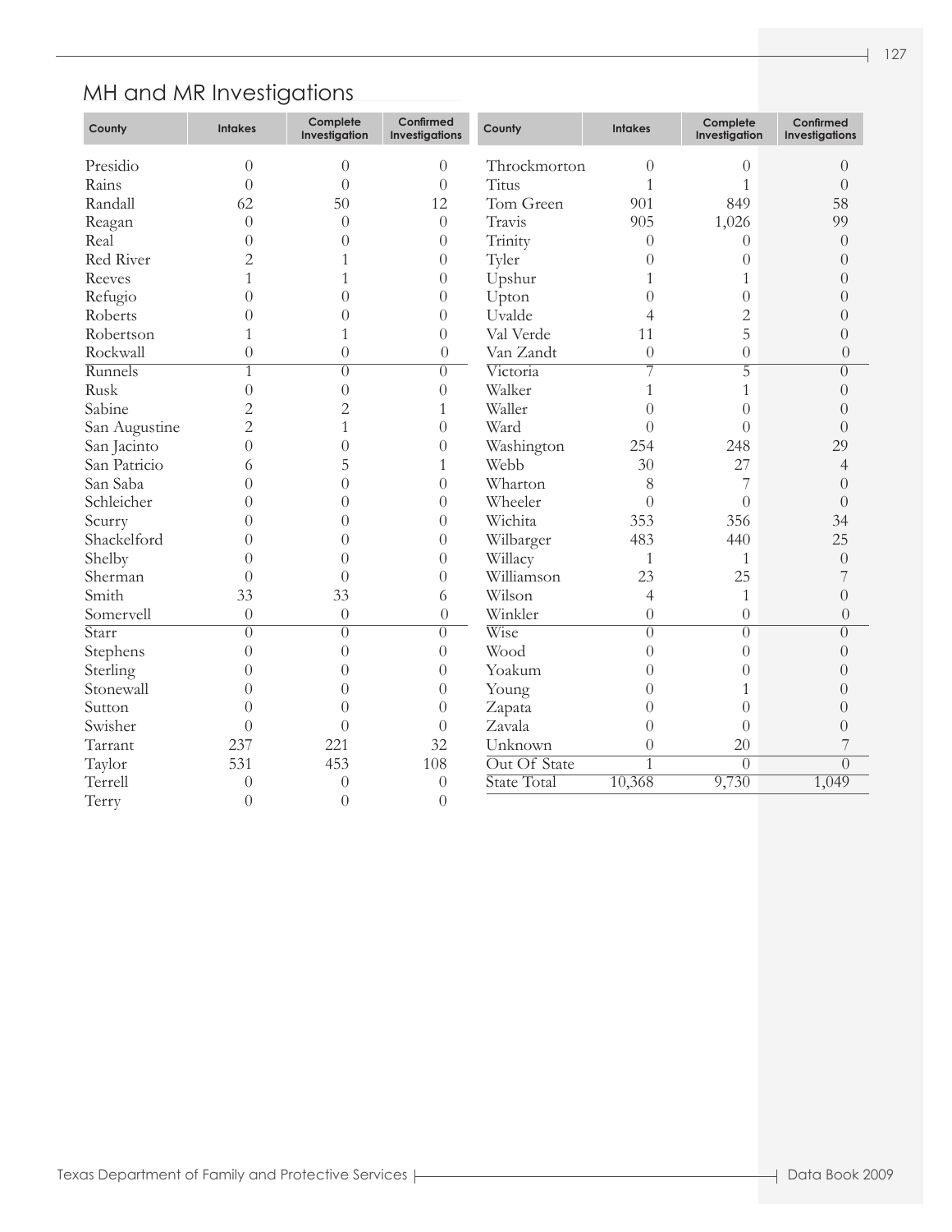## MH and MR Investigations

| County | Intakes | Complete Investigation | Confirmed Investigations |
|---|---|---|---|
| Presidio | 0 | 0 | 0 |
| Rains | 0 | 0 | 0 |
| Randall | 62 | 50 | 12 |
| Reagan | 0 | 0 | 0 |
| Real | 0 | 0 | 0 |
| Red River | 2 | 1 | 0 |
| Reeves | 1 | 1 | 0 |
| Refugio | 0 | 0 | 0 |
| Roberts | 0 | 0 | 0 |
| Robertson | 1 | 1 | 0 |
| Rockwall | 0 | 0 | 0 |
| Runnels | 1 | 0 | 0 |
| Rusk | 0 | 0 | 0 |
| Sabine | 2 | 2 | 1 |
| San Augustine | 2 | 1 | 0 |
| San Jacinto | 0 | 0 | 0 |
| San Patricio | 6 | 5 | 1 |
| San Saba | 0 | 0 | 0 |
| Schleicher | 0 | 0 | 0 |
| Scurry | 0 | 0 | 0 |
| Shackelford | 0 | 0 | 0 |
| Shelby | 0 | 0 | 0 |
| Sherman | 0 | 0 | 0 |
| Smith | 33 | 33 | 6 |
| Somervell | 0 | 0 | 0 |
| Starr | 0 | 0 | 0 |
| Stephens | 0 | 0 | 0 |
| Sterling | 0 | 0 | 0 |
| Stonewall | 0 | 0 | 0 |
| Sutton | 0 | 0 | 0 |
| Swisher | 0 | 0 | 0 |
| Tarrant | 237 | 221 | 32 |
| Taylor | 531 | 453 | 108 |
| Terrell | 0 | 0 | 0 |
| Terry | 0 | 0 | 0 |
| Throckmorton | 0 | 0 | 0 |
| Titus | 1 | 1 | 0 |
| Tom Green | 901 | 849 | 58 |
| Travis | 905 | 1,026 | 99 |
| Trinity | 0 | 0 | 0 |
| Tyler | 0 | 0 | 0 |
| Upshur | 1 | 1 | 0 |
| Upton | 0 | 0 | 0 |
| Uvalde | 4 | 2 | 0 |
| Val Verde | 11 | 5 | 0 |
| Van Zandt | 0 | 0 | 0 |
| Victoria | 7 | 5 | 0 |
| Walker | 1 | 1 | 0 |
| Waller | 0 | 0 | 0 |
| Ward | 0 | 0 | 0 |
| Washington | 254 | 248 | 29 |
| Webb | 30 | 27 | 4 |
| Wharton | 8 | 7 | 0 |
| Wheeler | 0 | 0 | 0 |
| Wichita | 353 | 356 | 34 |
| Wilbarger | 483 | 440 | 25 |
| Willacy | 1 | 1 | 0 |
| Williamson | 23 | 25 | 7 |
| Wilson | 4 | 1 | 0 |
| Winkler | 0 | 0 | 0 |
| Wise | 0 | 0 | 0 |
| Wood | 0 | 0 | 0 |
| Yoakum | 0 | 0 | 0 |
| Young | 0 | 1 | 0 |
| Zapata | 0 | 0 | 0 |
| Zavala | 0 | 0 | 0 |
| Unknown | 0 | 20 | 7 |
| Out Of State | 1 | 0 | 0 |
| State Total | 10,368 | 9,730 | 1,049 |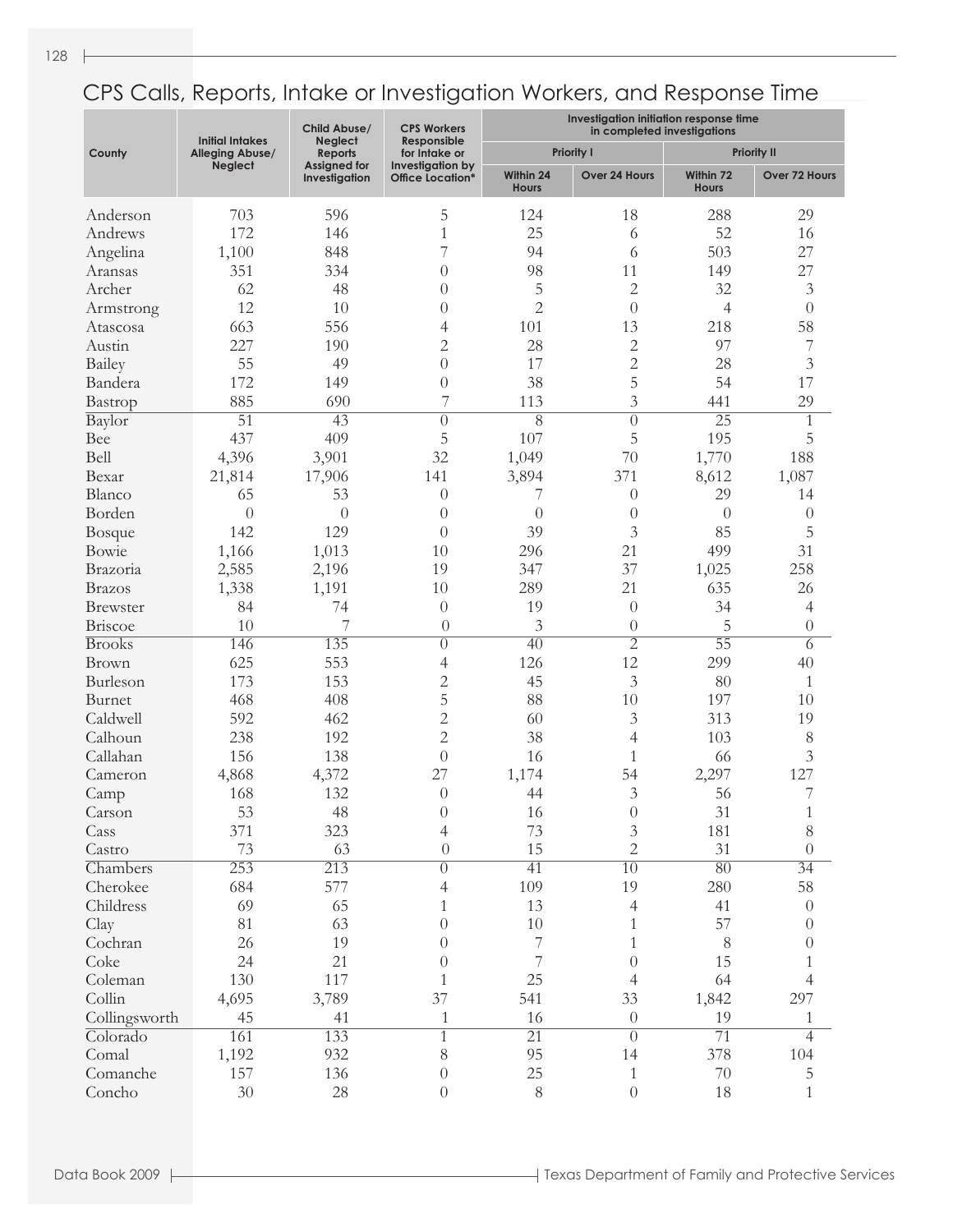# CPS Calls, Reports, Intake or Investigation Workers, and Response Time

| County | Initial Intakes Alleging Abuse/ Neglect | Child Abuse/ Neglect Reports Assigned for Investigation | CPS Workers Responsible for Intake or Investigation by Office Location* | Investigation initiation response time in completed investigations | | | |
|---|---|---|---|---|---|---|---|
| | | | | Priority I | | Priority II | |
| | | | | Within 24 Hours | Over 24 Hours | Within 72 Hours | Over 72 Hours |
| Anderson | 703 | 596 | 5 | 124 | 18 | 288 | 29 |
| Andrews | 172 | 146 | 1 | 25 | 6 | 52 | 16 |
| Angelina | 1,100 | 848 | 7 | 94 | 6 | 503 | 27 |
| Aransas | 351 | 334 | 0 | 98 | 11 | 149 | 27 |
| Archer | 62 | 48 | 0 | 5 | 2 | 32 | 3 |
| Armstrong | 12 | 10 | 0 | 2 | 0 | 4 | 0 |
| Atascosa | 663 | 556 | 4 | 101 | 13 | 218 | 58 |
| Austin | 227 | 190 | 2 | 28 | 2 | 97 | 7 |
| Bailey | 55 | 49 | 0 | 17 | 2 | 28 | 3 |
| Bandera | 172 | 149 | 0 | 38 | 5 | 54 | 17 |
| Bastrop | 885 | 690 | 7 | 113 | 3 | 441 | 29 |
| Baylor | 51 | 43 | 0 | 8 | 0 | 25 | 1 |
| Bee | 437 | 409 | 5 | 107 | 5 | 195 | 5 |
| Bell | 4,396 | 3,901 | 32 | 1,049 | 70 | 1,770 | 188 |
| Bexar | 21,814 | 17,906 | 141 | 3,894 | 371 | 8,612 | 1,087 |
| Blanco | 65 | 53 | 0 | 7 | 0 | 29 | 14 |
| Borden | 0 | 0 | 0 | 0 | 0 | 0 | 0 |
| Bosque | 142 | 129 | 0 | 39 | 3 | 85 | 5 |
| Bowie | 1,166 | 1,013 | 10 | 296 | 21 | 499 | 31 |
| Brazoria | 2,585 | 2,196 | 19 | 347 | 37 | 1,025 | 258 |
| Brazos | 1,338 | 1,191 | 10 | 289 | 21 | 635 | 26 |
| Brewster | 84 | 74 | 0 | 19 | 0 | 34 | 4 |
| Briscoe | 10 | 7 | 0 | 3 | 0 | 5 | 0 |
| Brooks | 146 | 135 | 0 | 40 | 2 | 55 | 6 |
| Brown | 625 | 553 | 4 | 126 | 12 | 299 | 40 |
| Burleson | 173 | 153 | 2 | 45 | 3 | 80 | 1 |
| Burnet | 468 | 408 | 5 | 88 | 10 | 197 | 10 |
| Caldwell | 592 | 462 | 2 | 60 | 3 | 313 | 19 |
| Calhoun | 238 | 192 | 2 | 38 | 4 | 103 | 8 |
| Callahan | 156 | 138 | 0 | 16 | 1 | 66 | 3 |
| Cameron | 4,868 | 4,372 | 27 | 1,174 | 54 | 2,297 | 127 |
| Camp | 168 | 132 | 0 | 44 | 3 | 56 | 7 |
| Carson | 53 | 48 | 0 | 16 | 0 | 31 | 1 |
| Cass | 371 | 323 | 4 | 73 | 3 | 181 | 8 |
| Castro | 73 | 63 | 0 | 15 | 2 | 31 | 0 |
| Chambers | 253 | 213 | 0 | 41 | 10 | 80 | 34 |
| Cherokee | 684 | 577 | 4 | 109 | 19 | 280 | 58 |
| Childress | 69 | 65 | 1 | 13 | 4 | 41 | 0 |
| Clay | 81 | 63 | 0 | 10 | 1 | 57 | 0 |
| Cochran | 26 | 19 | 0 | 7 | 1 | 8 | 0 |
| Coke | 24 | 21 | 0 | 7 | 0 | 15 | 1 |
| Coleman | 130 | 117 | 1 | 25 | 4 | 64 | 4 |
| Collin | 4,695 | 3,789 | 37 | 541 | 33 | 1,842 | 297 |
| Collingsworth | 45 | 41 | 1 | 16 | 0 | 19 | 1 |
| Colorado | 161 | 133 | 1 | 21 | 0 | 71 | 4 |
| Comal | 1,192 | 932 | 8 | 95 | 14 | 378 | 104 |
| Comanche | 157 | 136 | 0 | 25 | 1 | 70 | 5 |
| Concho | 30 | 28 | 0 | 8 | 0 | 18 | 1 |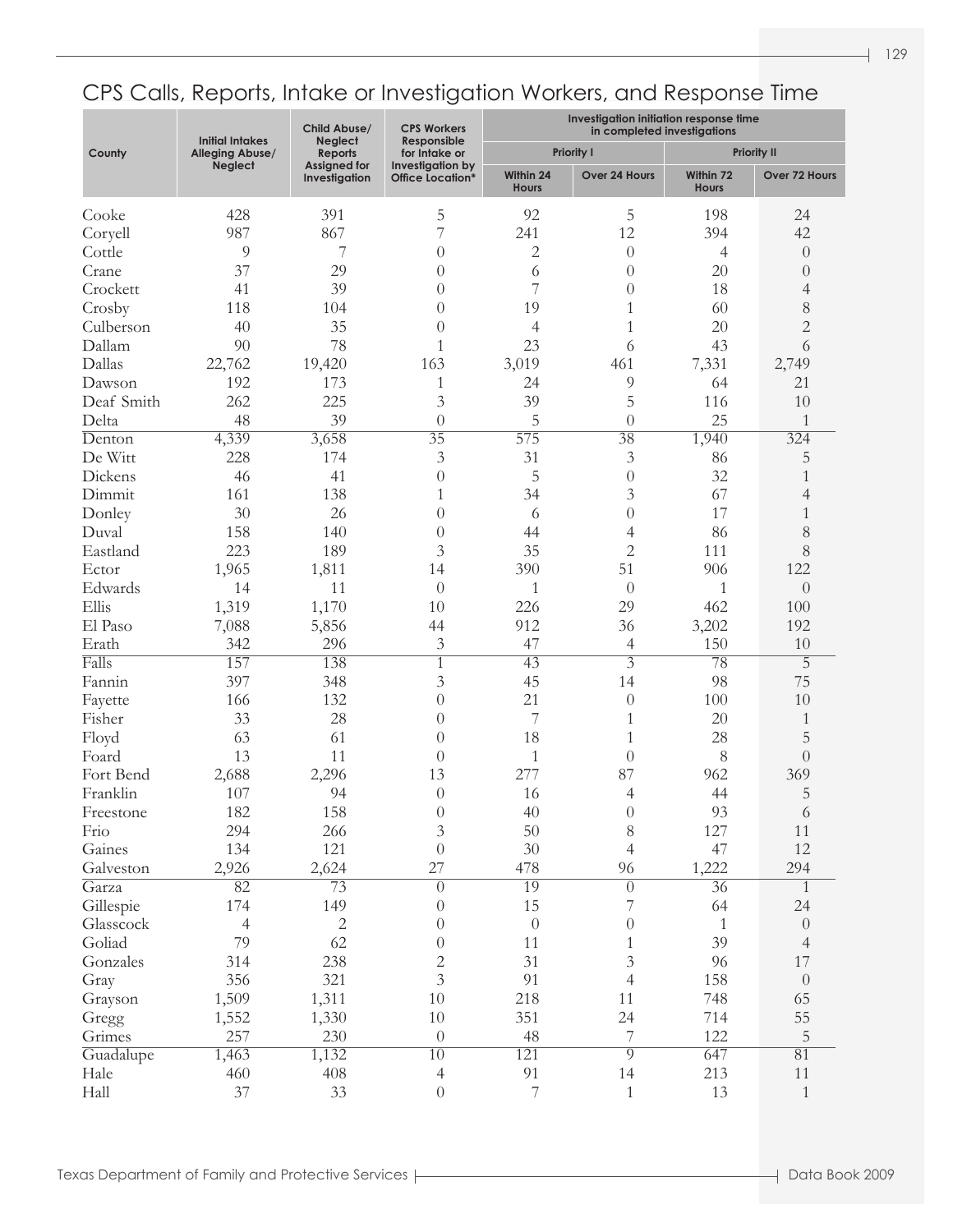# CPS Calls, Reports, Intake or Investigation Workers, and Response Time

| County | Initial Intakes Alleging Abuse/ Neglect | Child Abuse/ Neglect Reports Assigned for Investigation | CPS Workers Responsible for Intake or Investigation by Office Location* | Investigation initiation response time in completed investigations | | | |
|---|---|---|---|---|---|---|---|
| | | | | Priority I | | Priority II | |
| | | | | Within 24 Hours | Over 24 Hours | Within 72 Hours | Over 72 Hours |
| Cooke | 428 | 391 | 5 | 92 | 5 | 198 | 24 |
| Coryell | 987 | 867 | 7 | 241 | 12 | 394 | 42 |
| Cottle | 9 | 7 | 0 | 2 | 0 | 4 | 0 |
| Crane | 37 | 29 | 0 | 6 | 0 | 20 | 0 |
| Crockett | 41 | 39 | 0 | 7 | 0 | 18 | 4 |
| Crosby | 118 | 104 | 0 | 19 | 1 | 60 | 8 |
| Culberson | 40 | 35 | 0 | 4 | 1 | 20 | 2 |
| Dallam | 90 | 78 | 1 | 23 | 6 | 43 | 6 |
| Dallas | 22,762 | 19,420 | 163 | 3,019 | 461 | 7,331 | 2,749 |
| Dawson | 192 | 173 | 1 | 24 | 9 | 64 | 21 |
| Deaf Smith | 262 | 225 | 3 | 39 | 5 | 116 | 10 |
| Delta | 48 | 39 | 0 | 5 | 0 | 25 | 1 |
| Denton | 4,339 | 3,658 | 35 | 575 | 38 | 1,940 | 324 |
| De Witt | 228 | 174 | 3 | 31 | 3 | 86 | 5 |
| Dickens | 46 | 41 | 0 | 5 | 0 | 32 | 1 |
| Dimmit | 161 | 138 | 1 | 34 | 3 | 67 | 4 |
| Donley | 30 | 26 | 0 | 6 | 0 | 17 | 1 |
| Duval | 158 | 140 | 0 | 44 | 4 | 86 | 8 |
| Eastland | 223 | 189 | 3 | 35 | 2 | 111 | 8 |
| Ector | 1,965 | 1,811 | 14 | 390 | 51 | 906 | 122 |
| Edwards | 14 | 11 | 0 | 1 | 0 | 1 | 0 |
| Ellis | 1,319 | 1,170 | 10 | 226 | 29 | 462 | 100 |
| El Paso | 7,088 | 5,856 | 44 | 912 | 36 | 3,202 | 192 |
| Erath | 342 | 296 | 3 | 47 | 4 | 150 | 10 |
| Falls | 157 | 138 | 1 | 43 | 3 | 78 | 5 |
| Fannin | 397 | 348 | 3 | 45 | 14 | 98 | 75 |
| Fayette | 166 | 132 | 0 | 21 | 0 | 100 | 10 |
| Fisher | 33 | 28 | 0 | 7 | 1 | 20 | 1 |
| Floyd | 63 | 61 | 0 | 18 | 1 | 28 | 5 |
| Foard | 13 | 11 | 0 | 1 | 0 | 8 | 0 |
| Fort Bend | 2,688 | 2,296 | 13 | 277 | 87 | 962 | 369 |
| Franklin | 107 | 94 | 0 | 16 | 4 | 44 | 5 |
| Freestone | 182 | 158 | 0 | 40 | 0 | 93 | 6 |
| Frio | 294 | 266 | 3 | 50 | 8 | 127 | 11 |
| Gaines | 134 | 121 | 0 | 30 | 4 | 47 | 12 |
| Galveston | 2,926 | 2,624 | 27 | 478 | 96 | 1,222 | 294 |
| Garza | 82 | 73 | 0 | 19 | 0 | 36 | 1 |
| Gillespie | 174 | 149 | 0 | 15 | 7 | 64 | 24 |
| Glasscock | 4 | 2 | 0 | 0 | 0 | 1 | 0 |
| Goliad | 79 | 62 | 0 | 11 | 1 | 39 | 4 |
| Gonzales | 314 | 238 | 2 | 31 | 3 | 96 | 17 |
| Gray | 356 | 321 | 3 | 91 | 4 | 158 | 0 |
| Grayson | 1,509 | 1,311 | 10 | 218 | 11 | 748 | 65 |
| Gregg | 1,552 | 1,330 | 10 | 351 | 24 | 714 | 55 |
| Grimes | 257 | 230 | 0 | 48 | 7 | 122 | 5 |
| Guadalupe | 1,463 | 1,132 | 10 | 121 | 9 | 647 | 81 |
| Hale | 460 | 408 | 4 | 91 | 14 | 213 | 11 |
| Hall | 37 | 33 | 0 | 7 | 1 | 13 | 1 |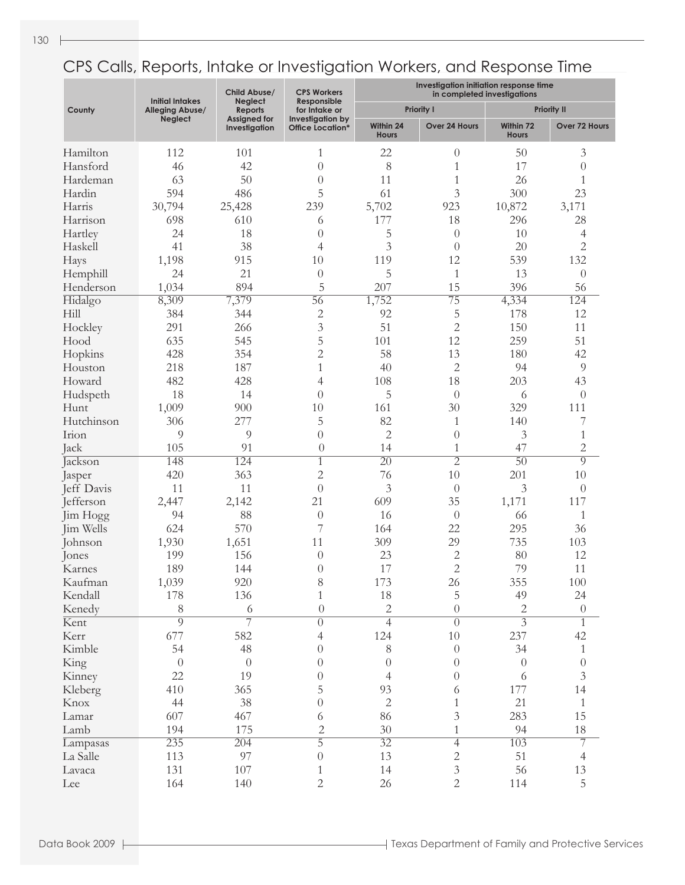# CPS Calls, Reports, Intake or Investigation Workers, and Response Time

| County | Initial Intakes Alleging Abuse/ Neglect | Child Abuse/ Neglect Reports Assigned for Investigation | CPS Workers Responsible for Intake or Investigation by Office Location* | Investigation initiation response time in completed investigations | | | |
|---|---|---|---|---|---|---|---|
| | | | | Priority I | | Priority II | |
| | | | | Within 24 Hours | Over 24 Hours | Within 72 Hours | Over 72 Hours |
| Hamilton | 112 | 101 | 1 | 22 | 0 | 50 | 3 |
| Hansford | 46 | 42 | 0 | 8 | 1 | 17 | 0 |
| Hardeman | 63 | 50 | 0 | 11 | 1 | 26 | 1 |
| Hardin | 594 | 486 | 5 | 61 | 3 | 300 | 23 |
| Harris | 30,794 | 25,428 | 239 | 5,702 | 923 | 10,872 | 3,171 |
| Harrison | 698 | 610 | 6 | 177 | 18 | 296 | 28 |
| Hartley | 24 | 18 | 0 | 5 | 0 | 10 | 4 |
| Haskell | 41 | 38 | 4 | 3 | 0 | 20 | 2 |
| Hays | 1,198 | 915 | 10 | 119 | 12 | 539 | 132 |
| Hemphill | 24 | 21 | 0 | 5 | 1 | 13 | 0 |
| Henderson | 1,034 | 894 | 5 | 207 | 15 | 396 | 56 |
| Hidalgo | 8,309 | 7,379 | 56 | 1,752 | 75 | 4,334 | 124 |
| Hill | 384 | 344 | 2 | 92 | 5 | 178 | 12 |
| Hockley | 291 | 266 | 3 | 51 | 2 | 150 | 11 |
| Hood | 635 | 545 | 5 | 101 | 12 | 259 | 51 |
| Hopkins | 428 | 354 | 2 | 58 | 13 | 180 | 42 |
| Houston | 218 | 187 | 1 | 40 | 2 | 94 | 9 |
| Howard | 482 | 428 | 4 | 108 | 18 | 203 | 43 |
| Hudspeth | 18 | 14 | 0 | 5 | 0 | 6 | 0 |
| Hunt | 1,009 | 900 | 10 | 161 | 30 | 329 | 111 |
| Hutchinson | 306 | 277 | 5 | 82 | 1 | 140 | 7 |
| Irion | 9 | 9 | 0 | 2 | 0 | 3 | 1 |
| Jack | 105 | 91 | 0 | 14 | 1 | 47 | 2 |
| Jackson | 148 | 124 | 1 | 20 | 2 | 50 | 9 |
| Jasper | 420 | 363 | 2 | 76 | 10 | 201 | 10 |
| Jeff Davis | 11 | 11 | 0 | 3 | 0 | 3 | 0 |
| Jefferson | 2,447 | 2,142 | 21 | 609 | 35 | 1,171 | 117 |
| Jim Hogg | 94 | 88 | 0 | 16 | 0 | 66 | 1 |
| Jim Wells | 624 | 570 | 7 | 164 | 22 | 295 | 36 |
| Johnson | 1,930 | 1,651 | 11 | 309 | 29 | 735 | 103 |
| Jones | 199 | 156 | 0 | 23 | 2 | 80 | 12 |
| Karnes | 189 | 144 | 0 | 17 | 2 | 79 | 11 |
| Kaufman | 1,039 | 920 | 8 | 173 | 26 | 355 | 100 |
| Kendall | 178 | 136 | 1 | 18 | 5 | 49 | 24 |
| Kenedy | 8 | 6 | 0 | 2 | 0 | 2 | 0 |
| Kent | 9 | 7 | 0 | 4 | 0 | 3 | 1 |
| Kerr | 677 | 582 | 4 | 124 | 10 | 237 | 42 |
| Kimble | 54 | 48 | 0 | 8 | 0 | 34 | 1 |
| King | 0 | 0 | 0 | 0 | 0 | 0 | 0 |
| Kinney | 22 | 19 | 0 | 4 | 0 | 6 | 3 |
| Kleberg | 410 | 365 | 5 | 93 | 6 | 177 | 14 |
| Knox | 44 | 38 | 0 | 2 | 1 | 21 | 1 |
| Lamar | 607 | 467 | 6 | 86 | 3 | 283 | 15 |
| Lamb | 194 | 175 | 2 | 30 | 1 | 94 | 18 |
| Lampasas | 235 | 204 | 5 | 32 | 4 | 103 | 7 |
| La Salle | 113 | 97 | 0 | 13 | 2 | 51 | 4 |
| Lavaca | 131 | 107 | 1 | 14 | 3 | 56 | 13 |
| Lee | 164 | 140 | 2 | 26 | 2 | 114 | 5 |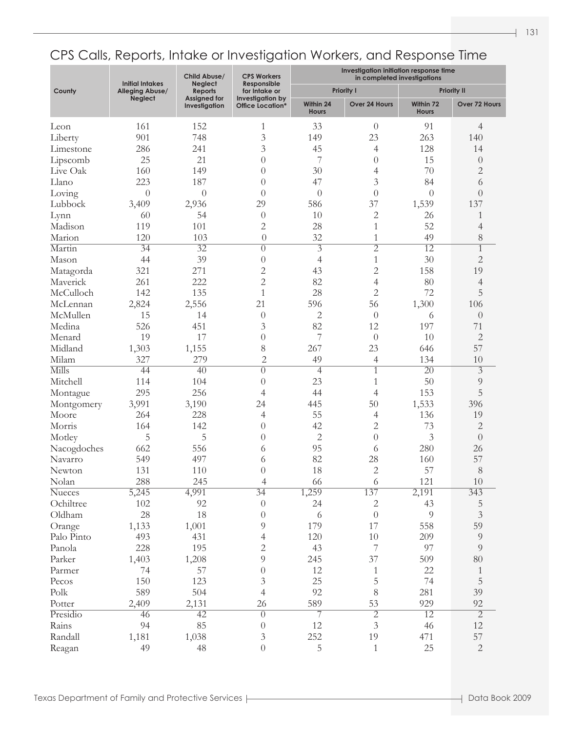## CPS Calls, Reports, Intake or Investigation Workers, and Response Time

| County | Initial Intakes Alleging Abuse/ Neglect | Child Abuse/ Neglect Reports Assigned for Investigation | CPS Workers Responsible for Intake or Investigation by Office Location* | Investigation initiation response time in completed investigations | | | |
|---|---|---|---|---|---|---|---|
| | | | | Priority I | | Priority II | |
| | | | | Within 24 Hours | Over 24 Hours | Within 72 Hours | Over 72 Hours |
| Leon | 161 | 152 | 1 | 33 | 0 | 91 | 4 |
| Liberty | 901 | 748 | 3 | 149 | 23 | 263 | 140 |
| Limestone | 286 | 241 | 3 | 45 | 4 | 128 | 14 |
| Lipscomb | 25 | 21 | 0 | 7 | 0 | 15 | 0 |
| Live Oak | 160 | 149 | 0 | 30 | 4 | 70 | 2 |
| Llano | 223 | 187 | 0 | 47 | 3 | 84 | 6 |
| Loving | 0 | 0 | 0 | 0 | 0 | 0 | 0 |
| Lubbock | 3,409 | 2,936 | 29 | 586 | 37 | 1,539 | 137 |
| Lynn | 60 | 54 | 0 | 10 | 2 | 26 | 1 |
| Madison | 119 | 101 | 2 | 28 | 1 | 52 | 4 |
| Marion | 120 | 103 | 0 | 32 | 1 | 49 | 8 |
| Martin | 34 | 32 | 0 | 3 | 2 | 12 | 1 |
| Mason | 44 | 39 | 0 | 4 | 1 | 30 | 2 |
| Matagorda | 321 | 271 | 2 | 43 | 2 | 158 | 19 |
| Maverick | 261 | 222 | 2 | 82 | 4 | 80 | 4 |
| McCulloch | 142 | 135 | 1 | 28 | 2 | 72 | 5 |
| McLennan | 2,824 | 2,556 | 21 | 596 | 56 | 1,300 | 106 |
| McMullen | 15 | 14 | 0 | 2 | 0 | 6 | 0 |
| Medina | 526 | 451 | 3 | 82 | 12 | 197 | 71 |
| Menard | 19 | 17 | 0 | 7 | 0 | 10 | 2 |
| Midland | 1,303 | 1,155 | 8 | 267 | 23 | 646 | 57 |
| Milam | 327 | 279 | 2 | 49 | 4 | 134 | 10 |
| Mills | 44 | 40 | 0 | 4 | 1 | 20 | 3 |
| Mitchell | 114 | 104 | 0 | 23 | 1 | 50 | 9 |
| Montague | 295 | 256 | 4 | 44 | 4 | 153 | 5 |
| Montgomery | 3,991 | 3,190 | 24 | 445 | 50 | 1,533 | 396 |
| Moore | 264 | 228 | 4 | 55 | 4 | 136 | 19 |
| Morris | 164 | 142 | 0 | 42 | 2 | 73 | 2 |
| Motley | 5 | 5 | 0 | 2 | 0 | 3 | 0 |
| Nacogdoches | 662 | 556 | 6 | 95 | 6 | 280 | 26 |
| Navarro | 549 | 497 | 6 | 82 | 28 | 160 | 57 |
| Newton | 131 | 110 | 0 | 18 | 2 | 57 | 8 |
| Nolan | 288 | 245 | 4 | 66 | 6 | 121 | 10 |
| Nueces | 5,245 | 4,991 | 34 | 1,259 | 137 | 2,191 | 343 |
| Ochiltree | 102 | 92 | 0 | 24 | 2 | 43 | 5 |
| Oldham | 28 | 18 | 0 | 6 | 0 | 9 | 3 |
| Orange | 1,133 | 1,001 | 9 | 179 | 17 | 558 | 59 |
| Palo Pinto | 493 | 431 | 4 | 120 | 10 | 209 | 9 |
| Panola | 228 | 195 | 2 | 43 | 7 | 97 | 9 |
| Parker | 1,403 | 1,208 | 9 | 245 | 37 | 509 | 80 |
| Parmer | 74 | 57 | 0 | 12 | 1 | 22 | 1 |
| Pecos | 150 | 123 | 3 | 25 | 5 | 74 | 5 |
| Polk | 589 | 504 | 4 | 92 | 8 | 281 | 39 |
| Potter | 2,409 | 2,131 | 26 | 589 | 53 | 929 | 92 |
| Presidio | 46 | 42 | 0 | 7 | 2 | 12 | 2 |
| Rains | 94 | 85 | 0 | 12 | 3 | 46 | 12 |
| Randall | 1,181 | 1,038 | 3 | 252 | 19 | 471 | 57 |
| Reagan | 49 | 48 | 0 | 5 | 1 | 25 | 2 |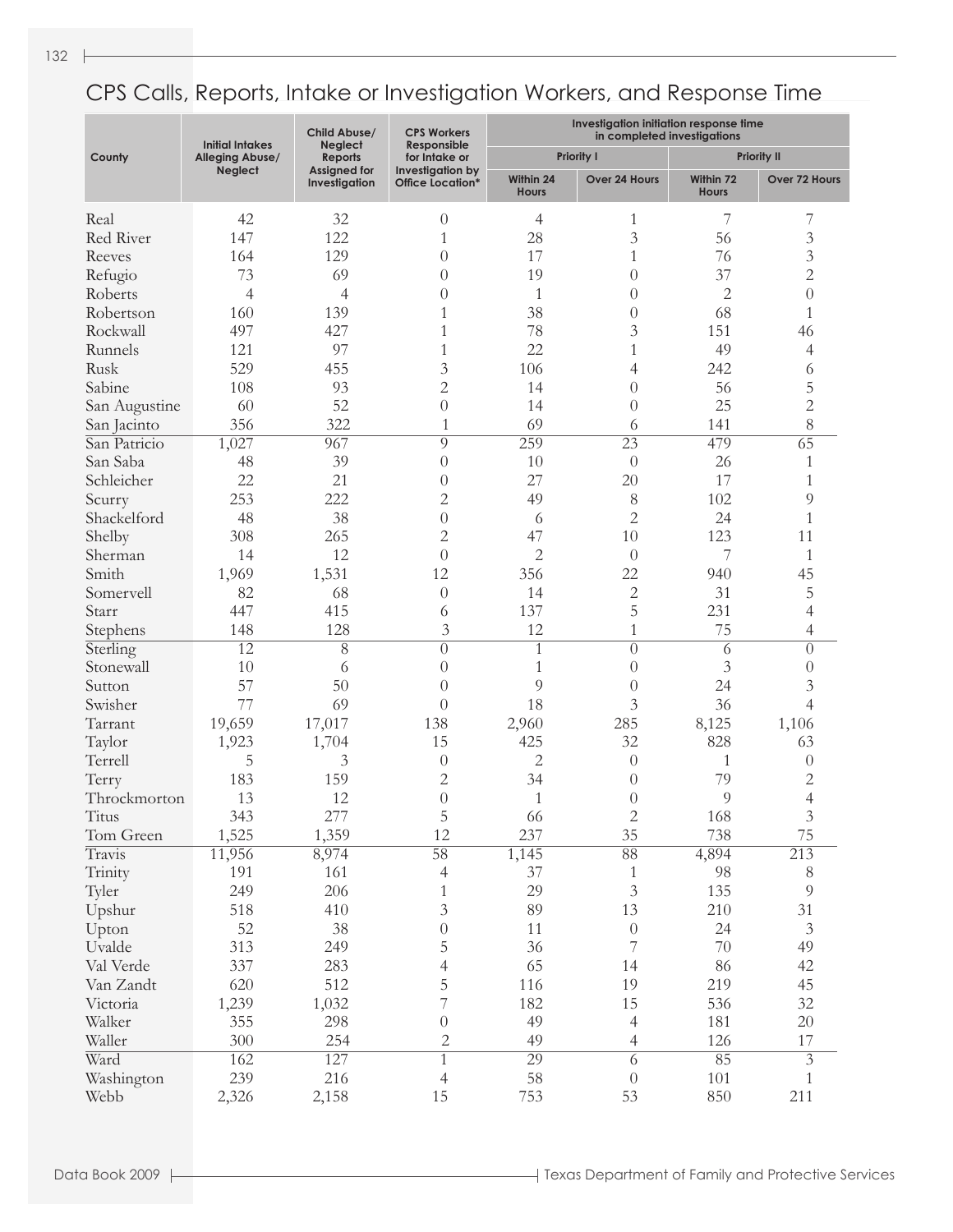# CPS Calls, Reports, Intake or Investigation Workers, and Response Time

| County | Initial Intakes Alleging Abuse/ Neglect | Child Abuse/ Neglect Reports Assigned for Investigation | CPS Workers Responsible for Intake or Investigation by Office Location* | Investigation initiation response time in completed investigations | | | |
|---|---|---|---|---|---|---|---|
| | | | | Priority I | | Priority II | |
| | | | | Within 24 Hours | Over 24 Hours | Within 72 Hours | Over 72 Hours |
| Real | 42 | 32 | 0 | 4 | 1 | 7 | 7 |
| Red River | 147 | 122 | 1 | 28 | 3 | 56 | 3 |
| Reeves | 164 | 129 | 0 | 17 | 1 | 76 | 3 |
| Refugio | 73 | 69 | 0 | 19 | 0 | 37 | 2 |
| Roberts | 4 | 4 | 0 | 1 | 0 | 2 | 0 |
| Robertson | 160 | 139 | 1 | 38 | 0 | 68 | 1 |
| Rockwall | 497 | 427 | 1 | 78 | 3 | 151 | 46 |
| Runnels | 121 | 97 | 1 | 22 | 1 | 49 | 4 |
| Rusk | 529 | 455 | 3 | 106 | 4 | 242 | 6 |
| Sabine | 108 | 93 | 2 | 14 | 0 | 56 | 5 |
| San Augustine | 60 | 52 | 0 | 14 | 0 | 25 | 2 |
| San Jacinto | 356 | 322 | 1 | 69 | 6 | 141 | 8 |
| San Patricio | 1,027 | 967 | 9 | 259 | 23 | 479 | 65 |
| San Saba | 48 | 39 | 0 | 10 | 0 | 26 | 1 |
| Schleicher | 22 | 21 | 0 | 27 | 20 | 17 | 1 |
| Scurry | 253 | 222 | 2 | 49 | 8 | 102 | 9 |
| Shackelford | 48 | 38 | 0 | 6 | 2 | 24 | 1 |
| Shelby | 308 | 265 | 2 | 47 | 10 | 123 | 11 |
| Sherman | 14 | 12 | 0 | 2 | 0 | 7 | 1 |
| Smith | 1,969 | 1,531 | 12 | 356 | 22 | 940 | 45 |
| Somervell | 82 | 68 | 0 | 14 | 2 | 31 | 5 |
| Starr | 447 | 415 | 6 | 137 | 5 | 231 | 4 |
| Stephens | 148 | 128 | 3 | 12 | 1 | 75 | 4 |
| Sterling | 12 | 8 | 0 | 1 | 0 | 6 | 0 |
| Stonewall | 10 | 6 | 0 | 1 | 0 | 3 | 0 |
| Sutton | 57 | 50 | 0 | 9 | 0 | 24 | 3 |
| Swisher | 77 | 69 | 0 | 18 | 3 | 36 | 4 |
| Tarrant | 19,659 | 17,017 | 138 | 2,960 | 285 | 8,125 | 1,106 |
| Taylor | 1,923 | 1,704 | 15 | 425 | 32 | 828 | 63 |
| Terrell | 5 | 3 | 0 | 2 | 0 | 1 | 0 |
| Terry | 183 | 159 | 2 | 34 | 0 | 79 | 2 |
| Throckmorton | 13 | 12 | 0 | 1 | 0 | 9 | 4 |
| Titus | 343 | 277 | 5 | 66 | 2 | 168 | 3 |
| Tom Green | 1,525 | 1,359 | 12 | 237 | 35 | 738 | 75 |
| Travis | 11,956 | 8,974 | 58 | 1,145 | 88 | 4,894 | 213 |
| Trinity | 191 | 161 | 4 | 37 | 1 | 98 | 8 |
| Tyler | 249 | 206 | 1 | 29 | 3 | 135 | 9 |
| Upshur | 518 | 410 | 3 | 89 | 13 | 210 | 31 |
| Upton | 52 | 38 | 0 | 11 | 0 | 24 | 3 |
| Uvalde | 313 | 249 | 5 | 36 | 7 | 70 | 49 |
| Val Verde | 337 | 283 | 4 | 65 | 14 | 86 | 42 |
| Van Zandt | 620 | 512 | 5 | 116 | 19 | 219 | 45 |
| Victoria | 1,239 | 1,032 | 7 | 182 | 15 | 536 | 32 |
| Walker | 355 | 298 | 0 | 49 | 4 | 181 | 20 |
| Waller | 300 | 254 | 2 | 49 | 4 | 126 | 17 |
| Ward | 162 | 127 | 1 | 29 | 6 | 85 | 3 |
| Washington | 239 | 216 | 4 | 58 | 0 | 101 | 1 |
| Webb | 2,326 | 2,158 | 15 | 753 | 53 | 850 | 211 |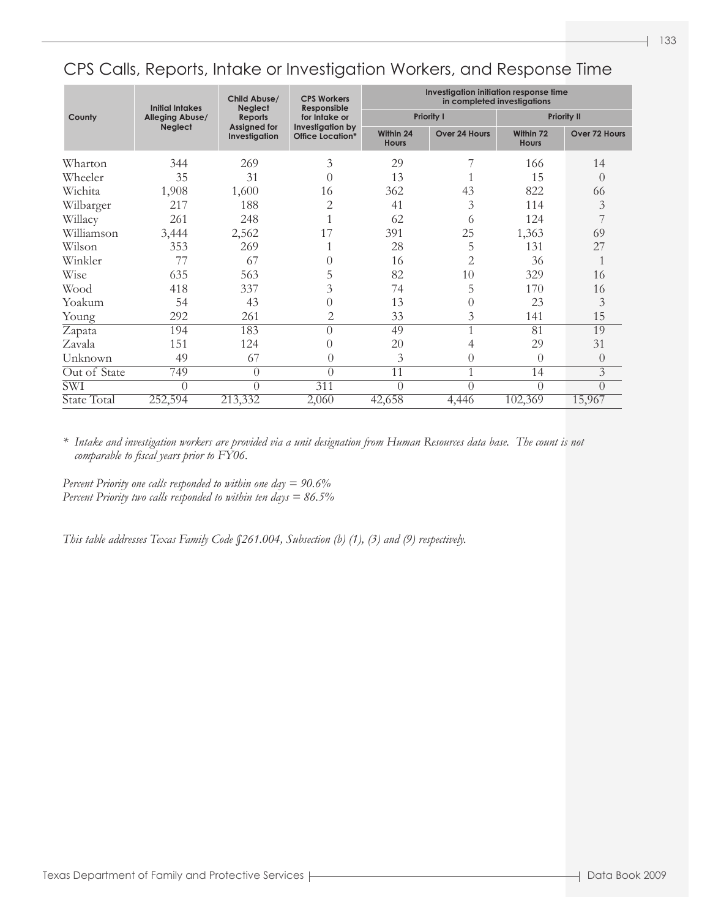## CPS Calls, Reports, Intake or Investigation Workers, and Response Time

| County | Initial Intakes Alleging Abuse/ Neglect | Child Abuse/ Neglect Reports Assigned for Investigation | CPS Workers Responsible for Intake or Investigation by Office Location* | Investigation initiation response time in completed investigations | | | |
|---|---|---|---|---|---|---|---|
| | | | | Priority I | | Priority II | |
| | | | | Within 24 Hours | Over 24 Hours | Within 72 Hours | Over 72 Hours |
| Wharton | 344 | 269 | 3 | 29 | 7 | 166 | 14 |
| Wheeler | 35 | 31 | 0 | 13 | 1 | 15 | 0 |
| Wichita | 1,908 | 1,600 | 16 | 362 | 43 | 822 | 66 |
| Wilbarger | 217 | 188 | 2 | 41 | 3 | 114 | 3 |
| Willacy | 261 | 248 | 1 | 62 | 6 | 124 | 7 |
| Williamson | 3,444 | 2,562 | 17 | 391 | 25 | 1,363 | 69 |
| Wilson | 353 | 269 | 1 | 28 | 5 | 131 | 27 |
| Winkler | 77 | 67 | 0 | 16 | 2 | 36 | 1 |
| Wise | 635 | 563 | 5 | 82 | 10 | 329 | 16 |
| Wood | 418 | 337 | 3 | 74 | 5 | 170 | 16 |
| Yoakum | 54 | 43 | 0 | 13 | 0 | 23 | 3 |
| Young | 292 | 261 | 2 | 33 | 3 | 141 | 15 |
| Zapata | 194 | 183 | 0 | 49 | 1 | 81 | 19 |
| Zavala | 151 | 124 | 0 | 20 | 4 | 29 | 31 |
| Unknown | 49 | 67 | 0 | 3 | 0 | 0 | 0 |
| Out of State | 749 | 0 | 0 | 11 | 1 | 14 | 3 |
| SWI | 0 | 0 | 311 | 0 | 0 | 0 | 0 |
| State Total | 252,594 | 213,332 | 2,060 | 42,658 | 4,446 | 102,369 | 15,967 |

* *Intake and investigation workers are provided via a unit designation from Human Resources data base. The count is not comparable to fiscal years prior to FY06.*

*Percent Priority one calls responded to within one day = 90.6%*
*Percent Priority two calls responded to within ten days = 86.5%*

*This table addresses Texas Family Code §261.004, Subsection (b) (1), (3) and (9) respectively.*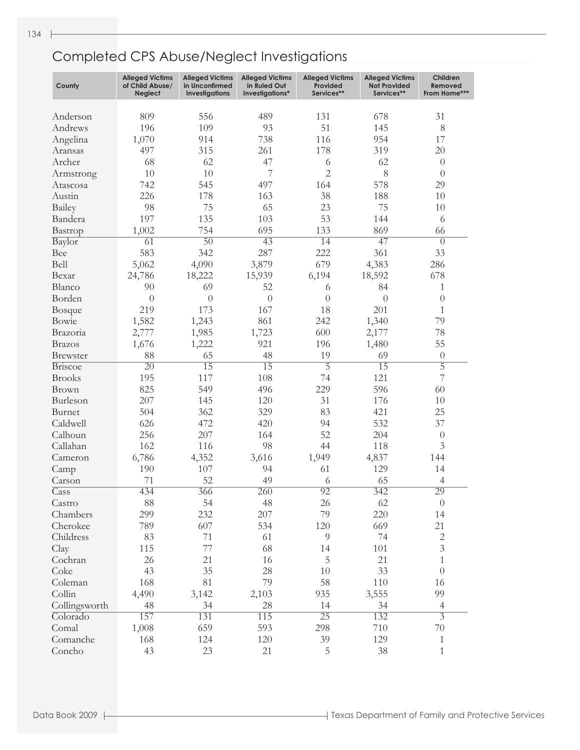# Completed CPS Abuse/Neglect Investigations

| County | Alleged Victims of Child Abuse/ Neglect | Alleged Victims in Unconfirmed Investigations | Alleged Victims in Ruled Out Investigations* | Alleged Victims Provided Services** | Alleged Victims Not Provided Services** | Children Removed From Home*** |
|---|---|---|---|---|---|---|
| Anderson | 809 | 556 | 489 | 131 | 678 | 31 |
| Andrews | 196 | 109 | 93 | 51 | 145 | 8 |
| Angelina | 1,070 | 914 | 738 | 116 | 954 | 17 |
| Aransas | 497 | 315 | 261 | 178 | 319 | 20 |
| Archer | 68 | 62 | 47 | 6 | 62 | 0 |
| Armstrong | 10 | 10 | 7 | 2 | 8 | 0 |
| Atascosa | 742 | 545 | 497 | 164 | 578 | 29 |
| Austin | 226 | 178 | 163 | 38 | 188 | 10 |
| Bailey | 98 | 75 | 65 | 23 | 75 | 10 |
| Bandera | 197 | 135 | 103 | 53 | 144 | 6 |
| Bastrop | 1,002 | 754 | 695 | 133 | 869 | 66 |
| Baylor | 61 | 50 | 43 | 14 | 47 | 0 |
| Bee | 583 | 342 | 287 | 222 | 361 | 33 |
| Bell | 5,062 | 4,090 | 3,879 | 679 | 4,383 | 286 |
| Bexar | 24,786 | 18,222 | 15,939 | 6,194 | 18,592 | 678 |
| Blanco | 90 | 69 | 52 | 6 | 84 | 1 |
| Borden | 0 | 0 | 0 | 0 | 0 | 0 |
| Bosque | 219 | 173 | 167 | 18 | 201 | 1 |
| Bowie | 1,582 | 1,243 | 861 | 242 | 1,340 | 79 |
| Brazoria | 2,777 | 1,985 | 1,723 | 600 | 2,177 | 78 |
| Brazos | 1,676 | 1,222 | 921 | 196 | 1,480 | 55 |
| Brewster | 88 | 65 | 48 | 19 | 69 | 0 |
| Briscoe | 20 | 15 | 15 | 5 | 15 | 5 |
| Brooks | 195 | 117 | 108 | 74 | 121 | 7 |
| Brown | 825 | 549 | 496 | 229 | 596 | 60 |
| Burleson | 207 | 145 | 120 | 31 | 176 | 10 |
| Burnet | 504 | 362 | 329 | 83 | 421 | 25 |
| Caldwell | 626 | 472 | 420 | 94 | 532 | 37 |
| Calhoun | 256 | 207 | 164 | 52 | 204 | 0 |
| Callahan | 162 | 116 | 98 | 44 | 118 | 3 |
| Cameron | 6,786 | 4,352 | 3,616 | 1,949 | 4,837 | 144 |
| Camp | 190 | 107 | 94 | 61 | 129 | 14 |
| Carson | 71 | 52 | 49 | 6 | 65 | 4 |
| Cass | 434 | 366 | 260 | 92 | 342 | 29 |
| Castro | 88 | 54 | 48 | 26 | 62 | 0 |
| Chambers | 299 | 232 | 207 | 79 | 220 | 14 |
| Cherokee | 789 | 607 | 534 | 120 | 669 | 21 |
| Childress | 83 | 71 | 61 | 9 | 74 | 2 |
| Clay | 115 | 77 | 68 | 14 | 101 | 3 |
| Cochran | 26 | 21 | 16 | 5 | 21 | 1 |
| Coke | 43 | 35 | 28 | 10 | 33 | 0 |
| Coleman | 168 | 81 | 79 | 58 | 110 | 16 |
| Collin | 4,490 | 3,142 | 2,103 | 935 | 3,555 | 99 |
| Collingsworth | 48 | 34 | 28 | 14 | 34 | 4 |
| Colorado | 157 | 131 | 115 | 25 | 132 | 3 |
| Comal | 1,008 | 659 | 593 | 298 | 710 | 70 |
| Comanche | 168 | 124 | 120 | 39 | 129 | 1 |
| Concho | 43 | 23 | 21 | 5 | 38 | 1 |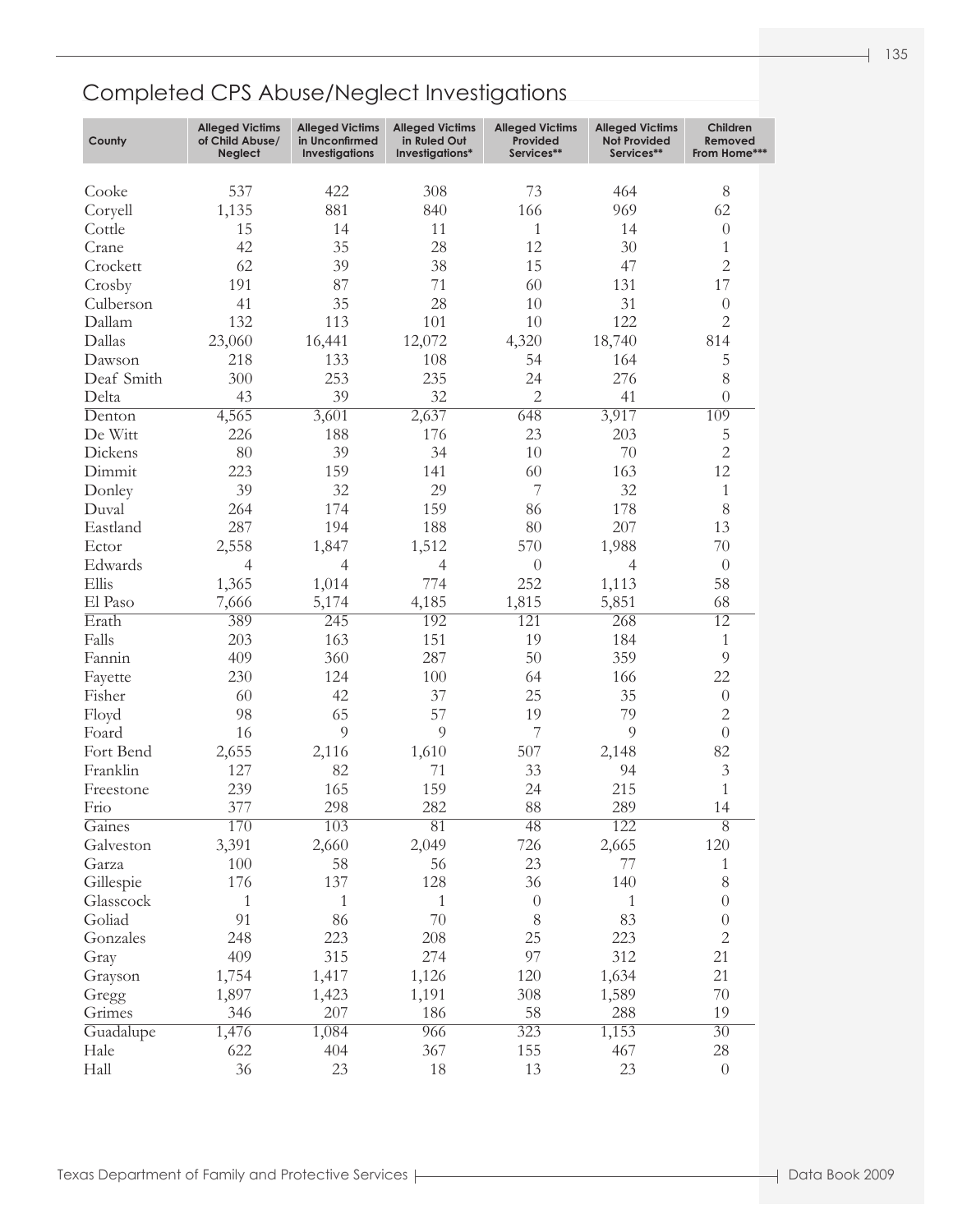## Completed CPS Abuse/Neglect Investigations

| County | Alleged Victims of Child Abuse/ Neglect | Alleged Victims in Unconfirmed Investigations | Alleged Victims in Ruled Out Investigations* | Alleged Victims Provided Services** | Alleged Victims Not Provided Services** | Children Removed From Home*** |
|---|---|---|---|---|---|---|
| Cooke | 537 | 422 | 308 | 73 | 464 | 8 |
| Coryell | 1,135 | 881 | 840 | 166 | 969 | 62 |
| Cottle | 15 | 14 | 11 | 1 | 14 | 0 |
| Crane | 42 | 35 | 28 | 12 | 30 | 1 |
| Crockett | 62 | 39 | 38 | 15 | 47 | 2 |
| Crosby | 191 | 87 | 71 | 60 | 131 | 17 |
| Culberson | 41 | 35 | 28 | 10 | 31 | 0 |
| Dallam | 132 | 113 | 101 | 10 | 122 | 2 |
| Dallas | 23,060 | 16,441 | 12,072 | 4,320 | 18,740 | 814 |
| Dawson | 218 | 133 | 108 | 54 | 164 | 5 |
| Deaf Smith | 300 | 253 | 235 | 24 | 276 | 8 |
| Delta | 43 | 39 | 32 | 2 | 41 | 0 |
| Denton | 4,565 | 3,601 | 2,637 | 648 | 3,917 | 109 |
| De Witt | 226 | 188 | 176 | 23 | 203 | 5 |
| Dickens | 80 | 39 | 34 | 10 | 70 | 2 |
| Dimmit | 223 | 159 | 141 | 60 | 163 | 12 |
| Donley | 39 | 32 | 29 | 7 | 32 | 1 |
| Duval | 264 | 174 | 159 | 86 | 178 | 8 |
| Eastland | 287 | 194 | 188 | 80 | 207 | 13 |
| Ector | 2,558 | 1,847 | 1,512 | 570 | 1,988 | 70 |
| Edwards | 4 | 4 | 4 | 0 | 4 | 0 |
| Ellis | 1,365 | 1,014 | 774 | 252 | 1,113 | 58 |
| El Paso | 7,666 | 5,174 | 4,185 | 1,815 | 5,851 | 68 |
| Erath | 389 | 245 | 192 | 121 | 268 | 12 |
| Falls | 203 | 163 | 151 | 19 | 184 | 1 |
| Fannin | 409 | 360 | 287 | 50 | 359 | 9 |
| Fayette | 230 | 124 | 100 | 64 | 166 | 22 |
| Fisher | 60 | 42 | 37 | 25 | 35 | 0 |
| Floyd | 98 | 65 | 57 | 19 | 79 | 2 |
| Foard | 16 | 9 | 9 | 7 | 9 | 0 |
| Fort Bend | 2,655 | 2,116 | 1,610 | 507 | 2,148 | 82 |
| Franklin | 127 | 82 | 71 | 33 | 94 | 3 |
| Freestone | 239 | 165 | 159 | 24 | 215 | 1 |
| Frio | 377 | 298 | 282 | 88 | 289 | 14 |
| Gaines | 170 | 103 | 81 | 48 | 122 | 8 |
| Galveston | 3,391 | 2,660 | 2,049 | 726 | 2,665 | 120 |
| Garza | 100 | 58 | 56 | 23 | 77 | 1 |
| Gillespie | 176 | 137 | 128 | 36 | 140 | 8 |
| Glasscock | 1 | 1 | 1 | 0 | 1 | 0 |
| Goliad | 91 | 86 | 70 | 8 | 83 | 0 |
| Gonzales | 248 | 223 | 208 | 25 | 223 | 2 |
| Gray | 409 | 315 | 274 | 97 | 312 | 21 |
| Grayson | 1,754 | 1,417 | 1,126 | 120 | 1,634 | 21 |
| Gregg | 1,897 | 1,423 | 1,191 | 308 | 1,589 | 70 |
| Grimes | 346 | 207 | 186 | 58 | 288 | 19 |
| Guadalupe | 1,476 | 1,084 | 966 | 323 | 1,153 | 30 |
| Hale | 622 | 404 | 367 | 155 | 467 | 28 |
| Hall | 36 | 23 | 18 | 13 | 23 | 0 |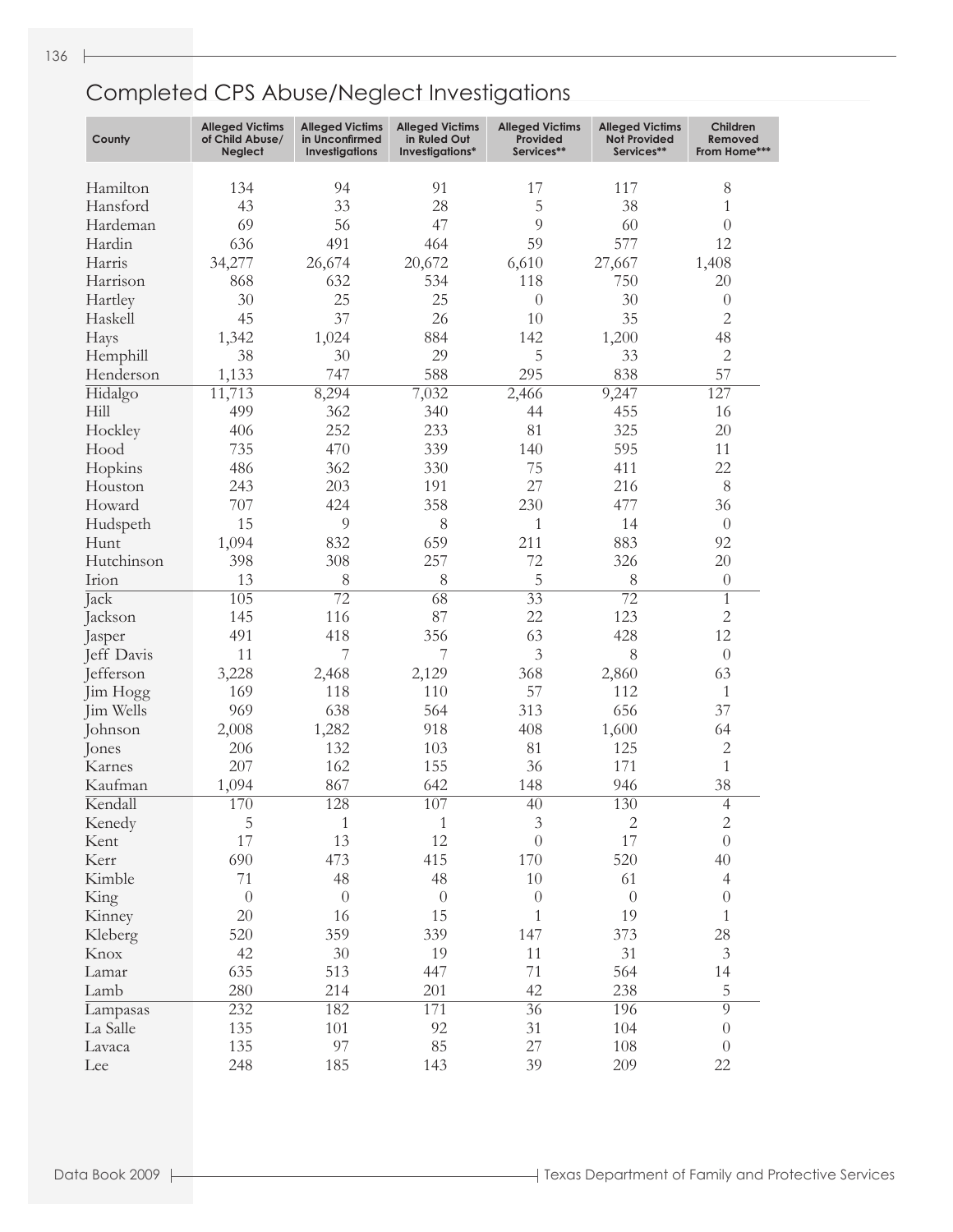# Completed CPS Abuse/Neglect Investigations

| County | Alleged Victims of Child Abuse/ Neglect | Alleged Victims in Unconfirmed Investigations | Alleged Victims in Ruled Out Investigations* | Alleged Victims Provided Services** | Alleged Victims Not Provided Services** | Children Removed From Home*** |
|---|---|---|---|---|---|---|
| Hamilton | 134 | 94 | 91 | 17 | 117 | 8 |
| Hansford | 43 | 33 | 28 | 5 | 38 | 1 |
| Hardeman | 69 | 56 | 47 | 9 | 60 | 0 |
| Hardin | 636 | 491 | 464 | 59 | 577 | 12 |
| Harris | 34,277 | 26,674 | 20,672 | 6,610 | 27,667 | 1,408 |
| Harrison | 868 | 632 | 534 | 118 | 750 | 20 |
| Hartley | 30 | 25 | 25 | 0 | 30 | 0 |
| Haskell | 45 | 37 | 26 | 10 | 35 | 2 |
| Hays | 1,342 | 1,024 | 884 | 142 | 1,200 | 48 |
| Hemphill | 38 | 30 | 29 | 5 | 33 | 2 |
| Henderson | 1,133 | 747 | 588 | 295 | 838 | 57 |
| Hidalgo | 11,713 | 8,294 | 7,032 | 2,466 | 9,247 | 127 |
| Hill | 499 | 362 | 340 | 44 | 455 | 16 |
| Hockley | 406 | 252 | 233 | 81 | 325 | 20 |
| Hood | 735 | 470 | 339 | 140 | 595 | 11 |
| Hopkins | 486 | 362 | 330 | 75 | 411 | 22 |
| Houston | 243 | 203 | 191 | 27 | 216 | 8 |
| Howard | 707 | 424 | 358 | 230 | 477 | 36 |
| Hudspeth | 15 | 9 | 8 | 1 | 14 | 0 |
| Hunt | 1,094 | 832 | 659 | 211 | 883 | 92 |
| Hutchinson | 398 | 308 | 257 | 72 | 326 | 20 |
| Irion | 13 | 8 | 8 | 5 | 8 | 0 |
| Jack | 105 | 72 | 68 | 33 | 72 | 1 |
| Jackson | 145 | 116 | 87 | 22 | 123 | 2 |
| Jasper | 491 | 418 | 356 | 63 | 428 | 12 |
| Jeff Davis | 11 | 7 | 7 | 3 | 8 | 0 |
| Jefferson | 3,228 | 2,468 | 2,129 | 368 | 2,860 | 63 |
| Jim Hogg | 169 | 118 | 110 | 57 | 112 | 1 |
| Jim Wells | 969 | 638 | 564 | 313 | 656 | 37 |
| Johnson | 2,008 | 1,282 | 918 | 408 | 1,600 | 64 |
| Jones | 206 | 132 | 103 | 81 | 125 | 2 |
| Karnes | 207 | 162 | 155 | 36 | 171 | 1 |
| Kaufman | 1,094 | 867 | 642 | 148 | 946 | 38 |
| Kendall | 170 | 128 | 107 | 40 | 130 | 4 |
| Kenedy | 5 | 1 | 1 | 3 | 2 | 2 |
| Kent | 17 | 13 | 12 | 0 | 17 | 0 |
| Kerr | 690 | 473 | 415 | 170 | 520 | 40 |
| Kimble | 71 | 48 | 48 | 10 | 61 | 4 |
| King | 0 | 0 | 0 | 0 | 0 | 0 |
| Kinney | 20 | 16 | 15 | 1 | 19 | 1 |
| Kleberg | 520 | 359 | 339 | 147 | 373 | 28 |
| Knox | 42 | 30 | 19 | 11 | 31 | 3 |
| Lamar | 635 | 513 | 447 | 71 | 564 | 14 |
| Lamb | 280 | 214 | 201 | 42 | 238 | 5 |
| Lampasas | 232 | 182 | 171 | 36 | 196 | 9 |
| La Salle | 135 | 101 | 92 | 31 | 104 | 0 |
| Lavaca | 135 | 97 | 85 | 27 | 108 | 0 |
| Lee | 248 | 185 | 143 | 39 | 209 | 22 |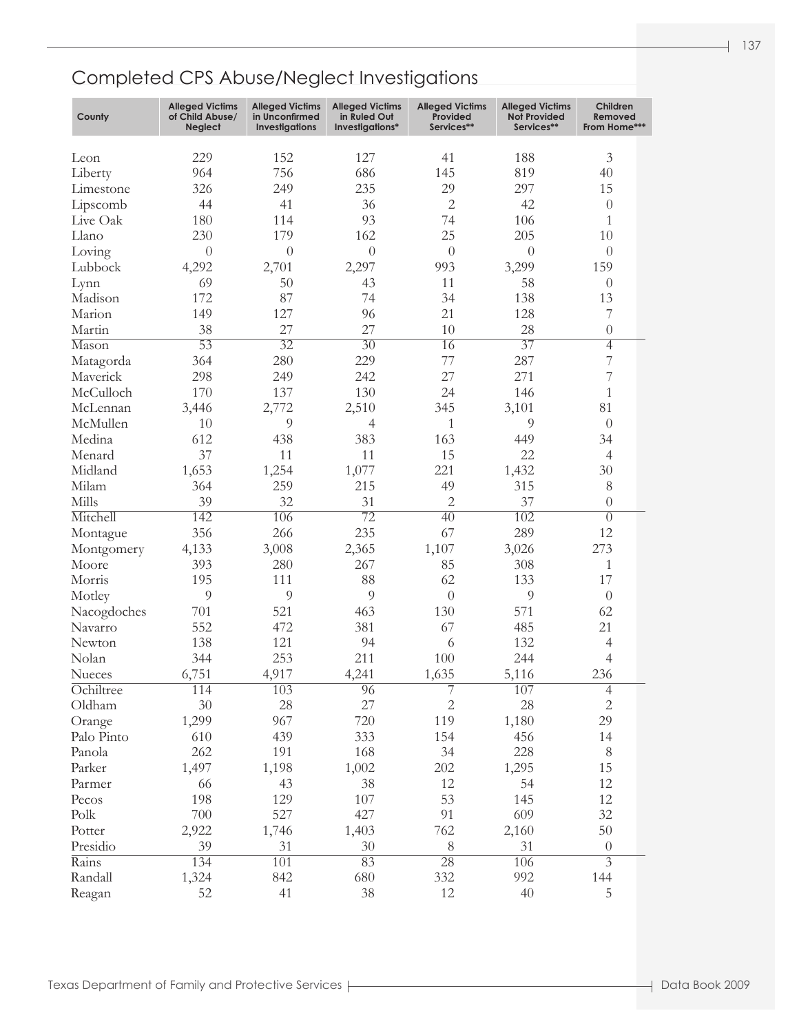# Completed CPS Abuse/Neglect Investigations

| County | Alleged Victims of Child Abuse/ Neglect | Alleged Victims in Unconfirmed Investigations | Alleged Victims in Ruled Out Investigations* | Alleged Victims Provided Services** | Alleged Victims Not Provided Services** | Children Removed From Home*** |
|---|---|---|---|---|---|---|
| Leon | 229 | 152 | 127 | 41 | 188 | 3 |
| Liberty | 964 | 756 | 686 | 145 | 819 | 40 |
| Limestone | 326 | 249 | 235 | 29 | 297 | 15 |
| Lipscomb | 44 | 41 | 36 | 2 | 42 | 0 |
| Live Oak | 180 | 114 | 93 | 74 | 106 | 1 |
| Llano | 230 | 179 | 162 | 25 | 205 | 10 |
| Loving | 0 | 0 | 0 | 0 | 0 | 0 |
| Lubbock | 4,292 | 2,701 | 2,297 | 993 | 3,299 | 159 |
| Lynn | 69 | 50 | 43 | 11 | 58 | 0 |
| Madison | 172 | 87 | 74 | 34 | 138 | 13 |
| Marion | 149 | 127 | 96 | 21 | 128 | 7 |
| Martin | 38 | 27 | 27 | 10 | 28 | 0 |
| Mason | 53 | 32 | 30 | 16 | 37 | 4 |
| Matagorda | 364 | 280 | 229 | 77 | 287 | 7 |
| Maverick | 298 | 249 | 242 | 27 | 271 | 7 |
| McCulloch | 170 | 137 | 130 | 24 | 146 | 1 |
| McLennan | 3,446 | 2,772 | 2,510 | 345 | 3,101 | 81 |
| McMullen | 10 | 9 | 4 | 1 | 9 | 0 |
| Medina | 612 | 438 | 383 | 163 | 449 | 34 |
| Menard | 37 | 11 | 11 | 15 | 22 | 4 |
| Midland | 1,653 | 1,254 | 1,077 | 221 | 1,432 | 30 |
| Milam | 364 | 259 | 215 | 49 | 315 | 8 |
| Mills | 39 | 32 | 31 | 2 | 37 | 0 |
| Mitchell | 142 | 106 | 72 | 40 | 102 | 0 |
| Montague | 356 | 266 | 235 | 67 | 289 | 12 |
| Montgomery | 4,133 | 3,008 | 2,365 | 1,107 | 3,026 | 273 |
| Moore | 393 | 280 | 267 | 85 | 308 | 1 |
| Morris | 195 | 111 | 88 | 62 | 133 | 17 |
| Motley | 9 | 9 | 9 | 0 | 9 | 0 |
| Nacogdoches | 701 | 521 | 463 | 130 | 571 | 62 |
| Navarro | 552 | 472 | 381 | 67 | 485 | 21 |
| Newton | 138 | 121 | 94 | 6 | 132 | 4 |
| Nolan | 344 | 253 | 211 | 100 | 244 | 4 |
| Nueces | 6,751 | 4,917 | 4,241 | 1,635 | 5,116 | 236 |
| Ochiltree | 114 | 103 | 96 | 7 | 107 | 4 |
| Oldham | 30 | 28 | 27 | 2 | 28 | 2 |
| Orange | 1,299 | 967 | 720 | 119 | 1,180 | 29 |
| Palo Pinto | 610 | 439 | 333 | 154 | 456 | 14 |
| Panola | 262 | 191 | 168 | 34 | 228 | 8 |
| Parker | 1,497 | 1,198 | 1,002 | 202 | 1,295 | 15 |
| Parmer | 66 | 43 | 38 | 12 | 54 | 12 |
| Pecos | 198 | 129 | 107 | 53 | 145 | 12 |
| Polk | 700 | 527 | 427 | 91 | 609 | 32 |
| Potter | 2,922 | 1,746 | 1,403 | 762 | 2,160 | 50 |
| Presidio | 39 | 31 | 30 | 8 | 31 | 0 |
| Rains | 134 | 101 | 83 | 28 | 106 | 3 |
| Randall | 1,324 | 842 | 680 | 332 | 992 | 144 |
| Reagan | 52 | 41 | 38 | 12 | 40 | 5 |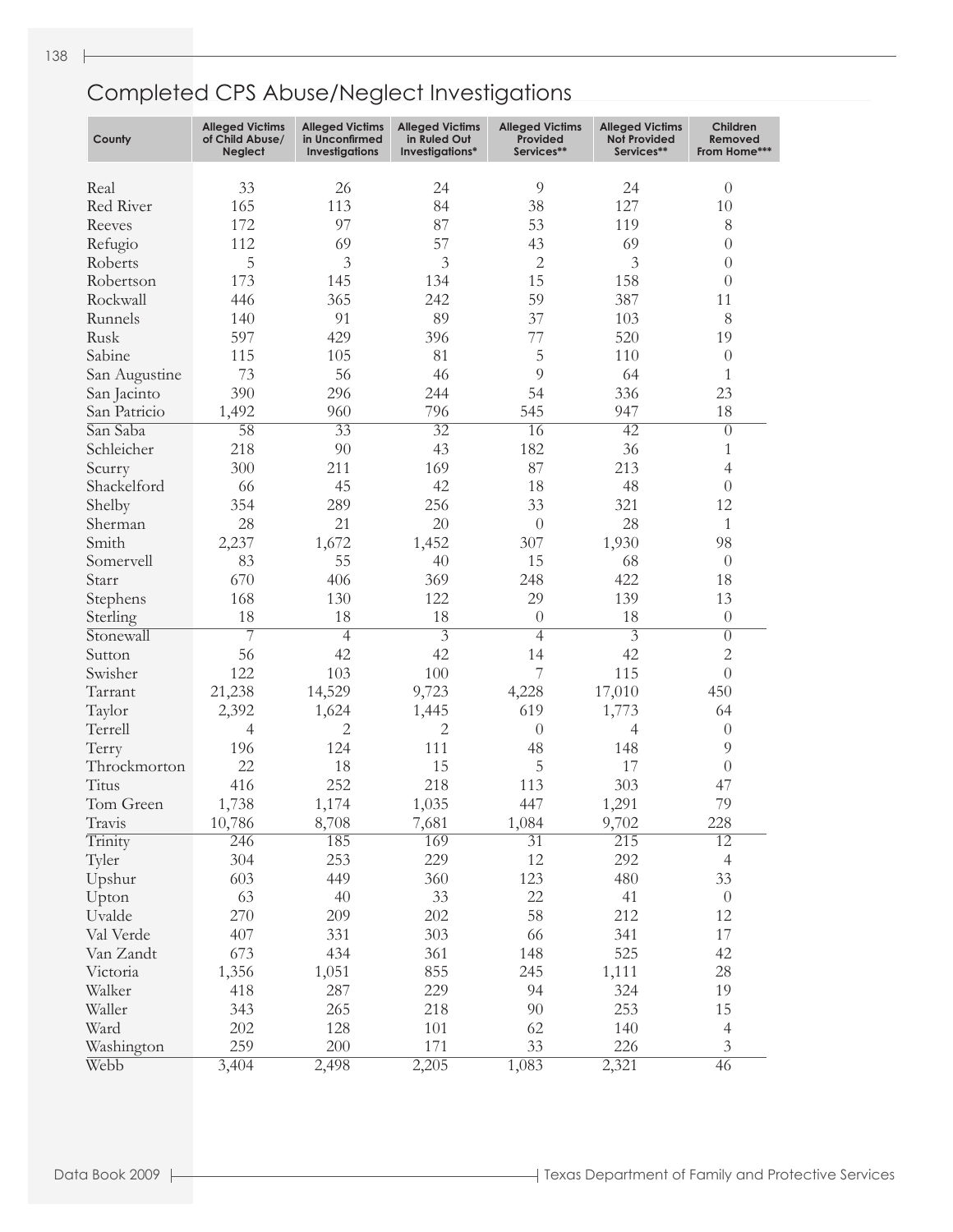# Completed CPS Abuse/Neglect Investigations

| County | Alleged Victims of Child Abuse/ Neglect | Alleged Victims in Unconfirmed Investigations | Alleged Victims in Ruled Out Investigations* | Alleged Victims Provided Services** | Alleged Victims Not Provided Services** | Children Removed From Home*** |
|---|---|---|---|---|---|---|
| Real | 33 | 26 | 24 | 9 | 24 | 0 |
| Red River | 165 | 113 | 84 | 38 | 127 | 10 |
| Reeves | 172 | 97 | 87 | 53 | 119 | 8 |
| Refugio | 112 | 69 | 57 | 43 | 69 | 0 |
| Roberts | 5 | 3 | 3 | 2 | 3 | 0 |
| Robertson | 173 | 145 | 134 | 15 | 158 | 0 |
| Rockwall | 446 | 365 | 242 | 59 | 387 | 11 |
| Runnels | 140 | 91 | 89 | 37 | 103 | 8 |
| Rusk | 597 | 429 | 396 | 77 | 520 | 19 |
| Sabine | 115 | 105 | 81 | 5 | 110 | 0 |
| San Augustine | 73 | 56 | 46 | 9 | 64 | 1 |
| San Jacinto | 390 | 296 | 244 | 54 | 336 | 23 |
| San Patricio | 1,492 | 960 | 796 | 545 | 947 | 18 |
| San Saba | 58 | 33 | 32 | 16 | 42 | 0 |
| Schleicher | 218 | 90 | 43 | 182 | 36 | 1 |
| Scurry | 300 | 211 | 169 | 87 | 213 | 4 |
| Shackelford | 66 | 45 | 42 | 18 | 48 | 0 |
| Shelby | 354 | 289 | 256 | 33 | 321 | 12 |
| Sherman | 28 | 21 | 20 | 0 | 28 | 1 |
| Smith | 2,237 | 1,672 | 1,452 | 307 | 1,930 | 98 |
| Somervell | 83 | 55 | 40 | 15 | 68 | 0 |
| Starr | 670 | 406 | 369 | 248 | 422 | 18 |
| Stephens | 168 | 130 | 122 | 29 | 139 | 13 |
| Sterling | 18 | 18 | 18 | 0 | 18 | 0 |
| Stonewall | 7 | 4 | 3 | 4 | 3 | 0 |
| Sutton | 56 | 42 | 42 | 14 | 42 | 2 |
| Swisher | 122 | 103 | 100 | 7 | 115 | 0 |
| Tarrant | 21,238 | 14,529 | 9,723 | 4,228 | 17,010 | 450 |
| Taylor | 2,392 | 1,624 | 1,445 | 619 | 1,773 | 64 |
| Terrell | 4 | 2 | 2 | 0 | 4 | 0 |
| Terry | 196 | 124 | 111 | 48 | 148 | 9 |
| Throckmorton | 22 | 18 | 15 | 5 | 17 | 0 |
| Titus | 416 | 252 | 218 | 113 | 303 | 47 |
| Tom Green | 1,738 | 1,174 | 1,035 | 447 | 1,291 | 79 |
| Travis | 10,786 | 8,708 | 7,681 | 1,084 | 9,702 | 228 |
| Trinity | 246 | 185 | 169 | 31 | 215 | 12 |
| Tyler | 304 | 253 | 229 | 12 | 292 | 4 |
| Upshur | 603 | 449 | 360 | 123 | 480 | 33 |
| Upton | 63 | 40 | 33 | 22 | 41 | 0 |
| Uvalde | 270 | 209 | 202 | 58 | 212 | 12 |
| Val Verde | 407 | 331 | 303 | 66 | 341 | 17 |
| Van Zandt | 673 | 434 | 361 | 148 | 525 | 42 |
| Victoria | 1,356 | 1,051 | 855 | 245 | 1,111 | 28 |
| Walker | 418 | 287 | 229 | 94 | 324 | 19 |
| Waller | 343 | 265 | 218 | 90 | 253 | 15 |
| Ward | 202 | 128 | 101 | 62 | 140 | 4 |
| Washington | 259 | 200 | 171 | 33 | 226 | 3 |
| Webb | 3,404 | 2,498 | 2,205 | 1,083 | 2,321 | 46 |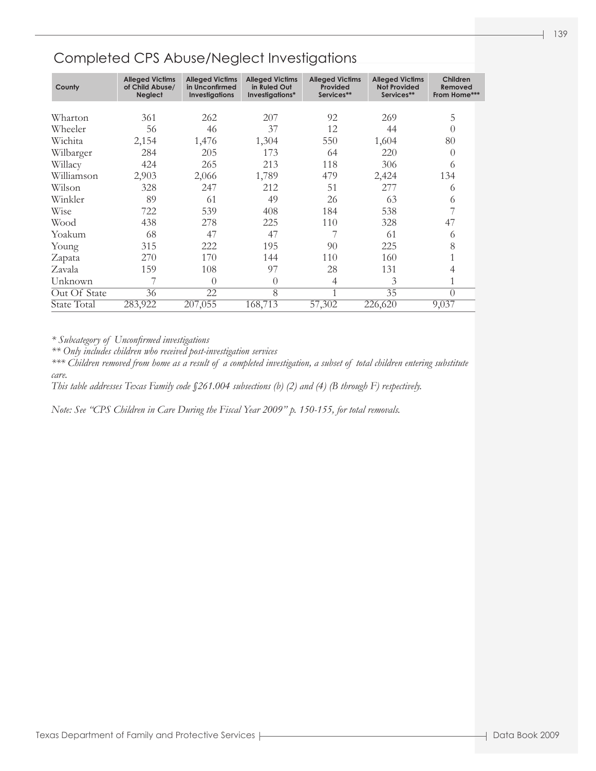# Completed CPS Abuse/Neglect Investigations

| County | Alleged Victims of Child Abuse/ Neglect | Alleged Victims in Unconfirmed Investigations | Alleged Victims in Ruled Out Investigations* | Alleged Victims Provided Services** | Alleged Victims Not Provided Services** | Children Removed From Home*** |
|---|---|---|---|---|---|---|
| Wharton | 361 | 262 | 207 | 92 | 269 | 5 |
| Wheeler | 56 | 46 | 37 | 12 | 44 | 0 |
| Wichita | 2,154 | 1,476 | 1,304 | 550 | 1,604 | 80 |
| Wilbarger | 284 | 205 | 173 | 64 | 220 | 0 |
| Willacy | 424 | 265 | 213 | 118 | 306 | 6 |
| Williamson | 2,903 | 2,066 | 1,789 | 479 | 2,424 | 134 |
| Wilson | 328 | 247 | 212 | 51 | 277 | 6 |
| Winkler | 89 | 61 | 49 | 26 | 63 | 6 |
| Wise | 722 | 539 | 408 | 184 | 538 | 7 |
| Wood | 438 | 278 | 225 | 110 | 328 | 47 |
| Yoakum | 68 | 47 | 47 | 7 | 61 | 6 |
| Young | 315 | 222 | 195 | 90 | 225 | 8 |
| Zapata | 270 | 170 | 144 | 110 | 160 | 1 |
| Zavala | 159 | 108 | 97 | 28 | 131 | 4 |
| Unknown | 7 | 0 | 0 | 4 | 3 | 1 |
| Out Of State | 36 | 22 | 8 | 1 | 35 | 0 |
| State Total | 283,922 | 207,055 | 168,713 | 57,302 | 226,620 | 9,037 |

*\* Subcategory of Unconfirmed investigations*

*\*\* Only includes children who received post-investigation services*

*\*\*\* Children removed from home as a result of a completed investigation, a subset of total children entering substitute care.*

*This table addresses Texas Family code §261.004 subsections (b) (2) and (4) (B through F) respectively.*

*Note: See "CPS Children in Care During the Fiscal Year 2009" p. 150-155, for total removals.*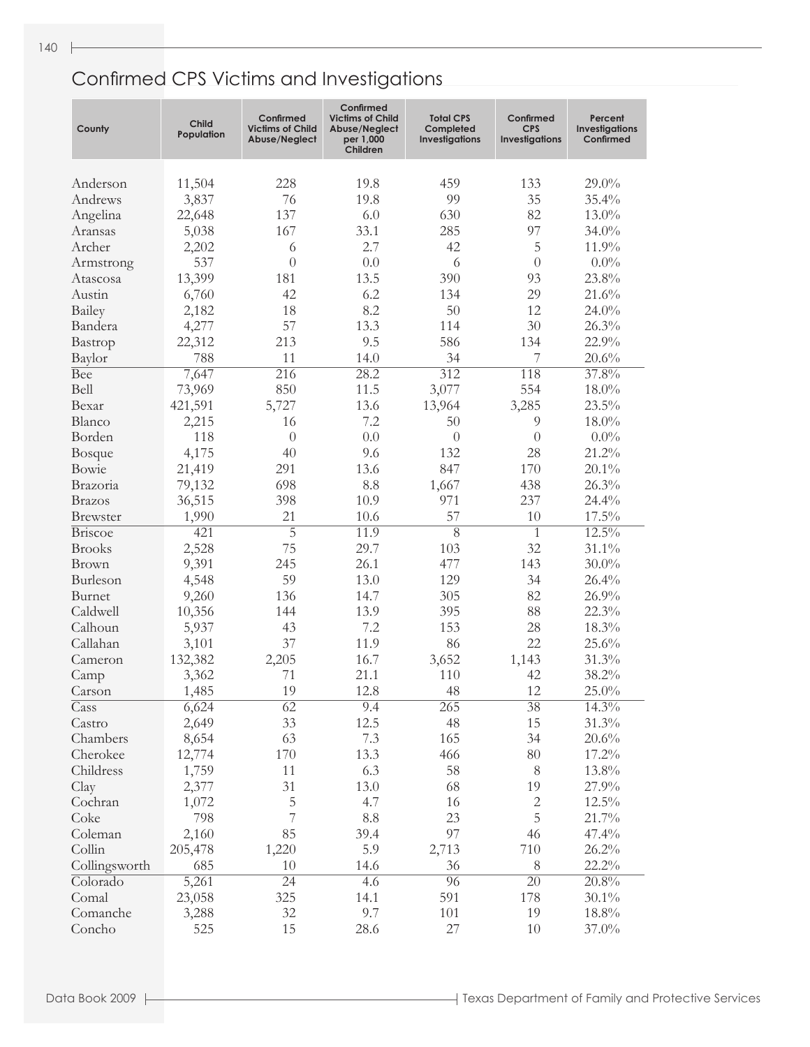## Confirmed CPS Victims and Investigations

| County | Child Population | Confirmed Victims of Child Abuse/Neglect | Confirmed Victims of Child Abuse/Neglect per 1,000 Children | Total CPS Completed Investigations | Confirmed CPS Investigations | Percent Investigations Confirmed |
|---|---|---|---|---|---|---|
| Anderson | 11,504 | 228 | 19.8 | 459 | 133 | 29.0% |
| Andrews | 3,837 | 76 | 19.8 | 99 | 35 | 35.4% |
| Angelina | 22,648 | 137 | 6.0 | 630 | 82 | 13.0% |
| Aransas | 5,038 | 167 | 33.1 | 285 | 97 | 34.0% |
| Archer | 2,202 | 6 | 2.7 | 42 | 5 | 11.9% |
| Armstrong | 537 | 0 | 0.0 | 6 | 0 | 0.0% |
| Atascosa | 13,399 | 181 | 13.5 | 390 | 93 | 23.8% |
| Austin | 6,760 | 42 | 6.2 | 134 | 29 | 21.6% |
| Bailey | 2,182 | 18 | 8.2 | 50 | 12 | 24.0% |
| Bandera | 4,277 | 57 | 13.3 | 114 | 30 | 26.3% |
| Bastrop | 22,312 | 213 | 9.5 | 586 | 134 | 22.9% |
| Baylor | 788 | 11 | 14.0 | 34 | 7 | 20.6% |
| Bee | 7,647 | 216 | 28.2 | 312 | 118 | 37.8% |
| Bell | 73,969 | 850 | 11.5 | 3,077 | 554 | 18.0% |
| Bexar | 421,591 | 5,727 | 13.6 | 13,964 | 3,285 | 23.5% |
| Blanco | 2,215 | 16 | 7.2 | 50 | 9 | 18.0% |
| Borden | 118 | 0 | 0.0 | 0 | 0 | 0.0% |
| Bosque | 4,175 | 40 | 9.6 | 132 | 28 | 21.2% |
| Bowie | 21,419 | 291 | 13.6 | 847 | 170 | 20.1% |
| Brazoria | 79,132 | 698 | 8.8 | 1,667 | 438 | 26.3% |
| Brazos | 36,515 | 398 | 10.9 | 971 | 237 | 24.4% |
| Brewster | 1,990 | 21 | 10.6 | 57 | 10 | 17.5% |
| Briscoe | 421 | 5 | 11.9 | 8 | 1 | 12.5% |
| Brooks | 2,528 | 75 | 29.7 | 103 | 32 | 31.1% |
| Brown | 9,391 | 245 | 26.1 | 477 | 143 | 30.0% |
| Burleson | 4,548 | 59 | 13.0 | 129 | 34 | 26.4% |
| Burnet | 9,260 | 136 | 14.7 | 305 | 82 | 26.9% |
| Caldwell | 10,356 | 144 | 13.9 | 395 | 88 | 22.3% |
| Calhoun | 5,937 | 43 | 7.2 | 153 | 28 | 18.3% |
| Callahan | 3,101 | 37 | 11.9 | 86 | 22 | 25.6% |
| Cameron | 132,382 | 2,205 | 16.7 | 3,652 | 1,143 | 31.3% |
| Camp | 3,362 | 71 | 21.1 | 110 | 42 | 38.2% |
| Carson | 1,485 | 19 | 12.8 | 48 | 12 | 25.0% |
| Cass | 6,624 | 62 | 9.4 | 265 | 38 | 14.3% |
| Castro | 2,649 | 33 | 12.5 | 48 | 15 | 31.3% |
| Chambers | 8,654 | 63 | 7.3 | 165 | 34 | 20.6% |
| Cherokee | 12,774 | 170 | 13.3 | 466 | 80 | 17.2% |
| Childress | 1,759 | 11 | 6.3 | 58 | 8 | 13.8% |
| Clay | 2,377 | 31 | 13.0 | 68 | 19 | 27.9% |
| Cochran | 1,072 | 5 | 4.7 | 16 | 2 | 12.5% |
| Coke | 798 | 7 | 8.8 | 23 | 5 | 21.7% |
| Coleman | 2,160 | 85 | 39.4 | 97 | 46 | 47.4% |
| Collin | 205,478 | 1,220 | 5.9 | 2,713 | 710 | 26.2% |
| Collingsworth | 685 | 10 | 14.6 | 36 | 8 | 22.2% |
| Colorado | 5,261 | 24 | 4.6 | 96 | 20 | 20.8% |
| Comal | 23,058 | 325 | 14.1 | 591 | 178 | 30.1% |
| Comanche | 3,288 | 32 | 9.7 | 101 | 19 | 18.8% |
| Concho | 525 | 15 | 28.6 | 27 | 10 | 37.0% |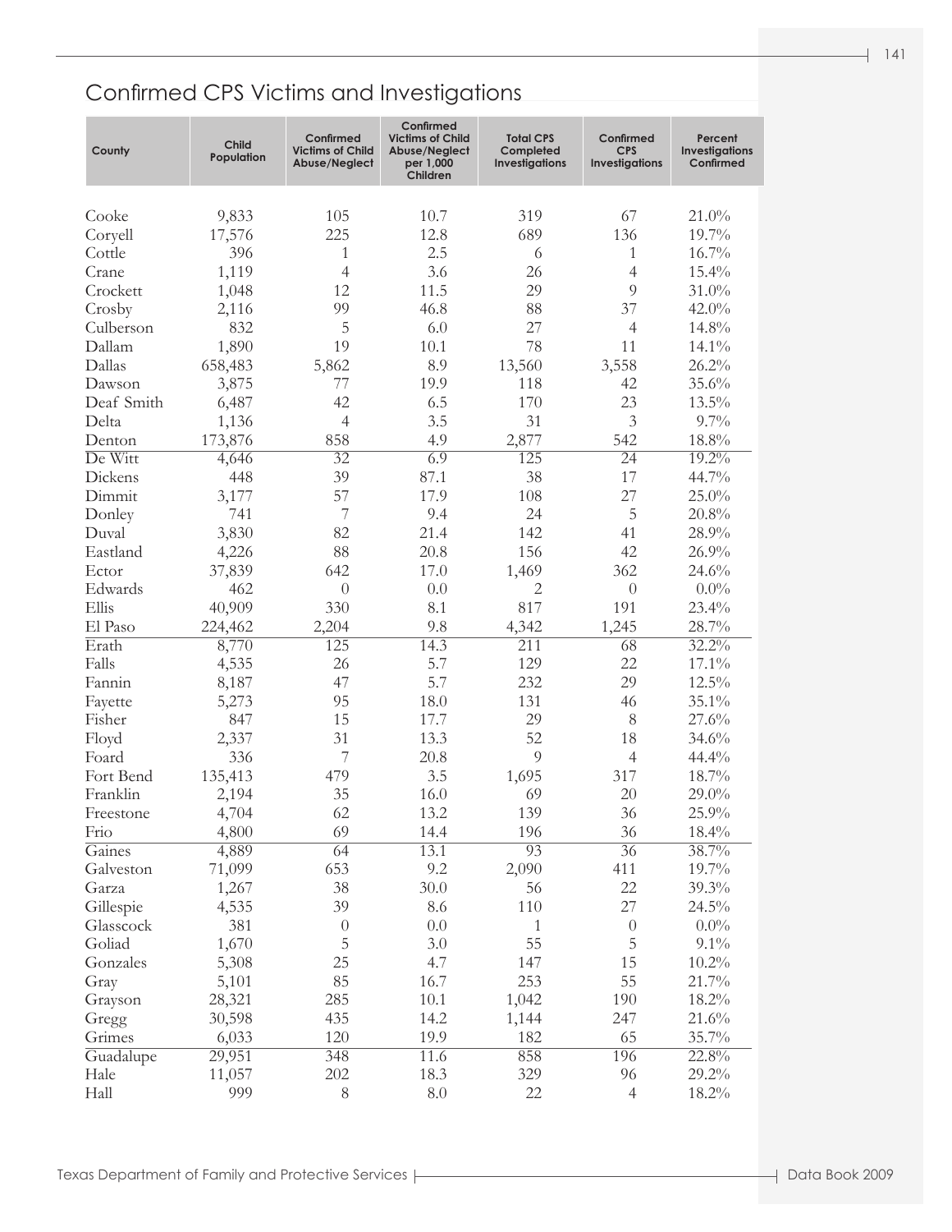## Confirmed CPS Victims and Investigations

| County | Child Population | Confirmed Victims of Child Abuse/Neglect | Confirmed Victims of Child Abuse/Neglect per 1,000 Children | Total CPS Completed Investigations | Confirmed CPS Investigations | Percent Investigations Confirmed |
|---|---|---|---|---|---|---|
| Cooke | 9,833 | 105 | 10.7 | 319 | 67 | 21.0% |
| Coryell | 17,576 | 225 | 12.8 | 689 | 136 | 19.7% |
| Cottle | 396 | 1 | 2.5 | 6 | 1 | 16.7% |
| Crane | 1,119 | 4 | 3.6 | 26 | 4 | 15.4% |
| Crockett | 1,048 | 12 | 11.5 | 29 | 9 | 31.0% |
| Crosby | 2,116 | 99 | 46.8 | 88 | 37 | 42.0% |
| Culberson | 832 | 5 | 6.0 | 27 | 4 | 14.8% |
| Dallam | 1,890 | 19 | 10.1 | 78 | 11 | 14.1% |
| Dallas | 658,483 | 5,862 | 8.9 | 13,560 | 3,558 | 26.2% |
| Dawson | 3,875 | 77 | 19.9 | 118 | 42 | 35.6% |
| Deaf Smith | 6,487 | 42 | 6.5 | 170 | 23 | 13.5% |
| Delta | 1,136 | 4 | 3.5 | 31 | 3 | 9.7% |
| Denton | 173,876 | 858 | 4.9 | 2,877 | 542 | 18.8% |
| De Witt | 4,646 | 32 | 6.9 | 125 | 24 | 19.2% |
| Dickens | 448 | 39 | 87.1 | 38 | 17 | 44.7% |
| Dimmit | 3,177 | 57 | 17.9 | 108 | 27 | 25.0% |
| Donley | 741 | 7 | 9.4 | 24 | 5 | 20.8% |
| Duval | 3,830 | 82 | 21.4 | 142 | 41 | 28.9% |
| Eastland | 4,226 | 88 | 20.8 | 156 | 42 | 26.9% |
| Ector | 37,839 | 642 | 17.0 | 1,469 | 362 | 24.6% |
| Edwards | 462 | 0 | 0.0 | 2 | 0 | 0.0% |
| Ellis | 40,909 | 330 | 8.1 | 817 | 191 | 23.4% |
| El Paso | 224,462 | 2,204 | 9.8 | 4,342 | 1,245 | 28.7% |
| Erath | 8,770 | 125 | 14.3 | 211 | 68 | 32.2% |
| Falls | 4,535 | 26 | 5.7 | 129 | 22 | 17.1% |
| Fannin | 8,187 | 47 | 5.7 | 232 | 29 | 12.5% |
| Fayette | 5,273 | 95 | 18.0 | 131 | 46 | 35.1% |
| Fisher | 847 | 15 | 17.7 | 29 | 8 | 27.6% |
| Floyd | 2,337 | 31 | 13.3 | 52 | 18 | 34.6% |
| Foard | 336 | 7 | 20.8 | 9 | 4 | 44.4% |
| Fort Bend | 135,413 | 479 | 3.5 | 1,695 | 317 | 18.7% |
| Franklin | 2,194 | 35 | 16.0 | 69 | 20 | 29.0% |
| Freestone | 4,704 | 62 | 13.2 | 139 | 36 | 25.9% |
| Frio | 4,800 | 69 | 14.4 | 196 | 36 | 18.4% |
| Gaines | 4,889 | 64 | 13.1 | 93 | 36 | 38.7% |
| Galveston | 71,099 | 653 | 9.2 | 2,090 | 411 | 19.7% |
| Garza | 1,267 | 38 | 30.0 | 56 | 22 | 39.3% |
| Gillespie | 4,535 | 39 | 8.6 | 110 | 27 | 24.5% |
| Glasscock | 381 | 0 | 0.0 | 1 | 0 | 0.0% |
| Goliad | 1,670 | 5 | 3.0 | 55 | 5 | 9.1% |
| Gonzales | 5,308 | 25 | 4.7 | 147 | 15 | 10.2% |
| Gray | 5,101 | 85 | 16.7 | 253 | 55 | 21.7% |
| Grayson | 28,321 | 285 | 10.1 | 1,042 | 190 | 18.2% |
| Gregg | 30,598 | 435 | 14.2 | 1,144 | 247 | 21.6% |
| Grimes | 6,033 | 120 | 19.9 | 182 | 65 | 35.7% |
| Guadalupe | 29,951 | 348 | 11.6 | 858 | 196 | 22.8% |
| Hale | 11,057 | 202 | 18.3 | 329 | 96 | 29.2% |
| Hall | 999 | 8 | 8.0 | 22 | 4 | 18.2% |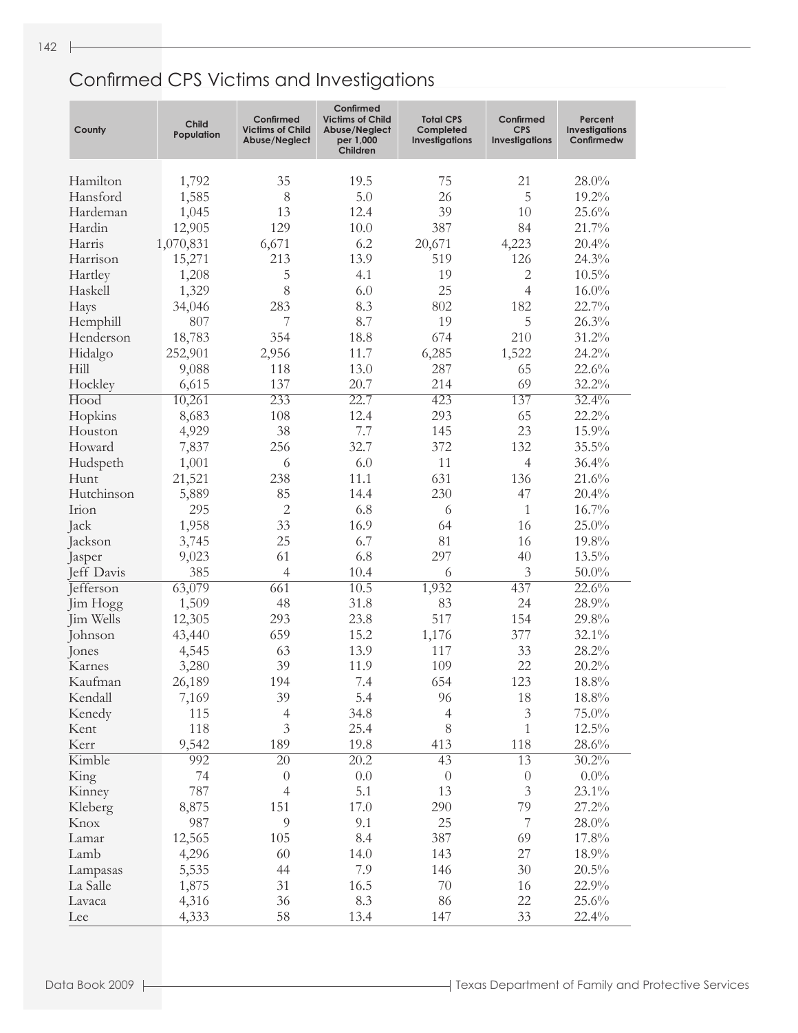## Confirmed CPS Victims and Investigations

| County | Child Population | Confirmed Victims of Child Abuse/Neglect | Confirmed Victims of Child Abuse/Neglect per 1,000 Children | Total CPS Completed Investigations | Confirmed CPS Investigations | Percent Investigations Confirmedw |
|---|---|---|---|---|---|---|
| Hamilton | 1,792 | 35 | 19.5 | 75 | 21 | 28.0% |
| Hansford | 1,585 | 8 | 5.0 | 26 | 5 | 19.2% |
| Hardeman | 1,045 | 13 | 12.4 | 39 | 10 | 25.6% |
| Hardin | 12,905 | 129 | 10.0 | 387 | 84 | 21.7% |
| Harris | 1,070,831 | 6,671 | 6.2 | 20,671 | 4,223 | 20.4% |
| Harrison | 15,271 | 213 | 13.9 | 519 | 126 | 24.3% |
| Hartley | 1,208 | 5 | 4.1 | 19 | 2 | 10.5% |
| Haskell | 1,329 | 8 | 6.0 | 25 | 4 | 16.0% |
| Hays | 34,046 | 283 | 8.3 | 802 | 182 | 22.7% |
| Hemphill | 807 | 7 | 8.7 | 19 | 5 | 26.3% |
| Henderson | 18,783 | 354 | 18.8 | 674 | 210 | 31.2% |
| Hidalgo | 252,901 | 2,956 | 11.7 | 6,285 | 1,522 | 24.2% |
| Hill | 9,088 | 118 | 13.0 | 287 | 65 | 22.6% |
| Hockley | 6,615 | 137 | 20.7 | 214 | 69 | 32.2% |
| Hood | 10,261 | 233 | 22.7 | 423 | 137 | 32.4% |
| Hopkins | 8,683 | 108 | 12.4 | 293 | 65 | 22.2% |
| Houston | 4,929 | 38 | 7.7 | 145 | 23 | 15.9% |
| Howard | 7,837 | 256 | 32.7 | 372 | 132 | 35.5% |
| Hudspeth | 1,001 | 6 | 6.0 | 11 | 4 | 36.4% |
| Hunt | 21,521 | 238 | 11.1 | 631 | 136 | 21.6% |
| Hutchinson | 5,889 | 85 | 14.4 | 230 | 47 | 20.4% |
| Irion | 295 | 2 | 6.8 | 6 | 1 | 16.7% |
| Jack | 1,958 | 33 | 16.9 | 64 | 16 | 25.0% |
| Jackson | 3,745 | 25 | 6.7 | 81 | 16 | 19.8% |
| Jasper | 9,023 | 61 | 6.8 | 297 | 40 | 13.5% |
| Jeff Davis | 385 | 4 | 10.4 | 6 | 3 | 50.0% |
| Jefferson | 63,079 | 661 | 10.5 | 1,932 | 437 | 22.6% |
| Jim Hogg | 1,509 | 48 | 31.8 | 83 | 24 | 28.9% |
| Jim Wells | 12,305 | 293 | 23.8 | 517 | 154 | 29.8% |
| Johnson | 43,440 | 659 | 15.2 | 1,176 | 377 | 32.1% |
| Jones | 4,545 | 63 | 13.9 | 117 | 33 | 28.2% |
| Karnes | 3,280 | 39 | 11.9 | 109 | 22 | 20.2% |
| Kaufman | 26,189 | 194 | 7.4 | 654 | 123 | 18.8% |
| Kendall | 7,169 | 39 | 5.4 | 96 | 18 | 18.8% |
| Kenedy | 115 | 4 | 34.8 | 4 | 3 | 75.0% |
| Kent | 118 | 3 | 25.4 | 8 | 1 | 12.5% |
| Kerr | 9,542 | 189 | 19.8 | 413 | 118 | 28.6% |
| Kimble | 992 | 20 | 20.2 | 43 | 13 | 30.2% |
| King | 74 | 0 | 0.0 | 0 | 0 | 0.0% |
| Kinney | 787 | 4 | 5.1 | 13 | 3 | 23.1% |
| Kleberg | 8,875 | 151 | 17.0 | 290 | 79 | 27.2% |
| Knox | 987 | 9 | 9.1 | 25 | 7 | 28.0% |
| Lamar | 12,565 | 105 | 8.4 | 387 | 69 | 17.8% |
| Lamb | 4,296 | 60 | 14.0 | 143 | 27 | 18.9% |
| Lampasas | 5,535 | 44 | 7.9 | 146 | 30 | 20.5% |
| La Salle | 1,875 | 31 | 16.5 | 70 | 16 | 22.9% |
| Lavaca | 4,316 | 36 | 8.3 | 86 | 22 | 25.6% |
| Lee | 4,333 | 58 | 13.4 | 147 | 33 | 22.4% |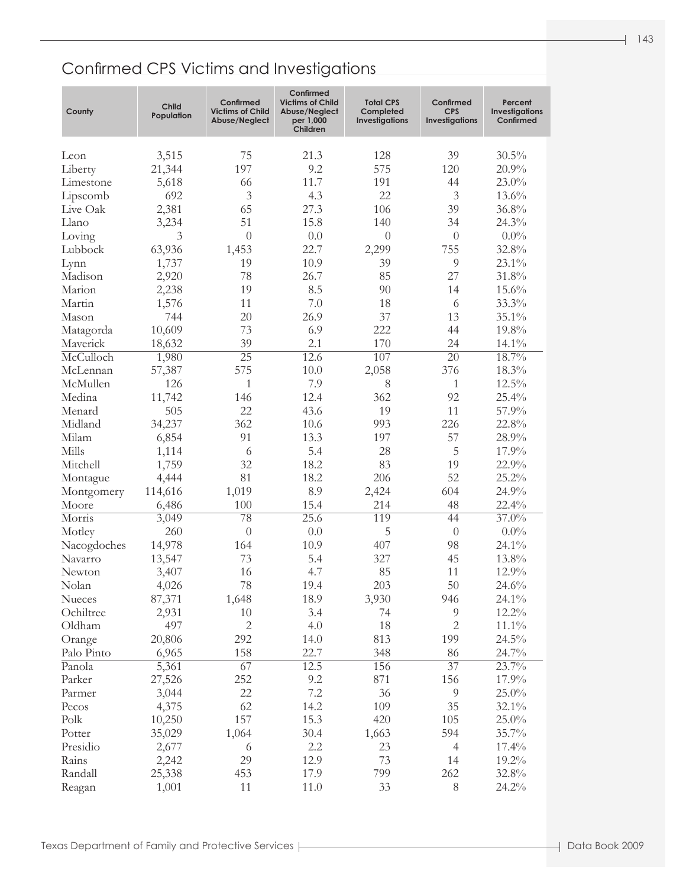## Confirmed CPS Victims and Investigations

| County | Child Population | Confirmed Victims of Child Abuse/Neglect | Confirmed Victims of Child Abuse/Neglect per 1,000 Children | Total CPS Completed Investigations | Confirmed CPS Investigations | Percent Investigations Confirmed |
|---|---|---|---|---|---|---|
| Leon | 3,515 | 75 | 21.3 | 128 | 39 | 30.5% |
| Liberty | 21,344 | 197 | 9.2 | 575 | 120 | 20.9% |
| Limestone | 5,618 | 66 | 11.7 | 191 | 44 | 23.0% |
| Lipscomb | 692 | 3 | 4.3 | 22 | 3 | 13.6% |
| Live Oak | 2,381 | 65 | 27.3 | 106 | 39 | 36.8% |
| Llano | 3,234 | 51 | 15.8 | 140 | 34 | 24.3% |
| Loving | 3 | 0 | 0.0 | 0 | 0 | 0.0% |
| Lubbock | 63,936 | 1,453 | 22.7 | 2,299 | 755 | 32.8% |
| Lynn | 1,737 | 19 | 10.9 | 39 | 9 | 23.1% |
| Madison | 2,920 | 78 | 26.7 | 85 | 27 | 31.8% |
| Marion | 2,238 | 19 | 8.5 | 90 | 14 | 15.6% |
| Martin | 1,576 | 11 | 7.0 | 18 | 6 | 33.3% |
| Mason | 744 | 20 | 26.9 | 37 | 13 | 35.1% |
| Matagorda | 10,609 | 73 | 6.9 | 222 | 44 | 19.8% |
| Maverick | 18,632 | 39 | 2.1 | 170 | 24 | 14.1% |
| McCulloch | 1,980 | 25 | 12.6 | 107 | 20 | 18.7% |
| McLennan | 57,387 | 575 | 10.0 | 2,058 | 376 | 18.3% |
| McMullen | 126 | 1 | 7.9 | 8 | 1 | 12.5% |
| Medina | 11,742 | 146 | 12.4 | 362 | 92 | 25.4% |
| Menard | 505 | 22 | 43.6 | 19 | 11 | 57.9% |
| Midland | 34,237 | 362 | 10.6 | 993 | 226 | 22.8% |
| Milam | 6,854 | 91 | 13.3 | 197 | 57 | 28.9% |
| Mills | 1,114 | 6 | 5.4 | 28 | 5 | 17.9% |
| Mitchell | 1,759 | 32 | 18.2 | 83 | 19 | 22.9% |
| Montague | 4,444 | 81 | 18.2 | 206 | 52 | 25.2% |
| Montgomery | 114,616 | 1,019 | 8.9 | 2,424 | 604 | 24.9% |
| Moore | 6,486 | 100 | 15.4 | 214 | 48 | 22.4% |
| Morris | 3,049 | 78 | 25.6 | 119 | 44 | 37.0% |
| Motley | 260 | 0 | 0.0 | 5 | 0 | 0.0% |
| Nacogdoches | 14,978 | 164 | 10.9 | 407 | 98 | 24.1% |
| Navarro | 13,547 | 73 | 5.4 | 327 | 45 | 13.8% |
| Newton | 3,407 | 16 | 4.7 | 85 | 11 | 12.9% |
| Nolan | 4,026 | 78 | 19.4 | 203 | 50 | 24.6% |
| Nueces | 87,371 | 1,648 | 18.9 | 3,930 | 946 | 24.1% |
| Ochiltree | 2,931 | 10 | 3.4 | 74 | 9 | 12.2% |
| Oldham | 497 | 2 | 4.0 | 18 | 2 | 11.1% |
| Orange | 20,806 | 292 | 14.0 | 813 | 199 | 24.5% |
| Palo Pinto | 6,965 | 158 | 22.7 | 348 | 86 | 24.7% |
| Panola | 5,361 | 67 | 12.5 | 156 | 37 | 23.7% |
| Parker | 27,526 | 252 | 9.2 | 871 | 156 | 17.9% |
| Parmer | 3,044 | 22 | 7.2 | 36 | 9 | 25.0% |
| Pecos | 4,375 | 62 | 14.2 | 109 | 35 | 32.1% |
| Polk | 10,250 | 157 | 15.3 | 420 | 105 | 25.0% |
| Potter | 35,029 | 1,064 | 30.4 | 1,663 | 594 | 35.7% |
| Presidio | 2,677 | 6 | 2.2 | 23 | 4 | 17.4% |
| Rains | 2,242 | 29 | 12.9 | 73 | 14 | 19.2% |
| Randall | 25,338 | 453 | 17.9 | 799 | 262 | 32.8% |
| Reagan | 1,001 | 11 | 11.0 | 33 | 8 | 24.2% |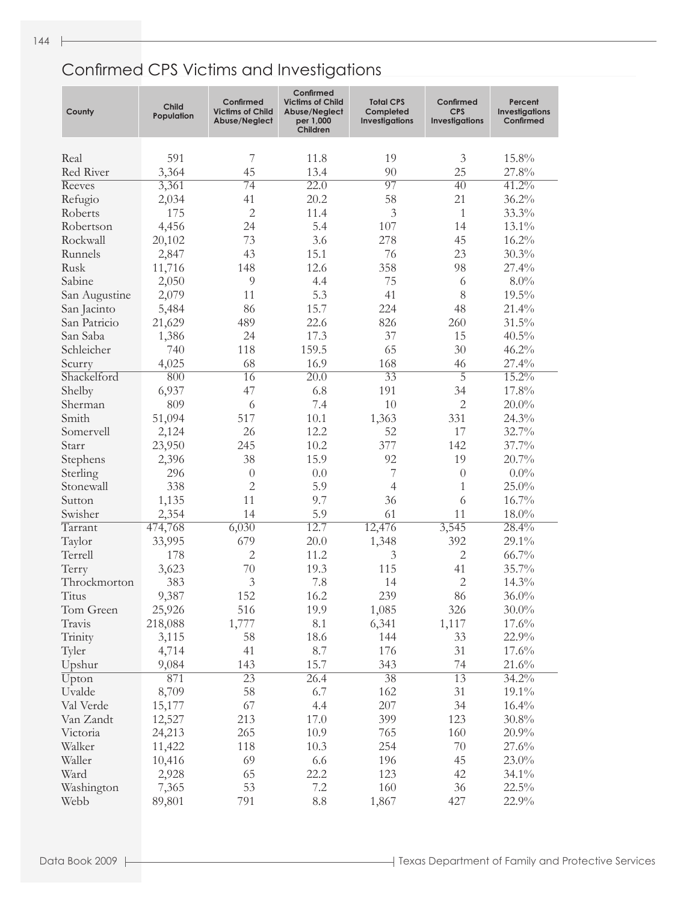## Confirmed CPS Victims and Investigations

| County | Child Population | Confirmed Victims of Child Abuse/Neglect | Confirmed Victims of Child Abuse/Neglect per 1,000 Children | Total CPS Completed Investigations | Confirmed CPS Investigations | Percent Investigations Confirmed |
|---|---|---|---|---|---|---|
| Real | 591 | 7 | 11.8 | 19 | 3 | 15.8% |
| Red River | 3,364 | 45 | 13.4 | 90 | 25 | 27.8% |
| Reeves | 3,361 | 74 | 22.0 | 97 | 40 | 41.2% |
| Refugio | 2,034 | 41 | 20.2 | 58 | 21 | 36.2% |
| Roberts | 175 | 2 | 11.4 | 3 | 1 | 33.3% |
| Robertson | 4,456 | 24 | 5.4 | 107 | 14 | 13.1% |
| Rockwall | 20,102 | 73 | 3.6 | 278 | 45 | 16.2% |
| Runnels | 2,847 | 43 | 15.1 | 76 | 23 | 30.3% |
| Rusk | 11,716 | 148 | 12.6 | 358 | 98 | 27.4% |
| Sabine | 2,050 | 9 | 4.4 | 75 | 6 | 8.0% |
| San Augustine | 2,079 | 11 | 5.3 | 41 | 8 | 19.5% |
| San Jacinto | 5,484 | 86 | 15.7 | 224 | 48 | 21.4% |
| San Patricio | 21,629 | 489 | 22.6 | 826 | 260 | 31.5% |
| San Saba | 1,386 | 24 | 17.3 | 37 | 15 | 40.5% |
| Schleicher | 740 | 118 | 159.5 | 65 | 30 | 46.2% |
| Scurry | 4,025 | 68 | 16.9 | 168 | 46 | 27.4% |
| Shackelford | 800 | 16 | 20.0 | 33 | 5 | 15.2% |
| Shelby | 6,937 | 47 | 6.8 | 191 | 34 | 17.8% |
| Sherman | 809 | 6 | 7.4 | 10 | 2 | 20.0% |
| Smith | 51,094 | 517 | 10.1 | 1,363 | 331 | 24.3% |
| Somervell | 2,124 | 26 | 12.2 | 52 | 17 | 32.7% |
| Starr | 23,950 | 245 | 10.2 | 377 | 142 | 37.7% |
| Stephens | 2,396 | 38 | 15.9 | 92 | 19 | 20.7% |
| Sterling | 296 | 0 | 0.0 | 7 | 0 | 0.0% |
| Stonewall | 338 | 2 | 5.9 | 4 | 1 | 25.0% |
| Sutton | 1,135 | 11 | 9.7 | 36 | 6 | 16.7% |
| Swisher | 2,354 | 14 | 5.9 | 61 | 11 | 18.0% |
| Tarrant | 474,768 | 6,030 | 12.7 | 12,476 | 3,545 | 28.4% |
| Taylor | 33,995 | 679 | 20.0 | 1,348 | 392 | 29.1% |
| Terrell | 178 | 2 | 11.2 | 3 | 2 | 66.7% |
| Terry | 3,623 | 70 | 19.3 | 115 | 41 | 35.7% |
| Throckmorton | 383 | 3 | 7.8 | 14 | 2 | 14.3% |
| Titus | 9,387 | 152 | 16.2 | 239 | 86 | 36.0% |
| Tom Green | 25,926 | 516 | 19.9 | 1,085 | 326 | 30.0% |
| Travis | 218,088 | 1,777 | 8.1 | 6,341 | 1,117 | 17.6% |
| Trinity | 3,115 | 58 | 18.6 | 144 | 33 | 22.9% |
| Tyler | 4,714 | 41 | 8.7 | 176 | 31 | 17.6% |
| Upshur | 9,084 | 143 | 15.7 | 343 | 74 | 21.6% |
| Upton | 871 | 23 | 26.4 | 38 | 13 | 34.2% |
| Uvalde | 8,709 | 58 | 6.7 | 162 | 31 | 19.1% |
| Val Verde | 15,177 | 67 | 4.4 | 207 | 34 | 16.4% |
| Van Zandt | 12,527 | 213 | 17.0 | 399 | 123 | 30.8% |
| Victoria | 24,213 | 265 | 10.9 | 765 | 160 | 20.9% |
| Walker | 11,422 | 118 | 10.3 | 254 | 70 | 27.6% |
| Waller | 10,416 | 69 | 6.6 | 196 | 45 | 23.0% |
| Ward | 2,928 | 65 | 22.2 | 123 | 42 | 34.1% |
| Washington | 7,365 | 53 | 7.2 | 160 | 36 | 22.5% |
| Webb | 89,801 | 791 | 8.8 | 1,867 | 427 | 22.9% |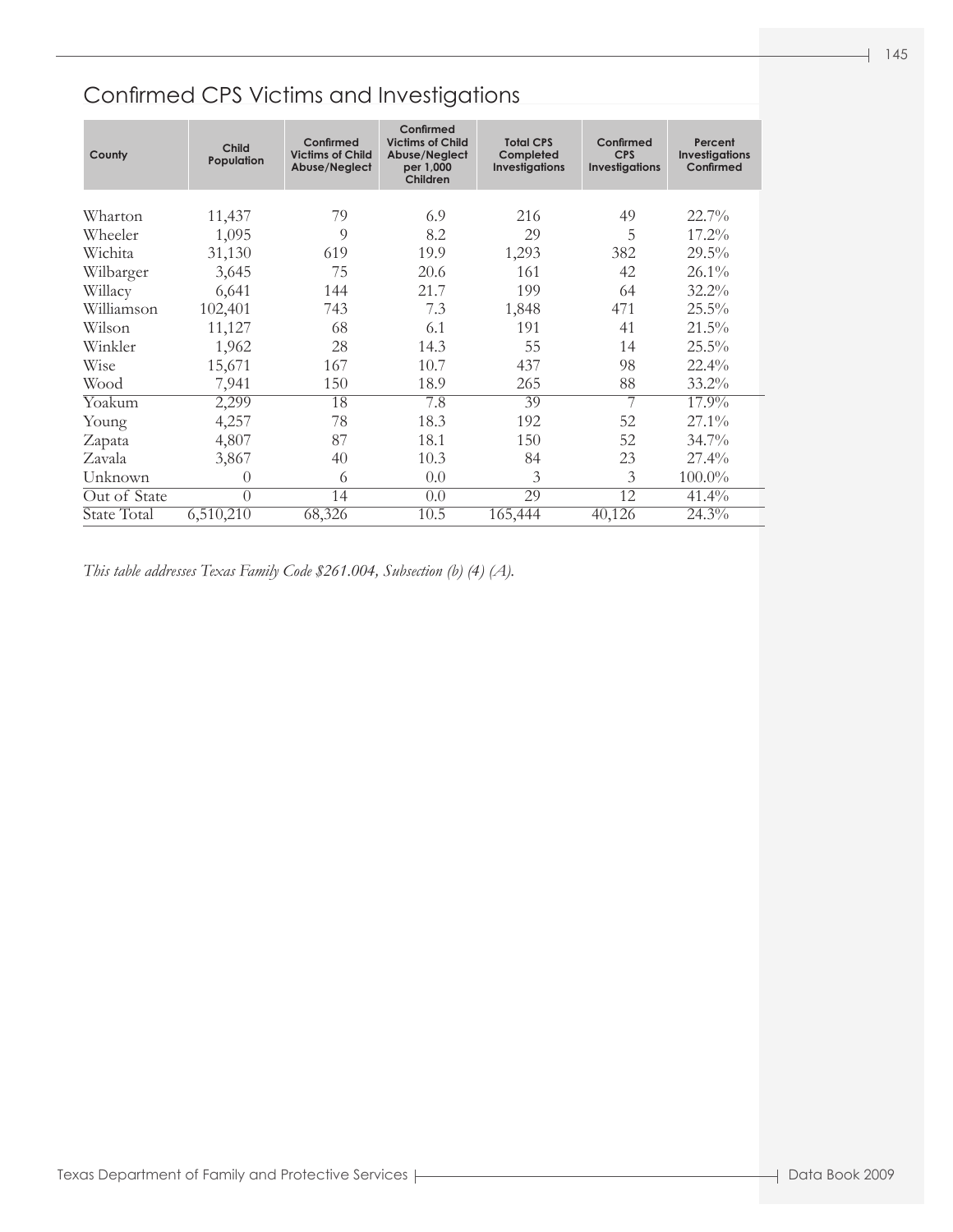## Confirmed CPS Victims and Investigations

| County | Child Population | Confirmed Victims of Child Abuse/Neglect | Confirmed Victims of Child Abuse/Neglect per 1,000 Children | Total CPS Completed Investigations | Confirmed CPS Investigations | Percent Investigations Confirmed |
|---|---|---|---|---|---|---|
| Wharton | 11,437 | 79 | 6.9 | 216 | 49 | 22.7% |
| Wheeler | 1,095 | 9 | 8.2 | 29 | 5 | 17.2% |
| Wichita | 31,130 | 619 | 19.9 | 1,293 | 382 | 29.5% |
| Wilbarger | 3,645 | 75 | 20.6 | 161 | 42 | 26.1% |
| Willacy | 6,641 | 144 | 21.7 | 199 | 64 | 32.2% |
| Williamson | 102,401 | 743 | 7.3 | 1,848 | 471 | 25.5% |
| Wilson | 11,127 | 68 | 6.1 | 191 | 41 | 21.5% |
| Winkler | 1,962 | 28 | 14.3 | 55 | 14 | 25.5% |
| Wise | 15,671 | 167 | 10.7 | 437 | 98 | 22.4% |
| Wood | 7,941 | 150 | 18.9 | 265 | 88 | 33.2% |
| Yoakum | 2,299 | 18 | 7.8 | 39 | 7 | 17.9% |
| Young | 4,257 | 78 | 18.3 | 192 | 52 | 27.1% |
| Zapata | 4,807 | 87 | 18.1 | 150 | 52 | 34.7% |
| Zavala | 3,867 | 40 | 10.3 | 84 | 23 | 27.4% |
| Unknown | 0 | 6 | 0.0 | 3 | 3 | 100.0% |
| Out of State | 0 | 14 | 0.0 | 29 | 12 | 41.4% |
| State Total | 6,510,210 | 68,326 | 10.5 | 165,444 | 40,126 | 24.3% |

*This table addresses Texas Family Code §261.004, Subsection (b) (4) (A).*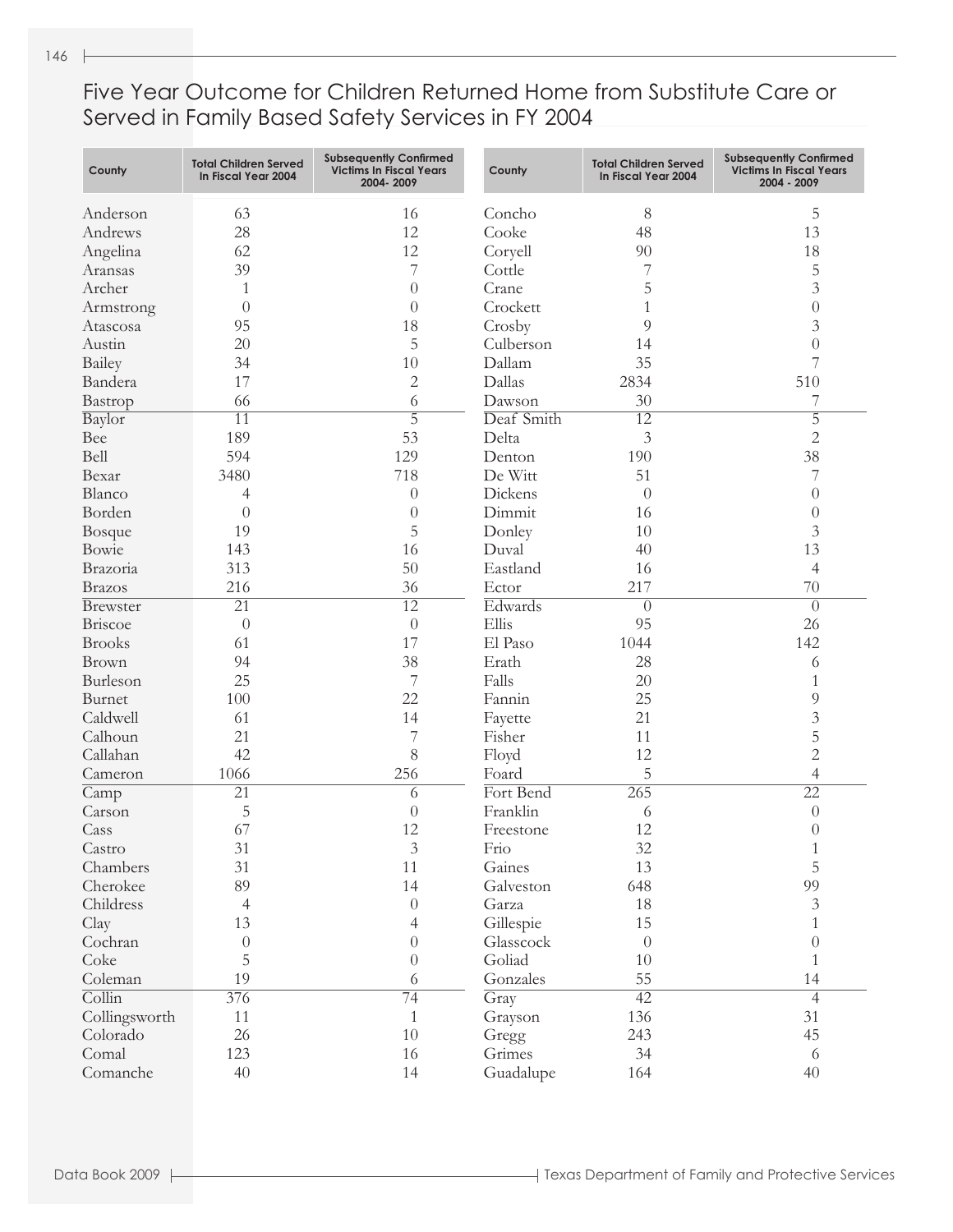# Five Year Outcome for Children Returned Home from Substitute Care or Served in Family Based Safety Services in FY 2004

| County | Total Children Served In Fiscal Year 2004 | Subsequently Confirmed Victims In Fiscal Years 2004- 2009 |
|---|---|---|
| Anderson | 63 | 16 |
| Andrews | 28 | 12 |
| Angelina | 62 | 12 |
| Aransas | 39 | 7 |
| Archer | 1 | 0 |
| Armstrong | 0 | 0 |
| Atascosa | 95 | 18 |
| Austin | 20 | 5 |
| Bailey | 34 | 10 |
| Bandera | 17 | 2 |
| Bastrop | 66 | 6 |
| Baylor | 11 | 5 |
| Bee | 189 | 53 |
| Bell | 594 | 129 |
| Bexar | 3480 | 718 |
| Blanco | 4 | 0 |
| Borden | 0 | 0 |
| Bosque | 19 | 5 |
| Bowie | 143 | 16 |
| Brazoria | 313 | 50 |
| Brazos | 216 | 36 |
| Brewster | 21 | 12 |
| Briscoe | 0 | 0 |
| Brooks | 61 | 17 |
| Brown | 94 | 38 |
| Burleson | 25 | 7 |
| Burnet | 100 | 22 |
| Caldwell | 61 | 14 |
| Calhoun | 21 | 7 |
| Callahan | 42 | 8 |
| Cameron | 1066 | 256 |
| Camp | 21 | 6 |
| Carson | 5 | 0 |
| Cass | 67 | 12 |
| Castro | 31 | 3 |
| Chambers | 31 | 11 |
| Cherokee | 89 | 14 |
| Childress | 4 | 0 |
| Clay | 13 | 4 |
| Cochran | 0 | 0 |
| Coke | 5 | 0 |
| Coleman | 19 | 6 |
| Collin | 376 | 74 |
| Collingsworth | 11 | 1 |
| Colorado | 26 | 10 |
| Comal | 123 | 16 |
| Comanche | 40 | 14 |
| Concho | 8 | 5 |
| Cooke | 48 | 13 |
| Coryell | 90 | 18 |
| Cottle | 7 | 5 |
| Crane | 5 | 3 |
| Crockett | 1 | 0 |
| Crosby | 9 | 3 |
| Culberson | 14 | 0 |
| Dallam | 35 | 7 |
| Dallas | 2834 | 510 |
| Dawson | 30 | 7 |
| Deaf Smith | 12 | 5 |
| Delta | 3 | 2 |
| Denton | 190 | 38 |
| De Witt | 51 | 7 |
| Dickens | 0 | 0 |
| Dimmit | 16 | 0 |
| Donley | 10 | 3 |
| Duval | 40 | 13 |
| Eastland | 16 | 4 |
| Ector | 217 | 70 |
| Edwards | 0 | 0 |
| Ellis | 95 | 26 |
| El Paso | 1044 | 142 |
| Erath | 28 | 6 |
| Falls | 20 | 1 |
| Fannin | 25 | 9 |
| Fayette | 21 | 3 |
| Fisher | 11 | 5 |
| Floyd | 12 | 2 |
| Foard | 5 | 4 |
| Fort Bend | 265 | 22 |
| Franklin | 6 | 0 |
| Freestone | 12 | 0 |
| Frio | 32 | 1 |
| Gaines | 13 | 5 |
| Galveston | 648 | 99 |
| Garza | 18 | 3 |
| Gillespie | 15 | 1 |
| Glasscock | 0 | 0 |
| Goliad | 10 | 1 |
| Gonzales | 55 | 14 |
| Gray | 42 | 4 |
| Grayson | 136 | 31 |
| Gregg | 243 | 45 |
| Grimes | 34 | 6 |
| Guadalupe | 164 | 40 |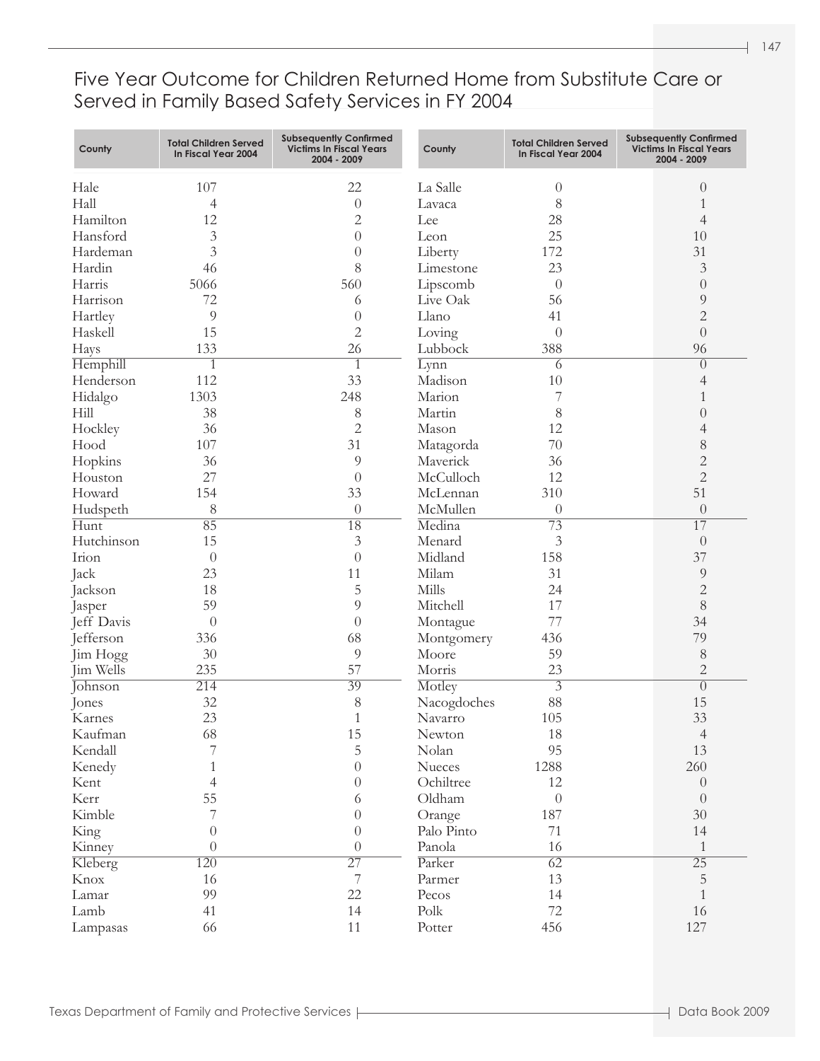# Five Year Outcome for Children Returned Home from Substitute Care or Served in Family Based Safety Services in FY 2004

| County | Total Children Served In Fiscal Year 2004 | Subsequently Confirmed Victims In Fiscal Years 2004 - 2009 |
|---|---|---|
| Hale | 107 | 22 |
| Hall | 4 | 0 |
| Hamilton | 12 | 2 |
| Hansford | 3 | 0 |
| Hardeman | 3 | 0 |
| Hardin | 46 | 8 |
| Harris | 5066 | 560 |
| Harrison | 72 | 6 |
| Hartley | 9 | 0 |
| Haskell | 15 | 2 |
| Hays | 133 | 26 |
| Hemphill | 1 | 1 |
| Henderson | 112 | 33 |
| Hidalgo | 1303 | 248 |
| Hill | 38 | 8 |
| Hockley | 36 | 2 |
| Hood | 107 | 31 |
| Hopkins | 36 | 9 |
| Houston | 27 | 0 |
| Howard | 154 | 33 |
| Hudspeth | 8 | 0 |
| Hunt | 85 | 18 |
| Hutchinson | 15 | 3 |
| Irion | 0 | 0 |
| Jack | 23 | 11 |
| Jackson | 18 | 5 |
| Jasper | 59 | 9 |
| Jeff Davis | 0 | 0 |
| Jefferson | 336 | 68 |
| Jim Hogg | 30 | 9 |
| Jim Wells | 235 | 57 |
| Johnson | 214 | 39 |
| Jones | 32 | 8 |
| Karnes | 23 | 1 |
| Kaufman | 68 | 15 |
| Kendall | 7 | 5 |
| Kenedy | 1 | 0 |
| Kent | 4 | 0 |
| Kerr | 55 | 6 |
| Kimble | 7 | 0 |
| King | 0 | 0 |
| Kinney | 0 | 0 |
| Kleberg | 120 | 27 |
| Knox | 16 | 7 |
| Lamar | 99 | 22 |
| Lamb | 41 | 14 |
| Lampasas | 66 | 11 |
| La Salle | 0 | 0 |
| Lavaca | 8 | 1 |
| Lee | 28 | 4 |
| Leon | 25 | 10 |
| Liberty | 172 | 31 |
| Limestone | 23 | 3 |
| Lipscomb | 0 | 0 |
| Live Oak | 56 | 9 |
| Llano | 41 | 2 |
| Loving | 0 | 0 |
| Lubbock | 388 | 96 |
| Lynn | 6 | 0 |
| Madison | 10 | 4 |
| Marion | 7 | 1 |
| Martin | 8 | 0 |
| Mason | 12 | 4 |
| Matagorda | 70 | 8 |
| Maverick | 36 | 2 |
| McCulloch | 12 | 2 |
| McLennan | 310 | 51 |
| McMullen | 0 | 0 |
| Medina | 73 | 17 |
| Menard | 3 | 0 |
| Midland | 158 | 37 |
| Milam | 31 | 9 |
| Mills | 24 | 2 |
| Mitchell | 17 | 8 |
| Montague | 77 | 34 |
| Montgomery | 436 | 79 |
| Moore | 59 | 8 |
| Morris | 23 | 2 |
| Motley | 3 | 0 |
| Nacogdoches | 88 | 15 |
| Navarro | 105 | 33 |
| Newton | 18 | 4 |
| Nolan | 95 | 13 |
| Nueces | 1288 | 260 |
| Ochiltree | 12 | 0 |
| Oldham | 0 | 0 |
| Orange | 187 | 30 |
| Palo Pinto | 71 | 14 |
| Panola | 16 | 1 |
| Parker | 62 | 25 |
| Parmer | 13 | 5 |
| Pecos | 14 | 1 |
| Polk | 72 | 16 |
| Potter | 456 | 127 |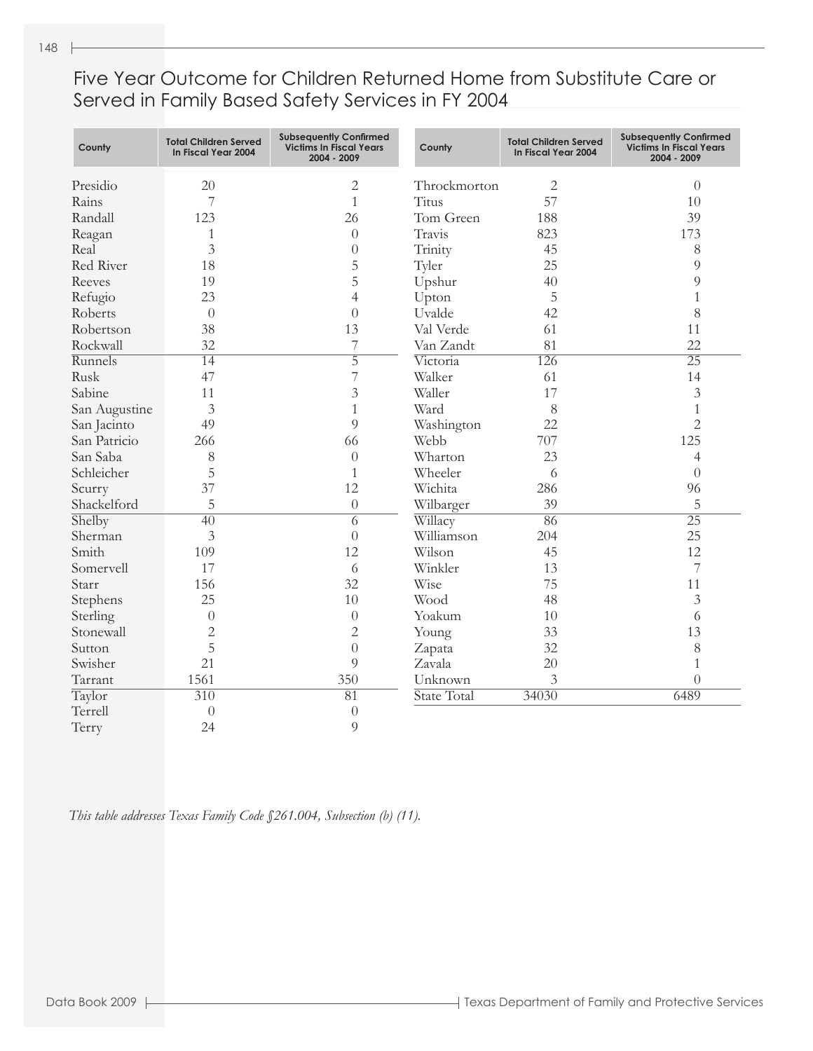# Five Year Outcome for Children Returned Home from Substitute Care or Served in Family Based Safety Services in FY 2004

| County | Total Children Served In Fiscal Year 2004 | Subsequently Confirmed Victims In Fiscal Years 2004 - 2009 |
|---|---|---|
| Presidio | 20 | 2 |
| Rains | 7 | 1 |
| Randall | 123 | 26 |
| Reagan | 1 | 0 |
| Real | 3 | 0 |
| Red River | 18 | 5 |
| Reeves | 19 | 5 |
| Refugio | 23 | 4 |
| Roberts | 0 | 0 |
| Robertson | 38 | 13 |
| Rockwall | 32 | 7 |
| Runnels | 14 | 5 |
| Rusk | 47 | 7 |
| Sabine | 11 | 3 |
| San Augustine | 3 | 1 |
| San Jacinto | 49 | 9 |
| San Patricio | 266 | 66 |
| San Saba | 8 | 0 |
| Schleicher | 5 | 1 |
| Scurry | 37 | 12 |
| Shackelford | 5 | 0 |
| Shelby | 40 | 6 |
| Sherman | 3 | 0 |
| Smith | 109 | 12 |
| Somervell | 17 | 6 |
| Starr | 156 | 32 |
| Stephens | 25 | 10 |
| Sterling | 0 | 0 |
| Stonewall | 2 | 2 |
| Sutton | 5 | 0 |
| Swisher | 21 | 9 |
| Tarrant | 1561 | 350 |
| Taylor | 310 | 81 |
| Terrell | 0 | 0 |
| Terry | 24 | 9 |
| Throckmorton | 2 | 0 |
| Titus | 57 | 10 |
| Tom Green | 188 | 39 |
| Travis | 823 | 173 |
| Trinity | 45 | 8 |
| Tyler | 25 | 9 |
| Upshur | 40 | 9 |
| Upton | 5 | 1 |
| Uvalde | 42 | 8 |
| Val Verde | 61 | 11 |
| Van Zandt | 81 | 22 |
| Victoria | 126 | 25 |
| Walker | 61 | 14 |
| Waller | 17 | 3 |
| Ward | 8 | 1 |
| Washington | 22 | 2 |
| Webb | 707 | 125 |
| Wharton | 23 | 4 |
| Wheeler | 6 | 0 |
| Wichita | 286 | 96 |
| Wilbarger | 39 | 5 |
| Willacy | 86 | 25 |
| Williamson | 204 | 25 |
| Wilson | 45 | 12 |
| Winkler | 13 | 7 |
| Wise | 75 | 11 |
| Wood | 48 | 3 |
| Yoakum | 10 | 6 |
| Young | 33 | 13 |
| Zapata | 32 | 8 |
| Zavala | 20 | 1 |
| Unknown | 3 | 0 |
| State Total | 34030 | 6489 |

*This table addresses Texas Family Code §261.004, Subsection (b) (11).*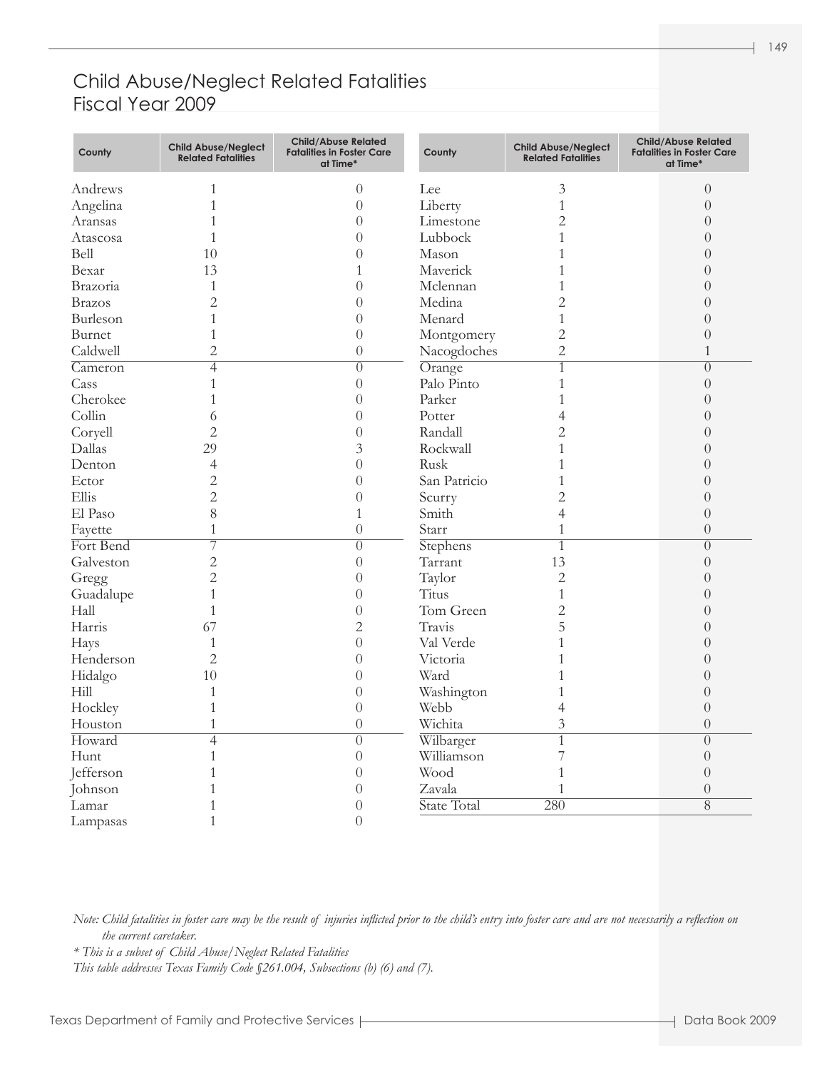# Child Abuse/Neglect Related Fatalities
## Fiscal Year 2009

| County | Child Abuse/Neglect Related Fatalities | Child/Abuse Related Fatalities in Foster Care at Time* |
|---|---|---|
| Andrews | 1 | 0 |
| Angelina | 1 | 0 |
| Aransas | 1 | 0 |
| Atascosa | 1 | 0 |
| Bell | 10 | 0 |
| Bexar | 13 | 1 |
| Brazoria | 1 | 0 |
| Brazos | 2 | 0 |
| Burleson | 1 | 0 |
| Burnet | 1 | 0 |
| Caldwell | 2 | 0 |
| Cameron | 4 | 0 |
| Cass | 1 | 0 |
| Cherokee | 1 | 0 |
| Collin | 6 | 0 |
| Coryell | 2 | 0 |
| Dallas | 29 | 3 |
| Denton | 4 | 0 |
| Ector | 2 | 0 |
| Ellis | 2 | 0 |
| El Paso | 8 | 1 |
| Fayette | 1 | 0 |
| Fort Bend | 7 | 0 |
| Galveston | 2 | 0 |
| Gregg | 2 | 0 |
| Guadalupe | 1 | 0 |
| Hall | 1 | 0 |
| Harris | 67 | 2 |
| Hays | 1 | 0 |
| Henderson | 2 | 0 |
| Hidalgo | 10 | 0 |
| Hill | 1 | 0 |
| Hockley | 1 | 0 |
| Houston | 1 | 0 |
| Howard | 4 | 0 |
| Hunt | 1 | 0 |
| Jefferson | 1 | 0 |
| Johnson | 1 | 0 |
| Lamar | 1 | 0 |
| Lampasas | 1 | 0 |
| Lee | 3 | 0 |
| Liberty | 1 | 0 |
| Limestone | 2 | 0 |
| Lubbock | 1 | 0 |
| Mason | 1 | 0 |
| Maverick | 1 | 0 |
| Mclennan | 1 | 0 |
| Medina | 2 | 0 |
| Menard | 1 | 0 |
| Montgomery | 2 | 0 |
| Nacogdoches | 2 | 1 |
| Orange | 1 | 0 |
| Palo Pinto | 1 | 0 |
| Parker | 1 | 0 |
| Potter | 4 | 0 |
| Randall | 2 | 0 |
| Rockwall | 1 | 0 |
| Rusk | 1 | 0 |
| San Patricio | 1 | 0 |
| Scurry | 2 | 0 |
| Smith | 4 | 0 |
| Starr | 1 | 0 |
| Stephens | 1 | 0 |
| Tarrant | 13 | 0 |
| Taylor | 2 | 0 |
| Titus | 1 | 0 |
| Tom Green | 2 | 0 |
| Travis | 5 | 0 |
| Val Verde | 1 | 0 |
| Victoria | 1 | 0 |
| Ward | 1 | 0 |
| Washington | 1 | 0 |
| Webb | 4 | 0 |
| Wichita | 3 | 0 |
| Wilbarger | 1 | 0 |
| Williamson | 7 | 0 |
| Wood | 1 | 0 |
| Zavala | 1 | 0 |
| State Total | 280 | 8 |

*Note: Child fatalities in foster care may be the result of injuries inflicted prior to the child's entry into foster care and are not necessarily a reflection on the current caretaker.*

*\* This is a subset of Child Abuse/Neglect Related Fatalities*

*This table addresses Texas Family Code §261.004, Subsections (b) (6) and (7).*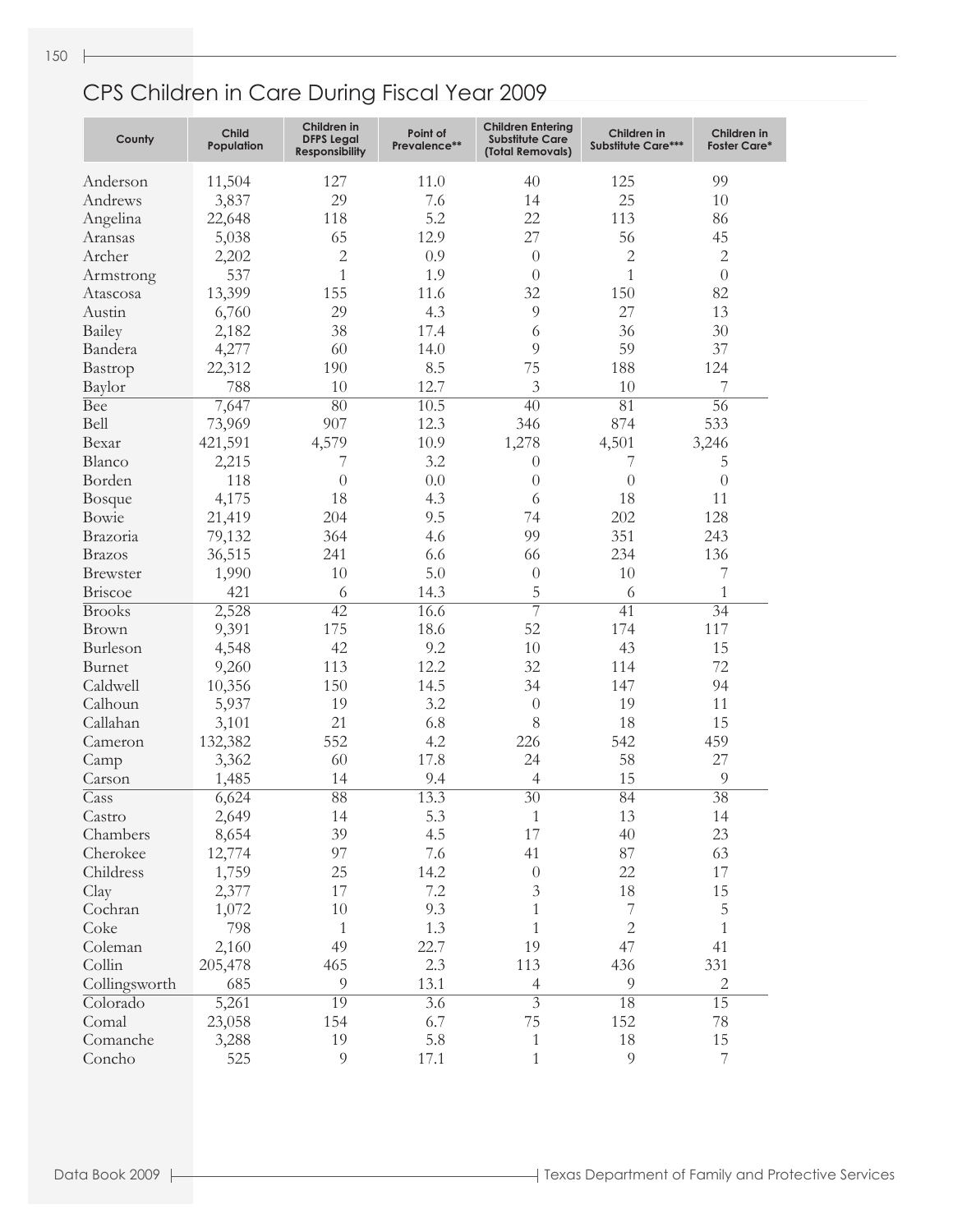# CPS Children in Care During Fiscal Year 2009

| County | Child Population | Children in DFPS Legal Responsibility | Point of Prevalence** | Children Entering Substitute Care (Total Removals) | Children in Substitute Care*** | Children in Foster Care* |
|---|---|---|---|---|---|---|
| Anderson | 11,504 | 127 | 11.0 | 40 | 125 | 99 |
| Andrews | 3,837 | 29 | 7.6 | 14 | 25 | 10 |
| Angelina | 22,648 | 118 | 5.2 | 22 | 113 | 86 |
| Aransas | 5,038 | 65 | 12.9 | 27 | 56 | 45 |
| Archer | 2,202 | 2 | 0.9 | 0 | 2 | 2 |
| Armstrong | 537 | 1 | 1.9 | 0 | 1 | 0 |
| Atascosa | 13,399 | 155 | 11.6 | 32 | 150 | 82 |
| Austin | 6,760 | 29 | 4.3 | 9 | 27 | 13 |
| Bailey | 2,182 | 38 | 17.4 | 6 | 36 | 30 |
| Bandera | 4,277 | 60 | 14.0 | 9 | 59 | 37 |
| Bastrop | 22,312 | 190 | 8.5 | 75 | 188 | 124 |
| Baylor | 788 | 10 | 12.7 | 3 | 10 | 7 |
| Bee | 7,647 | 80 | 10.5 | 40 | 81 | 56 |
| Bell | 73,969 | 907 | 12.3 | 346 | 874 | 533 |
| Bexar | 421,591 | 4,579 | 10.9 | 1,278 | 4,501 | 3,246 |
| Blanco | 2,215 | 7 | 3.2 | 0 | 7 | 5 |
| Borden | 118 | 0 | 0.0 | 0 | 0 | 0 |
| Bosque | 4,175 | 18 | 4.3 | 6 | 18 | 11 |
| Bowie | 21,419 | 204 | 9.5 | 74 | 202 | 128 |
| Brazoria | 79,132 | 364 | 4.6 | 99 | 351 | 243 |
| Brazos | 36,515 | 241 | 6.6 | 66 | 234 | 136 |
| Brewster | 1,990 | 10 | 5.0 | 0 | 10 | 7 |
| Briscoe | 421 | 6 | 14.3 | 5 | 6 | 1 |
| Brooks | 2,528 | 42 | 16.6 | 7 | 41 | 34 |
| Brown | 9,391 | 175 | 18.6 | 52 | 174 | 117 |
| Burleson | 4,548 | 42 | 9.2 | 10 | 43 | 15 |
| Burnet | 9,260 | 113 | 12.2 | 32 | 114 | 72 |
| Caldwell | 10,356 | 150 | 14.5 | 34 | 147 | 94 |
| Calhoun | 5,937 | 19 | 3.2 | 0 | 19 | 11 |
| Callahan | 3,101 | 21 | 6.8 | 8 | 18 | 15 |
| Cameron | 132,382 | 552 | 4.2 | 226 | 542 | 459 |
| Camp | 3,362 | 60 | 17.8 | 24 | 58 | 27 |
| Carson | 1,485 | 14 | 9.4 | 4 | 15 | 9 |
| Cass | 6,624 | 88 | 13.3 | 30 | 84 | 38 |
| Castro | 2,649 | 14 | 5.3 | 1 | 13 | 14 |
| Chambers | 8,654 | 39 | 4.5 | 17 | 40 | 23 |
| Cherokee | 12,774 | 97 | 7.6 | 41 | 87 | 63 |
| Childress | 1,759 | 25 | 14.2 | 0 | 22 | 17 |
| Clay | 2,377 | 17 | 7.2 | 3 | 18 | 15 |
| Cochran | 1,072 | 10 | 9.3 | 1 | 7 | 5 |
| Coke | 798 | 1 | 1.3 | 1 | 2 | 1 |
| Coleman | 2,160 | 49 | 22.7 | 19 | 47 | 41 |
| Collin | 205,478 | 465 | 2.3 | 113 | 436 | 331 |
| Collingsworth | 685 | 9 | 13.1 | 4 | 9 | 2 |
| Colorado | 5,261 | 19 | 3.6 | 3 | 18 | 15 |
| Comal | 23,058 | 154 | 6.7 | 75 | 152 | 78 |
| Comanche | 3,288 | 19 | 5.8 | 1 | 18 | 15 |
| Concho | 525 | 9 | 17.1 | 1 | 9 | 7 |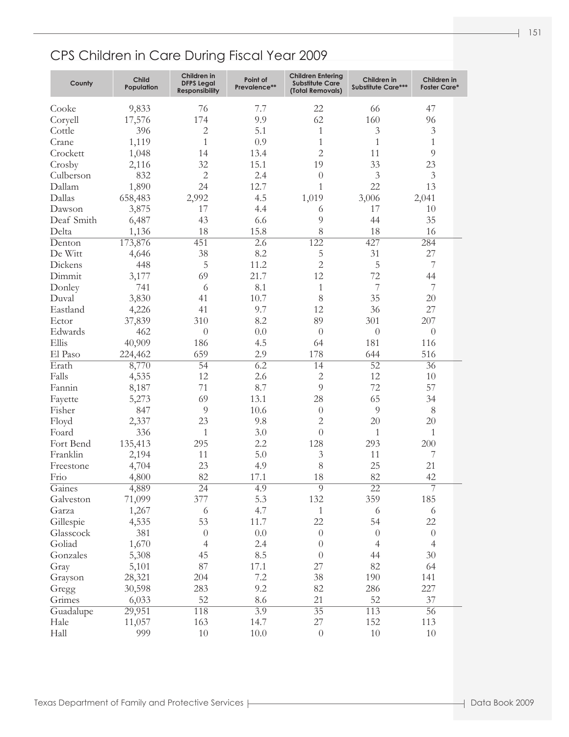## CPS Children in Care During Fiscal Year 2009

| County | Child Population | Children in DFPS Legal Responsibility | Point of Prevalence** | Children Entering Substitute Care (Total Removals) | Children in Substitute Care*** | Children in Foster Care* |
|---|---|---|---|---|---|---|
| Cooke | 9,833 | 76 | 7.7 | 22 | 66 | 47 |
| Coryell | 17,576 | 174 | 9.9 | 62 | 160 | 96 |
| Cottle | 396 | 2 | 5.1 | 1 | 3 | 3 |
| Crane | 1,119 | 1 | 0.9 | 1 | 1 | 1 |
| Crockett | 1,048 | 14 | 13.4 | 2 | 11 | 9 |
| Crosby | 2,116 | 32 | 15.1 | 19 | 33 | 23 |
| Culberson | 832 | 2 | 2.4 | 0 | 3 | 3 |
| Dallam | 1,890 | 24 | 12.7 | 1 | 22 | 13 |
| Dallas | 658,483 | 2,992 | 4.5 | 1,019 | 3,006 | 2,041 |
| Dawson | 3,875 | 17 | 4.4 | 6 | 17 | 10 |
| Deaf Smith | 6,487 | 43 | 6.6 | 9 | 44 | 35 |
| Delta | 1,136 | 18 | 15.8 | 8 | 18 | 16 |
| Denton | 173,876 | 451 | 2.6 | 122 | 427 | 284 |
| De Witt | 4,646 | 38 | 8.2 | 5 | 31 | 27 |
| Dickens | 448 | 5 | 11.2 | 2 | 5 | 7 |
| Dimmit | 3,177 | 69 | 21.7 | 12 | 72 | 44 |
| Donley | 741 | 6 | 8.1 | 1 | 7 | 7 |
| Duval | 3,830 | 41 | 10.7 | 8 | 35 | 20 |
| Eastland | 4,226 | 41 | 9.7 | 12 | 36 | 27 |
| Ector | 37,839 | 310 | 8.2 | 89 | 301 | 207 |
| Edwards | 462 | 0 | 0.0 | 0 | 0 | 0 |
| Ellis | 40,909 | 186 | 4.5 | 64 | 181 | 116 |
| El Paso | 224,462 | 659 | 2.9 | 178 | 644 | 516 |
| Erath | 8,770 | 54 | 6.2 | 14 | 52 | 36 |
| Falls | 4,535 | 12 | 2.6 | 2 | 12 | 10 |
| Fannin | 8,187 | 71 | 8.7 | 9 | 72 | 57 |
| Fayette | 5,273 | 69 | 13.1 | 28 | 65 | 34 |
| Fisher | 847 | 9 | 10.6 | 0 | 9 | 8 |
| Floyd | 2,337 | 23 | 9.8 | 2 | 20 | 20 |
| Foard | 336 | 1 | 3.0 | 0 | 1 | 1 |
| Fort Bend | 135,413 | 295 | 2.2 | 128 | 293 | 200 |
| Franklin | 2,194 | 11 | 5.0 | 3 | 11 | 7 |
| Freestone | 4,704 | 23 | 4.9 | 8 | 25 | 21 |
| Frio | 4,800 | 82 | 17.1 | 18 | 82 | 42 |
| Gaines | 4,889 | 24 | 4.9 | 9 | 22 | 7 |
| Galveston | 71,099 | 377 | 5.3 | 132 | 359 | 185 |
| Garza | 1,267 | 6 | 4.7 | 1 | 6 | 6 |
| Gillespie | 4,535 | 53 | 11.7 | 22 | 54 | 22 |
| Glasscock | 381 | 0 | 0.0 | 0 | 0 | 0 |
| Goliad | 1,670 | 4 | 2.4 | 0 | 4 | 4 |
| Gonzales | 5,308 | 45 | 8.5 | 0 | 44 | 30 |
| Gray | 5,101 | 87 | 17.1 | 27 | 82 | 64 |
| Grayson | 28,321 | 204 | 7.2 | 38 | 190 | 141 |
| Gregg | 30,598 | 283 | 9.2 | 82 | 286 | 227 |
| Grimes | 6,033 | 52 | 8.6 | 21 | 52 | 37 |
| Guadalupe | 29,951 | 118 | 3.9 | 35 | 113 | 56 |
| Hale | 11,057 | 163 | 14.7 | 27 | 152 | 113 |
| Hall | 999 | 10 | 10.0 | 0 | 10 | 10 |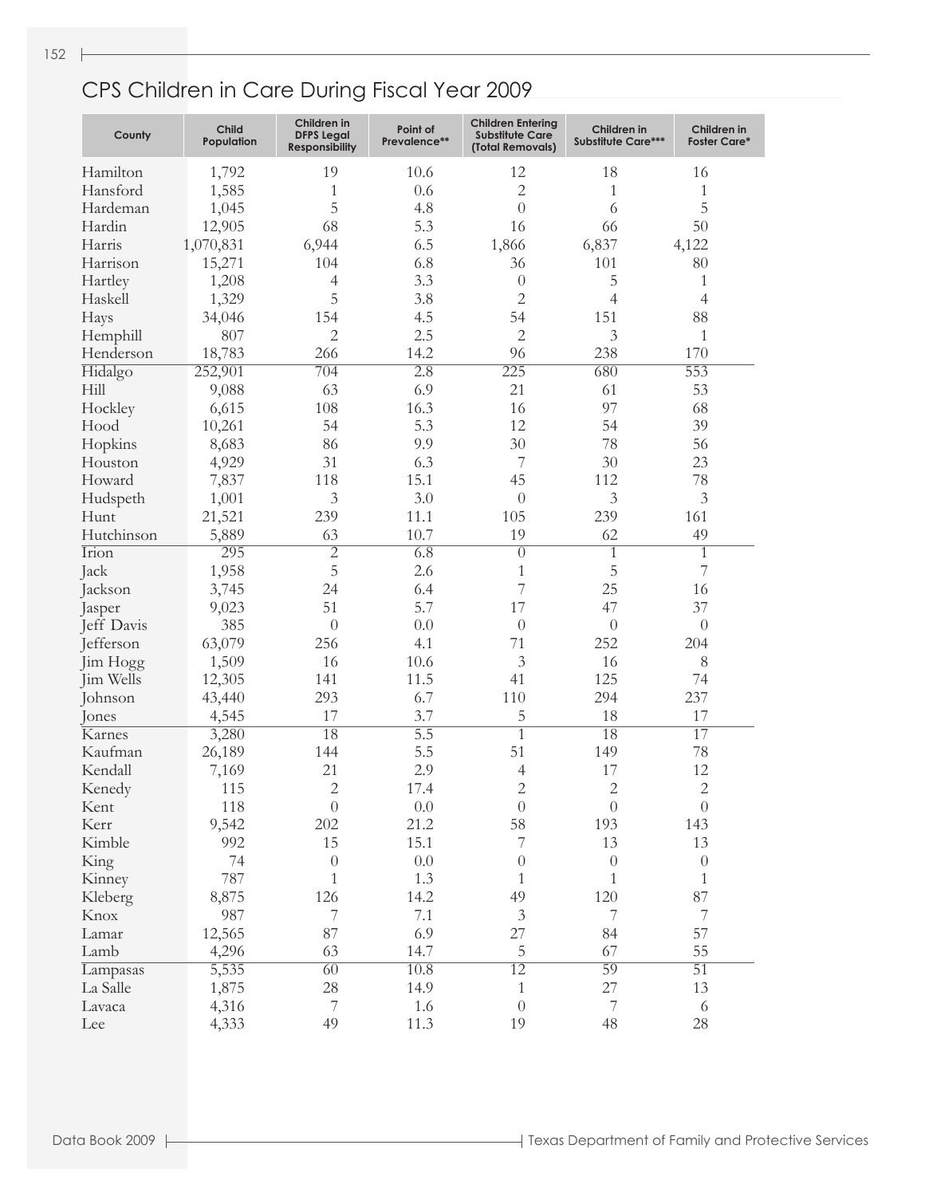# CPS Children in Care During Fiscal Year 2009

| County | Child Population | Children in DFPS Legal Responsibility | Point of Prevalence** | Children Entering Substitute Care (Total Removals) | Children in Substitute Care*** | Children in Foster Care* |
|---|---|---|---|---|---|---|
| Hamilton | 1,792 | 19 | 10.6 | 12 | 18 | 16 |
| Hansford | 1,585 | 1 | 0.6 | 2 | 1 | 1 |
| Hardeman | 1,045 | 5 | 4.8 | 0 | 6 | 5 |
| Hardin | 12,905 | 68 | 5.3 | 16 | 66 | 50 |
| Harris | 1,070,831 | 6,944 | 6.5 | 1,866 | 6,837 | 4,122 |
| Harrison | 15,271 | 104 | 6.8 | 36 | 101 | 80 |
| Hartley | 1,208 | 4 | 3.3 | 0 | 5 | 1 |
| Haskell | 1,329 | 5 | 3.8 | 2 | 4 | 4 |
| Hays | 34,046 | 154 | 4.5 | 54 | 151 | 88 |
| Hemphill | 807 | 2 | 2.5 | 2 | 3 | 1 |
| Henderson | 18,783 | 266 | 14.2 | 96 | 238 | 170 |
| Hidalgo | 252,901 | 704 | 2.8 | 225 | 680 | 553 |
| Hill | 9,088 | 63 | 6.9 | 21 | 61 | 53 |
| Hockley | 6,615 | 108 | 16.3 | 16 | 97 | 68 |
| Hood | 10,261 | 54 | 5.3 | 12 | 54 | 39 |
| Hopkins | 8,683 | 86 | 9.9 | 30 | 78 | 56 |
| Houston | 4,929 | 31 | 6.3 | 7 | 30 | 23 |
| Howard | 7,837 | 118 | 15.1 | 45 | 112 | 78 |
| Hudspeth | 1,001 | 3 | 3.0 | 0 | 3 | 3 |
| Hunt | 21,521 | 239 | 11.1 | 105 | 239 | 161 |
| Hutchinson | 5,889 | 63 | 10.7 | 19 | 62 | 49 |
| Irion | 295 | 2 | 6.8 | 0 | 1 | 1 |
| Jack | 1,958 | 5 | 2.6 | 1 | 5 | 7 |
| Jackson | 3,745 | 24 | 6.4 | 7 | 25 | 16 |
| Jasper | 9,023 | 51 | 5.7 | 17 | 47 | 37 |
| Jeff Davis | 385 | 0 | 0.0 | 0 | 0 | 0 |
| Jefferson | 63,079 | 256 | 4.1 | 71 | 252 | 204 |
| Jim Hogg | 1,509 | 16 | 10.6 | 3 | 16 | 8 |
| Jim Wells | 12,305 | 141 | 11.5 | 41 | 125 | 74 |
| Johnson | 43,440 | 293 | 6.7 | 110 | 294 | 237 |
| Jones | 4,545 | 17 | 3.7 | 5 | 18 | 17 |
| Karnes | 3,280 | 18 | 5.5 | 1 | 18 | 17 |
| Kaufman | 26,189 | 144 | 5.5 | 51 | 149 | 78 |
| Kendall | 7,169 | 21 | 2.9 | 4 | 17 | 12 |
| Kenedy | 115 | 2 | 17.4 | 2 | 2 | 2 |
| Kent | 118 | 0 | 0.0 | 0 | 0 | 0 |
| Kerr | 9,542 | 202 | 21.2 | 58 | 193 | 143 |
| Kimble | 992 | 15 | 15.1 | 7 | 13 | 13 |
| King | 74 | 0 | 0.0 | 0 | 0 | 0 |
| Kinney | 787 | 1 | 1.3 | 1 | 1 | 1 |
| Kleberg | 8,875 | 126 | 14.2 | 49 | 120 | 87 |
| Knox | 987 | 7 | 7.1 | 3 | 7 | 7 |
| Lamar | 12,565 | 87 | 6.9 | 27 | 84 | 57 |
| Lamb | 4,296 | 63 | 14.7 | 5 | 67 | 55 |
| Lampasas | 5,535 | 60 | 10.8 | 12 | 59 | 51 |
| La Salle | 1,875 | 28 | 14.9 | 1 | 27 | 13 |
| Lavaca | 4,316 | 7 | 1.6 | 0 | 7 | 6 |
| Lee | 4,333 | 49 | 11.3 | 19 | 48 | 28 |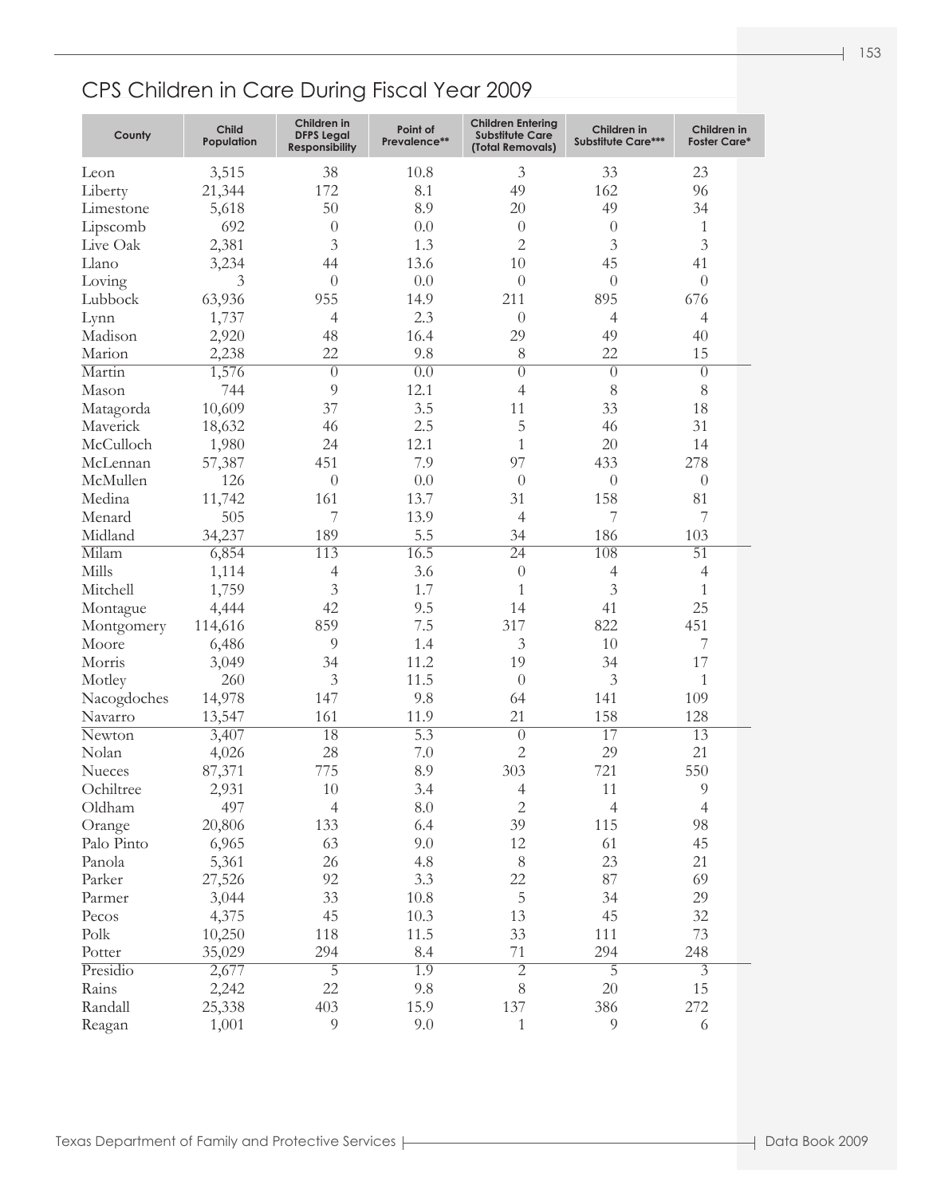# CPS Children in Care During Fiscal Year 2009

| County | Child Population | Children in DFPS Legal Responsibility | Point of Prevalence** | Children Entering Substitute Care (Total Removals) | Children in Substitute Care*** | Children in Foster Care* |
|---|---|---|---|---|---|---|
| Leon | 3,515 | 38 | 10.8 | 3 | 33 | 23 |
| Liberty | 21,344 | 172 | 8.1 | 49 | 162 | 96 |
| Limestone | 5,618 | 50 | 8.9 | 20 | 49 | 34 |
| Lipscomb | 692 | 0 | 0.0 | 0 | 0 | 1 |
| Live Oak | 2,381 | 3 | 1.3 | 2 | 3 | 3 |
| Llano | 3,234 | 44 | 13.6 | 10 | 45 | 41 |
| Loving | 3 | 0 | 0.0 | 0 | 0 | 0 |
| Lubbock | 63,936 | 955 | 14.9 | 211 | 895 | 676 |
| Lynn | 1,737 | 4 | 2.3 | 0 | 4 | 4 |
| Madison | 2,920 | 48 | 16.4 | 29 | 49 | 40 |
| Marion | 2,238 | 22 | 9.8 | 8 | 22 | 15 |
| Martin | 1,576 | 0 | 0.0 | 0 | 0 | 0 |
| Mason | 744 | 9 | 12.1 | 4 | 8 | 8 |
| Matagorda | 10,609 | 37 | 3.5 | 11 | 33 | 18 |
| Maverick | 18,632 | 46 | 2.5 | 5 | 46 | 31 |
| McCulloch | 1,980 | 24 | 12.1 | 1 | 20 | 14 |
| McLennan | 57,387 | 451 | 7.9 | 97 | 433 | 278 |
| McMullen | 126 | 0 | 0.0 | 0 | 0 | 0 |
| Medina | 11,742 | 161 | 13.7 | 31 | 158 | 81 |
| Menard | 505 | 7 | 13.9 | 4 | 7 | 7 |
| Midland | 34,237 | 189 | 5.5 | 34 | 186 | 103 |
| Milam | 6,854 | 113 | 16.5 | 24 | 108 | 51 |
| Mills | 1,114 | 4 | 3.6 | 0 | 4 | 4 |
| Mitchell | 1,759 | 3 | 1.7 | 1 | 3 | 1 |
| Montague | 4,444 | 42 | 9.5 | 14 | 41 | 25 |
| Montgomery | 114,616 | 859 | 7.5 | 317 | 822 | 451 |
| Moore | 6,486 | 9 | 1.4 | 3 | 10 | 7 |
| Morris | 3,049 | 34 | 11.2 | 19 | 34 | 17 |
| Motley | 260 | 3 | 11.5 | 0 | 3 | 1 |
| Nacogdoches | 14,978 | 147 | 9.8 | 64 | 141 | 109 |
| Navarro | 13,547 | 161 | 11.9 | 21 | 158 | 128 |
| Newton | 3,407 | 18 | 5.3 | 0 | 17 | 13 |
| Nolan | 4,026 | 28 | 7.0 | 2 | 29 | 21 |
| Nueces | 87,371 | 775 | 8.9 | 303 | 721 | 550 |
| Ochiltree | 2,931 | 10 | 3.4 | 4 | 11 | 9 |
| Oldham | 497 | 4 | 8.0 | 2 | 4 | 4 |
| Orange | 20,806 | 133 | 6.4 | 39 | 115 | 98 |
| Palo Pinto | 6,965 | 63 | 9.0 | 12 | 61 | 45 |
| Panola | 5,361 | 26 | 4.8 | 8 | 23 | 21 |
| Parker | 27,526 | 92 | 3.3 | 22 | 87 | 69 |
| Parmer | 3,044 | 33 | 10.8 | 5 | 34 | 29 |
| Pecos | 4,375 | 45 | 10.3 | 13 | 45 | 32 |
| Polk | 10,250 | 118 | 11.5 | 33 | 111 | 73 |
| Potter | 35,029 | 294 | 8.4 | 71 | 294 | 248 |
| Presidio | 2,677 | 5 | 1.9 | 2 | 5 | 3 |
| Rains | 2,242 | 22 | 9.8 | 8 | 20 | 15 |
| Randall | 25,338 | 403 | 15.9 | 137 | 386 | 272 |
| Reagan | 1,001 | 9 | 9.0 | 1 | 9 | 6 |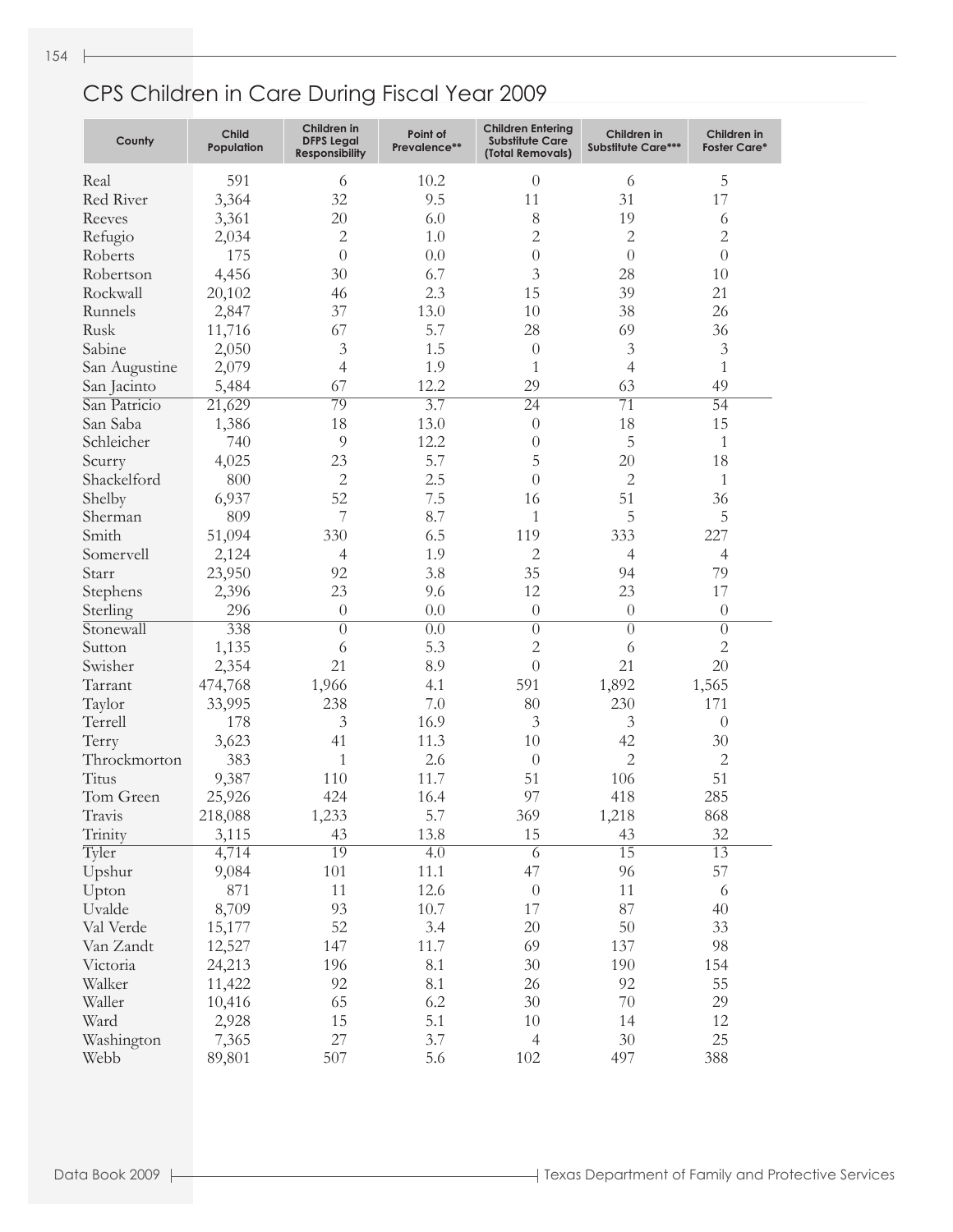# CPS Children in Care During Fiscal Year 2009

| County | Child Population | Children in DFPS Legal Responsibility | Point of Prevalence** | Children Entering Substitute Care (Total Removals) | Children in Substitute Care*** | Children in Foster Care* |
|---|---|---|---|---|---|---|
| Real | 591 | 6 | 10.2 | 0 | 6 | 5 |
| Red River | 3,364 | 32 | 9.5 | 11 | 31 | 17 |
| Reeves | 3,361 | 20 | 6.0 | 8 | 19 | 6 |
| Refugio | 2,034 | 2 | 1.0 | 2 | 2 | 2 |
| Roberts | 175 | 0 | 0.0 | 0 | 0 | 0 |
| Robertson | 4,456 | 30 | 6.7 | 3 | 28 | 10 |
| Rockwall | 20,102 | 46 | 2.3 | 15 | 39 | 21 |
| Runnels | 2,847 | 37 | 13.0 | 10 | 38 | 26 |
| Rusk | 11,716 | 67 | 5.7 | 28 | 69 | 36 |
| Sabine | 2,050 | 3 | 1.5 | 0 | 3 | 3 |
| San Augustine | 2,079 | 4 | 1.9 | 1 | 4 | 1 |
| San Jacinto | 5,484 | 67 | 12.2 | 29 | 63 | 49 |
| San Patricio | 21,629 | 79 | 3.7 | 24 | 71 | 54 |
| San Saba | 1,386 | 18 | 13.0 | 0 | 18 | 15 |
| Schleicher | 740 | 9 | 12.2 | 0 | 5 | 1 |
| Scurry | 4,025 | 23 | 5.7 | 5 | 20 | 18 |
| Shackelford | 800 | 2 | 2.5 | 0 | 2 | 1 |
| Shelby | 6,937 | 52 | 7.5 | 16 | 51 | 36 |
| Sherman | 809 | 7 | 8.7 | 1 | 5 | 5 |
| Smith | 51,094 | 330 | 6.5 | 119 | 333 | 227 |
| Somervell | 2,124 | 4 | 1.9 | 2 | 4 | 4 |
| Starr | 23,950 | 92 | 3.8 | 35 | 94 | 79 |
| Stephens | 2,396 | 23 | 9.6 | 12 | 23 | 17 |
| Sterling | 296 | 0 | 0.0 | 0 | 0 | 0 |
| Stonewall | 338 | 0 | 0.0 | 0 | 0 | 0 |
| Sutton | 1,135 | 6 | 5.3 | 2 | 6 | 2 |
| Swisher | 2,354 | 21 | 8.9 | 0 | 21 | 20 |
| Tarrant | 474,768 | 1,966 | 4.1 | 591 | 1,892 | 1,565 |
| Taylor | 33,995 | 238 | 7.0 | 80 | 230 | 171 |
| Terrell | 178 | 3 | 16.9 | 3 | 3 | 0 |
| Terry | 3,623 | 41 | 11.3 | 10 | 42 | 30 |
| Throckmorton | 383 | 1 | 2.6 | 0 | 2 | 2 |
| Titus | 9,387 | 110 | 11.7 | 51 | 106 | 51 |
| Tom Green | 25,926 | 424 | 16.4 | 97 | 418 | 285 |
| Travis | 218,088 | 1,233 | 5.7 | 369 | 1,218 | 868 |
| Trinity | 3,115 | 43 | 13.8 | 15 | 43 | 32 |
| Tyler | 4,714 | 19 | 4.0 | 6 | 15 | 13 |
| Upshur | 9,084 | 101 | 11.1 | 47 | 96 | 57 |
| Upton | 871 | 11 | 12.6 | 0 | 11 | 6 |
| Uvalde | 8,709 | 93 | 10.7 | 17 | 87 | 40 |
| Val Verde | 15,177 | 52 | 3.4 | 20 | 50 | 33 |
| Van Zandt | 12,527 | 147 | 11.7 | 69 | 137 | 98 |
| Victoria | 24,213 | 196 | 8.1 | 30 | 190 | 154 |
| Walker | 11,422 | 92 | 8.1 | 26 | 92 | 55 |
| Waller | 10,416 | 65 | 6.2 | 30 | 70 | 29 |
| Ward | 2,928 | 15 | 5.1 | 10 | 14 | 12 |
| Washington | 7,365 | 27 | 3.7 | 4 | 30 | 25 |
| Webb | 89,801 | 507 | 5.6 | 102 | 497 | 388 |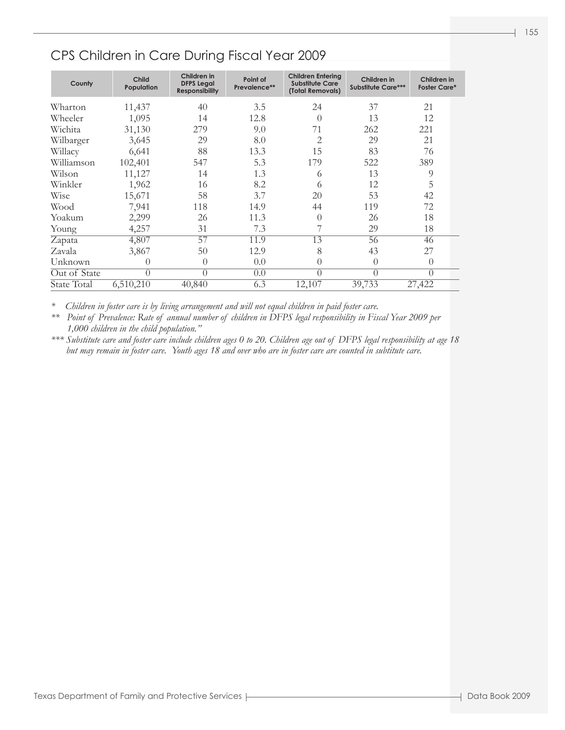## CPS Children in Care During Fiscal Year 2009

| County | Child Population | Children in DFPS Legal Responsibility | Point of Prevalence** | Children Entering Substitute Care (Total Removals) | Children in Substitute Care*** | Children in Foster Care* |
|---|---|---|---|---|---|---|
| Wharton | 11,437 | 40 | 3.5 | 24 | 37 | 21 |
| Wheeler | 1,095 | 14 | 12.8 | 0 | 13 | 12 |
| Wichita | 31,130 | 279 | 9.0 | 71 | 262 | 221 |
| Wilbarger | 3,645 | 29 | 8.0 | 2 | 29 | 21 |
| Willacy | 6,641 | 88 | 13.3 | 15 | 83 | 76 |
| Williamson | 102,401 | 547 | 5.3 | 179 | 522 | 389 |
| Wilson | 11,127 | 14 | 1.3 | 6 | 13 | 9 |
| Winkler | 1,962 | 16 | 8.2 | 6 | 12 | 5 |
| Wise | 15,671 | 58 | 3.7 | 20 | 53 | 42 |
| Wood | 7,941 | 118 | 14.9 | 44 | 119 | 72 |
| Yoakum | 2,299 | 26 | 11.3 | 0 | 26 | 18 |
| Young | 4,257 | 31 | 7.3 | 7 | 29 | 18 |
| Zapata | 4,807 | 57 | 11.9 | 13 | 56 | 46 |
| Zavala | 3,867 | 50 | 12.9 | 8 | 43 | 27 |
| Unknown | 0 | 0 | 0.0 | 0 | 0 | 0 |
| Out of State | 0 | 0 | 0.0 | 0 | 0 | 0 |
| State Total | 6,510,210 | 40,840 | 6.3 | 12,107 | 39,733 | 27,422 |

*\* Children in foster care is by living arrangement and will not equal children in paid foster care.*

*\*\* Point of Prevalence: Rate of annual number of children in DFPS legal responsibility in Fiscal Year 2009 per 1,000 children in the child population."*

*\*\*\* Substitute care and foster care include children ages 0 to 20. Children age out of DFPS legal responsibility at age 18 but may remain in foster care. Youth ages 18 and over who are in foster care are counted in subtitute care.*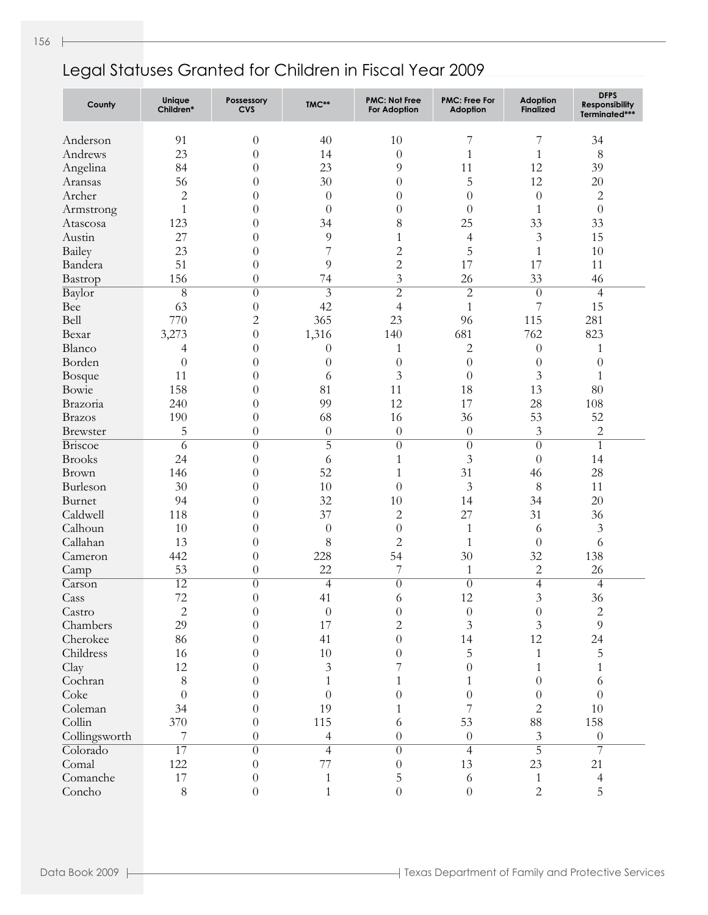## Legal Statuses Granted for Children in Fiscal Year 2009

| County | Unique Children* | Possessory CVS | TMC** | PMC: Not Free For Adoption | PMC: Free For Adoption | Adoption Finalized | DFPS Responsibility Terminated*** |
|---|---|---|---|---|---|---|---|
| Anderson | 91 | 0 | 40 | 10 | 7 | 7 | 34 |
| Andrews | 23 | 0 | 14 | 0 | 1 | 1 | 8 |
| Angelina | 84 | 0 | 23 | 9 | 11 | 12 | 39 |
| Aransas | 56 | 0 | 30 | 0 | 5 | 12 | 20 |
| Archer | 2 | 0 | 0 | 0 | 0 | 0 | 2 |
| Armstrong | 1 | 0 | 0 | 0 | 0 | 1 | 0 |
| Atascosa | 123 | 0 | 34 | 8 | 25 | 33 | 33 |
| Austin | 27 | 0 | 9 | 1 | 4 | 3 | 15 |
| Bailey | 23 | 0 | 7 | 2 | 5 | 1 | 10 |
| Bandera | 51 | 0 | 9 | 2 | 17 | 17 | 11 |
| Bastrop | 156 | 0 | 74 | 3 | 26 | 33 | 46 |
| Baylor | 8 | 0 | 3 | 2 | 2 | 0 | 4 |
| Bee | 63 | 0 | 42 | 4 | 1 | 7 | 15 |
| Bell | 770 | 2 | 365 | 23 | 96 | 115 | 281 |
| Bexar | 3,273 | 0 | 1,316 | 140 | 681 | 762 | 823 |
| Blanco | 4 | 0 | 0 | 1 | 2 | 0 | 1 |
| Borden | 0 | 0 | 0 | 0 | 0 | 0 | 0 |
| Bosque | 11 | 0 | 6 | 3 | 0 | 3 | 1 |
| Bowie | 158 | 0 | 81 | 11 | 18 | 13 | 80 |
| Brazoria | 240 | 0 | 99 | 12 | 17 | 28 | 108 |
| Brazos | 190 | 0 | 68 | 16 | 36 | 53 | 52 |
| Brewster | 5 | 0 | 0 | 0 | 0 | 3 | 2 |
| Briscoe | 6 | 0 | 5 | 0 | 0 | 0 | 1 |
| Brooks | 24 | 0 | 6 | 1 | 3 | 0 | 14 |
| Brown | 146 | 0 | 52 | 1 | 31 | 46 | 28 |
| Burleson | 30 | 0 | 10 | 0 | 3 | 8 | 11 |
| Burnet | 94 | 0 | 32 | 10 | 14 | 34 | 20 |
| Caldwell | 118 | 0 | 37 | 2 | 27 | 31 | 36 |
| Calhoun | 10 | 0 | 0 | 0 | 1 | 6 | 3 |
| Callahan | 13 | 0 | 8 | 2 | 1 | 0 | 6 |
| Cameron | 442 | 0 | 228 | 54 | 30 | 32 | 138 |
| Camp | 53 | 0 | 22 | 7 | 1 | 2 | 26 |
| Carson | 12 | 0 | 4 | 0 | 0 | 4 | 4 |
| Cass | 72 | 0 | 41 | 6 | 12 | 3 | 36 |
| Castro | 2 | 0 | 0 | 0 | 0 | 0 | 2 |
| Chambers | 29 | 0 | 17 | 2 | 3 | 3 | 9 |
| Cherokee | 86 | 0 | 41 | 0 | 14 | 12 | 24 |
| Childress | 16 | 0 | 10 | 0 | 5 | 1 | 5 |
| Clay | 12 | 0 | 3 | 7 | 0 | 1 | 1 |
| Cochran | 8 | 0 | 1 | 1 | 1 | 0 | 6 |
| Coke | 0 | 0 | 0 | 0 | 0 | 0 | 0 |
| Coleman | 34 | 0 | 19 | 1 | 7 | 2 | 10 |
| Collin | 370 | 0 | 115 | 6 | 53 | 88 | 158 |
| Collingsworth | 7 | 0 | 4 | 0 | 0 | 3 | 0 |
| Colorado | 17 | 0 | 4 | 0 | 4 | 5 | 7 |
| Comal | 122 | 0 | 77 | 0 | 13 | 23 | 21 |
| Comanche | 17 | 0 | 1 | 5 | 6 | 1 | 4 |
| Concho | 8 | 0 | 1 | 0 | 0 | 2 | 5 |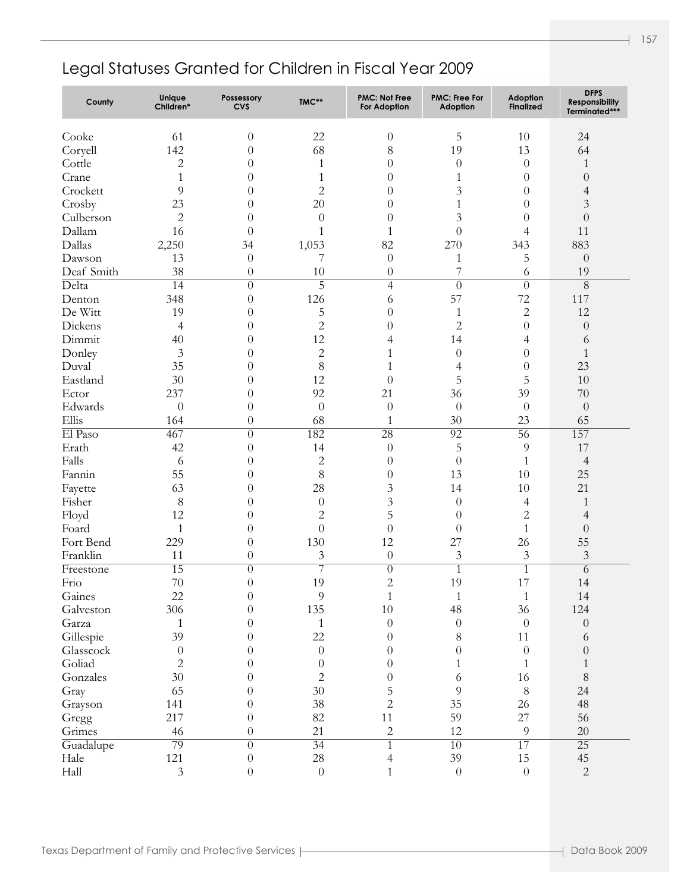## Legal Statuses Granted for Children in Fiscal Year 2009

| County | Unique Children* | Possessory CVS | TMC** | PMC: Not Free For Adoption | PMC: Free For Adoption | Adoption Finalized | DFPS Responsibility Terminated*** |
|---|---|---|---|---|---|---|---|
| Cooke | 61 | 0 | 22 | 0 | 5 | 10 | 24 |
| Coryell | 142 | 0 | 68 | 8 | 19 | 13 | 64 |
| Cottle | 2 | 0 | 1 | 0 | 0 | 0 | 1 |
| Crane | 1 | 0 | 1 | 0 | 1 | 0 | 0 |
| Crockett | 9 | 0 | 2 | 0 | 3 | 0 | 4 |
| Crosby | 23 | 0 | 20 | 0 | 1 | 0 | 3 |
| Culberson | 2 | 0 | 0 | 0 | 3 | 0 | 0 |
| Dallam | 16 | 0 | 1 | 1 | 0 | 4 | 11 |
| Dallas | 2,250 | 34 | 1,053 | 82 | 270 | 343 | 883 |
| Dawson | 13 | 0 | 7 | 0 | 1 | 5 | 0 |
| Deaf Smith | 38 | 0 | 10 | 0 | 7 | 6 | 19 |
| Delta | 14 | 0 | 5 | 4 | 0 | 0 | 8 |
| Denton | 348 | 0 | 126 | 6 | 57 | 72 | 117 |
| De Witt | 19 | 0 | 5 | 0 | 1 | 2 | 12 |
| Dickens | 4 | 0 | 2 | 0 | 2 | 0 | 0 |
| Dimmit | 40 | 0 | 12 | 4 | 14 | 4 | 6 |
| Donley | 3 | 0 | 2 | 1 | 0 | 0 | 1 |
| Duval | 35 | 0 | 8 | 1 | 4 | 0 | 23 |
| Eastland | 30 | 0 | 12 | 0 | 5 | 5 | 10 |
| Ector | 237 | 0 | 92 | 21 | 36 | 39 | 70 |
| Edwards | 0 | 0 | 0 | 0 | 0 | 0 | 0 |
| Ellis | 164 | 0 | 68 | 1 | 30 | 23 | 65 |
| El Paso | 467 | 0 | 182 | 28 | 92 | 56 | 157 |
| Erath | 42 | 0 | 14 | 0 | 5 | 9 | 17 |
| Falls | 6 | 0 | 2 | 0 | 0 | 1 | 4 |
| Fannin | 55 | 0 | 8 | 0 | 13 | 10 | 25 |
| Fayette | 63 | 0 | 28 | 3 | 14 | 10 | 21 |
| Fisher | 8 | 0 | 0 | 3 | 0 | 4 | 1 |
| Floyd | 12 | 0 | 2 | 5 | 0 | 2 | 4 |
| Foard | 1 | 0 | 0 | 0 | 0 | 1 | 0 |
| Fort Bend | 229 | 0 | 130 | 12 | 27 | 26 | 55 |
| Franklin | 11 | 0 | 3 | 0 | 3 | 3 | 3 |
| Freestone | 15 | 0 | 7 | 0 | 1 | 1 | 6 |
| Frio | 70 | 0 | 19 | 2 | 19 | 17 | 14 |
| Gaines | 22 | 0 | 9 | 1 | 1 | 1 | 14 |
| Galveston | 306 | 0 | 135 | 10 | 48 | 36 | 124 |
| Garza | 1 | 0 | 1 | 0 | 0 | 0 | 0 |
| Gillespie | 39 | 0 | 22 | 0 | 8 | 11 | 6 |
| Glasscock | 0 | 0 | 0 | 0 | 0 | 0 | 0 |
| Goliad | 2 | 0 | 0 | 0 | 1 | 1 | 1 |
| Gonzales | 30 | 0 | 2 | 0 | 6 | 16 | 8 |
| Gray | 65 | 0 | 30 | 5 | 9 | 8 | 24 |
| Grayson | 141 | 0 | 38 | 2 | 35 | 26 | 48 |
| Gregg | 217 | 0 | 82 | 11 | 59 | 27 | 56 |
| Grimes | 46 | 0 | 21 | 2 | 12 | 9 | 20 |
| Guadalupe | 79 | 0 | 34 | 1 | 10 | 17 | 25 |
| Hale | 121 | 0 | 28 | 4 | 39 | 15 | 45 |
| Hall | 3 | 0 | 0 | 1 | 0 | 0 | 2 |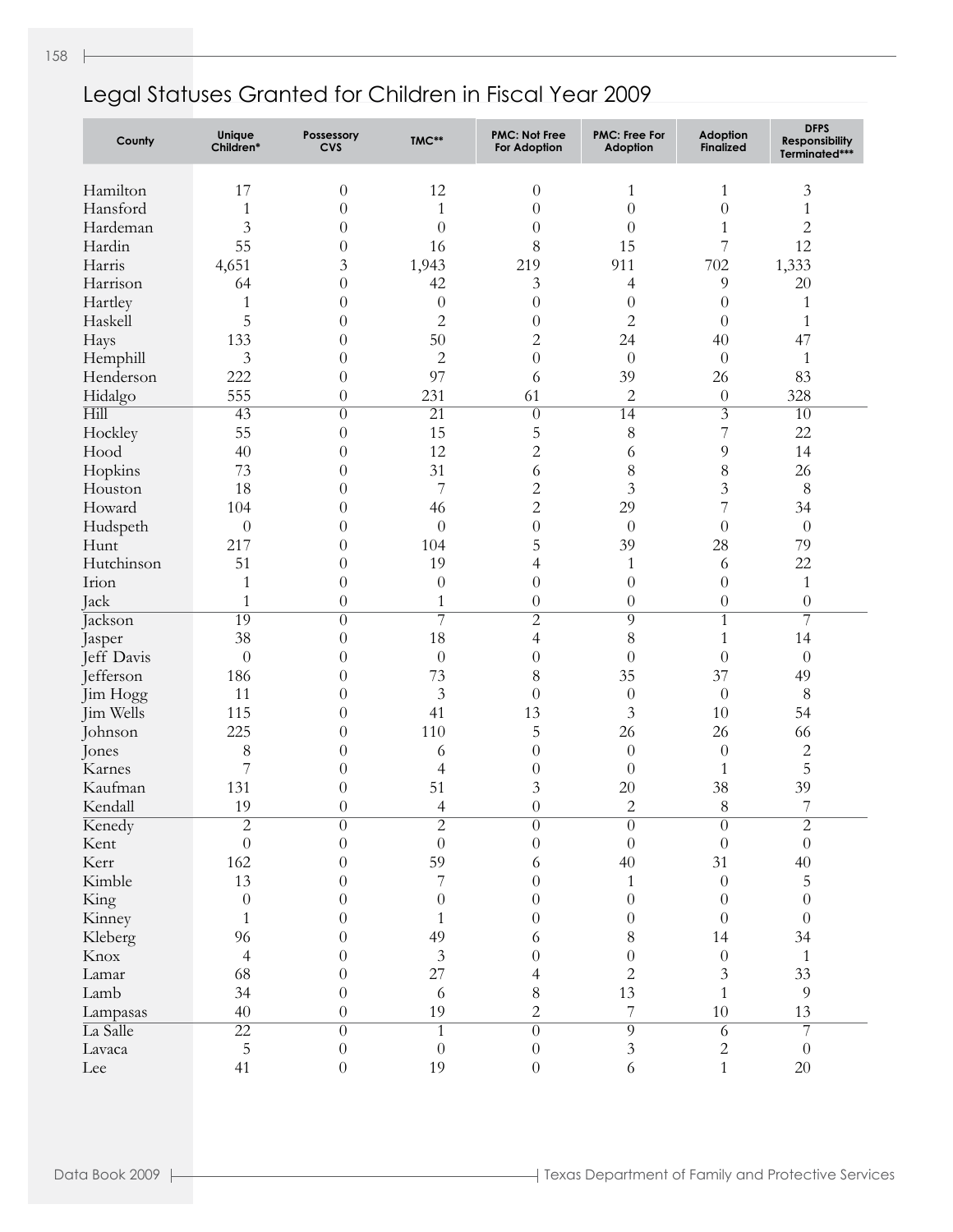# Legal Statuses Granted for Children in Fiscal Year 2009

| County | Unique Children* | Possessory CVS | TMC** | PMC: Not Free For Adoption | PMC: Free For Adoption | Adoption Finalized | DFPS Responsibility Terminated*** |
|---|---|---|---|---|---|---|---|
| Hamilton | 17 | 0 | 12 | 0 | 1 | 1 | 3 |
| Hansford | 1 | 0 | 1 | 0 | 0 | 0 | 1 |
| Hardeman | 3 | 0 | 0 | 0 | 0 | 1 | 2 |
| Hardin | 55 | 0 | 16 | 8 | 15 | 7 | 12 |
| Harris | 4,651 | 3 | 1,943 | 219 | 911 | 702 | 1,333 |
| Harrison | 64 | 0 | 42 | 3 | 4 | 9 | 20 |
| Hartley | 1 | 0 | 0 | 0 | 0 | 0 | 1 |
| Haskell | 5 | 0 | 2 | 0 | 2 | 0 | 1 |
| Hays | 133 | 0 | 50 | 2 | 24 | 40 | 47 |
| Hemphill | 3 | 0 | 2 | 0 | 0 | 0 | 1 |
| Henderson | 222 | 0 | 97 | 6 | 39 | 26 | 83 |
| Hidalgo | 555 | 0 | 231 | 61 | 2 | 0 | 328 |
| Hill | 43 | 0 | 21 | 0 | 14 | 3 | 10 |
| Hockley | 55 | 0 | 15 | 5 | 8 | 7 | 22 |
| Hood | 40 | 0 | 12 | 2 | 6 | 9 | 14 |
| Hopkins | 73 | 0 | 31 | 6 | 8 | 8 | 26 |
| Houston | 18 | 0 | 7 | 2 | 3 | 3 | 8 |
| Howard | 104 | 0 | 46 | 2 | 29 | 7 | 34 |
| Hudspeth | 0 | 0 | 0 | 0 | 0 | 0 | 0 |
| Hunt | 217 | 0 | 104 | 5 | 39 | 28 | 79 |
| Hutchinson | 51 | 0 | 19 | 4 | 1 | 6 | 22 |
| Irion | 1 | 0 | 0 | 0 | 0 | 0 | 1 |
| Jack | 1 | 0 | 1 | 0 | 0 | 0 | 0 |
| Jackson | 19 | 0 | 7 | 2 | 9 | 1 | 7 |
| Jasper | 38 | 0 | 18 | 4 | 8 | 1 | 14 |
| Jeff Davis | 0 | 0 | 0 | 0 | 0 | 0 | 0 |
| Jefferson | 186 | 0 | 73 | 8 | 35 | 37 | 49 |
| Jim Hogg | 11 | 0 | 3 | 0 | 0 | 0 | 8 |
| Jim Wells | 115 | 0 | 41 | 13 | 3 | 10 | 54 |
| Johnson | 225 | 0 | 110 | 5 | 26 | 26 | 66 |
| Jones | 8 | 0 | 6 | 0 | 0 | 0 | 2 |
| Karnes | 7 | 0 | 4 | 0 | 0 | 1 | 5 |
| Kaufman | 131 | 0 | 51 | 3 | 20 | 38 | 39 |
| Kendall | 19 | 0 | 4 | 0 | 2 | 8 | 7 |
| Kenedy | 2 | 0 | 2 | 0 | 0 | 0 | 2 |
| Kent | 0 | 0 | 0 | 0 | 0 | 0 | 0 |
| Kerr | 162 | 0 | 59 | 6 | 40 | 31 | 40 |
| Kimble | 13 | 0 | 7 | 0 | 1 | 0 | 5 |
| King | 0 | 0 | 0 | 0 | 0 | 0 | 0 |
| Kinney | 1 | 0 | 1 | 0 | 0 | 0 | 0 |
| Kleberg | 96 | 0 | 49 | 6 | 8 | 14 | 34 |
| Knox | 4 | 0 | 3 | 0 | 0 | 0 | 1 |
| Lamar | 68 | 0 | 27 | 4 | 2 | 3 | 33 |
| Lamb | 34 | 0 | 6 | 8 | 13 | 1 | 9 |
| Lampasas | 40 | 0 | 19 | 2 | 7 | 10 | 13 |
| La Salle | 22 | 0 | 1 | 0 | 9 | 6 | 7 |
| Lavaca | 5 | 0 | 0 | 0 | 3 | 2 | 0 |
| Lee | 41 | 0 | 19 | 0 | 6 | 1 | 20 |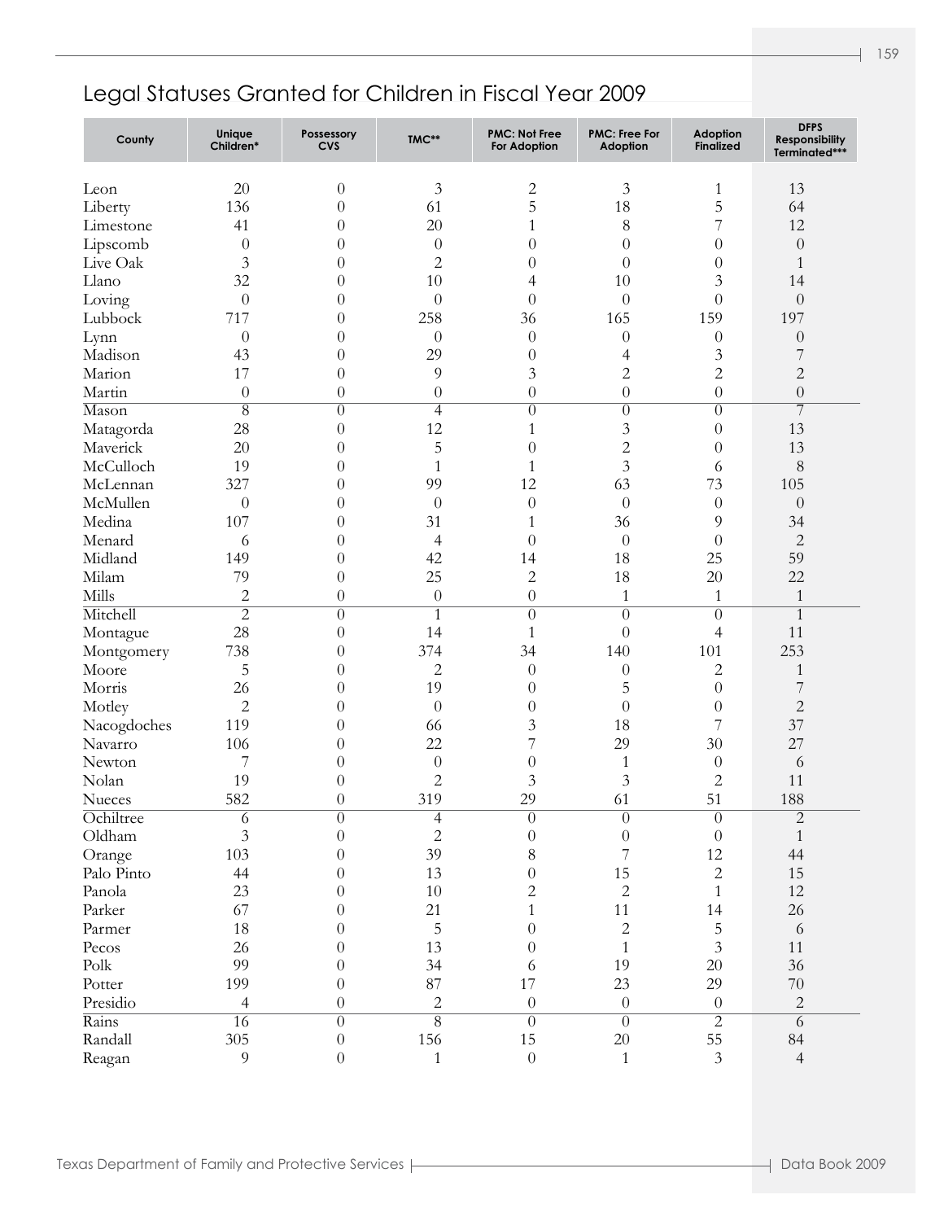## Legal Statuses Granted for Children in Fiscal Year 2009

| County | Unique Children* | Possessory CVS | TMC** | PMC: Not Free For Adoption | PMC: Free For Adoption | Adoption Finalized | DFPS Responsibility Terminated*** |
|---|---|---|---|---|---|---|---|
| Leon | 20 | 0 | 3 | 2 | 3 | 1 | 13 |
| Liberty | 136 | 0 | 61 | 5 | 18 | 5 | 64 |
| Limestone | 41 | 0 | 20 | 1 | 8 | 7 | 12 |
| Lipscomb | 0 | 0 | 0 | 0 | 0 | 0 | 0 |
| Live Oak | 3 | 0 | 2 | 0 | 0 | 0 | 1 |
| Llano | 32 | 0 | 10 | 4 | 10 | 3 | 14 |
| Loving | 0 | 0 | 0 | 0 | 0 | 0 | 0 |
| Lubbock | 717 | 0 | 258 | 36 | 165 | 159 | 197 |
| Lynn | 0 | 0 | 0 | 0 | 0 | 0 | 0 |
| Madison | 43 | 0 | 29 | 0 | 4 | 3 | 7 |
| Marion | 17 | 0 | 9 | 3 | 2 | 2 | 2 |
| Martin | 0 | 0 | 0 | 0 | 0 | 0 | 0 |
| Mason | 8 | 0 | 4 | 0 | 0 | 0 | 7 |
| Matagorda | 28 | 0 | 12 | 1 | 3 | 0 | 13 |
| Maverick | 20 | 0 | 5 | 0 | 2 | 0 | 13 |
| McCulloch | 19 | 0 | 1 | 1 | 3 | 6 | 8 |
| McLennan | 327 | 0 | 99 | 12 | 63 | 73 | 105 |
| McMullen | 0 | 0 | 0 | 0 | 0 | 0 | 0 |
| Medina | 107 | 0 | 31 | 1 | 36 | 9 | 34 |
| Menard | 6 | 0 | 4 | 0 | 0 | 0 | 2 |
| Midland | 149 | 0 | 42 | 14 | 18 | 25 | 59 |
| Milam | 79 | 0 | 25 | 2 | 18 | 20 | 22 |
| Mills | 2 | 0 | 0 | 0 | 1 | 1 | 1 |
| Mitchell | 2 | 0 | 1 | 0 | 0 | 0 | 1 |
| Montague | 28 | 0 | 14 | 1 | 0 | 4 | 11 |
| Montgomery | 738 | 0 | 374 | 34 | 140 | 101 | 253 |
| Moore | 5 | 0 | 2 | 0 | 0 | 2 | 1 |
| Morris | 26 | 0 | 19 | 0 | 5 | 0 | 7 |
| Motley | 2 | 0 | 0 | 0 | 0 | 0 | 2 |
| Nacogdoches | 119 | 0 | 66 | 3 | 18 | 7 | 37 |
| Navarro | 106 | 0 | 22 | 7 | 29 | 30 | 27 |
| Newton | 7 | 0 | 0 | 0 | 1 | 0 | 6 |
| Nolan | 19 | 0 | 2 | 3 | 3 | 2 | 11 |
| Nueces | 582 | 0 | 319 | 29 | 61 | 51 | 188 |
| Ochiltree | 6 | 0 | 4 | 0 | 0 | 0 | 2 |
| Oldham | 3 | 0 | 2 | 0 | 0 | 0 | 1 |
| Orange | 103 | 0 | 39 | 8 | 7 | 12 | 44 |
| Palo Pinto | 44 | 0 | 13 | 0 | 15 | 2 | 15 |
| Panola | 23 | 0 | 10 | 2 | 2 | 1 | 12 |
| Parker | 67 | 0 | 21 | 1 | 11 | 14 | 26 |
| Parmer | 18 | 0 | 5 | 0 | 2 | 5 | 6 |
| Pecos | 26 | 0 | 13 | 0 | 1 | 3 | 11 |
| Polk | 99 | 0 | 34 | 6 | 19 | 20 | 36 |
| Potter | 199 | 0 | 87 | 17 | 23 | 29 | 70 |
| Presidio | 4 | 0 | 2 | 0 | 0 | 0 | 2 |
| Rains | 16 | 0 | 8 | 0 | 0 | 2 | 6 |
| Randall | 305 | 0 | 156 | 15 | 20 | 55 | 84 |
| Reagan | 9 | 0 | 1 | 0 | 1 | 3 | 4 |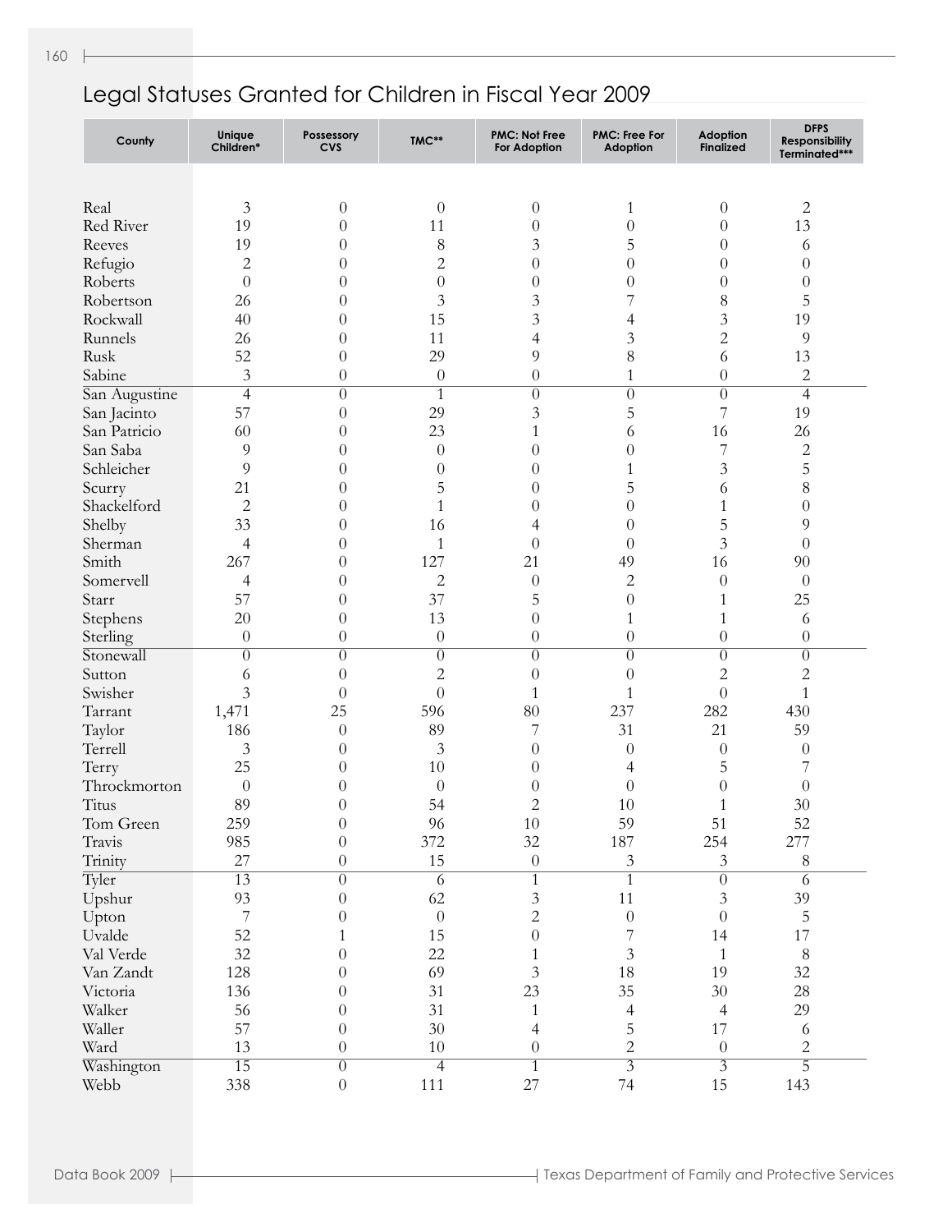## Legal Statuses Granted for Children in Fiscal Year 2009

| County | Unique Children* | Possessory CVS | TMC** | PMC: Not Free For Adoption | PMC: Free For Adoption | Adoption Finalized | DFPS Responsibility Terminated*** |
|---|---|---|---|---|---|---|---|
| Real | 3 | 0 | 0 | 0 | 1 | 0 | 2 |
| Red River | 19 | 0 | 11 | 0 | 0 | 0 | 13 |
| Reeves | 19 | 0 | 8 | 3 | 5 | 0 | 6 |
| Refugio | 2 | 0 | 2 | 0 | 0 | 0 | 0 |
| Roberts | 0 | 0 | 0 | 0 | 0 | 0 | 0 |
| Robertson | 26 | 0 | 3 | 3 | 7 | 8 | 5 |
| Rockwall | 40 | 0 | 15 | 3 | 4 | 3 | 19 |
| Runnels | 26 | 0 | 11 | 4 | 3 | 2 | 9 |
| Rusk | 52 | 0 | 29 | 9 | 8 | 6 | 13 |
| Sabine | 3 | 0 | 0 | 0 | 1 | 0 | 2 |
| San Augustine | 4 | 0 | 1 | 0 | 0 | 0 | 4 |
| San Jacinto | 57 | 0 | 29 | 3 | 5 | 7 | 19 |
| San Patricio | 60 | 0 | 23 | 1 | 6 | 16 | 26 |
| San Saba | 9 | 0 | 0 | 0 | 0 | 7 | 2 |
| Schleicher | 9 | 0 | 0 | 0 | 1 | 3 | 5 |
| Scurry | 21 | 0 | 5 | 0 | 5 | 6 | 8 |
| Shackelford | 2 | 0 | 1 | 0 | 0 | 1 | 0 |
| Shelby | 33 | 0 | 16 | 4 | 0 | 5 | 9 |
| Sherman | 4 | 0 | 1 | 0 | 0 | 3 | 0 |
| Smith | 267 | 0 | 127 | 21 | 49 | 16 | 90 |
| Somervell | 4 | 0 | 2 | 0 | 2 | 0 | 0 |
| Starr | 57 | 0 | 37 | 5 | 0 | 1 | 25 |
| Stephens | 20 | 0 | 13 | 0 | 1 | 1 | 6 |
| Sterling | 0 | 0 | 0 | 0 | 0 | 0 | 0 |
| Stonewall | 0 | 0 | 0 | 0 | 0 | 0 | 0 |
| Sutton | 6 | 0 | 2 | 0 | 0 | 2 | 2 |
| Swisher | 3 | 0 | 0 | 1 | 1 | 0 | 1 |
| Tarrant | 1,471 | 25 | 596 | 80 | 237 | 282 | 430 |
| Taylor | 186 | 0 | 89 | 7 | 31 | 21 | 59 |
| Terrell | 3 | 0 | 3 | 0 | 0 | 0 | 0 |
| Terry | 25 | 0 | 10 | 0 | 4 | 5 | 7 |
| Throckmorton | 0 | 0 | 0 | 0 | 0 | 0 | 0 |
| Titus | 89 | 0 | 54 | 2 | 10 | 1 | 30 |
| Tom Green | 259 | 0 | 96 | 10 | 59 | 51 | 52 |
| Travis | 985 | 0 | 372 | 32 | 187 | 254 | 277 |
| Trinity | 27 | 0 | 15 | 0 | 3 | 3 | 8 |
| Tyler | 13 | 0 | 6 | 1 | 1 | 0 | 6 |
| Upshur | 93 | 0 | 62 | 3 | 11 | 3 | 39 |
| Upton | 7 | 0 | 0 | 2 | 0 | 0 | 5 |
| Uvalde | 52 | 1 | 15 | 0 | 7 | 14 | 17 |
| Val Verde | 32 | 0 | 22 | 1 | 3 | 1 | 8 |
| Van Zandt | 128 | 0 | 69 | 3 | 18 | 19 | 32 |
| Victoria | 136 | 0 | 31 | 23 | 35 | 30 | 28 |
| Walker | 56 | 0 | 31 | 1 | 4 | 4 | 29 |
| Waller | 57 | 0 | 30 | 4 | 5 | 17 | 6 |
| Ward | 13 | 0 | 10 | 0 | 2 | 0 | 2 |
| Washington | 15 | 0 | 4 | 1 | 3 | 3 | 5 |
| Webb | 338 | 0 | 111 | 27 | 74 | 15 | 143 |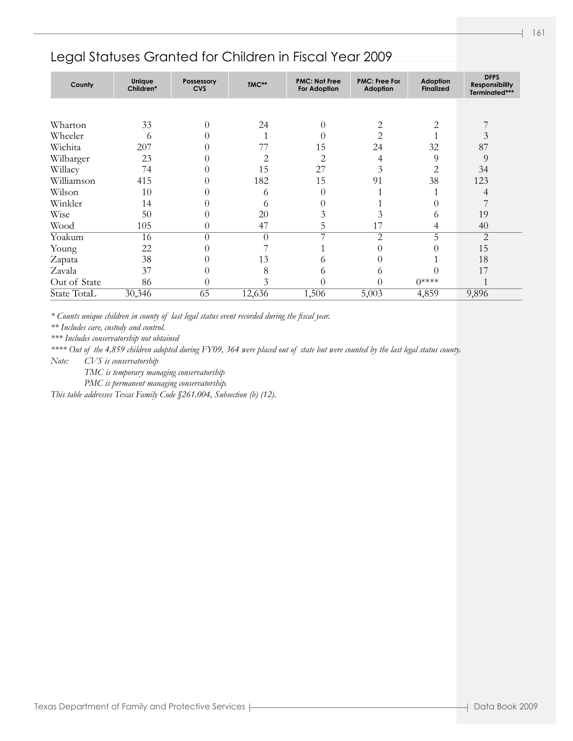## Legal Statuses Granted for Children in Fiscal Year 2009

| County | Unique Children* | Possessory CVS | TMC** | PMC: Not Free For Adoption | PMC: Free For Adoption | Adoption Finalized | DFPS Responsibility Terminated*** |
|---|---|---|---|---|---|---|---|
| Wharton | 33 | 0 | 24 | 0 | 2 | 2 | 7 |
| Wheeler | 6 | 0 | 1 | 0 | 2 | 1 | 3 |
| Wichita | 207 | 0 | 77 | 15 | 24 | 32 | 87 |
| Wilbarger | 23 | 0 | 2 | 2 | 4 | 9 | 9 |
| Willacy | 74 | 0 | 15 | 27 | 3 | 2 | 34 |
| Williamson | 415 | 0 | 182 | 15 | 91 | 38 | 123 |
| Wilson | 10 | 0 | 6 | 0 | 1 | 1 | 4 |
| Winkler | 14 | 0 | 6 | 0 | 1 | 0 | 7 |
| Wise | 50 | 0 | 20 | 3 | 3 | 6 | 19 |
| Wood | 105 | 0 | 47 | 5 | 17 | 4 | 40 |
| Yoakum | 16 | 0 | 0 | 7 | 2 | 5 | 2 |
| Young | 22 | 0 | 7 | 1 | 0 | 0 | 15 |
| Zapata | 38 | 0 | 13 | 6 | 0 | 1 | 18 |
| Zavala | 37 | 0 | 8 | 6 | 6 | 0 | 17 |
| Out of State | 86 | 0 | 3 | 0 | 0 | 0**** | 1 |
| State TotaL | 30,346 | 65 | 12,636 | 1,506 | 5,003 | 4,859 | 9,896 |

*\* Counts unique children in county of last legal status event recorded during the fiscal year.*

*\*\* Includes care, custody and control.*

*\*\*\* Includes conservatorship not obtained*

*\*\*\*\* Out of the 4,859 children adopted during FY09, 364 were placed out of state but were counted by the last legal status county.*

*Note: CVS is conservatorship*

*TMC is temporary managing conservatorship*

*PMC is permanent managing conservatorship.*

*This table addresses Texas Family Code §261.004, Subsection (b) (12).*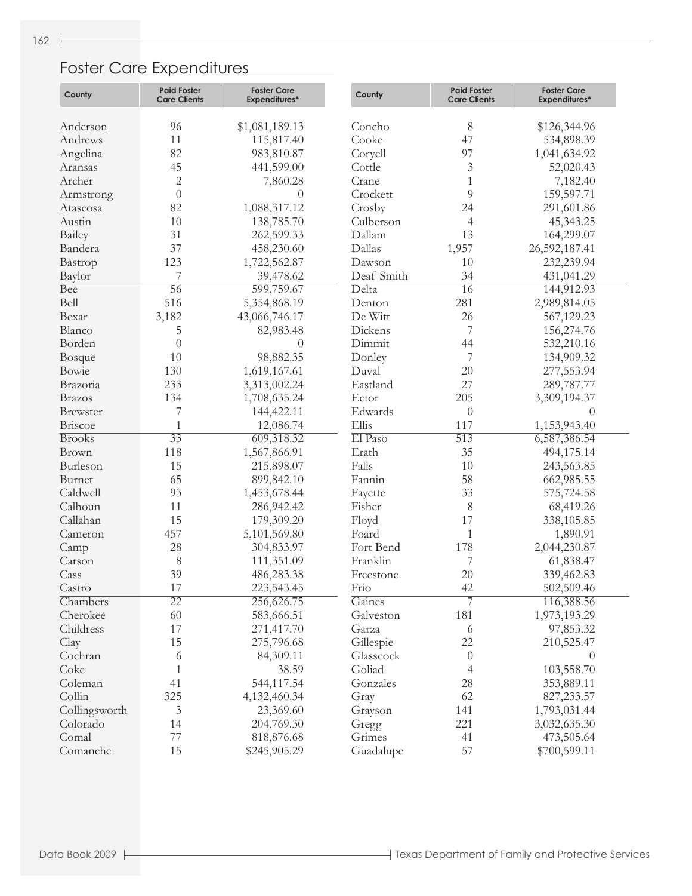# Foster Care Expenditures

| County | Paid Foster Care Clients | Foster Care Expenditures* |
|---|---|---|
| Anderson | 96 | $1,081,189.13 |
| Andrews | 11 | 115,817.40 |
| Angelina | 82 | 983,810.87 |
| Aransas | 45 | 441,599.00 |
| Archer | 2 | 7,860.28 |
| Armstrong | 0 | 0 |
| Atascosa | 82 | 1,088,317.12 |
| Austin | 10 | 138,785.70 |
| Bailey | 31 | 262,599.33 |
| Bandera | 37 | 458,230.60 |
| Bastrop | 123 | 1,722,562.87 |
| Baylor | 7 | 39,478.62 |
| Bee | 56 | 599,759.67 |
| Bell | 516 | 5,354,868.19 |
| Bexar | 3,182 | 43,066,746.17 |
| Blanco | 5 | 82,983.48 |
| Borden | 0 | 0 |
| Bosque | 10 | 98,882.35 |
| Bowie | 130 | 1,619,167.61 |
| Brazoria | 233 | 3,313,002.24 |
| Brazos | 134 | 1,708,635.24 |
| Brewster | 7 | 144,422.11 |
| Briscoe | 1 | 12,086.74 |
| Brooks | 33 | 609,318.32 |
| Brown | 118 | 1,567,866.91 |
| Burleson | 15 | 215,898.07 |
| Burnet | 65 | 899,842.10 |
| Caldwell | 93 | 1,453,678.44 |
| Calhoun | 11 | 286,942.42 |
| Callahan | 15 | 179,309.20 |
| Cameron | 457 | 5,101,569.80 |
| Camp | 28 | 304,833.97 |
| Carson | 8 | 111,351.09 |
| Cass | 39 | 486,283.38 |
| Castro | 17 | 223,543.45 |
| Chambers | 22 | 256,626.75 |
| Cherokee | 60 | 583,666.51 |
| Childress | 17 | 271,417.70 |
| Clay | 15 | 275,796.68 |
| Cochran | 6 | 84,309.11 |
| Coke | 1 | 38.59 |
| Coleman | 41 | 544,117.54 |
| Collin | 325 | 4,132,460.34 |
| Collingsworth | 3 | 23,369.60 |
| Colorado | 14 | 204,769.30 |
| Comal | 77 | 818,876.68 |
| Comanche | 15 | $245,905.29 |
| Concho | 8 | $126,344.96 |
| Cooke | 47 | 534,898.39 |
| Coryell | 97 | 1,041,634.92 |
| Cottle | 3 | 52,020.43 |
| Crane | 1 | 7,182.40 |
| Crockett | 9 | 159,597.71 |
| Crosby | 24 | 291,601.86 |
| Culberson | 4 | 45,343.25 |
| Dallam | 13 | 164,299.07 |
| Dallas | 1,957 | 26,592,187.41 |
| Dawson | 10 | 232,239.94 |
| Deaf Smith | 34 | 431,041.29 |
| Delta | 16 | 144,912.93 |
| Denton | 281 | 2,989,814.05 |
| De Witt | 26 | 567,129.23 |
| Dickens | 7 | 156,274.76 |
| Dimmit | 44 | 532,210.16 |
| Donley | 7 | 134,909.32 |
| Duval | 20 | 277,553.94 |
| Eastland | 27 | 289,787.77 |
| Ector | 205 | 3,309,194.37 |
| Edwards | 0 | 0 |
| Ellis | 117 | 1,153,943.40 |
| El Paso | 513 | 6,587,386.54 |
| Erath | 35 | 494,175.14 |
| Falls | 10 | 243,563.85 |
| Fannin | 58 | 662,985.55 |
| Fayette | 33 | 575,724.58 |
| Fisher | 8 | 68,419.26 |
| Floyd | 17 | 338,105.85 |
| Foard | 1 | 1,890.91 |
| Fort Bend | 178 | 2,044,230.87 |
| Franklin | 7 | 61,838.47 |
| Freestone | 20 | 339,462.83 |
| Frio | 42 | 502,509.46 |
| Gaines | 7 | 116,388.56 |
| Galveston | 181 | 1,973,193.29 |
| Garza | 6 | 97,853.32 |
| Gillespie | 22 | 210,525.47 |
| Glasscock | 0 | 0 |
| Goliad | 4 | 103,558.70 |
| Gonzales | 28 | 353,889.11 |
| Gray | 62 | 827,233.57 |
| Grayson | 141 | 1,793,031.44 |
| Gregg | 221 | 3,032,635.30 |
| Grimes | 41 | 473,505.64 |
| Guadalupe | 57 | $700,599.11 |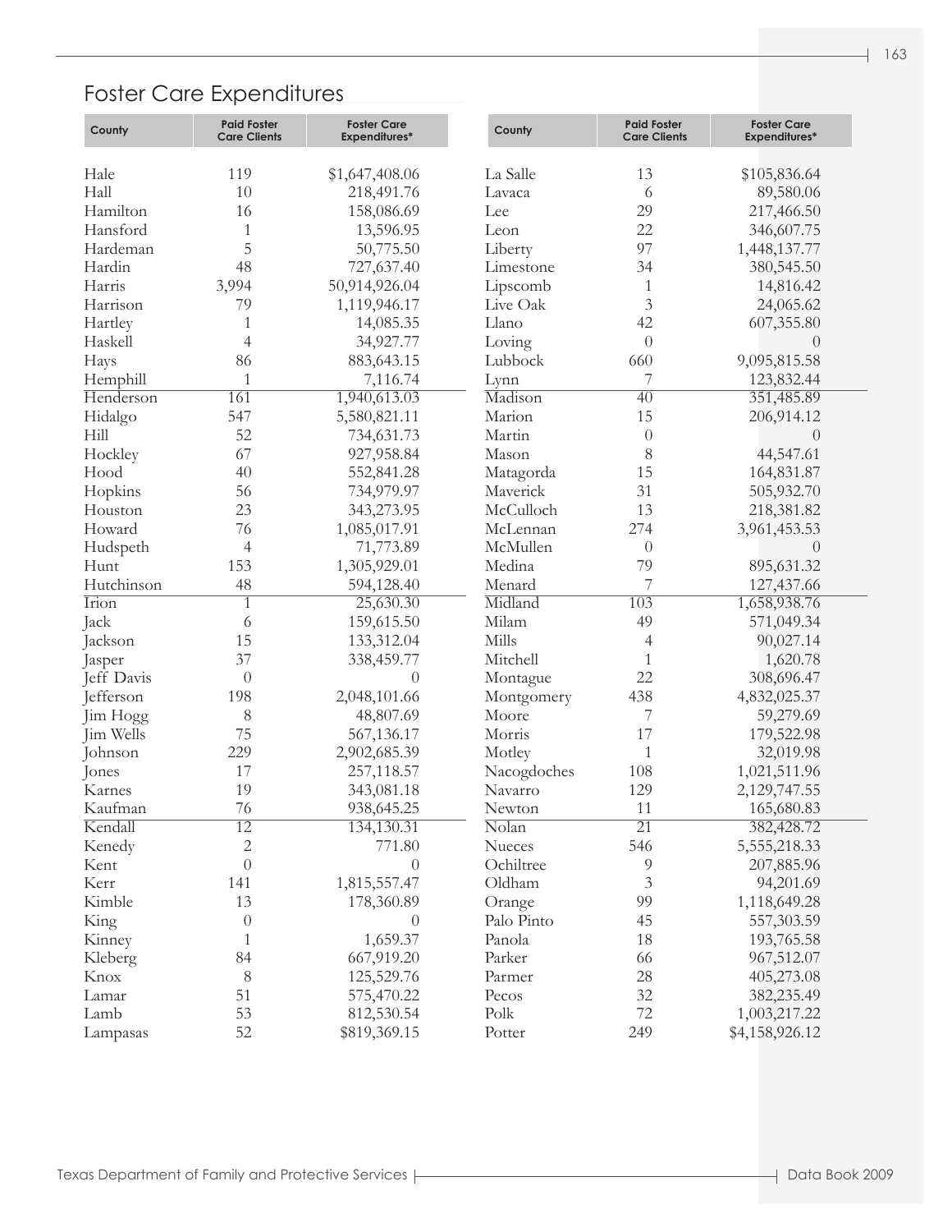## Foster Care Expenditures

| County | Paid Foster Care Clients | Foster Care Expenditures* |
|---|---|---|
| Hale | 119 | $1,647,408.06 |
| Hall | 10 | 218,491.76 |
| Hamilton | 16 | 158,086.69 |
| Hansford | 1 | 13,596.95 |
| Hardeman | 5 | 50,775.50 |
| Hardin | 48 | 727,637.40 |
| Harris | 3,994 | 50,914,926.04 |
| Harrison | 79 | 1,119,946.17 |
| Hartley | 1 | 14,085.35 |
| Haskell | 4 | 34,927.77 |
| Hays | 86 | 883,643.15 |
| Hemphill | 1 | 7,116.74 |
| Henderson | 161 | 1,940,613.03 |
| Hidalgo | 547 | 5,580,821.11 |
| Hill | 52 | 734,631.73 |
| Hockley | 67 | 927,958.84 |
| Hood | 40 | 552,841.28 |
| Hopkins | 56 | 734,979.97 |
| Houston | 23 | 343,273.95 |
| Howard | 76 | 1,085,017.91 |
| Hudspeth | 4 | 71,773.89 |
| Hunt | 153 | 1,305,929.01 |
| Hutchinson | 48 | 594,128.40 |
| Irion | 1 | 25,630.30 |
| Jack | 6 | 159,615.50 |
| Jackson | 15 | 133,312.04 |
| Jasper | 37 | 338,459.77 |
| Jeff Davis | 0 | 0 |
| Jefferson | 198 | 2,048,101.66 |
| Jim Hogg | 8 | 48,807.69 |
| Jim Wells | 75 | 567,136.17 |
| Johnson | 229 | 2,902,685.39 |
| Jones | 17 | 257,118.57 |
| Karnes | 19 | 343,081.18 |
| Kaufman | 76 | 938,645.25 |
| Kendall | 12 | 134,130.31 |
| Kenedy | 2 | 771.80 |
| Kent | 0 | 0 |
| Kerr | 141 | 1,815,557.47 |
| Kimble | 13 | 178,360.89 |
| King | 0 | 0 |
| Kinney | 1 | 1,659.37 |
| Kleberg | 84 | 667,919.20 |
| Knox | 8 | 125,529.76 |
| Lamar | 51 | 575,470.22 |
| Lamb | 53 | 812,530.54 |
| Lampasas | 52 | $819,369.15 |
| La Salle | 13 | $105,836.64 |
| Lavaca | 6 | 89,580.06 |
| Lee | 29 | 217,466.50 |
| Leon | 22 | 346,607.75 |
| Liberty | 97 | 1,448,137.77 |
| Limestone | 34 | 380,545.50 |
| Lipscomb | 1 | 14,816.42 |
| Live Oak | 3 | 24,065.62 |
| Llano | 42 | 607,355.80 |
| Loving | 0 | 0 |
| Lubbock | 660 | 9,095,815.58 |
| Lynn | 7 | 123,832.44 |
| Madison | 40 | 351,485.89 |
| Marion | 15 | 206,914.12 |
| Martin | 0 | 0 |
| Mason | 8 | 44,547.61 |
| Matagorda | 15 | 164,831.87 |
| Maverick | 31 | 505,932.70 |
| McCulloch | 13 | 218,381.82 |
| McLennan | 274 | 3,961,453.53 |
| McMullen | 0 | 0 |
| Medina | 79 | 895,631.32 |
| Menard | 7 | 127,437.66 |
| Midland | 103 | 1,658,938.76 |
| Milam | 49 | 571,049.34 |
| Mills | 4 | 90,027.14 |
| Mitchell | 1 | 1,620.78 |
| Montague | 22 | 308,696.47 |
| Montgomery | 438 | 4,832,025.37 |
| Moore | 7 | 59,279.69 |
| Morris | 17 | 179,522.98 |
| Motley | 1 | 32,019.98 |
| Nacogdoches | 108 | 1,021,511.96 |
| Navarro | 129 | 2,129,747.55 |
| Newton | 11 | 165,680.83 |
| Nolan | 21 | 382,428.72 |
| Nueces | 546 | 5,555,218.33 |
| Ochiltree | 9 | 207,885.96 |
| Oldham | 3 | 94,201.69 |
| Orange | 99 | 1,118,649.28 |
| Palo Pinto | 45 | 557,303.59 |
| Panola | 18 | 193,765.58 |
| Parker | 66 | 967,512.07 |
| Parmer | 28 | 405,273.08 |
| Pecos | 32 | 382,235.49 |
| Polk | 72 | 1,003,217.22 |
| Potter | 249 | $4,158,926.12 |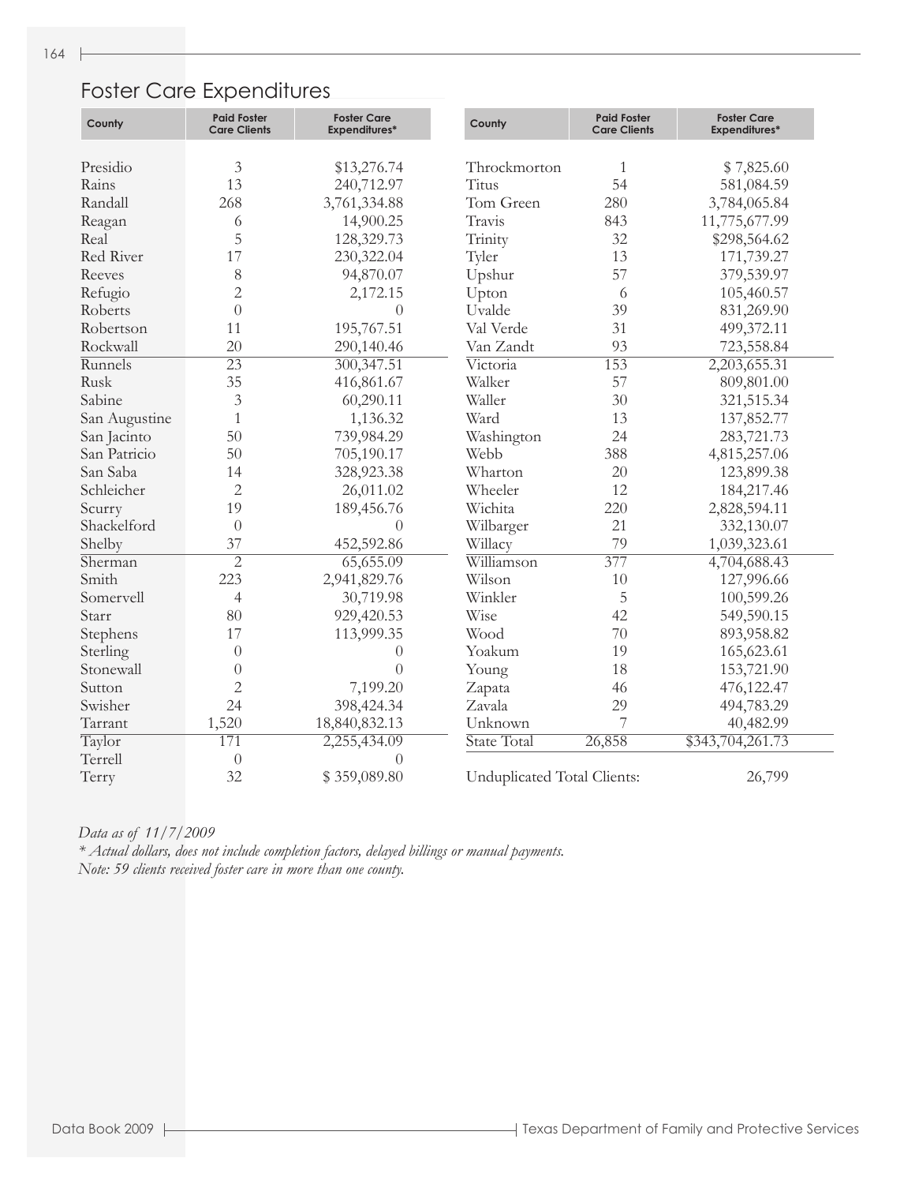## Foster Care Expenditures

| County | Paid Foster Care Clients | Foster Care Expenditures* |
|---|---|---|
| Presidio | 3 | $13,276.74 |
| Rains | 13 | 240,712.97 |
| Randall | 268 | 3,761,334.88 |
| Reagan | 6 | 14,900.25 |
| Real | 5 | 128,329.73 |
| Red River | 17 | 230,322.04 |
| Reeves | 8 | 94,870.07 |
| Refugio | 2 | 2,172.15 |
| Roberts | 0 | 0 |
| Robertson | 11 | 195,767.51 |
| Rockwall | 20 | 290,140.46 |
| Runnels | 23 | 300,347.51 |
| Rusk | 35 | 416,861.67 |
| Sabine | 3 | 60,290.11 |
| San Augustine | 1 | 1,136.32 |
| San Jacinto | 50 | 739,984.29 |
| San Patricio | 50 | 705,190.17 |
| San Saba | 14 | 328,923.38 |
| Schleicher | 2 | 26,011.02 |
| Scurry | 19 | 189,456.76 |
| Shackelford | 0 | 0 |
| Shelby | 37 | 452,592.86 |
| Sherman | 2 | 65,655.09 |
| Smith | 223 | 2,941,829.76 |
| Somervell | 4 | 30,719.98 |
| Starr | 80 | 929,420.53 |
| Stephens | 17 | 113,999.35 |
| Sterling | 0 | 0 |
| Stonewall | 0 | 0 |
| Sutton | 2 | 7,199.20 |
| Swisher | 24 | 398,424.34 |
| Tarrant | 1,520 | 18,840,832.13 |
| Taylor | 171 | 2,255,434.09 |
| Terrell | 0 | 0 |
| Terry | 32 | $ 359,089.80 |
| Throckmorton | 1 | $ 7,825.60 |
| Titus | 54 | 581,084.59 |
| Tom Green | 280 | 3,784,065.84 |
| Travis | 843 | 11,775,677.99 |
| Trinity | 32 | $298,564.62 |
| Tyler | 13 | 171,739.27 |
| Upshur | 57 | 379,539.97 |
| Upton | 6 | 105,460.57 |
| Uvalde | 39 | 831,269.90 |
| Val Verde | 31 | 499,372.11 |
| Van Zandt | 93 | 723,558.84 |
| Victoria | 153 | 2,203,655.31 |
| Walker | 57 | 809,801.00 |
| Waller | 30 | 321,515.34 |
| Ward | 13 | 137,852.77 |
| Washington | 24 | 283,721.73 |
| Webb | 388 | 4,815,257.06 |
| Wharton | 20 | 123,899.38 |
| Wheeler | 12 | 184,217.46 |
| Wichita | 220 | 2,828,594.11 |
| Wilbarger | 21 | 332,130.07 |
| Willacy | 79 | 1,039,323.61 |
| Williamson | 377 | 4,704,688.43 |
| Wilson | 10 | 127,996.66 |
| Winkler | 5 | 100,599.26 |
| Wise | 42 | 549,590.15 |
| Wood | 70 | 893,958.82 |
| Yoakum | 19 | 165,623.61 |
| Young | 18 | 153,721.90 |
| Zapata | 46 | 476,122.47 |
| Zavala | 29 | 494,783.29 |
| Unknown | 7 | 40,482.99 |
| State Total | 26,858 | $343,704,261.73 |

Unduplicated Total Clients: 26,799

*Data as of 11/7/2009*

*\* Actual dollars, does not include completion factors, delayed billings or manual payments.*

*Note: 59 clients received foster care in more than one county.*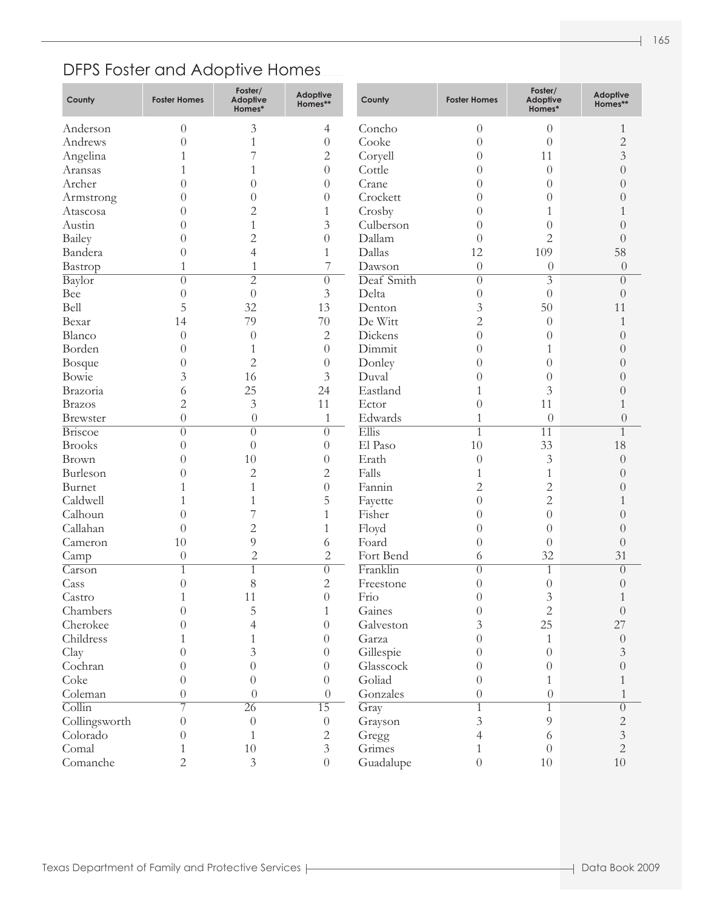## DFPS Foster and Adoptive Homes

| County | Foster Homes | Foster/ Adoptive Homes* | Adoptive Homes** |
|---|---|---|---|
| Anderson | 0 | 3 | 4 |
| Andrews | 0 | 1 | 0 |
| Angelina | 1 | 7 | 2 |
| Aransas | 1 | 1 | 0 |
| Archer | 0 | 0 | 0 |
| Armstrong | 0 | 0 | 0 |
| Atascosa | 0 | 2 | 1 |
| Austin | 0 | 1 | 3 |
| Bailey | 0 | 2 | 0 |
| Bandera | 0 | 4 | 1 |
| Bastrop | 1 | 1 | 7 |
| Baylor | 0 | 2 | 0 |
| Bee | 0 | 0 | 3 |
| Bell | 5 | 32 | 13 |
| Bexar | 14 | 79 | 70 |
| Blanco | 0 | 0 | 2 |
| Borden | 0 | 1 | 0 |
| Bosque | 0 | 2 | 0 |
| Bowie | 3 | 16 | 3 |
| Brazoria | 6 | 25 | 24 |
| Brazos | 2 | 3 | 11 |
| Brewster | 0 | 0 | 1 |
| Briscoe | 0 | 0 | 0 |
| Brooks | 0 | 0 | 0 |
| Brown | 0 | 10 | 0 |
| Burleson | 0 | 2 | 2 |
| Burnet | 1 | 1 | 0 |
| Caldwell | 1 | 1 | 5 |
| Calhoun | 0 | 7 | 1 |
| Callahan | 0 | 2 | 1 |
| Cameron | 10 | 9 | 6 |
| Camp | 0 | 2 | 2 |
| Carson | 1 | 1 | 0 |
| Cass | 0 | 8 | 2 |
| Castro | 1 | 11 | 0 |
| Chambers | 0 | 5 | 1 |
| Cherokee | 0 | 4 | 0 |
| Childress | 1 | 1 | 0 |
| Clay | 0 | 3 | 0 |
| Cochran | 0 | 0 | 0 |
| Coke | 0 | 0 | 0 |
| Coleman | 0 | 0 | 0 |
| Collin | 7 | 26 | 15 |
| Collingsworth | 0 | 0 | 0 |
| Colorado | 0 | 1 | 2 |
| Comal | 1 | 10 | 3 |
| Comanche | 2 | 3 | 0 |
| Concho | 0 | 0 | 1 |
| Cooke | 0 | 0 | 2 |
| Coryell | 0 | 11 | 3 |
| Cottle | 0 | 0 | 0 |
| Crane | 0 | 0 | 0 |
| Crockett | 0 | 0 | 0 |
| Crosby | 0 | 1 | 1 |
| Culberson | 0 | 0 | 0 |
| Dallam | 0 | 2 | 0 |
| Dallas | 12 | 109 | 58 |
| Dawson | 0 | 0 | 0 |
| Deaf Smith | 0 | 3 | 0 |
| Delta | 0 | 0 | 0 |
| Denton | 3 | 50 | 11 |
| De Witt | 2 | 0 | 1 |
| Dickens | 0 | 0 | 0 |
| Dimmit | 0 | 1 | 0 |
| Donley | 0 | 0 | 0 |
| Duval | 0 | 0 | 0 |
| Eastland | 1 | 3 | 0 |
| Ector | 0 | 11 | 1 |
| Edwards | 1 | 0 | 0 |
| Ellis | 1 | 11 | 1 |
| El Paso | 10 | 33 | 18 |
| Erath | 0 | 3 | 0 |
| Falls | 1 | 1 | 0 |
| Fannin | 2 | 2 | 0 |
| Fayette | 0 | 2 | 1 |
| Fisher | 0 | 0 | 0 |
| Floyd | 0 | 0 | 0 |
| Foard | 0 | 0 | 0 |
| Fort Bend | 6 | 32 | 31 |
| Franklin | 0 | 1 | 0 |
| Freestone | 0 | 0 | 0 |
| Frio | 0 | 3 | 1 |
| Gaines | 0 | 2 | 0 |
| Galveston | 3 | 25 | 27 |
| Garza | 0 | 1 | 0 |
| Gillespie | 0 | 0 | 3 |
| Glasscock | 0 | 0 | 0 |
| Goliad | 0 | 1 | 1 |
| Gonzales | 0 | 0 | 1 |
| Gray | 1 | 1 | 0 |
| Grayson | 3 | 9 | 2 |
| Gregg | 4 | 6 | 3 |
| Grimes | 1 | 0 | 2 |
| Guadalupe | 0 | 10 | 10 |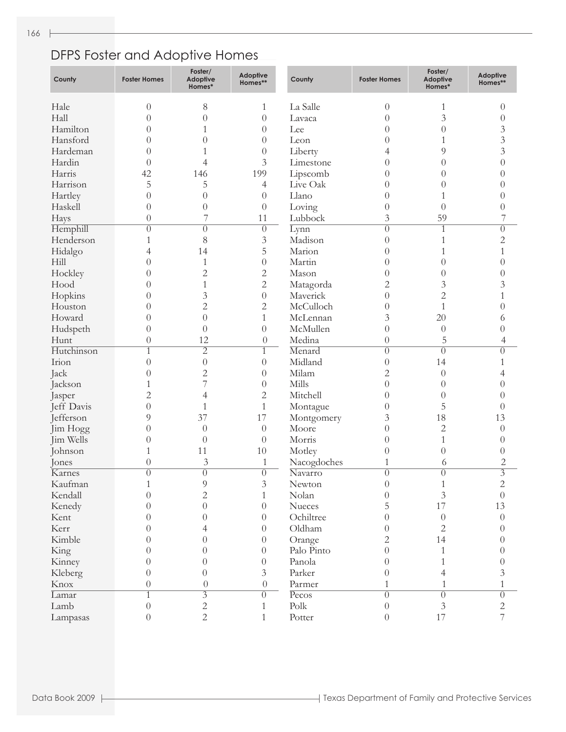## DFPS Foster and Adoptive Homes

| County | Foster Homes | Foster/ Adoptive Homes* | Adoptive Homes** |
|---|---|---|---|
| Hale | 0 | 8 | 1 |
| Hall | 0 | 0 | 0 |
| Hamilton | 0 | 1 | 0 |
| Hansford | 0 | 0 | 0 |
| Hardeman | 0 | 1 | 0 |
| Hardin | 0 | 4 | 3 |
| Harris | 42 | 146 | 199 |
| Harrison | 5 | 5 | 4 |
| Hartley | 0 | 0 | 0 |
| Haskell | 0 | 0 | 0 |
| Hays | 0 | 7 | 11 |
| Hemphill | 0 | 0 | 0 |
| Henderson | 1 | 8 | 3 |
| Hidalgo | 4 | 14 | 5 |
| Hill | 0 | 1 | 0 |
| Hockley | 0 | 2 | 2 |
| Hood | 0 | 1 | 2 |
| Hopkins | 0 | 3 | 0 |
| Houston | 0 | 2 | 2 |
| Howard | 0 | 0 | 1 |
| Hudspeth | 0 | 0 | 0 |
| Hunt | 0 | 12 | 0 |
| Hutchinson | 1 | 2 | 1 |
| Irion | 0 | 0 | 0 |
| Jack | 0 | 2 | 0 |
| Jackson | 1 | 7 | 0 |
| Jasper | 2 | 4 | 2 |
| Jeff Davis | 0 | 1 | 1 |
| Jefferson | 9 | 37 | 17 |
| Jim Hogg | 0 | 0 | 0 |
| Jim Wells | 0 | 0 | 0 |
| Johnson | 1 | 11 | 10 |
| Jones | 0 | 3 | 1 |
| Karnes | 0 | 0 | 0 |
| Kaufman | 1 | 9 | 3 |
| Kendall | 0 | 2 | 1 |
| Kenedy | 0 | 0 | 0 |
| Kent | 0 | 0 | 0 |
| Kerr | 0 | 4 | 0 |
| Kimble | 0 | 0 | 0 |
| King | 0 | 0 | 0 |
| Kinney | 0 | 0 | 0 |
| Kleberg | 0 | 0 | 3 |
| Knox | 0 | 0 | 0 |
| Lamar | 1 | 3 | 0 |
| Lamb | 0 | 2 | 1 |
| Lampasas | 0 | 2 | 1 |
| La Salle | 0 | 1 | 0 |
| Lavaca | 0 | 3 | 0 |
| Lee | 0 | 0 | 3 |
| Leon | 0 | 1 | 3 |
| Liberty | 4 | 9 | 3 |
| Limestone | 0 | 0 | 0 |
| Lipscomb | 0 | 0 | 0 |
| Live Oak | 0 | 0 | 0 |
| Llano | 0 | 1 | 0 |
| Loving | 0 | 0 | 0 |
| Lubbock | 3 | 59 | 7 |
| Lynn | 0 | 1 | 0 |
| Madison | 0 | 1 | 2 |
| Marion | 0 | 1 | 1 |
| Martin | 0 | 0 | 0 |
| Mason | 0 | 0 | 0 |
| Matagorda | 2 | 3 | 3 |
| Maverick | 0 | 2 | 1 |
| McCulloch | 0 | 1 | 0 |
| McLennan | 3 | 20 | 6 |
| McMullen | 0 | 0 | 0 |
| Medina | 0 | 5 | 4 |
| Menard | 0 | 0 | 0 |
| Midland | 0 | 14 | 1 |
| Milam | 2 | 0 | 4 |
| Mills | 0 | 0 | 0 |
| Mitchell | 0 | 0 | 0 |
| Montague | 0 | 5 | 0 |
| Montgomery | 3 | 18 | 13 |
| Moore | 0 | 2 | 0 |
| Morris | 0 | 1 | 0 |
| Motley | 0 | 0 | 0 |
| Nacogdoches | 1 | 6 | 2 |
| Navarro | 0 | 0 | 3 |
| Newton | 0 | 1 | 2 |
| Nolan | 0 | 3 | 0 |
| Nueces | 5 | 17 | 13 |
| Ochiltree | 0 | 0 | 0 |
| Oldham | 0 | 2 | 0 |
| Orange | 2 | 14 | 0 |
| Palo Pinto | 0 | 1 | 0 |
| Panola | 0 | 1 | 0 |
| Parker | 0 | 4 | 3 |
| Parmer | 1 | 1 | 1 |
| Pecos | 0 | 0 | 0 |
| Polk | 0 | 3 | 2 |
| Potter | 0 | 17 | 7 |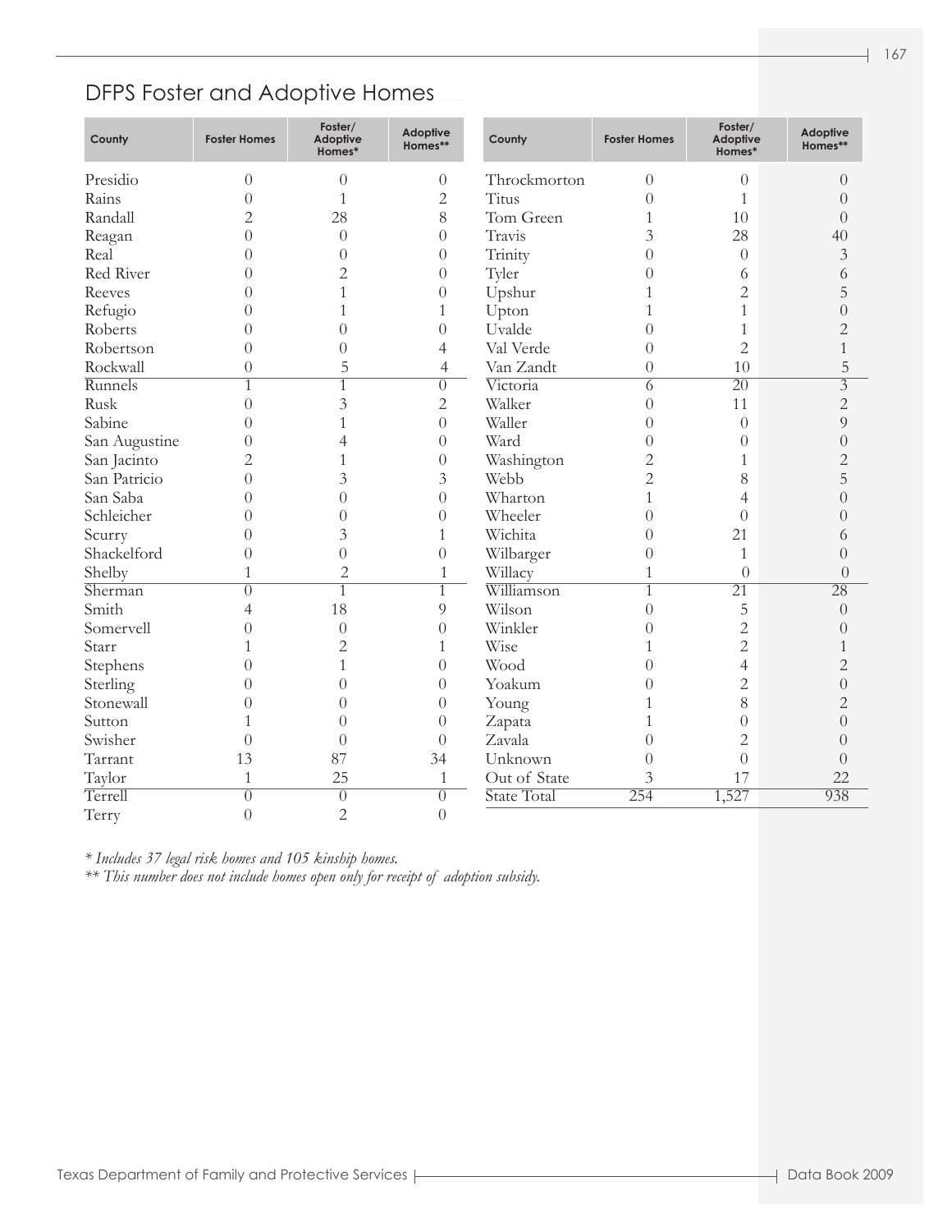## DFPS Foster and Adoptive Homes

| County | Foster Homes | Foster/ Adoptive Homes* | Adoptive Homes** |
|---|---|---|---|
| Presidio | 0 | 0 | 0 |
| Rains | 0 | 1 | 2 |
| Randall | 2 | 28 | 8 |
| Reagan | 0 | 0 | 0 |
| Real | 0 | 0 | 0 |
| Red River | 0 | 2 | 0 |
| Reeves | 0 | 1 | 0 |
| Refugio | 0 | 1 | 1 |
| Roberts | 0 | 0 | 0 |
| Robertson | 0 | 0 | 4 |
| Rockwall | 0 | 5 | 4 |
| Runnels | 1 | 1 | 0 |
| Rusk | 0 | 3 | 2 |
| Sabine | 0 | 1 | 0 |
| San Augustine | 0 | 4 | 0 |
| San Jacinto | 2 | 1 | 0 |
| San Patricio | 0 | 3 | 3 |
| San Saba | 0 | 0 | 0 |
| Schleicher | 0 | 0 | 0 |
| Scurry | 0 | 3 | 1 |
| Shackelford | 0 | 0 | 0 |
| Shelby | 1 | 2 | 1 |
| Sherman | 0 | 1 | 1 |
| Smith | 4 | 18 | 9 |
| Somervell | 0 | 0 | 0 |
| Starr | 1 | 2 | 1 |
| Stephens | 0 | 1 | 0 |
| Sterling | 0 | 0 | 0 |
| Stonewall | 0 | 0 | 0 |
| Sutton | 1 | 0 | 0 |
| Swisher | 0 | 0 | 0 |
| Tarrant | 13 | 87 | 34 |
| Taylor | 1 | 25 | 1 |
| Terrell | 0 | 0 | 0 |
| Terry | 0 | 2 | 0 |
| Throckmorton | 0 | 0 | 0 |
| Titus | 0 | 1 | 0 |
| Tom Green | 1 | 10 | 0 |
| Travis | 3 | 28 | 40 |
| Trinity | 0 | 0 | 3 |
| Tyler | 0 | 6 | 6 |
| Upshur | 1 | 2 | 5 |
| Upton | 1 | 1 | 0 |
| Uvalde | 0 | 1 | 2 |
| Val Verde | 0 | 2 | 1 |
| Van Zandt | 0 | 10 | 5 |
| Victoria | 6 | 20 | 3 |
| Walker | 0 | 11 | 2 |
| Waller | 0 | 0 | 9 |
| Ward | 0 | 0 | 0 |
| Washington | 2 | 1 | 2 |
| Webb | 2 | 8 | 5 |
| Wharton | 1 | 4 | 0 |
| Wheeler | 0 | 0 | 0 |
| Wichita | 0 | 21 | 6 |
| Wilbarger | 0 | 1 | 0 |
| Willacy | 1 | 0 | 0 |
| Williamson | 1 | 21 | 28 |
| Wilson | 0 | 5 | 0 |
| Winkler | 0 | 2 | 0 |
| Wise | 1 | 2 | 1 |
| Wood | 0 | 4 | 2 |
| Yoakum | 0 | 2 | 0 |
| Young | 1 | 8 | 2 |
| Zapata | 1 | 0 | 0 |
| Zavala | 0 | 2 | 0 |
| Unknown | 0 | 0 | 0 |
| Out of State | 3 | 17 | 22 |
| State Total | 254 | 1,527 | 938 |

*\* Includes 37 legal risk homes and 105 kinship homes.*

*\*\* This number does not include homes open only for receipt of adoption subsidy.*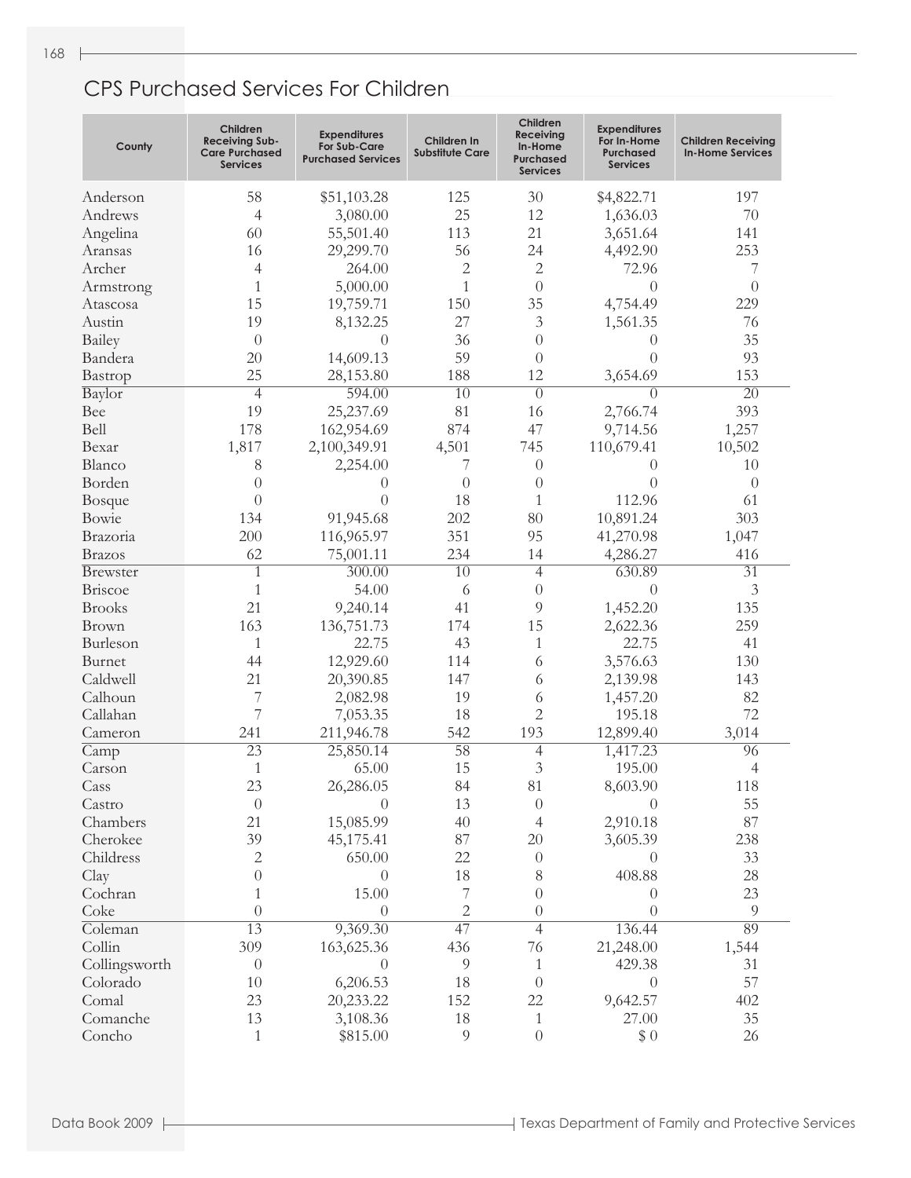# CPS Purchased Services For Children

| County | Children Receiving Sub-Care Purchased Services | Expenditures For Sub-Care Purchased Services | Children In Substitute Care | Children Receiving In-Home Purchased Services | Expenditures For In-Home Purchased Services | Children Receiving In-Home Services |
|---|---|---|---|---|---|---|
| Anderson | 58 | $51,103.28 | 125 | 30 | $4,822.71 | 197 |
| Andrews | 4 | 3,080.00 | 25 | 12 | 1,636.03 | 70 |
| Angelina | 60 | 55,501.40 | 113 | 21 | 3,651.64 | 141 |
| Aransas | 16 | 29,299.70 | 56 | 24 | 4,492.90 | 253 |
| Archer | 4 | 264.00 | 2 | 2 | 72.96 | 7 |
| Armstrong | 1 | 5,000.00 | 1 | 0 | 0 | 0 |
| Atascosa | 15 | 19,759.71 | 150 | 35 | 4,754.49 | 229 |
| Austin | 19 | 8,132.25 | 27 | 3 | 1,561.35 | 76 |
| Bailey | 0 | 0 | 36 | 0 | 0 | 35 |
| Bandera | 20 | 14,609.13 | 59 | 0 | 0 | 93 |
| Bastrop | 25 | 28,153.80 | 188 | 12 | 3,654.69 | 153 |
| Baylor | 4 | 594.00 | 10 | 0 | 0 | 20 |
| Bee | 19 | 25,237.69 | 81 | 16 | 2,766.74 | 393 |
| Bell | 178 | 162,954.69 | 874 | 47 | 9,714.56 | 1,257 |
| Bexar | 1,817 | 2,100,349.91 | 4,501 | 745 | 110,679.41 | 10,502 |
| Blanco | 8 | 2,254.00 | 7 | 0 | 0 | 10 |
| Borden | 0 | 0 | 0 | 0 | 0 | 0 |
| Bosque | 0 | 0 | 18 | 1 | 112.96 | 61 |
| Bowie | 134 | 91,945.68 | 202 | 80 | 10,891.24 | 303 |
| Brazoria | 200 | 116,965.97 | 351 | 95 | 41,270.98 | 1,047 |
| Brazos | 62 | 75,001.11 | 234 | 14 | 4,286.27 | 416 |
| Brewster | 1 | 300.00 | 10 | 4 | 630.89 | 31 |
| Briscoe | 1 | 54.00 | 6 | 0 | 0 | 3 |
| Brooks | 21 | 9,240.14 | 41 | 9 | 1,452.20 | 135 |
| Brown | 163 | 136,751.73 | 174 | 15 | 2,622.36 | 259 |
| Burleson | 1 | 22.75 | 43 | 1 | 22.75 | 41 |
| Burnet | 44 | 12,929.60 | 114 | 6 | 3,576.63 | 130 |
| Caldwell | 21 | 20,390.85 | 147 | 6 | 2,139.98 | 143 |
| Calhoun | 7 | 2,082.98 | 19 | 6 | 1,457.20 | 82 |
| Callahan | 7 | 7,053.35 | 18 | 2 | 195.18 | 72 |
| Cameron | 241 | 211,946.78 | 542 | 193 | 12,899.40 | 3,014 |
| Camp | 23 | 25,850.14 | 58 | 4 | 1,417.23 | 96 |
| Carson | 1 | 65.00 | 15 | 3 | 195.00 | 4 |
| Cass | 23 | 26,286.05 | 84 | 81 | 8,603.90 | 118 |
| Castro | 0 | 0 | 13 | 0 | 0 | 55 |
| Chambers | 21 | 15,085.99 | 40 | 4 | 2,910.18 | 87 |
| Cherokee | 39 | 45,175.41 | 87 | 20 | 3,605.39 | 238 |
| Childress | 2 | 650.00 | 22 | 0 | 0 | 33 |
| Clay | 0 | 0 | 18 | 8 | 408.88 | 28 |
| Cochran | 1 | 15.00 | 7 | 0 | 0 | 23 |
| Coke | 0 | 0 | 2 | 0 | 0 | 9 |
| Coleman | 13 | 9,369.30 | 47 | 4 | 136.44 | 89 |
| Collin | 309 | 163,625.36 | 436 | 76 | 21,248.00 | 1,544 |
| Collingsworth | 0 | 0 | 9 | 1 | 429.38 | 31 |
| Colorado | 10 | 6,206.53 | 18 | 0 | 0 | 57 |
| Comal | 23 | 20,233.22 | 152 | 22 | 9,642.57 | 402 |
| Comanche | 13 | 3,108.36 | 18 | 1 | 27.00 | 35 |
| Concho | 1 | $815.00 | 9 | 0 | $ 0 | 26 |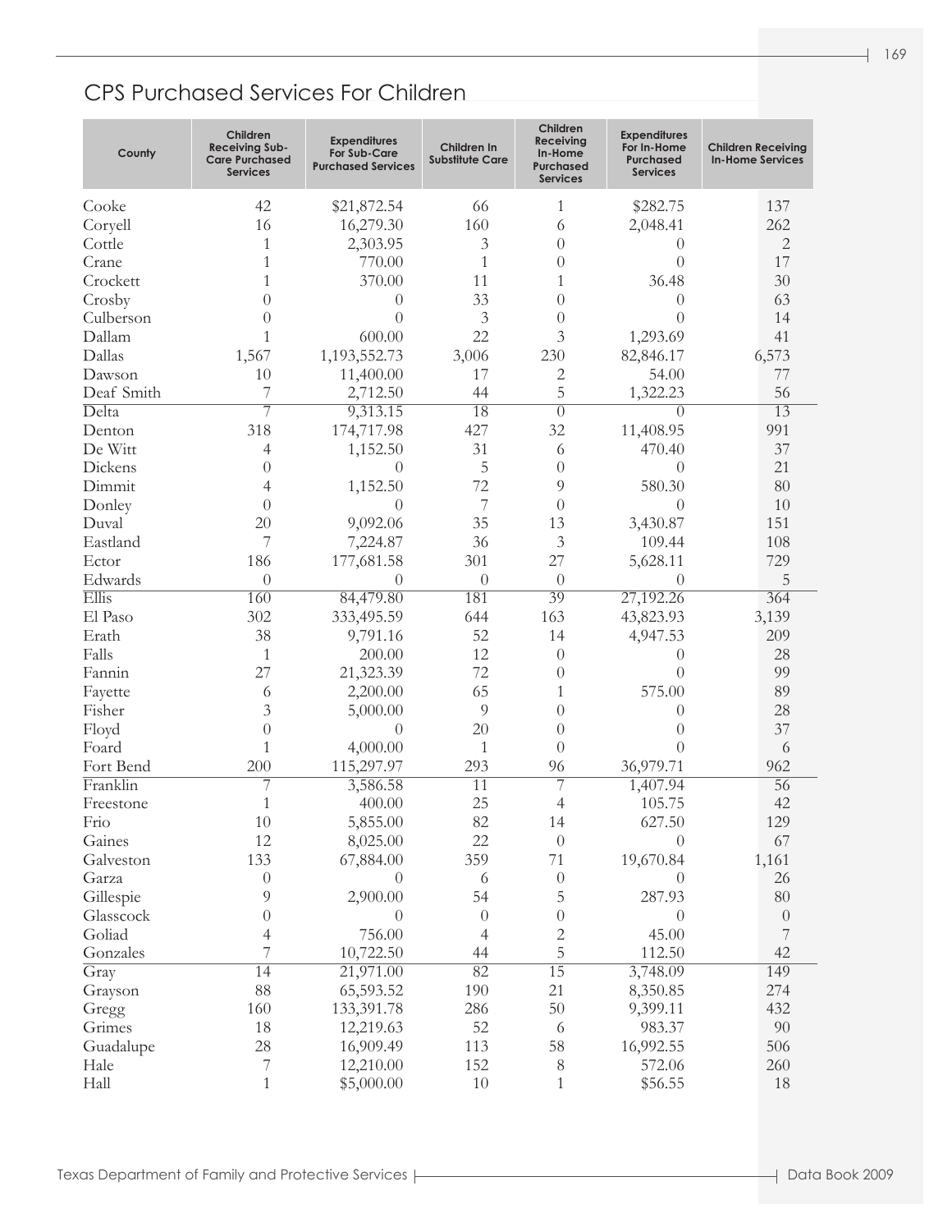## CPS Purchased Services For Children

| County | Children Receiving Sub-Care Purchased Services | Expenditures For Sub-Care Purchased Services | Children In Substitute Care | Children Receiving In-Home Purchased Services | Expenditures For In-Home Purchased Services | Children Receiving In-Home Services |
|---|---|---|---|---|---|---|
| Cooke | 42 | $21,872.54 | 66 | 1 | $282.75 | 137 |
| Coryell | 16 | 16,279.30 | 160 | 6 | 2,048.41 | 262 |
| Cottle | 1 | 2,303.95 | 3 | 0 | 0 | 2 |
| Crane | 1 | 770.00 | 1 | 0 | 0 | 17 |
| Crockett | 1 | 370.00 | 11 | 1 | 36.48 | 30 |
| Crosby | 0 | 0 | 33 | 0 | 0 | 63 |
| Culberson | 0 | 0 | 3 | 0 | 0 | 14 |
| Dallam | 1 | 600.00 | 22 | 3 | 1,293.69 | 41 |
| Dallas | 1,567 | 1,193,552.73 | 3,006 | 230 | 82,846.17 | 6,573 |
| Dawson | 10 | 11,400.00 | 17 | 2 | 54.00 | 77 |
| Deaf Smith | 7 | 2,712.50 | 44 | 5 | 1,322.23 | 56 |
| Delta | 7 | 9,313.15 | 18 | 0 | 0 | 13 |
| Denton | 318 | 174,717.98 | 427 | 32 | 11,408.95 | 991 |
| De Witt | 4 | 1,152.50 | 31 | 6 | 470.40 | 37 |
| Dickens | 0 | 0 | 5 | 0 | 0 | 21 |
| Dimmit | 4 | 1,152.50 | 72 | 9 | 580.30 | 80 |
| Donley | 0 | 0 | 7 | 0 | 0 | 10 |
| Duval | 20 | 9,092.06 | 35 | 13 | 3,430.87 | 151 |
| Eastland | 7 | 7,224.87 | 36 | 3 | 109.44 | 108 |
| Ector | 186 | 177,681.58 | 301 | 27 | 5,628.11 | 729 |
| Edwards | 0 | 0 | 0 | 0 | 0 | 5 |
| Ellis | 160 | 84,479.80 | 181 | 39 | 27,192.26 | 364 |
| El Paso | 302 | 333,495.59 | 644 | 163 | 43,823.93 | 3,139 |
| Erath | 38 | 9,791.16 | 52 | 14 | 4,947.53 | 209 |
| Falls | 1 | 200.00 | 12 | 0 | 0 | 28 |
| Fannin | 27 | 21,323.39 | 72 | 0 | 0 | 99 |
| Fayette | 6 | 2,200.00 | 65 | 1 | 575.00 | 89 |
| Fisher | 3 | 5,000.00 | 9 | 0 | 0 | 28 |
| Floyd | 0 | 0 | 20 | 0 | 0 | 37 |
| Foard | 1 | 4,000.00 | 1 | 0 | 0 | 6 |
| Fort Bend | 200 | 115,297.97 | 293 | 96 | 36,979.71 | 962 |
| Franklin | 7 | 3,586.58 | 11 | 7 | 1,407.94 | 56 |
| Freestone | 1 | 400.00 | 25 | 4 | 105.75 | 42 |
| Frio | 10 | 5,855.00 | 82 | 14 | 627.50 | 129 |
| Gaines | 12 | 8,025.00 | 22 | 0 | 0 | 67 |
| Galveston | 133 | 67,884.00 | 359 | 71 | 19,670.84 | 1,161 |
| Garza | 0 | 0 | 6 | 0 | 0 | 26 |
| Gillespie | 9 | 2,900.00 | 54 | 5 | 287.93 | 80 |
| Glasscock | 0 | 0 | 0 | 0 | 0 | 0 |
| Goliad | 4 | 756.00 | 4 | 2 | 45.00 | 7 |
| Gonzales | 7 | 10,722.50 | 44 | 5 | 112.50 | 42 |
| Gray | 14 | 21,971.00 | 82 | 15 | 3,748.09 | 149 |
| Grayson | 88 | 65,593.52 | 190 | 21 | 8,350.85 | 274 |
| Gregg | 160 | 133,391.78 | 286 | 50 | 9,399.11 | 432 |
| Grimes | 18 | 12,219.63 | 52 | 6 | 983.37 | 90 |
| Guadalupe | 28 | 16,909.49 | 113 | 58 | 16,992.55 | 506 |
| Hale | 7 | 12,210.00 | 152 | 8 | 572.06 | 260 |
| Hall | 1 | $5,000.00 | 10 | 1 | $56.55 | 18 |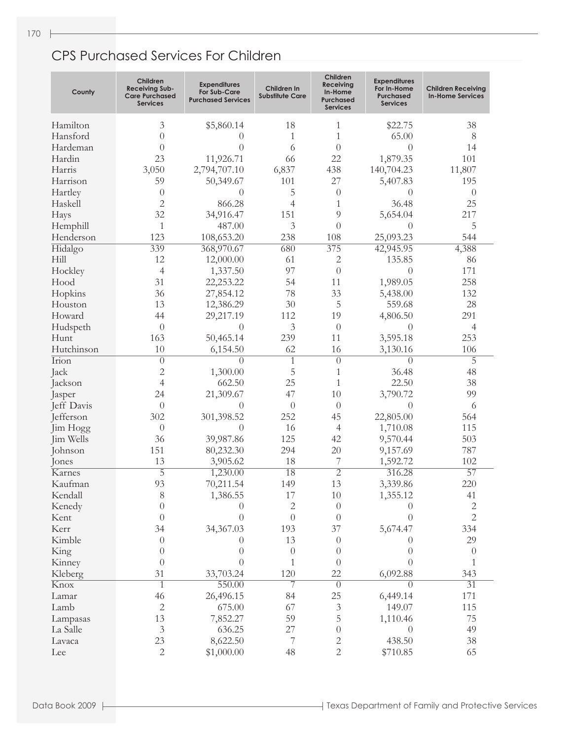## CPS Purchased Services For Children

| County | Children Receiving Sub-Care Purchased Services | Expenditures For Sub-Care Purchased Services | Children In Substitute Care | Children Receiving In-Home Purchased Services | Expenditures For In-Home Purchased Services | Children Receiving In-Home Services |
|---|---|---|---|---|---|---|
| Hamilton | 3 | $5,860.14 | 18 | 1 | $22.75 | 38 |
| Hansford | 0 | 0 | 1 | 1 | 65.00 | 8 |
| Hardeman | 0 | 0 | 6 | 0 | 0 | 14 |
| Hardin | 23 | 11,926.71 | 66 | 22 | 1,879.35 | 101 |
| Harris | 3,050 | 2,794,707.10 | 6,837 | 438 | 140,704.23 | 11,807 |
| Harrison | 59 | 50,349.67 | 101 | 27 | 5,407.83 | 195 |
| Hartley | 0 | 0 | 5 | 0 | 0 | 0 |
| Haskell | 2 | 866.28 | 4 | 1 | 36.48 | 25 |
| Hays | 32 | 34,916.47 | 151 | 9 | 5,654.04 | 217 |
| Hemphill | 1 | 487.00 | 3 | 0 | 0 | 5 |
| Henderson | 123 | 108,653.20 | 238 | 108 | 25,093.23 | 544 |
| Hidalgo | 339 | 368,970.67 | 680 | 375 | 42,945.95 | 4,388 |
| Hill | 12 | 12,000.00 | 61 | 2 | 135.85 | 86 |
| Hockley | 4 | 1,337.50 | 97 | 0 | 0 | 171 |
| Hood | 31 | 22,253.22 | 54 | 11 | 1,989.05 | 258 |
| Hopkins | 36 | 27,854.12 | 78 | 33 | 5,438.00 | 132 |
| Houston | 13 | 12,386.29 | 30 | 5 | 559.68 | 28 |
| Howard | 44 | 29,217.19 | 112 | 19 | 4,806.50 | 291 |
| Hudspeth | 0 | 0 | 3 | 0 | 0 | 4 |
| Hunt | 163 | 50,465.14 | 239 | 11 | 3,595.18 | 253 |
| Hutchinson | 10 | 6,154.50 | 62 | 16 | 3,130.16 | 106 |
| Irion | 0 | 0 | 1 | 0 | 0 | 5 |
| Jack | 2 | 1,300.00 | 5 | 1 | 36.48 | 48 |
| Jackson | 4 | 662.50 | 25 | 1 | 22.50 | 38 |
| Jasper | 24 | 21,309.67 | 47 | 10 | 3,790.72 | 99 |
| Jeff Davis | 0 | 0 | 0 | 0 | 0 | 6 |
| Jefferson | 302 | 301,398.52 | 252 | 45 | 22,805.00 | 564 |
| Jim Hogg | 0 | 0 | 16 | 4 | 1,710.08 | 115 |
| Jim Wells | 36 | 39,987.86 | 125 | 42 | 9,570.44 | 503 |
| Johnson | 151 | 80,232.30 | 294 | 20 | 9,157.69 | 787 |
| Jones | 13 | 3,905.62 | 18 | 7 | 1,592.72 | 102 |
| Karnes | 5 | 1,230.00 | 18 | 2 | 316.28 | 57 |
| Kaufman | 93 | 70,211.54 | 149 | 13 | 3,339.86 | 220 |
| Kendall | 8 | 1,386.55 | 17 | 10 | 1,355.12 | 41 |
| Kenedy | 0 | 0 | 2 | 0 | 0 | 2 |
| Kent | 0 | 0 | 0 | 0 | 0 | 2 |
| Kerr | 34 | 34,367.03 | 193 | 37 | 5,674.47 | 334 |
| Kimble | 0 | 0 | 13 | 0 | 0 | 29 |
| King | 0 | 0 | 0 | 0 | 0 | 0 |
| Kinney | 0 | 0 | 1 | 0 | 0 | 1 |
| Kleberg | 31 | 33,703.24 | 120 | 22 | 6,092.88 | 343 |
| Knox | 1 | 550.00 | 7 | 0 | 0 | 31 |
| Lamar | 46 | 26,496.15 | 84 | 25 | 6,449.14 | 171 |
| Lamb | 2 | 675.00 | 67 | 3 | 149.07 | 115 |
| Lampasas | 13 | 7,852.27 | 59 | 5 | 1,110.46 | 75 |
| La Salle | 3 | 636.25 | 27 | 0 | 0 | 49 |
| Lavaca | 23 | 8,622.50 | 7 | 2 | 438.50 | 38 |
| Lee | 2 | $1,000.00 | 48 | 2 | $710.85 | 65 |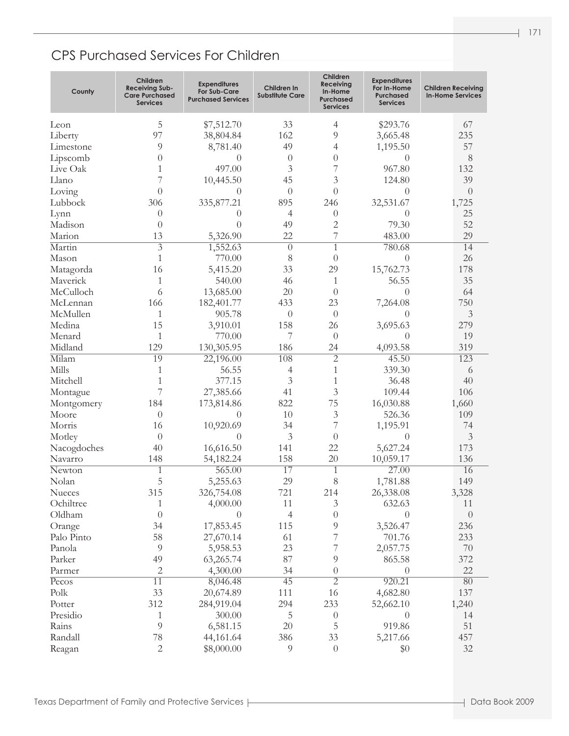## CPS Purchased Services For Children

| County | Children Receiving Sub-Care Purchased Services | Expenditures For Sub-Care Purchased Services | Children In Substitute Care | Children Receiving In-Home Purchased Services | Expenditures For In-Home Purchased Services | Children Receiving In-Home Services |
|---|---|---|---|---|---|---|
| Leon | 5 | $7,512.70 | 33 | 4 | $293.76 | 67 |
| Liberty | 97 | 38,804.84 | 162 | 9 | 3,665.48 | 235 |
| Limestone | 9 | 8,781.40 | 49 | 4 | 1,195.50 | 57 |
| Lipscomb | 0 | 0 | 0 | 0 | 0 | 8 |
| Live Oak | 1 | 497.00 | 3 | 7 | 967.80 | 132 |
| Llano | 7 | 10,445.50 | 45 | 3 | 124.80 | 39 |
| Loving | 0 | 0 | 0 | 0 | 0 | 0 |
| Lubbock | 306 | 335,877.21 | 895 | 246 | 32,531.67 | 1,725 |
| Lynn | 0 | 0 | 4 | 0 | 0 | 25 |
| Madison | 0 | 0 | 49 | 2 | 79.30 | 52 |
| Marion | 13 | 5,326.90 | 22 | 7 | 483.00 | 29 |
| Martin | 3 | 1,552.63 | 0 | 1 | 780.68 | 14 |
| Mason | 1 | 770.00 | 8 | 0 | 0 | 26 |
| Matagorda | 16 | 5,415.20 | 33 | 29 | 15,762.73 | 178 |
| Maverick | 1 | 540.00 | 46 | 1 | 56.55 | 35 |
| McCulloch | 6 | 13,685.00 | 20 | 0 | 0 | 64 |
| McLennan | 166 | 182,401.77 | 433 | 23 | 7,264.08 | 750 |
| McMullen | 1 | 905.78 | 0 | 0 | 0 | 3 |
| Medina | 15 | 3,910.01 | 158 | 26 | 3,695.63 | 279 |
| Menard | 1 | 770.00 | 7 | 0 | 0 | 19 |
| Midland | 129 | 130,305.95 | 186 | 24 | 4,093.58 | 319 |
| Milam | 19 | 22,196.00 | 108 | 2 | 45.50 | 123 |
| Mills | 1 | 56.55 | 4 | 1 | 339.30 | 6 |
| Mitchell | 1 | 377.15 | 3 | 1 | 36.48 | 40 |
| Montague | 7 | 27,385.66 | 41 | 3 | 109.44 | 106 |
| Montgomery | 184 | 173,814.86 | 822 | 75 | 16,030.88 | 1,660 |
| Moore | 0 | 0 | 10 | 3 | 526.36 | 109 |
| Morris | 16 | 10,920.69 | 34 | 7 | 1,195.91 | 74 |
| Motley | 0 | 0 | 3 | 0 | 0 | 3 |
| Nacogdoches | 40 | 16,616.50 | 141 | 22 | 5,627.24 | 173 |
| Navarro | 148 | 54,182.24 | 158 | 20 | 10,059.17 | 136 |
| Newton | 1 | 565.00 | 17 | 1 | 27.00 | 16 |
| Nolan | 5 | 5,255.63 | 29 | 8 | 1,781.88 | 149 |
| Nueces | 315 | 326,754.08 | 721 | 214 | 26,338.08 | 3,328 |
| Ochiltree | 1 | 4,000.00 | 11 | 3 | 632.63 | 11 |
| Oldham | 0 | 0 | 4 | 0 | 0 | 0 |
| Orange | 34 | 17,853.45 | 115 | 9 | 3,526.47 | 236 |
| Palo Pinto | 58 | 27,670.14 | 61 | 7 | 701.76 | 233 |
| Panola | 9 | 5,958.53 | 23 | 7 | 2,057.75 | 70 |
| Parker | 49 | 63,265.74 | 87 | 9 | 865.58 | 372 |
| Parmer | 2 | 4,300.00 | 34 | 0 | 0 | 22 |
| Pecos | 11 | 8,046.48 | 45 | 2 | 920.21 | 80 |
| Polk | 33 | 20,674.89 | 111 | 16 | 4,682.80 | 137 |
| Potter | 312 | 284,919.04 | 294 | 233 | 52,662.10 | 1,240 |
| Presidio | 1 | 300.00 | 5 | 0 | 0 | 14 |
| Rains | 9 | 6,581.15 | 20 | 5 | 919.86 | 51 |
| Randall | 78 | 44,161.64 | 386 | 33 | 5,217.66 | 457 |
| Reagan | 2 | $8,000.00 | 9 | 0 | $0 | 32 |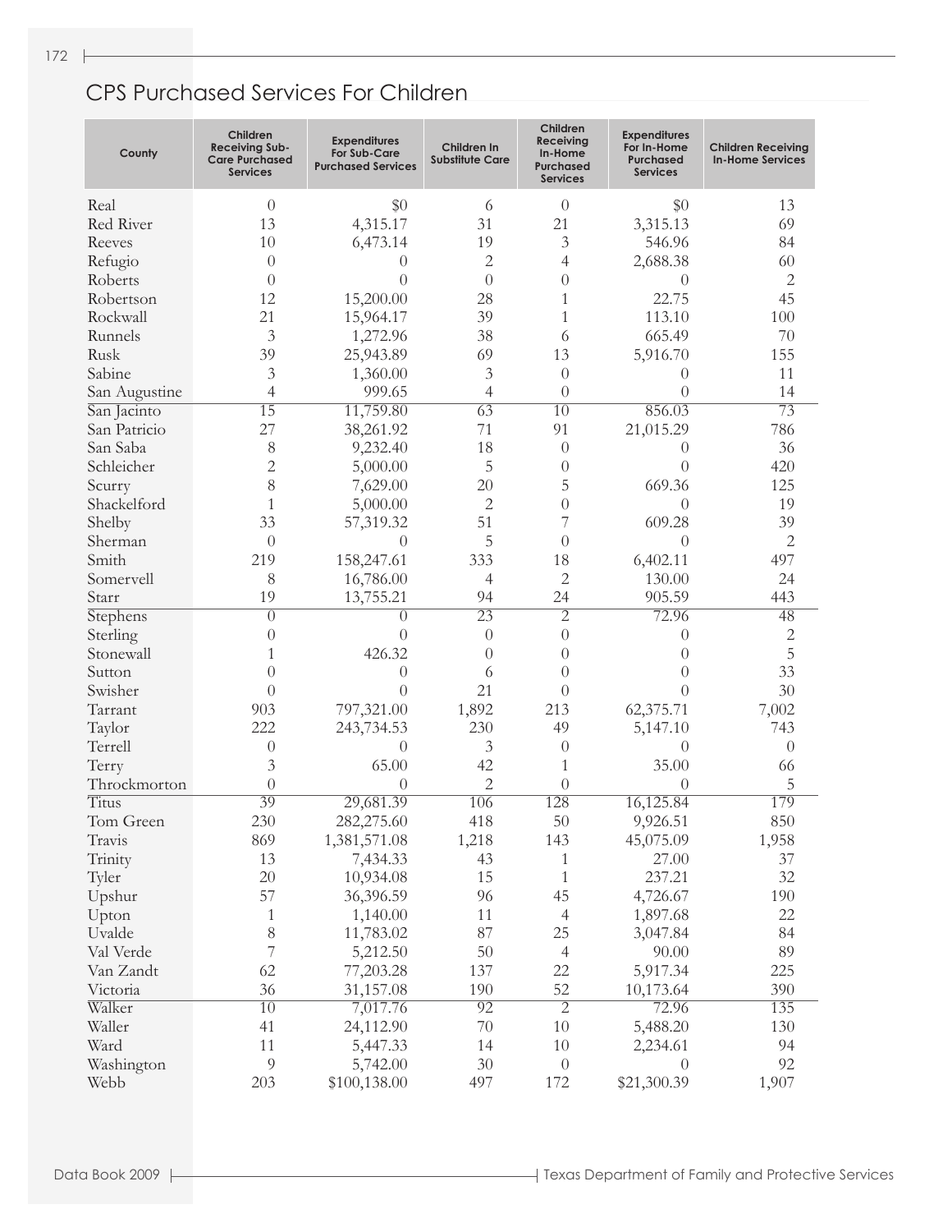## CPS Purchased Services For Children

| County | Children Receiving Sub-Care Purchased Services | Expenditures For Sub-Care Purchased Services | Children In Substitute Care | Children Receiving In-Home Purchased Services | Expenditures For In-Home Purchased Services | Children Receiving In-Home Services |
|---|---|---|---|---|---|---|
| Real | 0 | $0 | 6 | 0 | $0 | 13 |
| Red River | 13 | 4,315.17 | 31 | 21 | 3,315.13 | 69 |
| Reeves | 10 | 6,473.14 | 19 | 3 | 546.96 | 84 |
| Refugio | 0 | 0 | 2 | 4 | 2,688.38 | 60 |
| Roberts | 0 | 0 | 0 | 0 | 0 | 2 |
| Robertson | 12 | 15,200.00 | 28 | 1 | 22.75 | 45 |
| Rockwall | 21 | 15,964.17 | 39 | 1 | 113.10 | 100 |
| Runnels | 3 | 1,272.96 | 38 | 6 | 665.49 | 70 |
| Rusk | 39 | 25,943.89 | 69 | 13 | 5,916.70 | 155 |
| Sabine | 3 | 1,360.00 | 3 | 0 | 0 | 11 |
| San Augustine | 4 | 999.65 | 4 | 0 | 0 | 14 |
| San Jacinto | 15 | 11,759.80 | 63 | 10 | 856.03 | 73 |
| San Patricio | 27 | 38,261.92 | 71 | 91 | 21,015.29 | 786 |
| San Saba | 8 | 9,232.40 | 18 | 0 | 0 | 36 |
| Schleicher | 2 | 5,000.00 | 5 | 0 | 0 | 420 |
| Scurry | 8 | 7,629.00 | 20 | 5 | 669.36 | 125 |
| Shackelford | 1 | 5,000.00 | 2 | 0 | 0 | 19 |
| Shelby | 33 | 57,319.32 | 51 | 7 | 609.28 | 39 |
| Sherman | 0 | 0 | 5 | 0 | 0 | 2 |
| Smith | 219 | 158,247.61 | 333 | 18 | 6,402.11 | 497 |
| Somervell | 8 | 16,786.00 | 4 | 2 | 130.00 | 24 |
| Starr | 19 | 13,755.21 | 94 | 24 | 905.59 | 443 |
| Stephens | 0 | 0 | 23 | 2 | 72.96 | 48 |
| Sterling | 0 | 0 | 0 | 0 | 0 | 2 |
| Stonewall | 1 | 426.32 | 0 | 0 | 0 | 5 |
| Sutton | 0 | 0 | 6 | 0 | 0 | 33 |
| Swisher | 0 | 0 | 21 | 0 | 0 | 30 |
| Tarrant | 903 | 797,321.00 | 1,892 | 213 | 62,375.71 | 7,002 |
| Taylor | 222 | 243,734.53 | 230 | 49 | 5,147.10 | 743 |
| Terrell | 0 | 0 | 3 | 0 | 0 | 0 |
| Terry | 3 | 65.00 | 42 | 1 | 35.00 | 66 |
| Throckmorton | 0 | 0 | 2 | 0 | 0 | 5 |
| Titus | 39 | 29,681.39 | 106 | 128 | 16,125.84 | 179 |
| Tom Green | 230 | 282,275.60 | 418 | 50 | 9,926.51 | 850 |
| Travis | 869 | 1,381,571.08 | 1,218 | 143 | 45,075.09 | 1,958 |
| Trinity | 13 | 7,434.33 | 43 | 1 | 27.00 | 37 |
| Tyler | 20 | 10,934.08 | 15 | 1 | 237.21 | 32 |
| Upshur | 57 | 36,396.59 | 96 | 45 | 4,726.67 | 190 |
| Upton | 1 | 1,140.00 | 11 | 4 | 1,897.68 | 22 |
| Uvalde | 8 | 11,783.02 | 87 | 25 | 3,047.84 | 84 |
| Val Verde | 7 | 5,212.50 | 50 | 4 | 90.00 | 89 |
| Van Zandt | 62 | 77,203.28 | 137 | 22 | 5,917.34 | 225 |
| Victoria | 36 | 31,157.08 | 190 | 52 | 10,173.64 | 390 |
| Walker | 10 | 7,017.76 | 92 | 2 | 72.96 | 135 |
| Waller | 41 | 24,112.90 | 70 | 10 | 5,488.20 | 130 |
| Ward | 11 | 5,447.33 | 14 | 10 | 2,234.61 | 94 |
| Washington | 9 | 5,742.00 | 30 | 0 | 0 | 92 |
| Webb | 203 | $100,138.00 | 497 | 172 | $21,300.39 | 1,907 |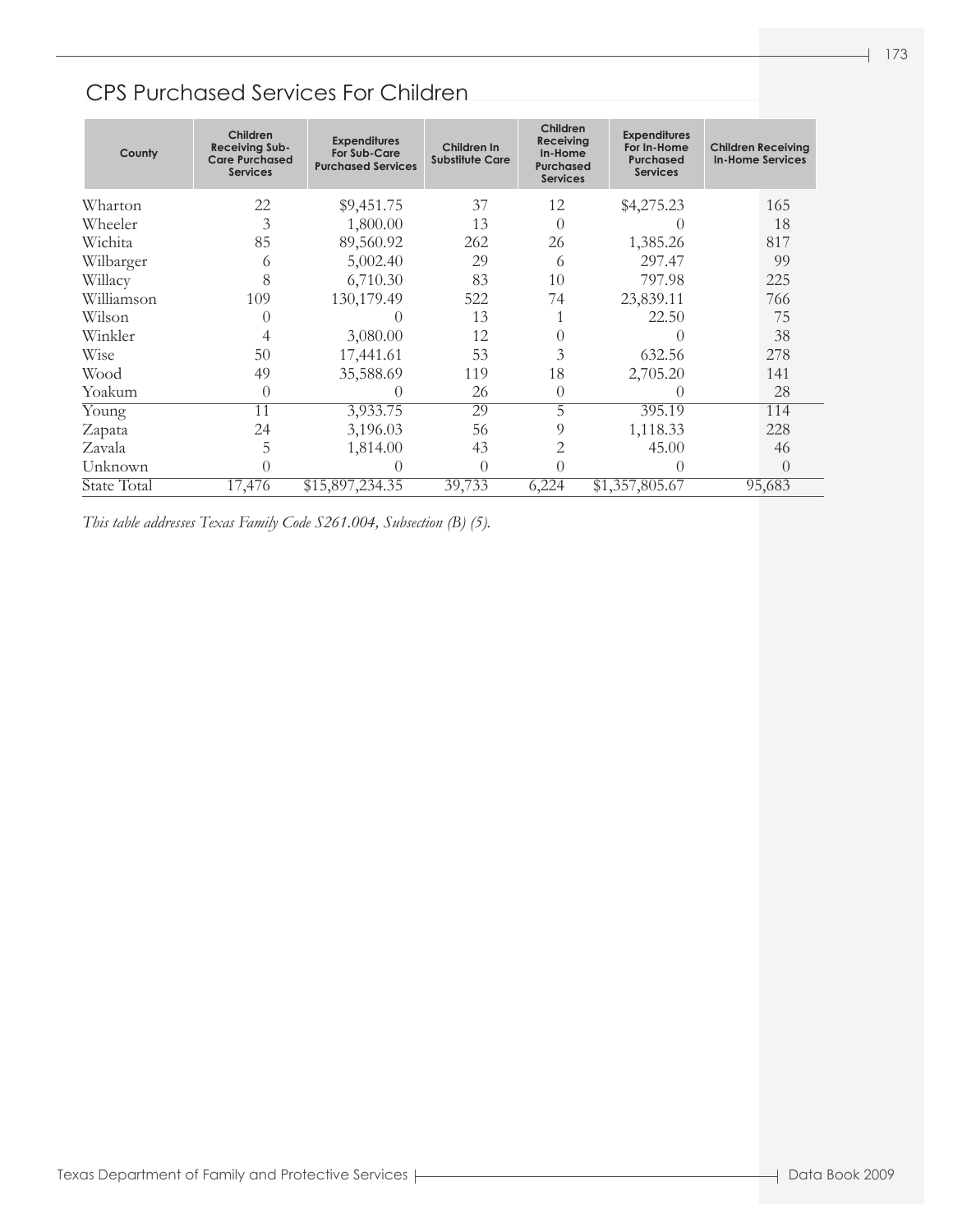## CPS Purchased Services For Children

| County | Children Receiving Sub-Care Purchased Services | Expenditures For Sub-Care Purchased Services | Children In Substitute Care | Children Receiving In-Home Purchased Services | Expenditures For In-Home Purchased Services | Children Receiving In-Home Services |
|---|---|---|---|---|---|---|
| Wharton | 22 | $9,451.75 | 37 | 12 | $4,275.23 | 165 |
| Wheeler | 3 | 1,800.00 | 13 | 0 | 0 | 18 |
| Wichita | 85 | 89,560.92 | 262 | 26 | 1,385.26 | 817 |
| Wilbarger | 6 | 5,002.40 | 29 | 6 | 297.47 | 99 |
| Willacy | 8 | 6,710.30 | 83 | 10 | 797.98 | 225 |
| Williamson | 109 | 130,179.49 | 522 | 74 | 23,839.11 | 766 |
| Wilson | 0 | 0 | 13 | 1 | 22.50 | 75 |
| Winkler | 4 | 3,080.00 | 12 | 0 | 0 | 38 |
| Wise | 50 | 17,441.61 | 53 | 3 | 632.56 | 278 |
| Wood | 49 | 35,588.69 | 119 | 18 | 2,705.20 | 141 |
| Yoakum | 0 | 0 | 26 | 0 | 0 | 28 |
| Young | 11 | 3,933.75 | 29 | 5 | 395.19 | 114 |
| Zapata | 24 | 3,196.03 | 56 | 9 | 1,118.33 | 228 |
| Zavala | 5 | 1,814.00 | 43 | 2 | 45.00 | 46 |
| Unknown | 0 | 0 | 0 | 0 | 0 | 0 |
| State Total | 17,476 | $15,897,234.35 | 39,733 | 6,224 | $1,357,805.67 | 95,683 |

*This table addresses Texas Family Code S261.004, Subsection (B) (5).*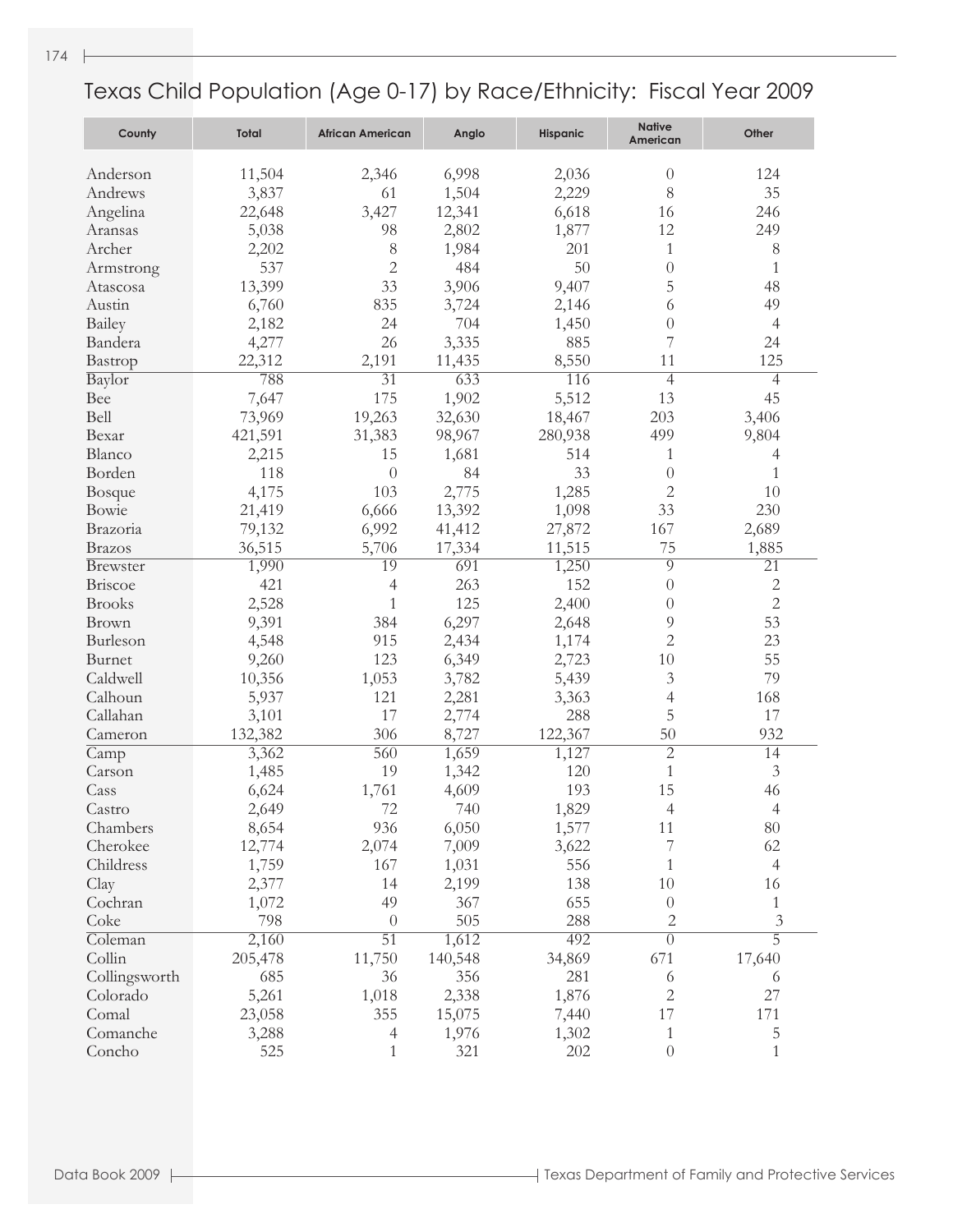# Texas Child Population (Age 0-17) by Race/Ethnicity: Fiscal Year 2009

| County | Total | African American | Anglo | Hispanic | Native American | Other |
|---|---|---|---|---|---|---|
| Anderson | 11,504 | 2,346 | 6,998 | 2,036 | 0 | 124 |
| Andrews | 3,837 | 61 | 1,504 | 2,229 | 8 | 35 |
| Angelina | 22,648 | 3,427 | 12,341 | 6,618 | 16 | 246 |
| Aransas | 5,038 | 98 | 2,802 | 1,877 | 12 | 249 |
| Archer | 2,202 | 8 | 1,984 | 201 | 1 | 8 |
| Armstrong | 537 | 2 | 484 | 50 | 0 | 1 |
| Atascosa | 13,399 | 33 | 3,906 | 9,407 | 5 | 48 |
| Austin | 6,760 | 835 | 3,724 | 2,146 | 6 | 49 |
| Bailey | 2,182 | 24 | 704 | 1,450 | 0 | 4 |
| Bandera | 4,277 | 26 | 3,335 | 885 | 7 | 24 |
| Bastrop | 22,312 | 2,191 | 11,435 | 8,550 | 11 | 125 |
| Baylor | 788 | 31 | 633 | 116 | 4 | 4 |
| Bee | 7,647 | 175 | 1,902 | 5,512 | 13 | 45 |
| Bell | 73,969 | 19,263 | 32,630 | 18,467 | 203 | 3,406 |
| Bexar | 421,591 | 31,383 | 98,967 | 280,938 | 499 | 9,804 |
| Blanco | 2,215 | 15 | 1,681 | 514 | 1 | 4 |
| Borden | 118 | 0 | 84 | 33 | 0 | 1 |
| Bosque | 4,175 | 103 | 2,775 | 1,285 | 2 | 10 |
| Bowie | 21,419 | 6,666 | 13,392 | 1,098 | 33 | 230 |
| Brazoria | 79,132 | 6,992 | 41,412 | 27,872 | 167 | 2,689 |
| Brazos | 36,515 | 5,706 | 17,334 | 11,515 | 75 | 1,885 |
| Brewster | 1,990 | 19 | 691 | 1,250 | 9 | 21 |
| Briscoe | 421 | 4 | 263 | 152 | 0 | 2 |
| Brooks | 2,528 | 1 | 125 | 2,400 | 0 | 2 |
| Brown | 9,391 | 384 | 6,297 | 2,648 | 9 | 53 |
| Burleson | 4,548 | 915 | 2,434 | 1,174 | 2 | 23 |
| Burnet | 9,260 | 123 | 6,349 | 2,723 | 10 | 55 |
| Caldwell | 10,356 | 1,053 | 3,782 | 5,439 | 3 | 79 |
| Calhoun | 5,937 | 121 | 2,281 | 3,363 | 4 | 168 |
| Callahan | 3,101 | 17 | 2,774 | 288 | 5 | 17 |
| Cameron | 132,382 | 306 | 8,727 | 122,367 | 50 | 932 |
| Camp | 3,362 | 560 | 1,659 | 1,127 | 2 | 14 |
| Carson | 1,485 | 19 | 1,342 | 120 | 1 | 3 |
| Cass | 6,624 | 1,761 | 4,609 | 193 | 15 | 46 |
| Castro | 2,649 | 72 | 740 | 1,829 | 4 | 4 |
| Chambers | 8,654 | 936 | 6,050 | 1,577 | 11 | 80 |
| Cherokee | 12,774 | 2,074 | 7,009 | 3,622 | 7 | 62 |
| Childress | 1,759 | 167 | 1,031 | 556 | 1 | 4 |
| Clay | 2,377 | 14 | 2,199 | 138 | 10 | 16 |
| Cochran | 1,072 | 49 | 367 | 655 | 0 | 1 |
| Coke | 798 | 0 | 505 | 288 | 2 | 3 |
| Coleman | 2,160 | 51 | 1,612 | 492 | 0 | 5 |
| Collin | 205,478 | 11,750 | 140,548 | 34,869 | 671 | 17,640 |
| Collingsworth | 685 | 36 | 356 | 281 | 6 | 6 |
| Colorado | 5,261 | 1,018 | 2,338 | 1,876 | 2 | 27 |
| Comal | 23,058 | 355 | 15,075 | 7,440 | 17 | 171 |
| Comanche | 3,288 | 4 | 1,976 | 1,302 | 1 | 5 |
| Concho | 525 | 1 | 321 | 202 | 0 | 1 |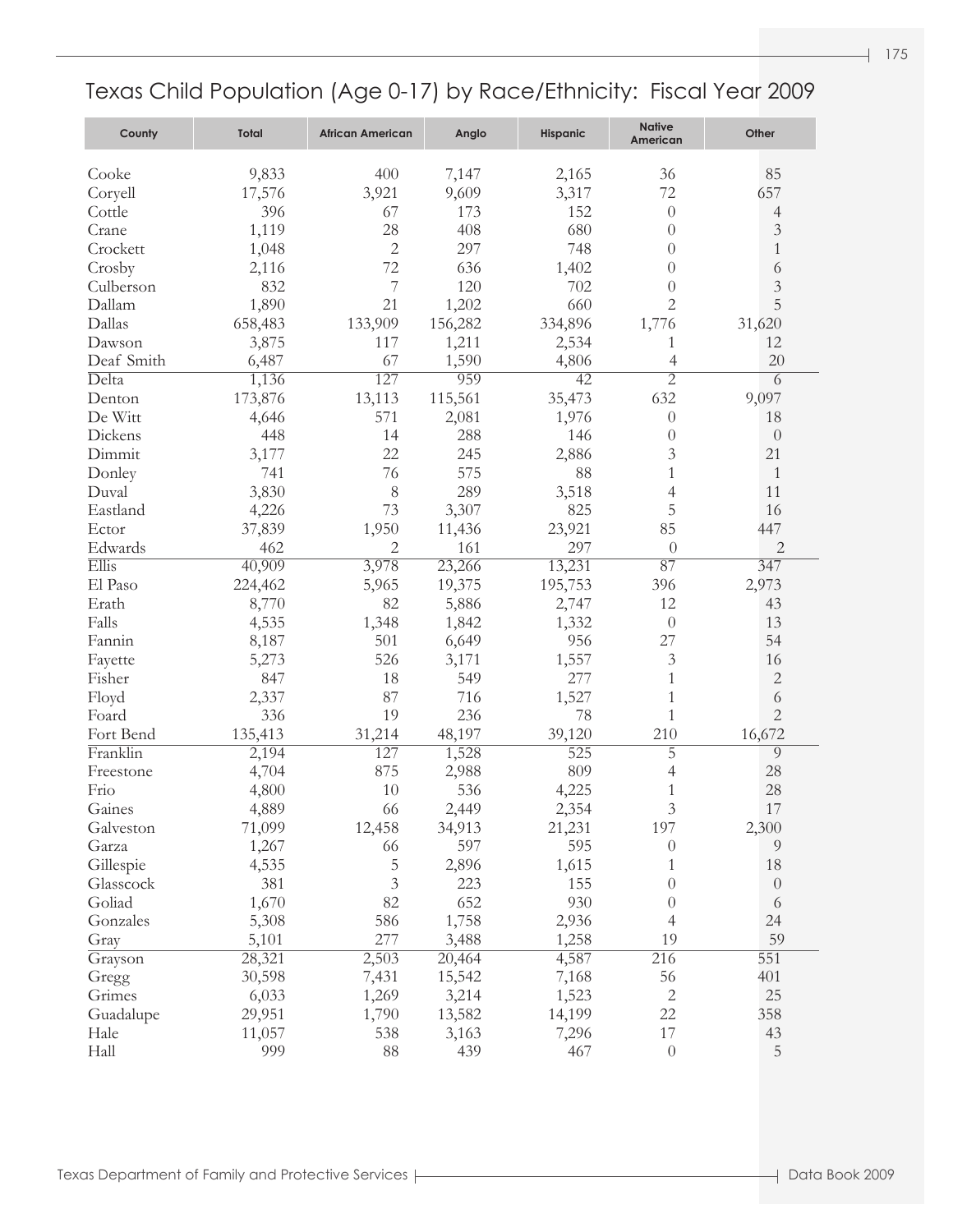# Texas Child Population (Age 0-17) by Race/Ethnicity: Fiscal Year 2009

| County | Total | African American | Anglo | Hispanic | Native American | Other |
|---|---|---|---|---|---|---|
| Cooke | 9,833 | 400 | 7,147 | 2,165 | 36 | 85 |
| Coryell | 17,576 | 3,921 | 9,609 | 3,317 | 72 | 657 |
| Cottle | 396 | 67 | 173 | 152 | 0 | 4 |
| Crane | 1,119 | 28 | 408 | 680 | 0 | 3 |
| Crockett | 1,048 | 2 | 297 | 748 | 0 | 1 |
| Crosby | 2,116 | 72 | 636 | 1,402 | 0 | 6 |
| Culberson | 832 | 7 | 120 | 702 | 0 | 3 |
| Dallam | 1,890 | 21 | 1,202 | 660 | 2 | 5 |
| Dallas | 658,483 | 133,909 | 156,282 | 334,896 | 1,776 | 31,620 |
| Dawson | 3,875 | 117 | 1,211 | 2,534 | 1 | 12 |
| Deaf Smith | 6,487 | 67 | 1,590 | 4,806 | 4 | 20 |
| Delta | 1,136 | 127 | 959 | 42 | 2 | 6 |
| Denton | 173,876 | 13,113 | 115,561 | 35,473 | 632 | 9,097 |
| De Witt | 4,646 | 571 | 2,081 | 1,976 | 0 | 18 |
| Dickens | 448 | 14 | 288 | 146 | 0 | 0 |
| Dimmit | 3,177 | 22 | 245 | 2,886 | 3 | 21 |
| Donley | 741 | 76 | 575 | 88 | 1 | 1 |
| Duval | 3,830 | 8 | 289 | 3,518 | 4 | 11 |
| Eastland | 4,226 | 73 | 3,307 | 825 | 5 | 16 |
| Ector | 37,839 | 1,950 | 11,436 | 23,921 | 85 | 447 |
| Edwards | 462 | 2 | 161 | 297 | 0 | 2 |
| Ellis | 40,909 | 3,978 | 23,266 | 13,231 | 87 | 347 |
| El Paso | 224,462 | 5,965 | 19,375 | 195,753 | 396 | 2,973 |
| Erath | 8,770 | 82 | 5,886 | 2,747 | 12 | 43 |
| Falls | 4,535 | 1,348 | 1,842 | 1,332 | 0 | 13 |
| Fannin | 8,187 | 501 | 6,649 | 956 | 27 | 54 |
| Fayette | 5,273 | 526 | 3,171 | 1,557 | 3 | 16 |
| Fisher | 847 | 18 | 549 | 277 | 1 | 2 |
| Floyd | 2,337 | 87 | 716 | 1,527 | 1 | 6 |
| Foard | 336 | 19 | 236 | 78 | 1 | 2 |
| Fort Bend | 135,413 | 31,214 | 48,197 | 39,120 | 210 | 16,672 |
| Franklin | 2,194 | 127 | 1,528 | 525 | 5 | 9 |
| Freestone | 4,704 | 875 | 2,988 | 809 | 4 | 28 |
| Frio | 4,800 | 10 | 536 | 4,225 | 1 | 28 |
| Gaines | 4,889 | 66 | 2,449 | 2,354 | 3 | 17 |
| Galveston | 71,099 | 12,458 | 34,913 | 21,231 | 197 | 2,300 |
| Garza | 1,267 | 66 | 597 | 595 | 0 | 9 |
| Gillespie | 4,535 | 5 | 2,896 | 1,615 | 1 | 18 |
| Glasscock | 381 | 3 | 223 | 155 | 0 | 0 |
| Goliad | 1,670 | 82 | 652 | 930 | 0 | 6 |
| Gonzales | 5,308 | 586 | 1,758 | 2,936 | 4 | 24 |
| Gray | 5,101 | 277 | 3,488 | 1,258 | 19 | 59 |
| Grayson | 28,321 | 2,503 | 20,464 | 4,587 | 216 | 551 |
| Gregg | 30,598 | 7,431 | 15,542 | 7,168 | 56 | 401 |
| Grimes | 6,033 | 1,269 | 3,214 | 1,523 | 2 | 25 |
| Guadalupe | 29,951 | 1,790 | 13,582 | 14,199 | 22 | 358 |
| Hale | 11,057 | 538 | 3,163 | 7,296 | 17 | 43 |
| Hall | 999 | 88 | 439 | 467 | 0 | 5 |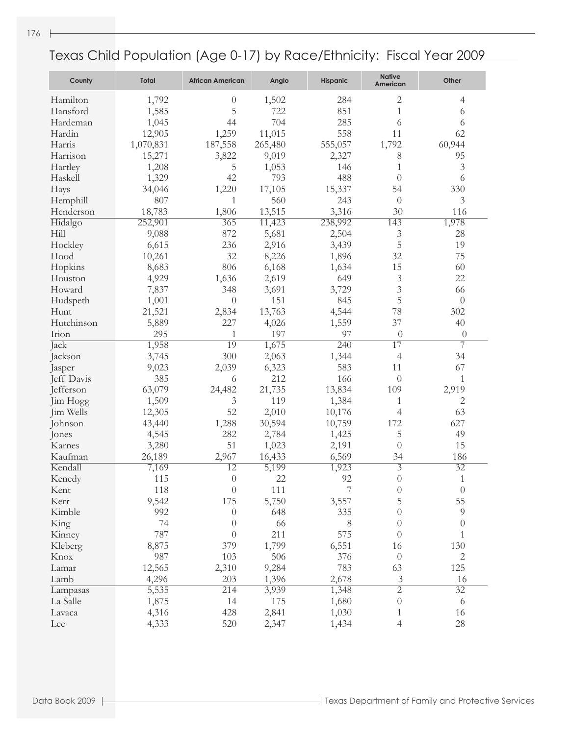# Texas Child Population (Age 0-17) by Race/Ethnicity: Fiscal Year 2009

| County | Total | African American | Anglo | Hispanic | Native American | Other |
|---|---|---|---|---|---|---|
| Hamilton | 1,792 | 0 | 1,502 | 284 | 2 | 4 |
| Hansford | 1,585 | 5 | 722 | 851 | 1 | 6 |
| Hardeman | 1,045 | 44 | 704 | 285 | 6 | 6 |
| Hardin | 12,905 | 1,259 | 11,015 | 558 | 11 | 62 |
| Harris | 1,070,831 | 187,558 | 265,480 | 555,057 | 1,792 | 60,944 |
| Harrison | 15,271 | 3,822 | 9,019 | 2,327 | 8 | 95 |
| Hartley | 1,208 | 5 | 1,053 | 146 | 1 | 3 |
| Haskell | 1,329 | 42 | 793 | 488 | 0 | 6 |
| Hays | 34,046 | 1,220 | 17,105 | 15,337 | 54 | 330 |
| Hemphill | 807 | 1 | 560 | 243 | 0 | 3 |
| Henderson | 18,783 | 1,806 | 13,515 | 3,316 | 30 | 116 |
| Hidalgo | 252,901 | 365 | 11,423 | 238,992 | 143 | 1,978 |
| Hill | 9,088 | 872 | 5,681 | 2,504 | 3 | 28 |
| Hockley | 6,615 | 236 | 2,916 | 3,439 | 5 | 19 |
| Hood | 10,261 | 32 | 8,226 | 1,896 | 32 | 75 |
| Hopkins | 8,683 | 806 | 6,168 | 1,634 | 15 | 60 |
| Houston | 4,929 | 1,636 | 2,619 | 649 | 3 | 22 |
| Howard | 7,837 | 348 | 3,691 | 3,729 | 3 | 66 |
| Hudspeth | 1,001 | 0 | 151 | 845 | 5 | 0 |
| Hunt | 21,521 | 2,834 | 13,763 | 4,544 | 78 | 302 |
| Hutchinson | 5,889 | 227 | 4,026 | 1,559 | 37 | 40 |
| Irion | 295 | 1 | 197 | 97 | 0 | 0 |
| Jack | 1,958 | 19 | 1,675 | 240 | 17 | 7 |
| Jackson | 3,745 | 300 | 2,063 | 1,344 | 4 | 34 |
| Jasper | 9,023 | 2,039 | 6,323 | 583 | 11 | 67 |
| Jeff Davis | 385 | 6 | 212 | 166 | 0 | 1 |
| Jefferson | 63,079 | 24,482 | 21,735 | 13,834 | 109 | 2,919 |
| Jim Hogg | 1,509 | 3 | 119 | 1,384 | 1 | 2 |
| Jim Wells | 12,305 | 52 | 2,010 | 10,176 | 4 | 63 |
| Johnson | 43,440 | 1,288 | 30,594 | 10,759 | 172 | 627 |
| Jones | 4,545 | 282 | 2,784 | 1,425 | 5 | 49 |
| Karnes | 3,280 | 51 | 1,023 | 2,191 | 0 | 15 |
| Kaufman | 26,189 | 2,967 | 16,433 | 6,569 | 34 | 186 |
| Kendall | 7,169 | 12 | 5,199 | 1,923 | 3 | 32 |
| Kenedy | 115 | 0 | 22 | 92 | 0 | 1 |
| Kent | 118 | 0 | 111 | 7 | 0 | 0 |
| Kerr | 9,542 | 175 | 5,750 | 3,557 | 5 | 55 |
| Kimble | 992 | 0 | 648 | 335 | 0 | 9 |
| King | 74 | 0 | 66 | 8 | 0 | 0 |
| Kinney | 787 | 0 | 211 | 575 | 0 | 1 |
| Kleberg | 8,875 | 379 | 1,799 | 6,551 | 16 | 130 |
| Knox | 987 | 103 | 506 | 376 | 0 | 2 |
| Lamar | 12,565 | 2,310 | 9,284 | 783 | 63 | 125 |
| Lamb | 4,296 | 203 | 1,396 | 2,678 | 3 | 16 |
| Lampasas | 5,535 | 214 | 3,939 | 1,348 | 2 | 32 |
| La Salle | 1,875 | 14 | 175 | 1,680 | 0 | 6 |
| Lavaca | 4,316 | 428 | 2,841 | 1,030 | 1 | 16 |
| Lee | 4,333 | 520 | 2,347 | 1,434 | 4 | 28 |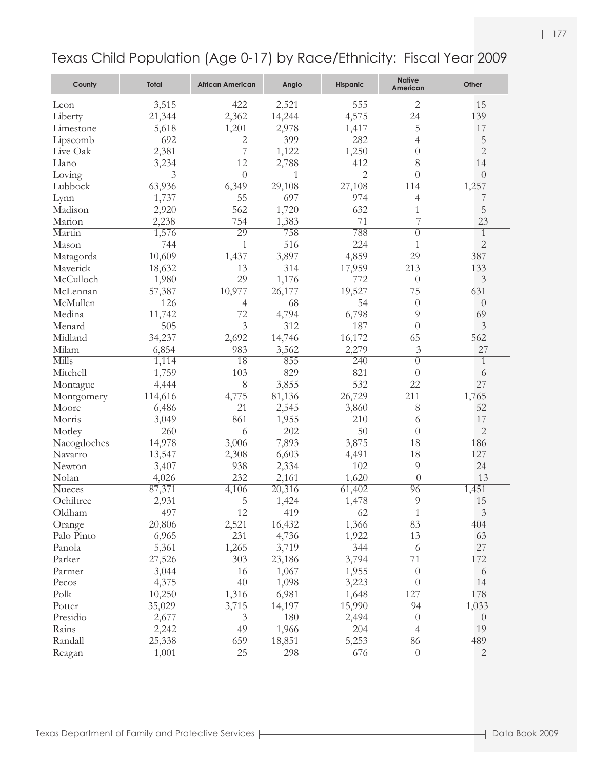# Texas Child Population (Age 0-17) by Race/Ethnicity: Fiscal Year 2009

| County | Total | African American | Anglo | Hispanic | Native American | Other |
|---|---|---|---|---|---|---|
| Leon | 3,515 | 422 | 2,521 | 555 | 2 | 15 |
| Liberty | 21,344 | 2,362 | 14,244 | 4,575 | 24 | 139 |
| Limestone | 5,618 | 1,201 | 2,978 | 1,417 | 5 | 17 |
| Lipscomb | 692 | 2 | 399 | 282 | 4 | 5 |
| Live Oak | 2,381 | 7 | 1,122 | 1,250 | 0 | 2 |
| Llano | 3,234 | 12 | 2,788 | 412 | 8 | 14 |
| Loving | 3 | 0 | 1 | 2 | 0 | 0 |
| Lubbock | 63,936 | 6,349 | 29,108 | 27,108 | 114 | 1,257 |
| Lynn | 1,737 | 55 | 697 | 974 | 4 | 7 |
| Madison | 2,920 | 562 | 1,720 | 632 | 1 | 5 |
| Marion | 2,238 | 754 | 1,383 | 71 | 7 | 23 |
| Martin | 1,576 | 29 | 758 | 788 | 0 | 1 |
| Mason | 744 | 1 | 516 | 224 | 1 | 2 |
| Matagorda | 10,609 | 1,437 | 3,897 | 4,859 | 29 | 387 |
| Maverick | 18,632 | 13 | 314 | 17,959 | 213 | 133 |
| McCulloch | 1,980 | 29 | 1,176 | 772 | 0 | 3 |
| McLennan | 57,387 | 10,977 | 26,177 | 19,527 | 75 | 631 |
| McMullen | 126 | 4 | 68 | 54 | 0 | 0 |
| Medina | 11,742 | 72 | 4,794 | 6,798 | 9 | 69 |
| Menard | 505 | 3 | 312 | 187 | 0 | 3 |
| Midland | 34,237 | 2,692 | 14,746 | 16,172 | 65 | 562 |
| Milam | 6,854 | 983 | 3,562 | 2,279 | 3 | 27 |
| Mills | 1,114 | 18 | 855 | 240 | 0 | 1 |
| Mitchell | 1,759 | 103 | 829 | 821 | 0 | 6 |
| Montague | 4,444 | 8 | 3,855 | 532 | 22 | 27 |
| Montgomery | 114,616 | 4,775 | 81,136 | 26,729 | 211 | 1,765 |
| Moore | 6,486 | 21 | 2,545 | 3,860 | 8 | 52 |
| Morris | 3,049 | 861 | 1,955 | 210 | 6 | 17 |
| Motley | 260 | 6 | 202 | 50 | 0 | 2 |
| Nacogdoches | 14,978 | 3,006 | 7,893 | 3,875 | 18 | 186 |
| Navarro | 13,547 | 2,308 | 6,603 | 4,491 | 18 | 127 |
| Newton | 3,407 | 938 | 2,334 | 102 | 9 | 24 |
| Nolan | 4,026 | 232 | 2,161 | 1,620 | 0 | 13 |
| Nueces | 87,371 | 4,106 | 20,316 | 61,402 | 96 | 1,451 |
| Ochiltree | 2,931 | 5 | 1,424 | 1,478 | 9 | 15 |
| Oldham | 497 | 12 | 419 | 62 | 1 | 3 |
| Orange | 20,806 | 2,521 | 16,432 | 1,366 | 83 | 404 |
| Palo Pinto | 6,965 | 231 | 4,736 | 1,922 | 13 | 63 |
| Panola | 5,361 | 1,265 | 3,719 | 344 | 6 | 27 |
| Parker | 27,526 | 303 | 23,186 | 3,794 | 71 | 172 |
| Parmer | 3,044 | 16 | 1,067 | 1,955 | 0 | 6 |
| Pecos | 4,375 | 40 | 1,098 | 3,223 | 0 | 14 |
| Polk | 10,250 | 1,316 | 6,981 | 1,648 | 127 | 178 |
| Potter | 35,029 | 3,715 | 14,197 | 15,990 | 94 | 1,033 |
| Presidio | 2,677 | 3 | 180 | 2,494 | 0 | 0 |
| Rains | 2,242 | 49 | 1,966 | 204 | 4 | 19 |
| Randall | 25,338 | 659 | 18,851 | 5,253 | 86 | 489 |
| Reagan | 1,001 | 25 | 298 | 676 | 0 | 2 |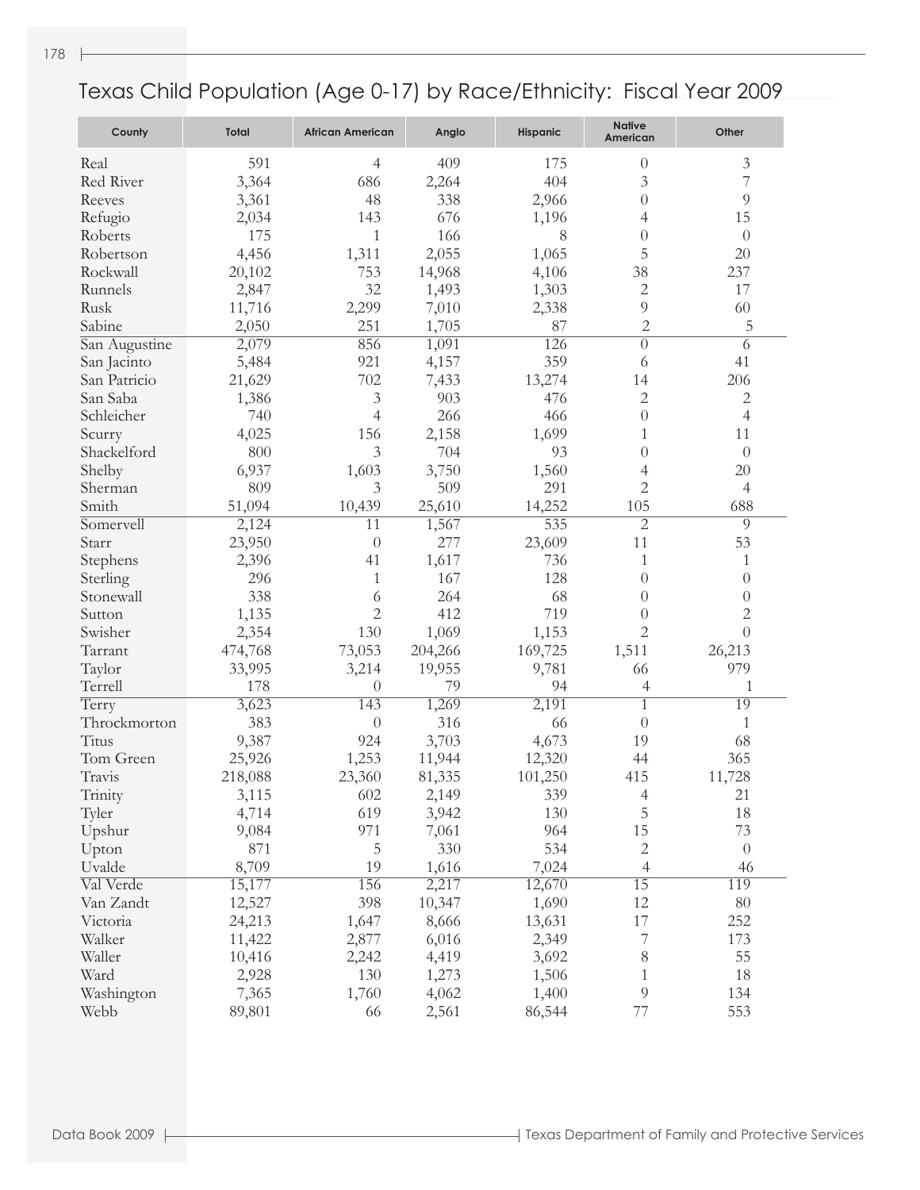# Texas Child Population (Age 0-17) by Race/Ethnicity: Fiscal Year 2009

| County | Total | African American | Anglo | Hispanic | Native American | Other |
|---|---|---|---|---|---|---|
| Real | 591 | 4 | 409 | 175 | 0 | 3 |
| Red River | 3,364 | 686 | 2,264 | 404 | 3 | 7 |
| Reeves | 3,361 | 48 | 338 | 2,966 | 0 | 9 |
| Refugio | 2,034 | 143 | 676 | 1,196 | 4 | 15 |
| Roberts | 175 | 1 | 166 | 8 | 0 | 0 |
| Robertson | 4,456 | 1,311 | 2,055 | 1,065 | 5 | 20 |
| Rockwall | 20,102 | 753 | 14,968 | 4,106 | 38 | 237 |
| Runnels | 2,847 | 32 | 1,493 | 1,303 | 2 | 17 |
| Rusk | 11,716 | 2,299 | 7,010 | 2,338 | 9 | 60 |
| Sabine | 2,050 | 251 | 1,705 | 87 | 2 | 5 |
| San Augustine | 2,079 | 856 | 1,091 | 126 | 0 | 6 |
| San Jacinto | 5,484 | 921 | 4,157 | 359 | 6 | 41 |
| San Patricio | 21,629 | 702 | 7,433 | 13,274 | 14 | 206 |
| San Saba | 1,386 | 3 | 903 | 476 | 2 | 2 |
| Schleicher | 740 | 4 | 266 | 466 | 0 | 4 |
| Scurry | 4,025 | 156 | 2,158 | 1,699 | 1 | 11 |
| Shackelford | 800 | 3 | 704 | 93 | 0 | 0 |
| Shelby | 6,937 | 1,603 | 3,750 | 1,560 | 4 | 20 |
| Sherman | 809 | 3 | 509 | 291 | 2 | 4 |
| Smith | 51,094 | 10,439 | 25,610 | 14,252 | 105 | 688 |
| Somervell | 2,124 | 11 | 1,567 | 535 | 2 | 9 |
| Starr | 23,950 | 0 | 277 | 23,609 | 11 | 53 |
| Stephens | 2,396 | 41 | 1,617 | 736 | 1 | 1 |
| Sterling | 296 | 1 | 167 | 128 | 0 | 0 |
| Stonewall | 338 | 6 | 264 | 68 | 0 | 0 |
| Sutton | 1,135 | 2 | 412 | 719 | 0 | 2 |
| Swisher | 2,354 | 130 | 1,069 | 1,153 | 2 | 0 |
| Tarrant | 474,768 | 73,053 | 204,266 | 169,725 | 1,511 | 26,213 |
| Taylor | 33,995 | 3,214 | 19,955 | 9,781 | 66 | 979 |
| Terrell | 178 | 0 | 79 | 94 | 4 | 1 |
| Terry | 3,623 | 143 | 1,269 | 2,191 | 1 | 19 |
| Throckmorton | 383 | 0 | 316 | 66 | 0 | 1 |
| Titus | 9,387 | 924 | 3,703 | 4,673 | 19 | 68 |
| Tom Green | 25,926 | 1,253 | 11,944 | 12,320 | 44 | 365 |
| Travis | 218,088 | 23,360 | 81,335 | 101,250 | 415 | 11,728 |
| Trinity | 3,115 | 602 | 2,149 | 339 | 4 | 21 |
| Tyler | 4,714 | 619 | 3,942 | 130 | 5 | 18 |
| Upshur | 9,084 | 971 | 7,061 | 964 | 15 | 73 |
| Upton | 871 | 5 | 330 | 534 | 2 | 0 |
| Uvalde | 8,709 | 19 | 1,616 | 7,024 | 4 | 46 |
| Val Verde | 15,177 | 156 | 2,217 | 12,670 | 15 | 119 |
| Van Zandt | 12,527 | 398 | 10,347 | 1,690 | 12 | 80 |
| Victoria | 24,213 | 1,647 | 8,666 | 13,631 | 17 | 252 |
| Walker | 11,422 | 2,877 | 6,016 | 2,349 | 7 | 173 |
| Waller | 10,416 | 2,242 | 4,419 | 3,692 | 8 | 55 |
| Ward | 2,928 | 130 | 1,273 | 1,506 | 1 | 18 |
| Washington | 7,365 | 1,760 | 4,062 | 1,400 | 9 | 134 |
| Webb | 89,801 | 66 | 2,561 | 86,544 | 77 | 553 |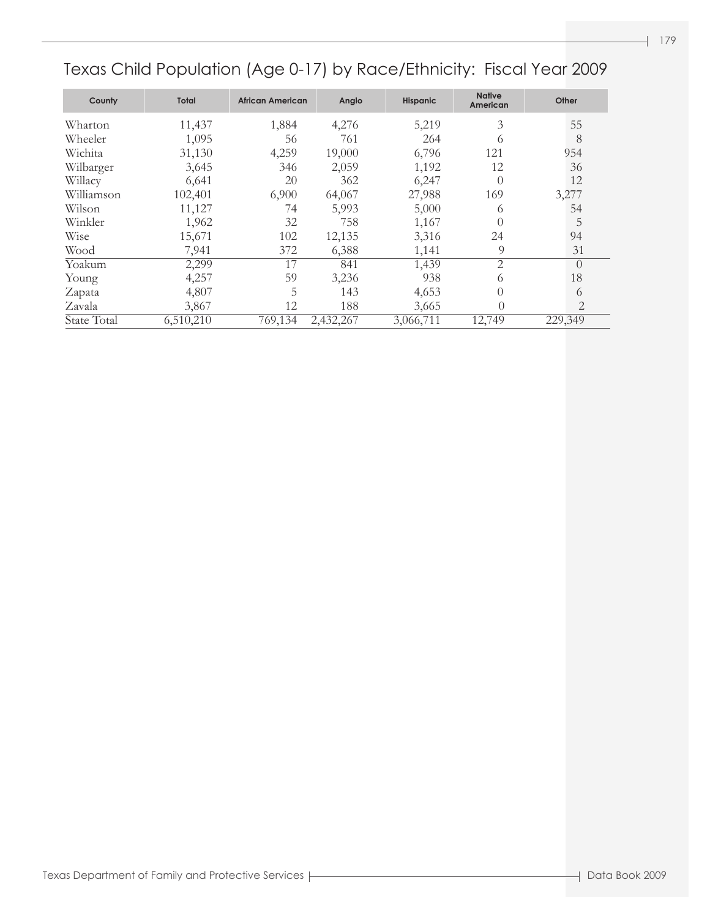# Texas Child Population (Age 0-17) by Race/Ethnicity: Fiscal Year 2009

| County | Total | African American | Anglo | Hispanic | Native American | Other |
|---|---|---|---|---|---|---|
| Wharton | 11,437 | 1,884 | 4,276 | 5,219 | 3 | 55 |
| Wheeler | 1,095 | 56 | 761 | 264 | 6 | 8 |
| Wichita | 31,130 | 4,259 | 19,000 | 6,796 | 121 | 954 |
| Wilbarger | 3,645 | 346 | 2,059 | 1,192 | 12 | 36 |
| Willacy | 6,641 | 20 | 362 | 6,247 | 0 | 12 |
| Williamson | 102,401 | 6,900 | 64,067 | 27,988 | 169 | 3,277 |
| Wilson | 11,127 | 74 | 5,993 | 5,000 | 6 | 54 |
| Winkler | 1,962 | 32 | 758 | 1,167 | 0 | 5 |
| Wise | 15,671 | 102 | 12,135 | 3,316 | 24 | 94 |
| Wood | 7,941 | 372 | 6,388 | 1,141 | 9 | 31 |
| Yoakum | 2,299 | 17 | 841 | 1,439 | 2 | 0 |
| Young | 4,257 | 59 | 3,236 | 938 | 6 | 18 |
| Zapata | 4,807 | 5 | 143 | 4,653 | 0 | 6 |
| Zavala | 3,867 | 12 | 188 | 3,665 | 0 | 2 |
| State Total | 6,510,210 | 769,134 | 2,432,267 | 3,066,711 | 12,749 | 229,349 |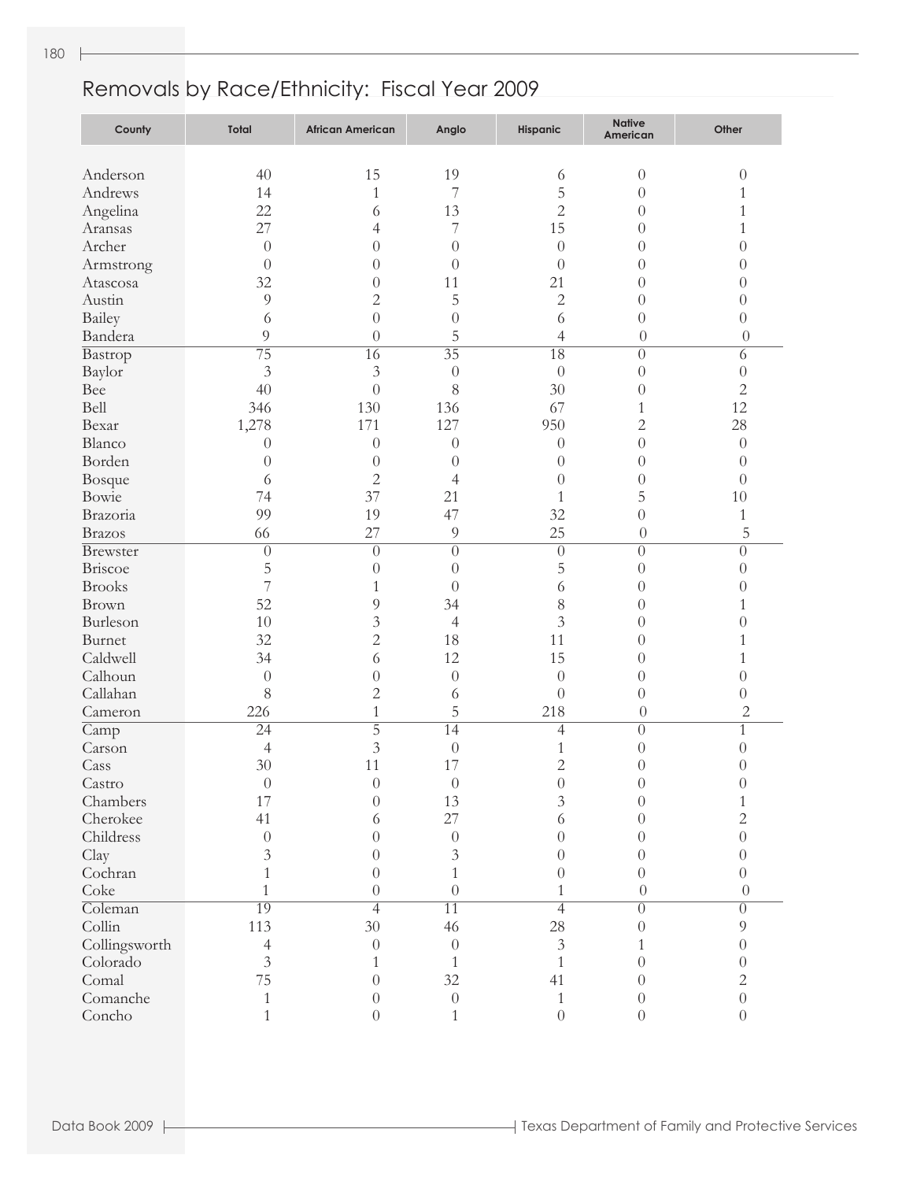## Removals by Race/Ethnicity: Fiscal Year 2009

| County | Total | African American | Anglo | Hispanic | Native American | Other |
|---|---|---|---|---|---|---|
| Anderson | 40 | 15 | 19 | 6 | 0 | 0 |
| Andrews | 14 | 1 | 7 | 5 | 0 | 1 |
| Angelina | 22 | 6 | 13 | 2 | 0 | 1 |
| Aransas | 27 | 4 | 7 | 15 | 0 | 1 |
| Archer | 0 | 0 | 0 | 0 | 0 | 0 |
| Armstrong | 0 | 0 | 0 | 0 | 0 | 0 |
| Atascosa | 32 | 0 | 11 | 21 | 0 | 0 |
| Austin | 9 | 2 | 5 | 2 | 0 | 0 |
| Bailey | 6 | 0 | 0 | 6 | 0 | 0 |
| Bandera | 9 | 0 | 5 | 4 | 0 | 0 |
| Bastrop | 75 | 16 | 35 | 18 | 0 | 6 |
| Baylor | 3 | 3 | 0 | 0 | 0 | 0 |
| Bee | 40 | 0 | 8 | 30 | 0 | 2 |
| Bell | 346 | 130 | 136 | 67 | 1 | 12 |
| Bexar | 1,278 | 171 | 127 | 950 | 2 | 28 |
| Blanco | 0 | 0 | 0 | 0 | 0 | 0 |
| Borden | 0 | 0 | 0 | 0 | 0 | 0 |
| Bosque | 6 | 2 | 4 | 0 | 0 | 0 |
| Bowie | 74 | 37 | 21 | 1 | 5 | 10 |
| Brazoria | 99 | 19 | 47 | 32 | 0 | 1 |
| Brazos | 66 | 27 | 9 | 25 | 0 | 5 |
| Brewster | 0 | 0 | 0 | 0 | 0 | 0 |
| Briscoe | 5 | 0 | 0 | 5 | 0 | 0 |
| Brooks | 7 | 1 | 0 | 6 | 0 | 0 |
| Brown | 52 | 9 | 34 | 8 | 0 | 1 |
| Burleson | 10 | 3 | 4 | 3 | 0 | 0 |
| Burnet | 32 | 2 | 18 | 11 | 0 | 1 |
| Caldwell | 34 | 6 | 12 | 15 | 0 | 1 |
| Calhoun | 0 | 0 | 0 | 0 | 0 | 0 |
| Callahan | 8 | 2 | 6 | 0 | 0 | 0 |
| Cameron | 226 | 1 | 5 | 218 | 0 | 2 |
| Camp | 24 | 5 | 14 | 4 | 0 | 1 |
| Carson | 4 | 3 | 0 | 1 | 0 | 0 |
| Cass | 30 | 11 | 17 | 2 | 0 | 0 |
| Castro | 0 | 0 | 0 | 0 | 0 | 0 |
| Chambers | 17 | 0 | 13 | 3 | 0 | 1 |
| Cherokee | 41 | 6 | 27 | 6 | 0 | 2 |
| Childress | 0 | 0 | 0 | 0 | 0 | 0 |
| Clay | 3 | 0 | 3 | 0 | 0 | 0 |
| Cochran | 1 | 0 | 1 | 0 | 0 | 0 |
| Coke | 1 | 0 | 0 | 1 | 0 | 0 |
| Coleman | 19 | 4 | 11 | 4 | 0 | 0 |
| Collin | 113 | 30 | 46 | 28 | 0 | 9 |
| Collingsworth | 4 | 0 | 0 | 3 | 1 | 0 |
| Colorado | 3 | 1 | 1 | 1 | 0 | 0 |
| Comal | 75 | 0 | 32 | 41 | 0 | 2 |
| Comanche | 1 | 0 | 0 | 1 | 0 | 0 |
| Concho | 1 | 0 | 1 | 0 | 0 | 0 |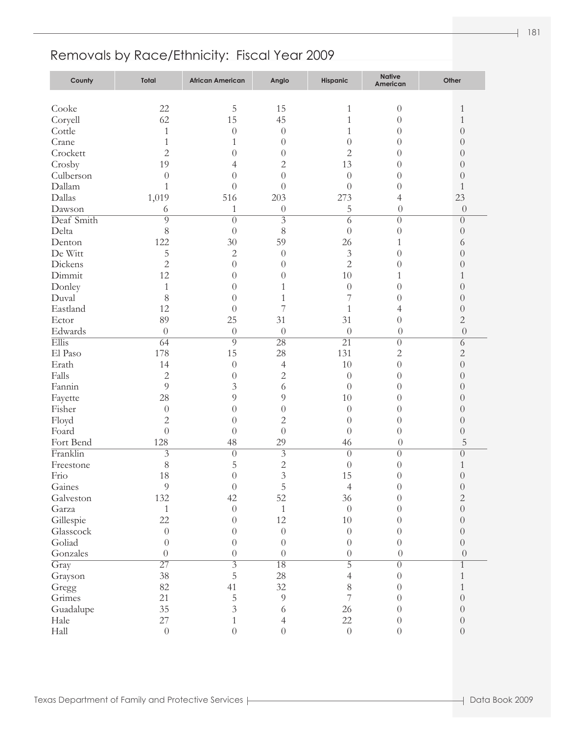## Removals by Race/Ethnicity: Fiscal Year 2009

| County | Total | African American | Anglo | Hispanic | Native American | Other |
|---|---|---|---|---|---|---|
| Cooke | 22 | 5 | 15 | 1 | 0 | 1 |
| Coryell | 62 | 15 | 45 | 1 | 0 | 1 |
| Cottle | 1 | 0 | 0 | 1 | 0 | 0 |
| Crane | 1 | 1 | 0 | 0 | 0 | 0 |
| Crockett | 2 | 0 | 0 | 2 | 0 | 0 |
| Crosby | 19 | 4 | 2 | 13 | 0 | 0 |
| Culberson | 0 | 0 | 0 | 0 | 0 | 0 |
| Dallam | 1 | 0 | 0 | 0 | 0 | 1 |
| Dallas | 1,019 | 516 | 203 | 273 | 4 | 23 |
| Dawson | 6 | 1 | 0 | 5 | 0 | 0 |
| Deaf Smith | 9 | 0 | 3 | 6 | 0 | 0 |
| Delta | 8 | 0 | 8 | 0 | 0 | 0 |
| Denton | 122 | 30 | 59 | 26 | 1 | 6 |
| De Witt | 5 | 2 | 0 | 3 | 0 | 0 |
| Dickens | 2 | 0 | 0 | 2 | 0 | 0 |
| Dimmit | 12 | 0 | 0 | 10 | 1 | 1 |
| Donley | 1 | 0 | 1 | 0 | 0 | 0 |
| Duval | 8 | 0 | 1 | 7 | 0 | 0 |
| Eastland | 12 | 0 | 7 | 1 | 4 | 0 |
| Ector | 89 | 25 | 31 | 31 | 0 | 2 |
| Edwards | 0 | 0 | 0 | 0 | 0 | 0 |
| Ellis | 64 | 9 | 28 | 21 | 0 | 6 |
| El Paso | 178 | 15 | 28 | 131 | 2 | 2 |
| Erath | 14 | 0 | 4 | 10 | 0 | 0 |
| Falls | 2 | 0 | 2 | 0 | 0 | 0 |
| Fannin | 9 | 3 | 6 | 0 | 0 | 0 |
| Fayette | 28 | 9 | 9 | 10 | 0 | 0 |
| Fisher | 0 | 0 | 0 | 0 | 0 | 0 |
| Floyd | 2 | 0 | 2 | 0 | 0 | 0 |
| Foard | 0 | 0 | 0 | 0 | 0 | 0 |
| Fort Bend | 128 | 48 | 29 | 46 | 0 | 5 |
| Franklin | 3 | 0 | 3 | 0 | 0 | 0 |
| Freestone | 8 | 5 | 2 | 0 | 0 | 1 |
| Frio | 18 | 0 | 3 | 15 | 0 | 0 |
| Gaines | 9 | 0 | 5 | 4 | 0 | 0 |
| Galveston | 132 | 42 | 52 | 36 | 0 | 2 |
| Garza | 1 | 0 | 1 | 0 | 0 | 0 |
| Gillespie | 22 | 0 | 12 | 10 | 0 | 0 |
| Glasscock | 0 | 0 | 0 | 0 | 0 | 0 |
| Goliad | 0 | 0 | 0 | 0 | 0 | 0 |
| Gonzales | 0 | 0 | 0 | 0 | 0 | 0 |
| Gray | 27 | 3 | 18 | 5 | 0 | 1 |
| Grayson | 38 | 5 | 28 | 4 | 0 | 1 |
| Gregg | 82 | 41 | 32 | 8 | 0 | 1 |
| Grimes | 21 | 5 | 9 | 7 | 0 | 0 |
| Guadalupe | 35 | 3 | 6 | 26 | 0 | 0 |
| Hale | 27 | 1 | 4 | 22 | 0 | 0 |
| Hall | 0 | 0 | 0 | 0 | 0 | 0 |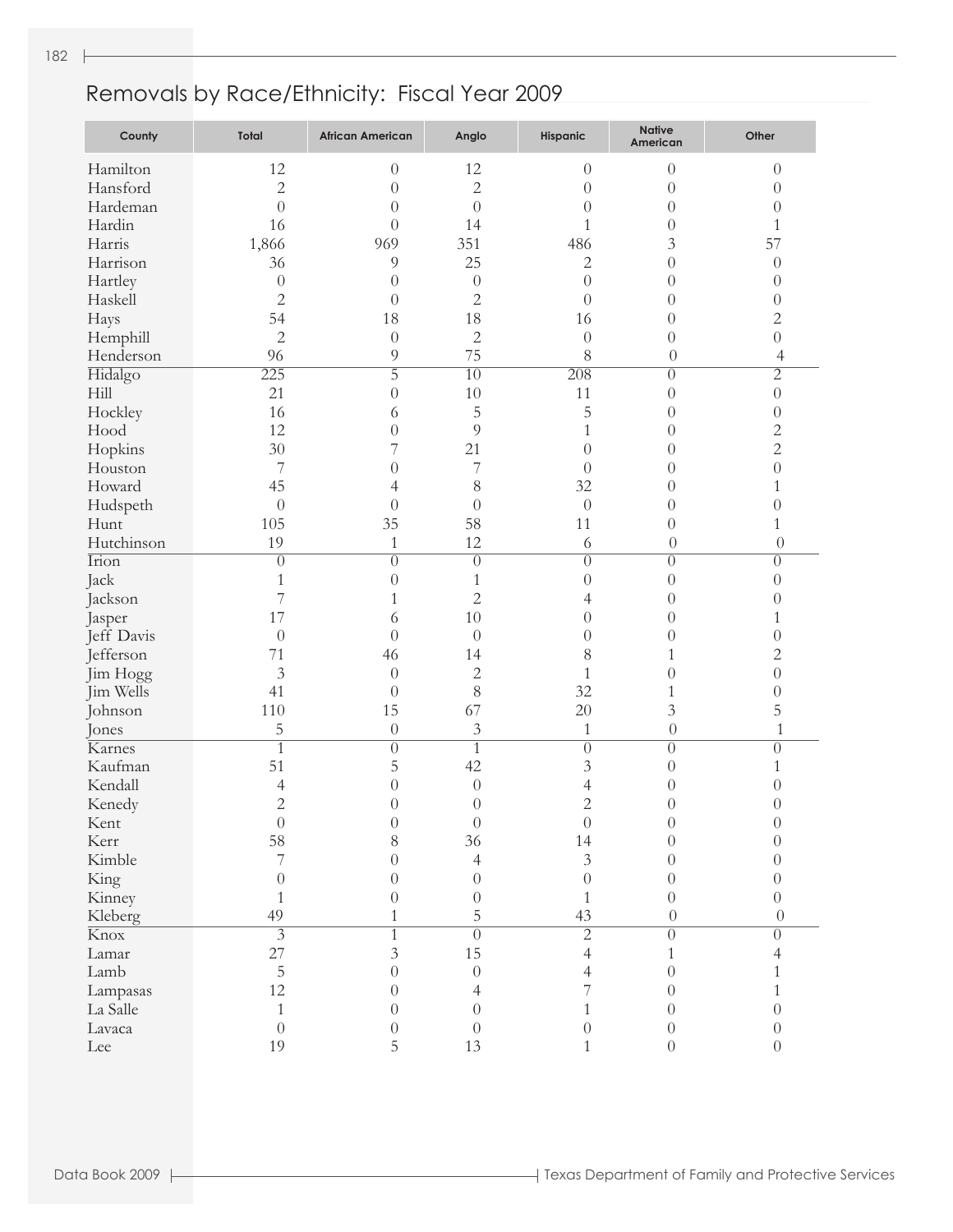## Removals by Race/Ethnicity: Fiscal Year 2009

| County | Total | African American | Anglo | Hispanic | Native American | Other |
|---|---|---|---|---|---|---|
| Hamilton | 12 | 0 | 12 | 0 | 0 | 0 |
| Hansford | 2 | 0 | 2 | 0 | 0 | 0 |
| Hardeman | 0 | 0 | 0 | 0 | 0 | 0 |
| Hardin | 16 | 0 | 14 | 1 | 0 | 1 |
| Harris | 1,866 | 969 | 351 | 486 | 3 | 57 |
| Harrison | 36 | 9 | 25 | 2 | 0 | 0 |
| Hartley | 0 | 0 | 0 | 0 | 0 | 0 |
| Haskell | 2 | 0 | 2 | 0 | 0 | 0 |
| Hays | 54 | 18 | 18 | 16 | 0 | 2 |
| Hemphill | 2 | 0 | 2 | 0 | 0 | 0 |
| Henderson | 96 | 9 | 75 | 8 | 0 | 4 |
| Hidalgo | 225 | 5 | 10 | 208 | 0 | 2 |
| Hill | 21 | 0 | 10 | 11 | 0 | 0 |
| Hockley | 16 | 6 | 5 | 5 | 0 | 0 |
| Hood | 12 | 0 | 9 | 1 | 0 | 2 |
| Hopkins | 30 | 7 | 21 | 0 | 0 | 2 |
| Houston | 7 | 0 | 7 | 0 | 0 | 0 |
| Howard | 45 | 4 | 8 | 32 | 0 | 1 |
| Hudspeth | 0 | 0 | 0 | 0 | 0 | 0 |
| Hunt | 105 | 35 | 58 | 11 | 0 | 1 |
| Hutchinson | 19 | 1 | 12 | 6 | 0 | 0 |
| Irion | 0 | 0 | 0 | 0 | 0 | 0 |
| Jack | 1 | 0 | 1 | 0 | 0 | 0 |
| Jackson | 7 | 1 | 2 | 4 | 0 | 0 |
| Jasper | 17 | 6 | 10 | 0 | 0 | 1 |
| Jeff Davis | 0 | 0 | 0 | 0 | 0 | 0 |
| Jefferson | 71 | 46 | 14 | 8 | 1 | 2 |
| Jim Hogg | 3 | 0 | 2 | 1 | 0 | 0 |
| Jim Wells | 41 | 0 | 8 | 32 | 1 | 0 |
| Johnson | 110 | 15 | 67 | 20 | 3 | 5 |
| Jones | 5 | 0 | 3 | 1 | 0 | 1 |
| Karnes | 1 | 0 | 1 | 0 | 0 | 0 |
| Kaufman | 51 | 5 | 42 | 3 | 0 | 1 |
| Kendall | 4 | 0 | 0 | 4 | 0 | 0 |
| Kenedy | 2 | 0 | 0 | 2 | 0 | 0 |
| Kent | 0 | 0 | 0 | 0 | 0 | 0 |
| Kerr | 58 | 8 | 36 | 14 | 0 | 0 |
| Kimble | 7 | 0 | 4 | 3 | 0 | 0 |
| King | 0 | 0 | 0 | 0 | 0 | 0 |
| Kinney | 1 | 0 | 0 | 1 | 0 | 0 |
| Kleberg | 49 | 1 | 5 | 43 | 0 | 0 |
| Knox | 3 | 1 | 0 | 2 | 0 | 0 |
| Lamar | 27 | 3 | 15 | 4 | 1 | 4 |
| Lamb | 5 | 0 | 0 | 4 | 0 | 1 |
| Lampasas | 12 | 0 | 4 | 7 | 0 | 1 |
| La Salle | 1 | 0 | 0 | 1 | 0 | 0 |
| Lavaca | 0 | 0 | 0 | 0 | 0 | 0 |
| Lee | 19 | 5 | 13 | 1 | 0 | 0 |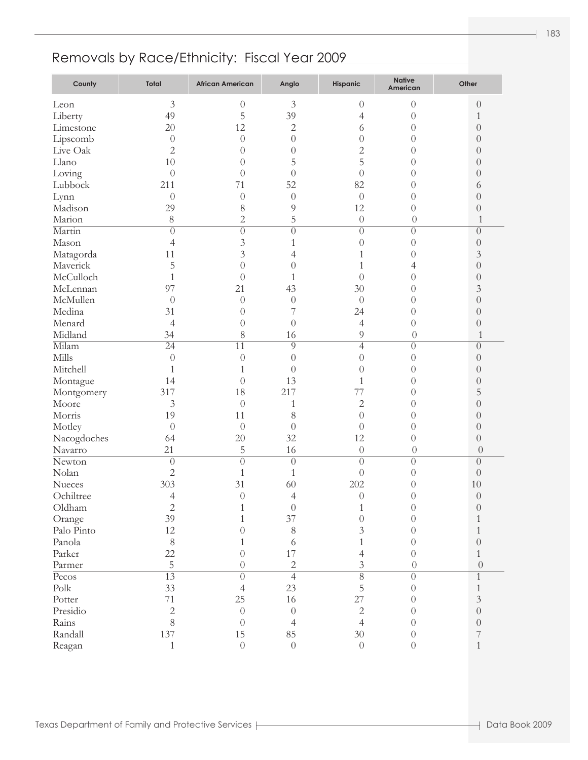## Removals by Race/Ethnicity: Fiscal Year 2009

| County | Total | African American | Anglo | Hispanic | Native American | Other |
|---|---|---|---|---|---|---|
| Leon | 3 | 0 | 3 | 0 | 0 | 0 |
| Liberty | 49 | 5 | 39 | 4 | 0 | 1 |
| Limestone | 20 | 12 | 2 | 6 | 0 | 0 |
| Lipscomb | 0 | 0 | 0 | 0 | 0 | 0 |
| Live Oak | 2 | 0 | 0 | 2 | 0 | 0 |
| Llano | 10 | 0 | 5 | 5 | 0 | 0 |
| Loving | 0 | 0 | 0 | 0 | 0 | 0 |
| Lubbock | 211 | 71 | 52 | 82 | 0 | 6 |
| Lynn | 0 | 0 | 0 | 0 | 0 | 0 |
| Madison | 29 | 8 | 9 | 12 | 0 | 0 |
| Marion | 8 | 2 | 5 | 0 | 0 | 1 |
| Martin | 0 | 0 | 0 | 0 | 0 | 0 |
| Mason | 4 | 3 | 1 | 0 | 0 | 0 |
| Matagorda | 11 | 3 | 4 | 1 | 0 | 3 |
| Maverick | 5 | 0 | 0 | 1 | 4 | 0 |
| McCulloch | 1 | 0 | 1 | 0 | 0 | 0 |
| McLennan | 97 | 21 | 43 | 30 | 0 | 3 |
| McMullen | 0 | 0 | 0 | 0 | 0 | 0 |
| Medina | 31 | 0 | 7 | 24 | 0 | 0 |
| Menard | 4 | 0 | 0 | 4 | 0 | 0 |
| Midland | 34 | 8 | 16 | 9 | 0 | 1 |
| Milam | 24 | 11 | 9 | 4 | 0 | 0 |
| Mills | 0 | 0 | 0 | 0 | 0 | 0 |
| Mitchell | 1 | 1 | 0 | 0 | 0 | 0 |
| Montague | 14 | 0 | 13 | 1 | 0 | 0 |
| Montgomery | 317 | 18 | 217 | 77 | 0 | 5 |
| Moore | 3 | 0 | 1 | 2 | 0 | 0 |
| Morris | 19 | 11 | 8 | 0 | 0 | 0 |
| Motley | 0 | 0 | 0 | 0 | 0 | 0 |
| Nacogdoches | 64 | 20 | 32 | 12 | 0 | 0 |
| Navarro | 21 | 5 | 16 | 0 | 0 | 0 |
| Newton | 0 | 0 | 0 | 0 | 0 | 0 |
| Nolan | 2 | 1 | 1 | 0 | 0 | 0 |
| Nueces | 303 | 31 | 60 | 202 | 0 | 10 |
| Ochiltree | 4 | 0 | 4 | 0 | 0 | 0 |
| Oldham | 2 | 1 | 0 | 1 | 0 | 0 |
| Orange | 39 | 1 | 37 | 0 | 0 | 1 |
| Palo Pinto | 12 | 0 | 8 | 3 | 0 | 1 |
| Panola | 8 | 1 | 6 | 1 | 0 | 0 |
| Parker | 22 | 0 | 17 | 4 | 0 | 1 |
| Parmer | 5 | 0 | 2 | 3 | 0 | 0 |
| Pecos | 13 | 0 | 4 | 8 | 0 | 1 |
| Polk | 33 | 4 | 23 | 5 | 0 | 1 |
| Potter | 71 | 25 | 16 | 27 | 0 | 3 |
| Presidio | 2 | 0 | 0 | 2 | 0 | 0 |
| Rains | 8 | 0 | 4 | 4 | 0 | 0 |
| Randall | 137 | 15 | 85 | 30 | 0 | 7 |
| Reagan | 1 | 0 | 0 | 0 | 0 | 1 |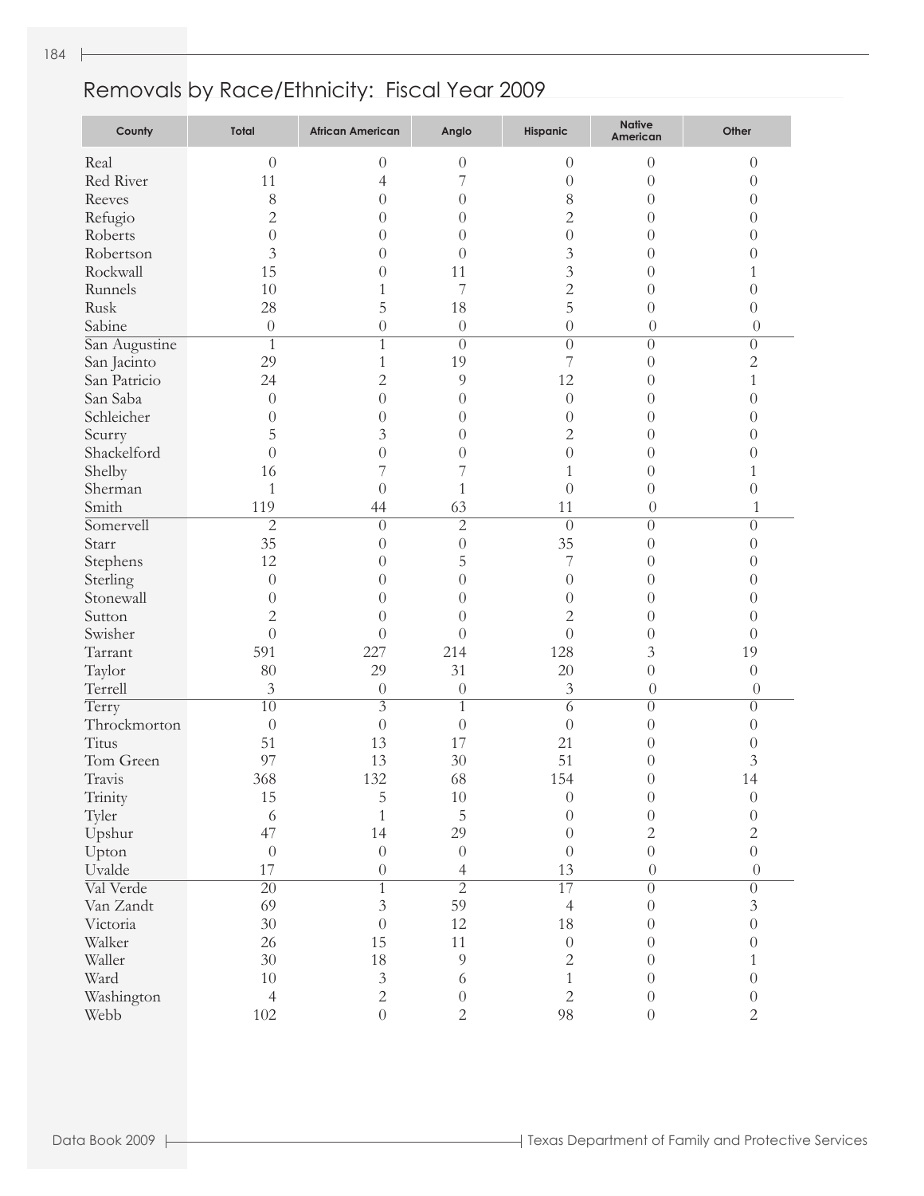## Removals by Race/Ethnicity: Fiscal Year 2009

| County | Total | African American | Anglo | Hispanic | Native American | Other |
|---|---|---|---|---|---|---|
| Real | 0 | 0 | 0 | 0 | 0 | 0 |
| Red River | 11 | 4 | 7 | 0 | 0 | 0 |
| Reeves | 8 | 0 | 0 | 8 | 0 | 0 |
| Refugio | 2 | 0 | 0 | 2 | 0 | 0 |
| Roberts | 0 | 0 | 0 | 0 | 0 | 0 |
| Robertson | 3 | 0 | 0 | 3 | 0 | 0 |
| Rockwall | 15 | 0 | 11 | 3 | 0 | 1 |
| Runnels | 10 | 1 | 7 | 2 | 0 | 0 |
| Rusk | 28 | 5 | 18 | 5 | 0 | 0 |
| Sabine | 0 | 0 | 0 | 0 | 0 | 0 |
| San Augustine | 1 | 1 | 0 | 0 | 0 | 0 |
| San Jacinto | 29 | 1 | 19 | 7 | 0 | 2 |
| San Patricio | 24 | 2 | 9 | 12 | 0 | 1 |
| San Saba | 0 | 0 | 0 | 0 | 0 | 0 |
| Schleicher | 0 | 0 | 0 | 0 | 0 | 0 |
| Scurry | 5 | 3 | 0 | 2 | 0 | 0 |
| Shackelford | 0 | 0 | 0 | 0 | 0 | 0 |
| Shelby | 16 | 7 | 7 | 1 | 0 | 1 |
| Sherman | 1 | 0 | 1 | 0 | 0 | 0 |
| Smith | 119 | 44 | 63 | 11 | 0 | 1 |
| Somervell | 2 | 0 | 2 | 0 | 0 | 0 |
| Starr | 35 | 0 | 0 | 35 | 0 | 0 |
| Stephens | 12 | 0 | 5 | 7 | 0 | 0 |
| Sterling | 0 | 0 | 0 | 0 | 0 | 0 |
| Stonewall | 0 | 0 | 0 | 0 | 0 | 0 |
| Sutton | 2 | 0 | 0 | 2 | 0 | 0 |
| Swisher | 0 | 0 | 0 | 0 | 0 | 0 |
| Tarrant | 591 | 227 | 214 | 128 | 3 | 19 |
| Taylor | 80 | 29 | 31 | 20 | 0 | 0 |
| Terrell | 3 | 0 | 0 | 3 | 0 | 0 |
| Terry | 10 | 3 | 1 | 6 | 0 | 0 |
| Throckmorton | 0 | 0 | 0 | 0 | 0 | 0 |
| Titus | 51 | 13 | 17 | 21 | 0 | 0 |
| Tom Green | 97 | 13 | 30 | 51 | 0 | 3 |
| Travis | 368 | 132 | 68 | 154 | 0 | 14 |
| Trinity | 15 | 5 | 10 | 0 | 0 | 0 |
| Tyler | 6 | 1 | 5 | 0 | 0 | 0 |
| Upshur | 47 | 14 | 29 | 0 | 2 | 2 |
| Upton | 0 | 0 | 0 | 0 | 0 | 0 |
| Uvalde | 17 | 0 | 4 | 13 | 0 | 0 |
| Val Verde | 20 | 1 | 2 | 17 | 0 | 0 |
| Van Zandt | 69 | 3 | 59 | 4 | 0 | 3 |
| Victoria | 30 | 0 | 12 | 18 | 0 | 0 |
| Walker | 26 | 15 | 11 | 0 | 0 | 0 |
| Waller | 30 | 18 | 9 | 2 | 0 | 1 |
| Ward | 10 | 3 | 6 | 1 | 0 | 0 |
| Washington | 4 | 2 | 0 | 2 | 0 | 0 |
| Webb | 102 | 0 | 2 | 98 | 0 | 2 |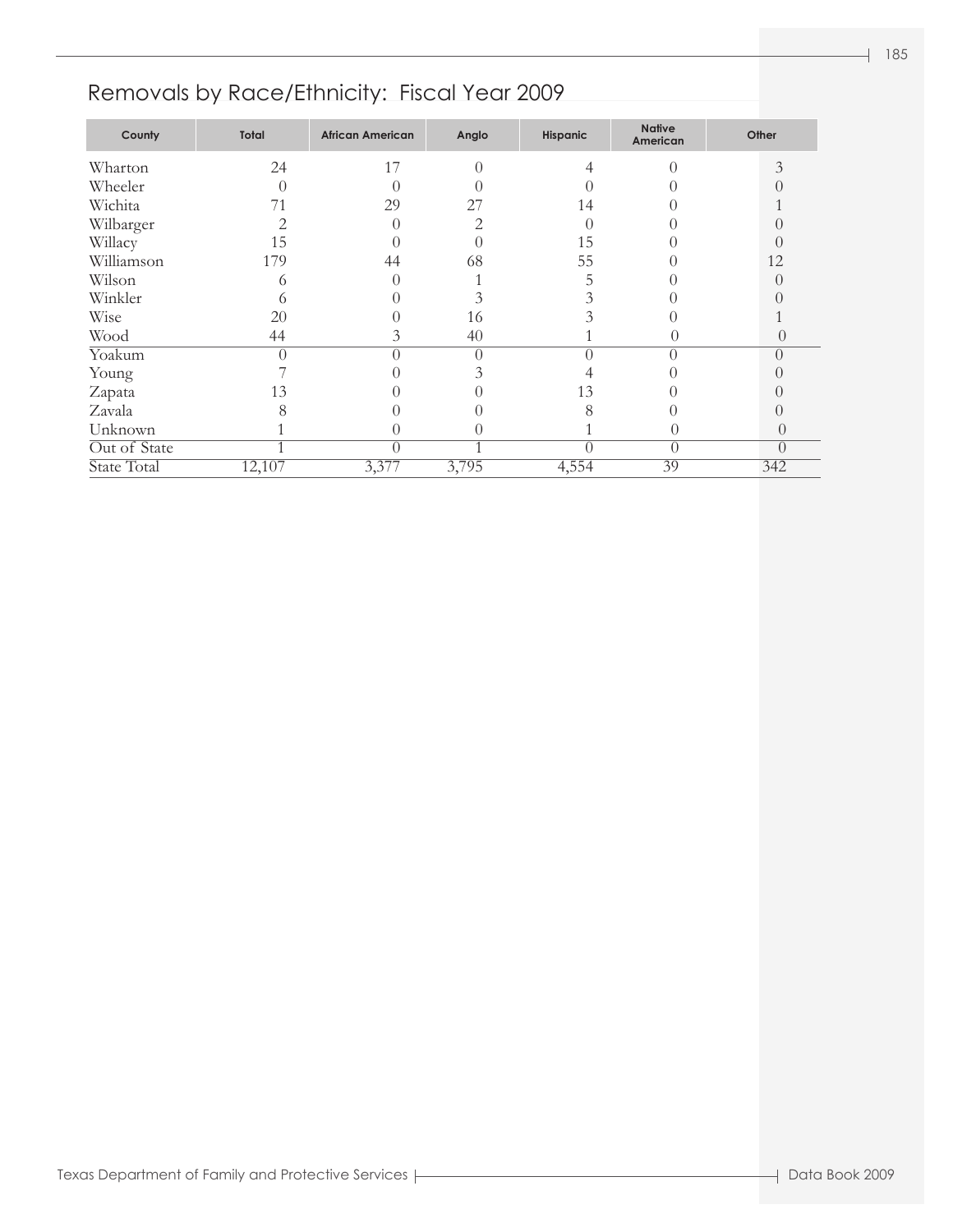## Removals by Race/Ethnicity: Fiscal Year 2009

| County | Total | African American | Anglo | Hispanic | Native American | Other |
|---|---|---|---|---|---|---|
| Wharton | 24 | 17 | 0 | 4 | 0 | 3 |
| Wheeler | 0 | 0 | 0 | 0 | 0 | 0 |
| Wichita | 71 | 29 | 27 | 14 | 0 | 1 |
| Wilbarger | 2 | 0 | 2 | 0 | 0 | 0 |
| Willacy | 15 | 0 | 0 | 15 | 0 | 0 |
| Williamson | 179 | 44 | 68 | 55 | 0 | 12 |
| Wilson | 6 | 0 | 1 | 5 | 0 | 0 |
| Winkler | 6 | 0 | 3 | 3 | 0 | 0 |
| Wise | 20 | 0 | 16 | 3 | 0 | 1 |
| Wood | 44 | 3 | 40 | 1 | 0 | 0 |
| Yoakum | 0 | 0 | 0 | 0 | 0 | 0 |
| Young | 7 | 0 | 3 | 4 | 0 | 0 |
| Zapata | 13 | 0 | 0 | 13 | 0 | 0 |
| Zavala | 8 | 0 | 0 | 8 | 0 | 0 |
| Unknown | 1 | 0 | 0 | 1 | 0 | 0 |
| Out of State | 1 | 0 | 1 | 0 | 0 | 0 |
| State Total | 12,107 | 3,377 | 3,795 | 4,554 | 39 | 342 |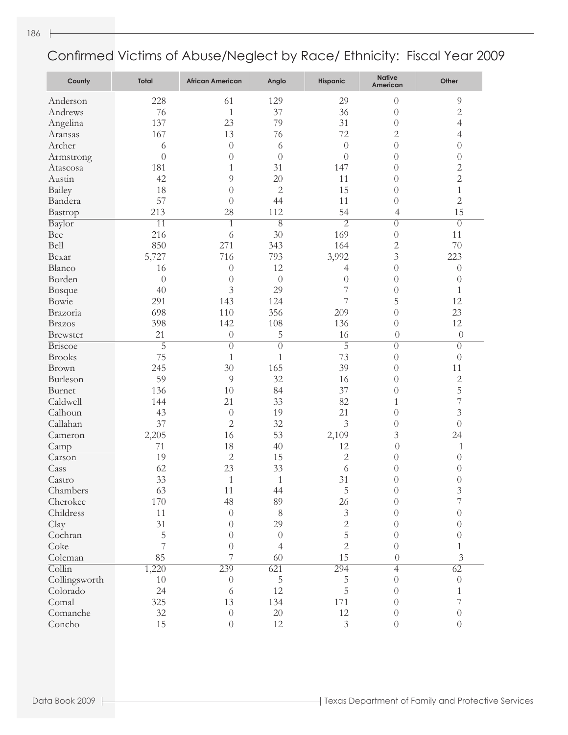# Confirmed Victims of Abuse/Neglect by Race/ Ethnicity: Fiscal Year 2009

| County | Total | African American | Anglo | Hispanic | Native American | Other |
|---|---|---|---|---|---|---|
| Anderson | 228 | 61 | 129 | 29 | 0 | 9 |
| Andrews | 76 | 1 | 37 | 36 | 0 | 2 |
| Angelina | 137 | 23 | 79 | 31 | 0 | 4 |
| Aransas | 167 | 13 | 76 | 72 | 2 | 4 |
| Archer | 6 | 0 | 6 | 0 | 0 | 0 |
| Armstrong | 0 | 0 | 0 | 0 | 0 | 0 |
| Atascosa | 181 | 1 | 31 | 147 | 0 | 2 |
| Austin | 42 | 9 | 20 | 11 | 0 | 2 |
| Bailey | 18 | 0 | 2 | 15 | 0 | 1 |
| Bandera | 57 | 0 | 44 | 11 | 0 | 2 |
| Bastrop | 213 | 28 | 112 | 54 | 4 | 15 |
| Baylor | 11 | 1 | 8 | 2 | 0 | 0 |
| Bee | 216 | 6 | 30 | 169 | 0 | 11 |
| Bell | 850 | 271 | 343 | 164 | 2 | 70 |
| Bexar | 5,727 | 716 | 793 | 3,992 | 3 | 223 |
| Blanco | 16 | 0 | 12 | 4 | 0 | 0 |
| Borden | 0 | 0 | 0 | 0 | 0 | 0 |
| Bosque | 40 | 3 | 29 | 7 | 0 | 1 |
| Bowie | 291 | 143 | 124 | 7 | 5 | 12 |
| Brazoria | 698 | 110 | 356 | 209 | 0 | 23 |
| Brazos | 398 | 142 | 108 | 136 | 0 | 12 |
| Brewster | 21 | 0 | 5 | 16 | 0 | 0 |
| Briscoe | 5 | 0 | 0 | 5 | 0 | 0 |
| Brooks | 75 | 1 | 1 | 73 | 0 | 0 |
| Brown | 245 | 30 | 165 | 39 | 0 | 11 |
| Burleson | 59 | 9 | 32 | 16 | 0 | 2 |
| Burnet | 136 | 10 | 84 | 37 | 0 | 5 |
| Caldwell | 144 | 21 | 33 | 82 | 1 | 7 |
| Calhoun | 43 | 0 | 19 | 21 | 0 | 3 |
| Callahan | 37 | 2 | 32 | 3 | 0 | 0 |
| Cameron | 2,205 | 16 | 53 | 2,109 | 3 | 24 |
| Camp | 71 | 18 | 40 | 12 | 0 | 1 |
| Carson | 19 | 2 | 15 | 2 | 0 | 0 |
| Cass | 62 | 23 | 33 | 6 | 0 | 0 |
| Castro | 33 | 1 | 1 | 31 | 0 | 0 |
| Chambers | 63 | 11 | 44 | 5 | 0 | 3 |
| Cherokee | 170 | 48 | 89 | 26 | 0 | 7 |
| Childress | 11 | 0 | 8 | 3 | 0 | 0 |
| Clay | 31 | 0 | 29 | 2 | 0 | 0 |
| Cochran | 5 | 0 | 0 | 5 | 0 | 0 |
| Coke | 7 | 0 | 4 | 2 | 0 | 1 |
| Coleman | 85 | 7 | 60 | 15 | 0 | 3 |
| Collin | 1,220 | 239 | 621 | 294 | 4 | 62 |
| Collingsworth | 10 | 0 | 5 | 5 | 0 | 0 |
| Colorado | 24 | 6 | 12 | 5 | 0 | 1 |
| Comal | 325 | 13 | 134 | 171 | 0 | 7 |
| Comanche | 32 | 0 | 20 | 12 | 0 | 0 |
| Concho | 15 | 0 | 12 | 3 | 0 | 0 |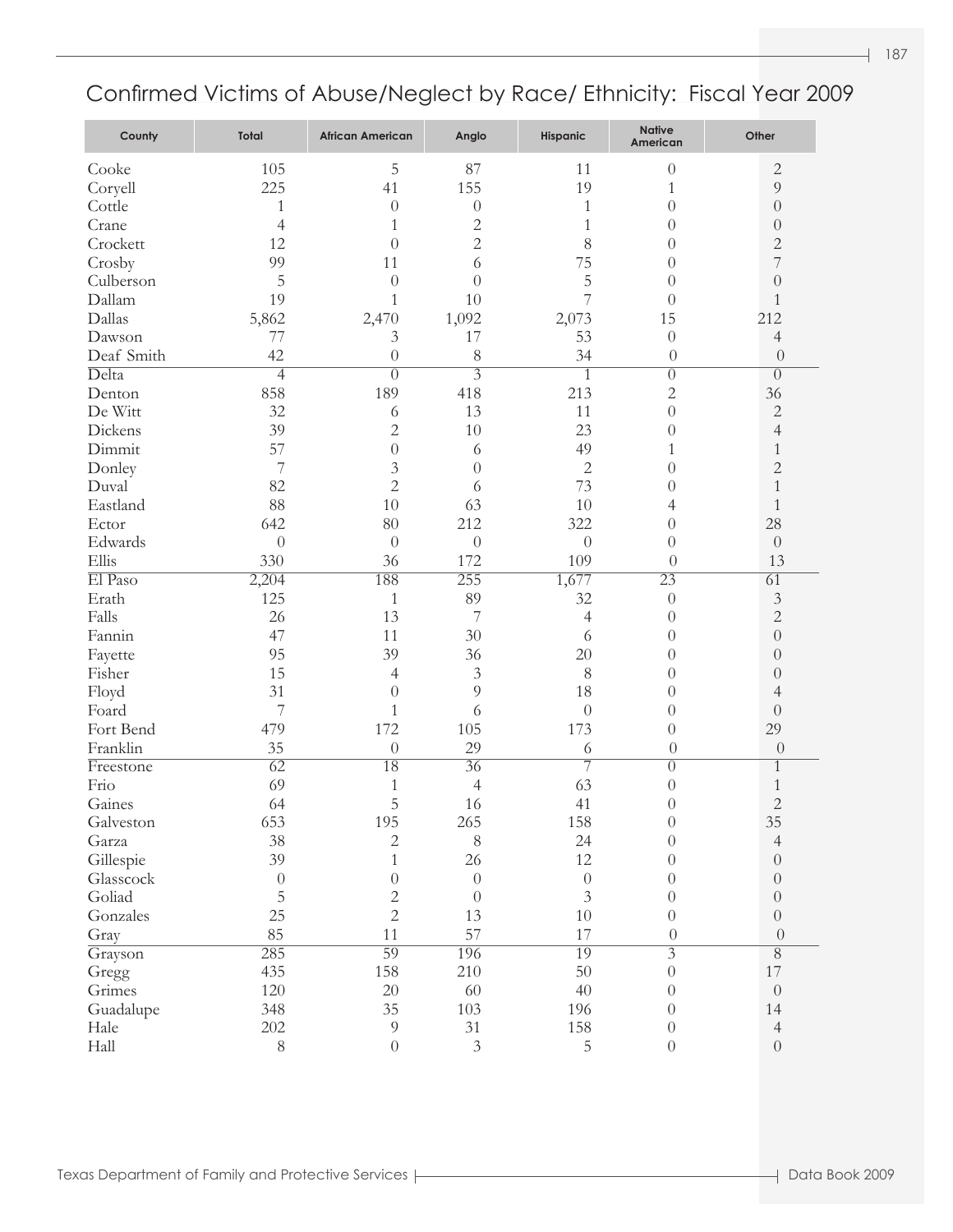# Confirmed Victims of Abuse/Neglect by Race/ Ethnicity: Fiscal Year 2009

| County | Total | African American | Anglo | Hispanic | Native American | Other |
|---|---|---|---|---|---|---|
| Cooke | 105 | 5 | 87 | 11 | 0 | 2 |
| Coryell | 225 | 41 | 155 | 19 | 1 | 9 |
| Cottle | 1 | 0 | 0 | 1 | 0 | 0 |
| Crane | 4 | 1 | 2 | 1 | 0 | 0 |
| Crockett | 12 | 0 | 2 | 8 | 0 | 2 |
| Crosby | 99 | 11 | 6 | 75 | 0 | 7 |
| Culberson | 5 | 0 | 0 | 5 | 0 | 0 |
| Dallam | 19 | 1 | 10 | 7 | 0 | 1 |
| Dallas | 5,862 | 2,470 | 1,092 | 2,073 | 15 | 212 |
| Dawson | 77 | 3 | 17 | 53 | 0 | 4 |
| Deaf Smith | 42 | 0 | 8 | 34 | 0 | 0 |
| Delta | 4 | 0 | 3 | 1 | 0 | 0 |
| Denton | 858 | 189 | 418 | 213 | 2 | 36 |
| De Witt | 32 | 6 | 13 | 11 | 0 | 2 |
| Dickens | 39 | 2 | 10 | 23 | 0 | 4 |
| Dimmit | 57 | 0 | 6 | 49 | 1 | 1 |
| Donley | 7 | 3 | 0 | 2 | 0 | 2 |
| Duval | 82 | 2 | 6 | 73 | 0 | 1 |
| Eastland | 88 | 10 | 63 | 10 | 4 | 1 |
| Ector | 642 | 80 | 212 | 322 | 0 | 28 |
| Edwards | 0 | 0 | 0 | 0 | 0 | 0 |
| Ellis | 330 | 36 | 172 | 109 | 0 | 13 |
| El Paso | 2,204 | 188 | 255 | 1,677 | 23 | 61 |
| Erath | 125 | 1 | 89 | 32 | 0 | 3 |
| Falls | 26 | 13 | 7 | 4 | 0 | 2 |
| Fannin | 47 | 11 | 30 | 6 | 0 | 0 |
| Fayette | 95 | 39 | 36 | 20 | 0 | 0 |
| Fisher | 15 | 4 | 3 | 8 | 0 | 0 |
| Floyd | 31 | 0 | 9 | 18 | 0 | 4 |
| Foard | 7 | 1 | 6 | 0 | 0 | 0 |
| Fort Bend | 479 | 172 | 105 | 173 | 0 | 29 |
| Franklin | 35 | 0 | 29 | 6 | 0 | 0 |
| Freestone | 62 | 18 | 36 | 7 | 0 | 1 |
| Frio | 69 | 1 | 4 | 63 | 0 | 1 |
| Gaines | 64 | 5 | 16 | 41 | 0 | 2 |
| Galveston | 653 | 195 | 265 | 158 | 0 | 35 |
| Garza | 38 | 2 | 8 | 24 | 0 | 4 |
| Gillespie | 39 | 1 | 26 | 12 | 0 | 0 |
| Glasscock | 0 | 0 | 0 | 0 | 0 | 0 |
| Goliad | 5 | 2 | 0 | 3 | 0 | 0 |
| Gonzales | 25 | 2 | 13 | 10 | 0 | 0 |
| Gray | 85 | 11 | 57 | 17 | 0 | 0 |
| Grayson | 285 | 59 | 196 | 19 | 3 | 8 |
| Gregg | 435 | 158 | 210 | 50 | 0 | 17 |
| Grimes | 120 | 20 | 60 | 40 | 0 | 0 |
| Guadalupe | 348 | 35 | 103 | 196 | 0 | 14 |
| Hale | 202 | 9 | 31 | 158 | 0 | 4 |
| Hall | 8 | 0 | 3 | 5 | 0 | 0 |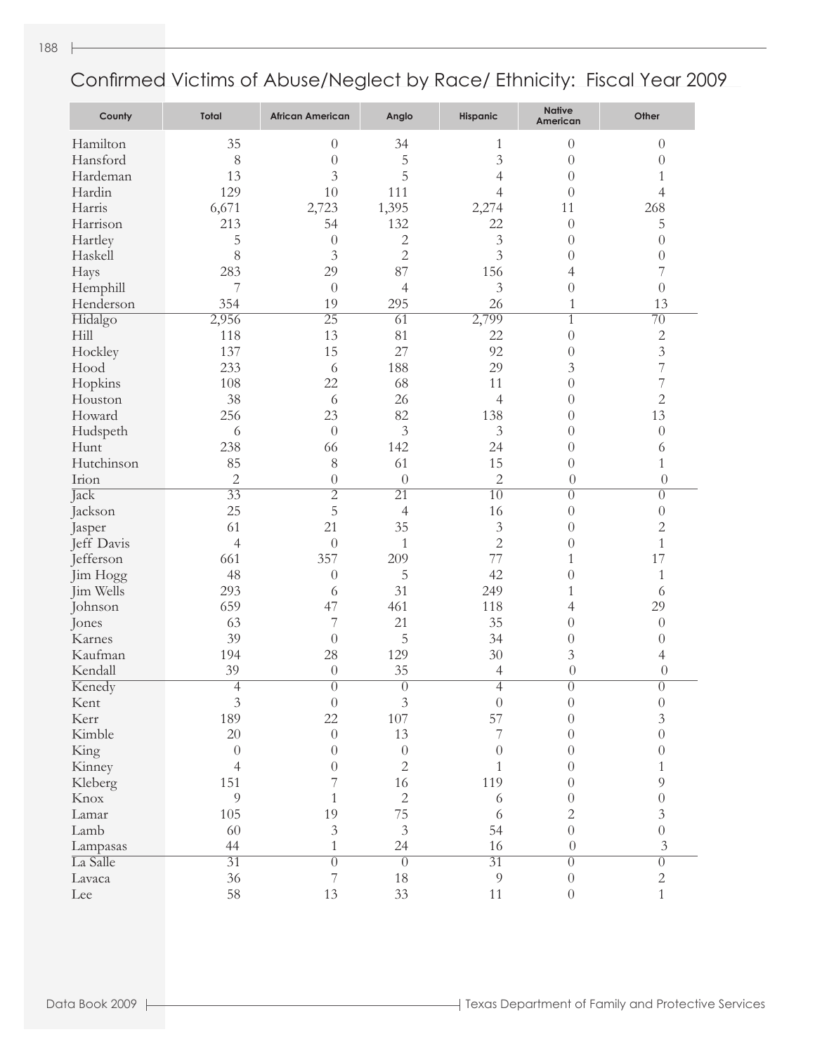# Confirmed Victims of Abuse/Neglect by Race/ Ethnicity: Fiscal Year 2009

| County | Total | African American | Anglo | Hispanic | Native American | Other |
|---|---|---|---|---|---|---|
| Hamilton | 35 | 0 | 34 | 1 | 0 | 0 |
| Hansford | 8 | 0 | 5 | 3 | 0 | 0 |
| Hardeman | 13 | 3 | 5 | 4 | 0 | 1 |
| Hardin | 129 | 10 | 111 | 4 | 0 | 4 |
| Harris | 6,671 | 2,723 | 1,395 | 2,274 | 11 | 268 |
| Harrison | 213 | 54 | 132 | 22 | 0 | 5 |
| Hartley | 5 | 0 | 2 | 3 | 0 | 0 |
| Haskell | 8 | 3 | 2 | 3 | 0 | 0 |
| Hays | 283 | 29 | 87 | 156 | 4 | 7 |
| Hemphill | 7 | 0 | 4 | 3 | 0 | 0 |
| Henderson | 354 | 19 | 295 | 26 | 1 | 13 |
| Hidalgo | 2,956 | 25 | 61 | 2,799 | 1 | 70 |
| Hill | 118 | 13 | 81 | 22 | 0 | 2 |
| Hockley | 137 | 15 | 27 | 92 | 0 | 3 |
| Hood | 233 | 6 | 188 | 29 | 3 | 7 |
| Hopkins | 108 | 22 | 68 | 11 | 0 | 7 |
| Houston | 38 | 6 | 26 | 4 | 0 | 2 |
| Howard | 256 | 23 | 82 | 138 | 0 | 13 |
| Hudspeth | 6 | 0 | 3 | 3 | 0 | 0 |
| Hunt | 238 | 66 | 142 | 24 | 0 | 6 |
| Hutchinson | 85 | 8 | 61 | 15 | 0 | 1 |
| Irion | 2 | 0 | 0 | 2 | 0 | 0 |
| Jack | 33 | 2 | 21 | 10 | 0 | 0 |
| Jackson | 25 | 5 | 4 | 16 | 0 | 0 |
| Jasper | 61 | 21 | 35 | 3 | 0 | 2 |
| Jeff Davis | 4 | 0 | 1 | 2 | 0 | 1 |
| Jefferson | 661 | 357 | 209 | 77 | 1 | 17 |
| Jim Hogg | 48 | 0 | 5 | 42 | 0 | 1 |
| Jim Wells | 293 | 6 | 31 | 249 | 1 | 6 |
| Johnson | 659 | 47 | 461 | 118 | 4 | 29 |
| Jones | 63 | 7 | 21 | 35 | 0 | 0 |
| Karnes | 39 | 0 | 5 | 34 | 0 | 0 |
| Kaufman | 194 | 28 | 129 | 30 | 3 | 4 |
| Kendall | 39 | 0 | 35 | 4 | 0 | 0 |
| Kenedy | 4 | 0 | 0 | 4 | 0 | 0 |
| Kent | 3 | 0 | 3 | 0 | 0 | 0 |
| Kerr | 189 | 22 | 107 | 57 | 0 | 3 |
| Kimble | 20 | 0 | 13 | 7 | 0 | 0 |
| King | 0 | 0 | 0 | 0 | 0 | 0 |
| Kinney | 4 | 0 | 2 | 1 | 0 | 1 |
| Kleberg | 151 | 7 | 16 | 119 | 0 | 9 |
| Knox | 9 | 1 | 2 | 6 | 0 | 0 |
| Lamar | 105 | 19 | 75 | 6 | 2 | 3 |
| Lamb | 60 | 3 | 3 | 54 | 0 | 0 |
| Lampasas | 44 | 1 | 24 | 16 | 0 | 3 |
| La Salle | 31 | 0 | 0 | 31 | 0 | 0 |
| Lavaca | 36 | 7 | 18 | 9 | 0 | 2 |
| Lee | 58 | 13 | 33 | 11 | 0 | 1 |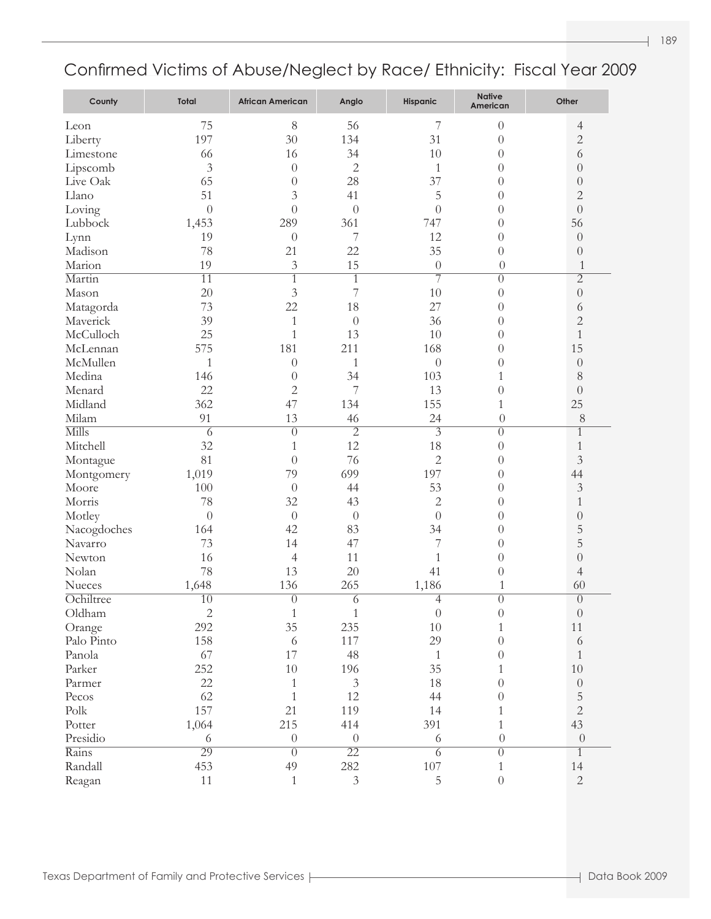# Confirmed Victims of Abuse/Neglect by Race/ Ethnicity: Fiscal Year 2009

| County | Total | African American | Anglo | Hispanic | Native American | Other |
|---|---|---|---|---|---|---|
| Leon | 75 | 8 | 56 | 7 | 0 | 4 |
| Liberty | 197 | 30 | 134 | 31 | 0 | 2 |
| Limestone | 66 | 16 | 34 | 10 | 0 | 6 |
| Lipscomb | 3 | 0 | 2 | 1 | 0 | 0 |
| Live Oak | 65 | 0 | 28 | 37 | 0 | 0 |
| Llano | 51 | 3 | 41 | 5 | 0 | 2 |
| Loving | 0 | 0 | 0 | 0 | 0 | 0 |
| Lubbock | 1,453 | 289 | 361 | 747 | 0 | 56 |
| Lynn | 19 | 0 | 7 | 12 | 0 | 0 |
| Madison | 78 | 21 | 22 | 35 | 0 | 0 |
| Marion | 19 | 3 | 15 | 0 | 0 | 1 |
| Martin | 11 | 1 | 1 | 7 | 0 | 2 |
| Mason | 20 | 3 | 7 | 10 | 0 | 0 |
| Matagorda | 73 | 22 | 18 | 27 | 0 | 6 |
| Maverick | 39 | 1 | 0 | 36 | 0 | 2 |
| McCulloch | 25 | 1 | 13 | 10 | 0 | 1 |
| McLennan | 575 | 181 | 211 | 168 | 0 | 15 |
| McMullen | 1 | 0 | 1 | 0 | 0 | 0 |
| Medina | 146 | 0 | 34 | 103 | 1 | 8 |
| Menard | 22 | 2 | 7 | 13 | 0 | 0 |
| Midland | 362 | 47 | 134 | 155 | 1 | 25 |
| Milam | 91 | 13 | 46 | 24 | 0 | 8 |
| Mills | 6 | 0 | 2 | 3 | 0 | 1 |
| Mitchell | 32 | 1 | 12 | 18 | 0 | 1 |
| Montague | 81 | 0 | 76 | 2 | 0 | 3 |
| Montgomery | 1,019 | 79 | 699 | 197 | 0 | 44 |
| Moore | 100 | 0 | 44 | 53 | 0 | 3 |
| Morris | 78 | 32 | 43 | 2 | 0 | 1 |
| Motley | 0 | 0 | 0 | 0 | 0 | 0 |
| Nacogdoches | 164 | 42 | 83 | 34 | 0 | 5 |
| Navarro | 73 | 14 | 47 | 7 | 0 | 5 |
| Newton | 16 | 4 | 11 | 1 | 0 | 0 |
| Nolan | 78 | 13 | 20 | 41 | 0 | 4 |
| Nueces | 1,648 | 136 | 265 | 1,186 | 1 | 60 |
| Ochiltree | 10 | 0 | 6 | 4 | 0 | 0 |
| Oldham | 2 | 1 | 1 | 0 | 0 | 0 |
| Orange | 292 | 35 | 235 | 10 | 1 | 11 |
| Palo Pinto | 158 | 6 | 117 | 29 | 0 | 6 |
| Panola | 67 | 17 | 48 | 1 | 0 | 1 |
| Parker | 252 | 10 | 196 | 35 | 1 | 10 |
| Parmer | 22 | 1 | 3 | 18 | 0 | 0 |
| Pecos | 62 | 1 | 12 | 44 | 0 | 5 |
| Polk | 157 | 21 | 119 | 14 | 1 | 2 |
| Potter | 1,064 | 215 | 414 | 391 | 1 | 43 |
| Presidio | 6 | 0 | 0 | 6 | 0 | 0 |
| Rains | 29 | 0 | 22 | 6 | 0 | 1 |
| Randall | 453 | 49 | 282 | 107 | 1 | 14 |
| Reagan | 11 | 1 | 3 | 5 | 0 | 2 |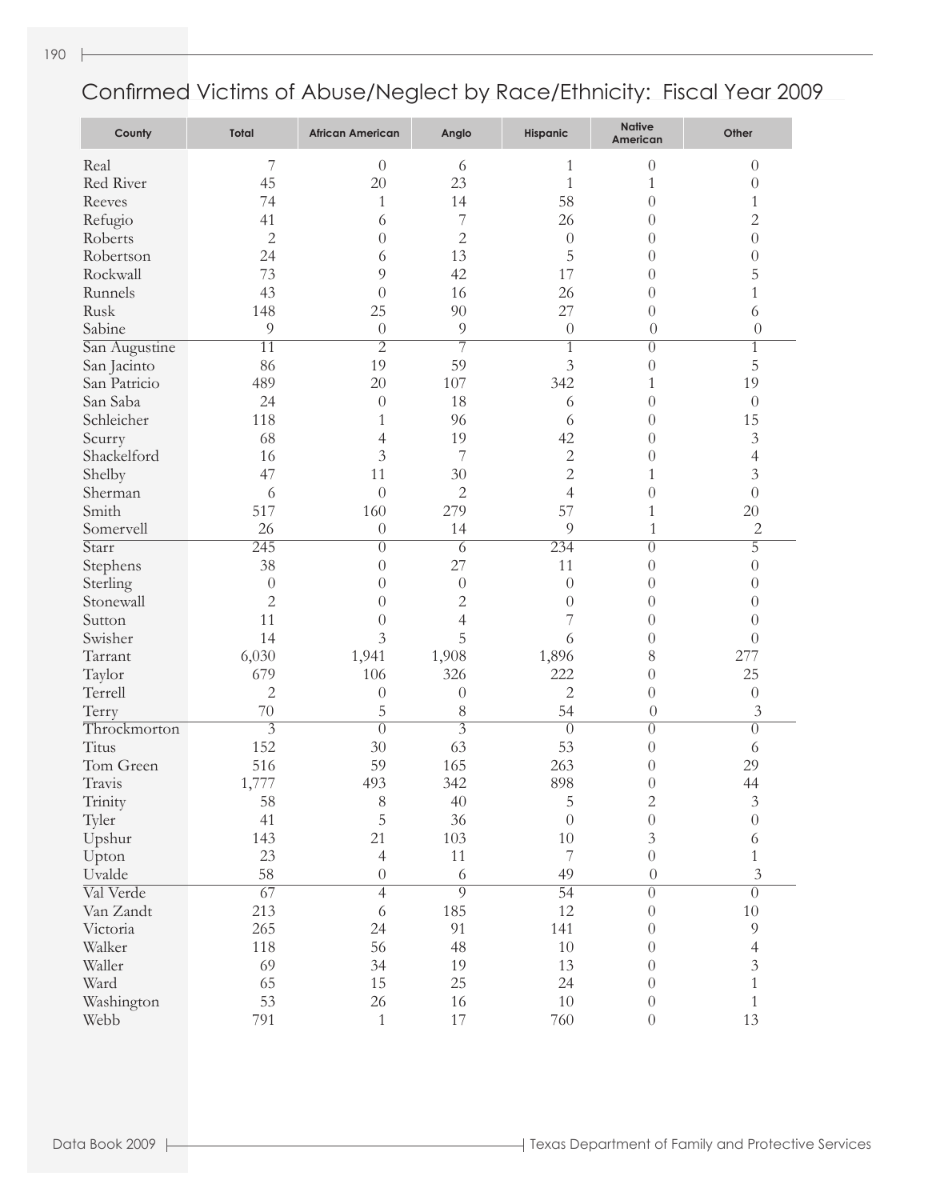# Confirmed Victims of Abuse/Neglect by Race/Ethnicity: Fiscal Year 2009

| County | Total | African American | Anglo | Hispanic | Native American | Other |
|---|---|---|---|---|---|---|
| Real | 7 | 0 | 6 | 1 | 0 | 0 |
| Red River | 45 | 20 | 23 | 1 | 1 | 0 |
| Reeves | 74 | 1 | 14 | 58 | 0 | 1 |
| Refugio | 41 | 6 | 7 | 26 | 0 | 2 |
| Roberts | 2 | 0 | 2 | 0 | 0 | 0 |
| Robertson | 24 | 6 | 13 | 5 | 0 | 0 |
| Rockwall | 73 | 9 | 42 | 17 | 0 | 5 |
| Runnels | 43 | 0 | 16 | 26 | 0 | 1 |
| Rusk | 148 | 25 | 90 | 27 | 0 | 6 |
| Sabine | 9 | 0 | 9 | 0 | 0 | 0 |
| San Augustine | 11 | 2 | 7 | 1 | 0 | 1 |
| San Jacinto | 86 | 19 | 59 | 3 | 0 | 5 |
| San Patricio | 489 | 20 | 107 | 342 | 1 | 19 |
| San Saba | 24 | 0 | 18 | 6 | 0 | 0 |
| Schleicher | 118 | 1 | 96 | 6 | 0 | 15 |
| Scurry | 68 | 4 | 19 | 42 | 0 | 3 |
| Shackelford | 16 | 3 | 7 | 2 | 0 | 4 |
| Shelby | 47 | 11 | 30 | 2 | 1 | 3 |
| Sherman | 6 | 0 | 2 | 4 | 0 | 0 |
| Smith | 517 | 160 | 279 | 57 | 1 | 20 |
| Somervell | 26 | 0 | 14 | 9 | 1 | 2 |
| Starr | 245 | 0 | 6 | 234 | 0 | 5 |
| Stephens | 38 | 0 | 27 | 11 | 0 | 0 |
| Sterling | 0 | 0 | 0 | 0 | 0 | 0 |
| Stonewall | 2 | 0 | 2 | 0 | 0 | 0 |
| Sutton | 11 | 0 | 4 | 7 | 0 | 0 |
| Swisher | 14 | 3 | 5 | 6 | 0 | 0 |
| Tarrant | 6,030 | 1,941 | 1,908 | 1,896 | 8 | 277 |
| Taylor | 679 | 106 | 326 | 222 | 0 | 25 |
| Terrell | 2 | 0 | 0 | 2 | 0 | 0 |
| Terry | 70 | 5 | 8 | 54 | 0 | 3 |
| Throckmorton | 3 | 0 | 3 | 0 | 0 | 0 |
| Titus | 152 | 30 | 63 | 53 | 0 | 6 |
| Tom Green | 516 | 59 | 165 | 263 | 0 | 29 |
| Travis | 1,777 | 493 | 342 | 898 | 0 | 44 |
| Trinity | 58 | 8 | 40 | 5 | 2 | 3 |
| Tyler | 41 | 5 | 36 | 0 | 0 | 0 |
| Upshur | 143 | 21 | 103 | 10 | 3 | 6 |
| Upton | 23 | 4 | 11 | 7 | 0 | 1 |
| Uvalde | 58 | 0 | 6 | 49 | 0 | 3 |
| Val Verde | 67 | 4 | 9 | 54 | 0 | 0 |
| Van Zandt | 213 | 6 | 185 | 12 | 0 | 10 |
| Victoria | 265 | 24 | 91 | 141 | 0 | 9 |
| Walker | 118 | 56 | 48 | 10 | 0 | 4 |
| Waller | 69 | 34 | 19 | 13 | 0 | 3 |
| Ward | 65 | 15 | 25 | 24 | 0 | 1 |
| Washington | 53 | 26 | 16 | 10 | 0 | 1 |
| Webb | 791 | 1 | 17 | 760 | 0 | 13 |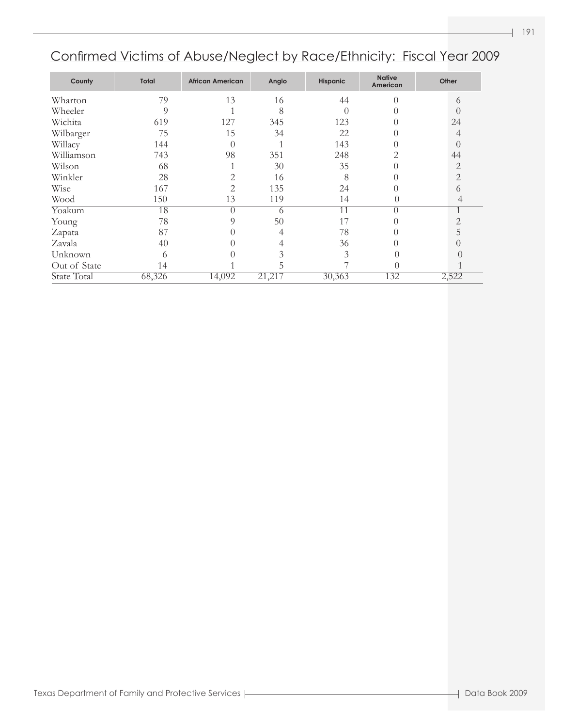## Confirmed Victims of Abuse/Neglect by Race/Ethnicity: Fiscal Year 2009

| County | Total | African American | Anglo | Hispanic | Native American | Other |
|---|---|---|---|---|---|---|
| Wharton | 79 | 13 | 16 | 44 | 0 | 6 |
| Wheeler | 9 | 1 | 8 | 0 | 0 | 0 |
| Wichita | 619 | 127 | 345 | 123 | 0 | 24 |
| Wilbarger | 75 | 15 | 34 | 22 | 0 | 4 |
| Willacy | 144 | 0 | 1 | 143 | 0 | 0 |
| Williamson | 743 | 98 | 351 | 248 | 2 | 44 |
| Wilson | 68 | 1 | 30 | 35 | 0 | 2 |
| Winkler | 28 | 2 | 16 | 8 | 0 | 2 |
| Wise | 167 | 2 | 135 | 24 | 0 | 6 |
| Wood | 150 | 13 | 119 | 14 | 0 | 4 |
| Yoakum | 18 | 0 | 6 | 11 | 0 | 1 |
| Young | 78 | 9 | 50 | 17 | 0 | 2 |
| Zapata | 87 | 0 | 4 | 78 | 0 | 5 |
| Zavala | 40 | 0 | 4 | 36 | 0 | 0 |
| Unknown | 6 | 0 | 3 | 3 | 0 | 0 |
| Out of State | 14 | 1 | 5 | 7 | 0 | 1 |
| State Total | 68,326 | 14,092 | 21,217 | 30,363 | 132 | 2,522 |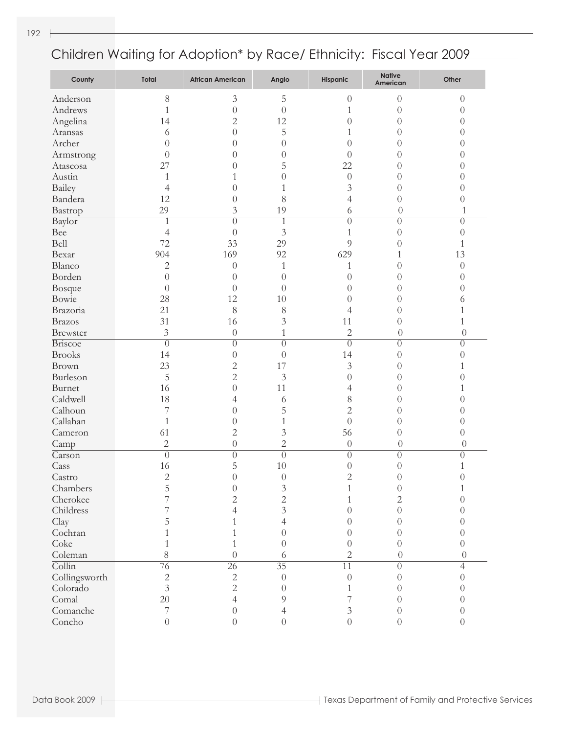## Children Waiting for Adoption* by Race/ Ethnicity: Fiscal Year 2009

| County | Total | African American | Anglo | Hispanic | Native American | Other |
|---|---|---|---|---|---|---|
| Anderson | 8 | 3 | 5 | 0 | 0 | 0 |
| Andrews | 1 | 0 | 0 | 1 | 0 | 0 |
| Angelina | 14 | 2 | 12 | 0 | 0 | 0 |
| Aransas | 6 | 0 | 5 | 1 | 0 | 0 |
| Archer | 0 | 0 | 0 | 0 | 0 | 0 |
| Armstrong | 0 | 0 | 0 | 0 | 0 | 0 |
| Atascosa | 27 | 0 | 5 | 22 | 0 | 0 |
| Austin | 1 | 1 | 0 | 0 | 0 | 0 |
| Bailey | 4 | 0 | 1 | 3 | 0 | 0 |
| Bandera | 12 | 0 | 8 | 4 | 0 | 0 |
| Bastrop | 29 | 3 | 19 | 6 | 0 | 1 |
| Baylor | 1 | 0 | 1 | 0 | 0 | 0 |
| Bee | 4 | 0 | 3 | 1 | 0 | 0 |
| Bell | 72 | 33 | 29 | 9 | 0 | 1 |
| Bexar | 904 | 169 | 92 | 629 | 1 | 13 |
| Blanco | 2 | 0 | 1 | 1 | 0 | 0 |
| Borden | 0 | 0 | 0 | 0 | 0 | 0 |
| Bosque | 0 | 0 | 0 | 0 | 0 | 0 |
| Bowie | 28 | 12 | 10 | 0 | 0 | 6 |
| Brazoria | 21 | 8 | 8 | 4 | 0 | 1 |
| Brazos | 31 | 16 | 3 | 11 | 0 | 1 |
| Brewster | 3 | 0 | 1 | 2 | 0 | 0 |
| Briscoe | 0 | 0 | 0 | 0 | 0 | 0 |
| Brooks | 14 | 0 | 0 | 14 | 0 | 0 |
| Brown | 23 | 2 | 17 | 3 | 0 | 1 |
| Burleson | 5 | 2 | 3 | 0 | 0 | 0 |
| Burnet | 16 | 0 | 11 | 4 | 0 | 1 |
| Caldwell | 18 | 4 | 6 | 8 | 0 | 0 |
| Calhoun | 7 | 0 | 5 | 2 | 0 | 0 |
| Callahan | 1 | 0 | 1 | 0 | 0 | 0 |
| Cameron | 61 | 2 | 3 | 56 | 0 | 0 |
| Camp | 2 | 0 | 2 | 0 | 0 | 0 |
| Carson | 0 | 0 | 0 | 0 | 0 | 0 |
| Cass | 16 | 5 | 10 | 0 | 0 | 1 |
| Castro | 2 | 0 | 0 | 2 | 0 | 0 |
| Chambers | 5 | 0 | 3 | 1 | 0 | 1 |
| Cherokee | 7 | 2 | 2 | 1 | 2 | 0 |
| Childress | 7 | 4 | 3 | 0 | 0 | 0 |
| Clay | 5 | 1 | 4 | 0 | 0 | 0 |
| Cochran | 1 | 1 | 0 | 0 | 0 | 0 |
| Coke | 1 | 1 | 0 | 0 | 0 | 0 |
| Coleman | 8 | 0 | 6 | 2 | 0 | 0 |
| Collin | 76 | 26 | 35 | 11 | 0 | 4 |
| Collingsworth | 2 | 2 | 0 | 0 | 0 | 0 |
| Colorado | 3 | 2 | 0 | 1 | 0 | 0 |
| Comal | 20 | 4 | 9 | 7 | 0 | 0 |
| Comanche | 7 | 0 | 4 | 3 | 0 | 0 |
| Concho | 0 | 0 | 0 | 0 | 0 | 0 |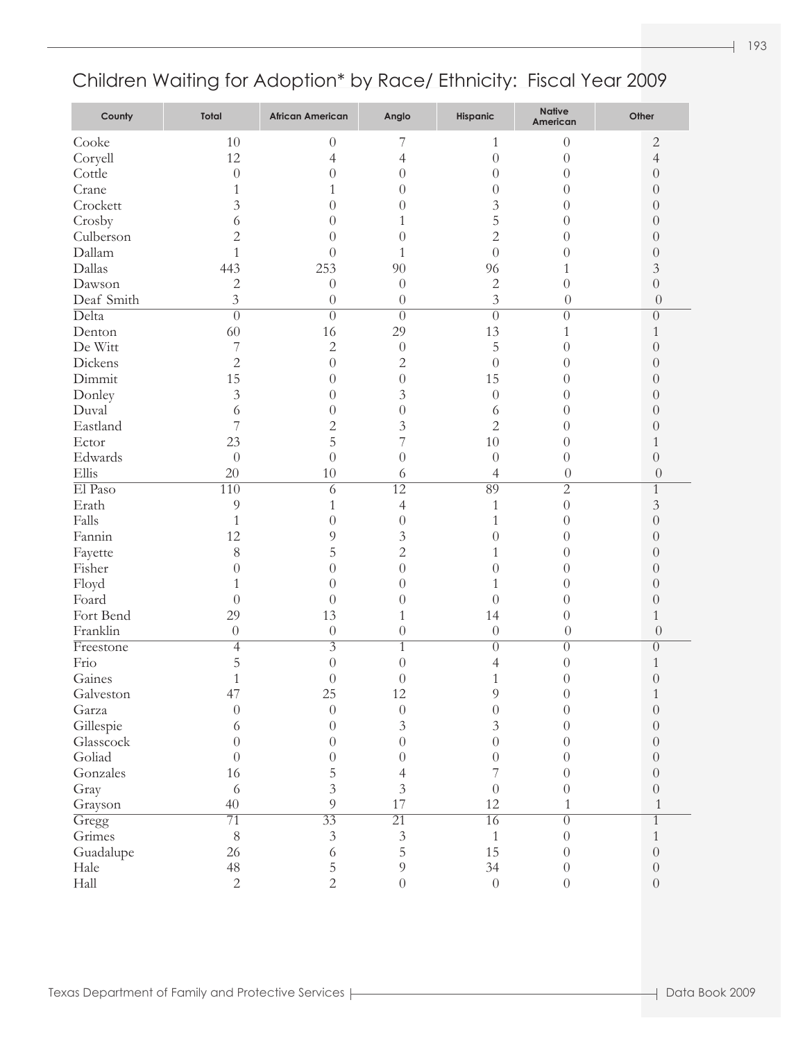# Children Waiting for Adoption* by Race/ Ethnicity: Fiscal Year 2009

| County | Total | African American | Anglo | Hispanic | Native American | Other |
|---|---|---|---|---|---|---|
| Cooke | 10 | 0 | 7 | 1 | 0 | 2 |
| Coryell | 12 | 4 | 4 | 0 | 0 | 4 |
| Cottle | 0 | 0 | 0 | 0 | 0 | 0 |
| Crane | 1 | 1 | 0 | 0 | 0 | 0 |
| Crockett | 3 | 0 | 0 | 3 | 0 | 0 |
| Crosby | 6 | 0 | 1 | 5 | 0 | 0 |
| Culberson | 2 | 0 | 0 | 2 | 0 | 0 |
| Dallam | 1 | 0 | 1 | 0 | 0 | 0 |
| Dallas | 443 | 253 | 90 | 96 | 1 | 3 |
| Dawson | 2 | 0 | 0 | 2 | 0 | 0 |
| Deaf Smith | 3 | 0 | 0 | 3 | 0 | 0 |
| Delta | 0 | 0 | 0 | 0 | 0 | 0 |
| Denton | 60 | 16 | 29 | 13 | 1 | 1 |
| De Witt | 7 | 2 | 0 | 5 | 0 | 0 |
| Dickens | 2 | 0 | 2 | 0 | 0 | 0 |
| Dimmit | 15 | 0 | 0 | 15 | 0 | 0 |
| Donley | 3 | 0 | 3 | 0 | 0 | 0 |
| Duval | 6 | 0 | 0 | 6 | 0 | 0 |
| Eastland | 7 | 2 | 3 | 2 | 0 | 0 |
| Ector | 23 | 5 | 7 | 10 | 0 | 1 |
| Edwards | 0 | 0 | 0 | 0 | 0 | 0 |
| Ellis | 20 | 10 | 6 | 4 | 0 | 0 |
| El Paso | 110 | 6 | 12 | 89 | 2 | 1 |
| Erath | 9 | 1 | 4 | 1 | 0 | 3 |
| Falls | 1 | 0 | 0 | 1 | 0 | 0 |
| Fannin | 12 | 9 | 3 | 0 | 0 | 0 |
| Fayette | 8 | 5 | 2 | 1 | 0 | 0 |
| Fisher | 0 | 0 | 0 | 0 | 0 | 0 |
| Floyd | 1 | 0 | 0 | 1 | 0 | 0 |
| Foard | 0 | 0 | 0 | 0 | 0 | 0 |
| Fort Bend | 29 | 13 | 1 | 14 | 0 | 1 |
| Franklin | 0 | 0 | 0 | 0 | 0 | 0 |
| Freestone | 4 | 3 | 1 | 0 | 0 | 0 |
| Frio | 5 | 0 | 0 | 4 | 0 | 1 |
| Gaines | 1 | 0 | 0 | 1 | 0 | 0 |
| Galveston | 47 | 25 | 12 | 9 | 0 | 1 |
| Garza | 0 | 0 | 0 | 0 | 0 | 0 |
| Gillespie | 6 | 0 | 3 | 3 | 0 | 0 |
| Glasscock | 0 | 0 | 0 | 0 | 0 | 0 |
| Goliad | 0 | 0 | 0 | 0 | 0 | 0 |
| Gonzales | 16 | 5 | 4 | 7 | 0 | 0 |
| Gray | 6 | 3 | 3 | 0 | 0 | 0 |
| Grayson | 40 | 9 | 17 | 12 | 1 | 1 |
| Gregg | 71 | 33 | 21 | 16 | 0 | 1 |
| Grimes | 8 | 3 | 3 | 1 | 0 | 1 |
| Guadalupe | 26 | 6 | 5 | 15 | 0 | 0 |
| Hale | 48 | 5 | 9 | 34 | 0 | 0 |
| Hall | 2 | 2 | 0 | 0 | 0 | 0 |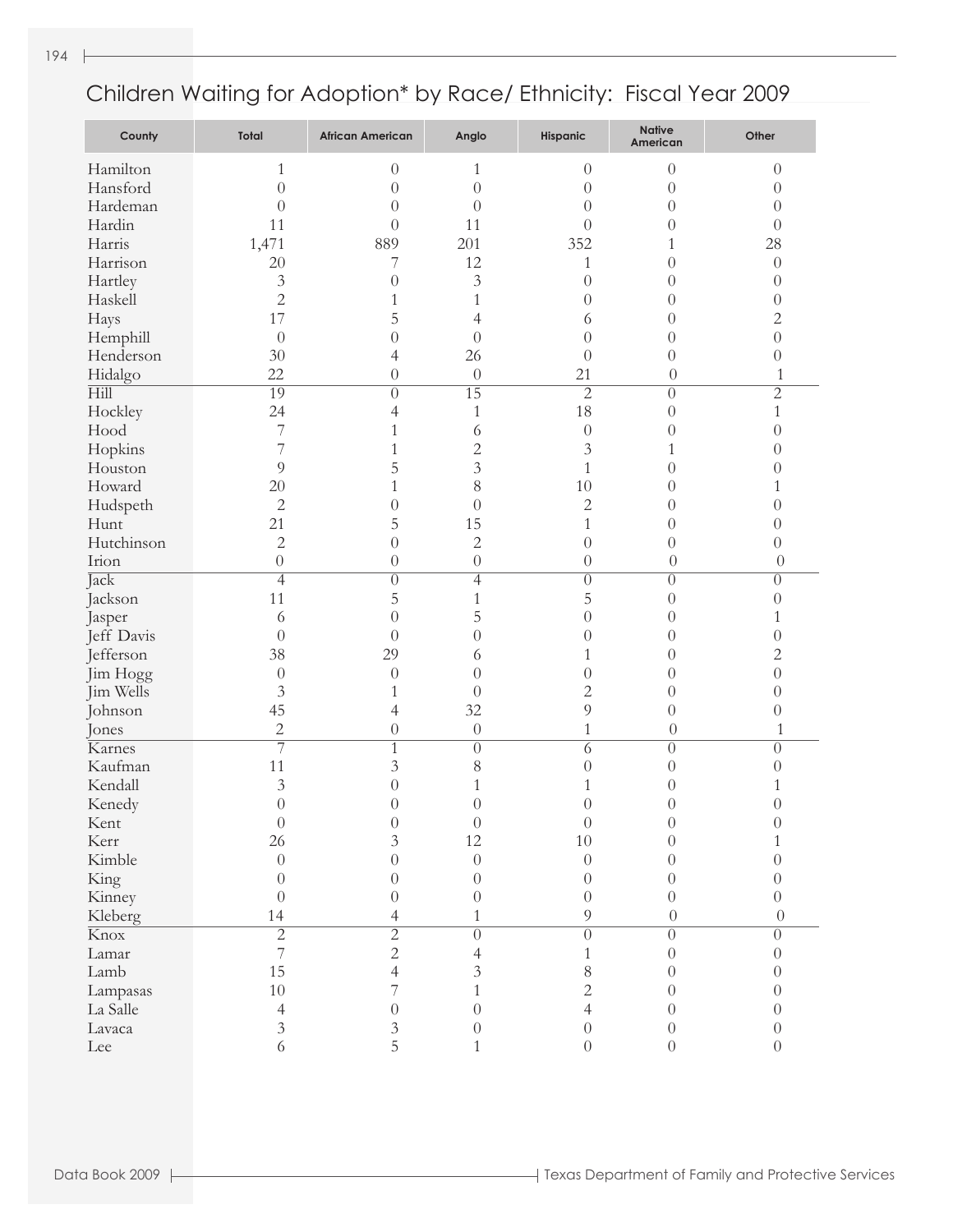# Children Waiting for Adoption* by Race/ Ethnicity: Fiscal Year 2009

| County | Total | African American | Anglo | Hispanic | Native American | Other |
|---|---|---|---|---|---|---|
| Hamilton | 1 | 0 | 1 | 0 | 0 | 0 |
| Hansford | 0 | 0 | 0 | 0 | 0 | 0 |
| Hardeman | 0 | 0 | 0 | 0 | 0 | 0 |
| Hardin | 11 | 0 | 11 | 0 | 0 | 0 |
| Harris | 1,471 | 889 | 201 | 352 | 1 | 28 |
| Harrison | 20 | 7 | 12 | 1 | 0 | 0 |
| Hartley | 3 | 0 | 3 | 0 | 0 | 0 |
| Haskell | 2 | 1 | 1 | 0 | 0 | 0 |
| Hays | 17 | 5 | 4 | 6 | 0 | 2 |
| Hemphill | 0 | 0 | 0 | 0 | 0 | 0 |
| Henderson | 30 | 4 | 26 | 0 | 0 | 0 |
| Hidalgo | 22 | 0 | 0 | 21 | 0 | 1 |
| Hill | 19 | 0 | 15 | 2 | 0 | 2 |
| Hockley | 24 | 4 | 1 | 18 | 0 | 1 |
| Hood | 7 | 1 | 6 | 0 | 0 | 0 |
| Hopkins | 7 | 1 | 2 | 3 | 1 | 0 |
| Houston | 9 | 5 | 3 | 1 | 0 | 0 |
| Howard | 20 | 1 | 8 | 10 | 0 | 1 |
| Hudspeth | 2 | 0 | 0 | 2 | 0 | 0 |
| Hunt | 21 | 5 | 15 | 1 | 0 | 0 |
| Hutchinson | 2 | 0 | 2 | 0 | 0 | 0 |
| Irion | 0 | 0 | 0 | 0 | 0 | 0 |
| Jack | 4 | 0 | 4 | 0 | 0 | 0 |
| Jackson | 11 | 5 | 1 | 5 | 0 | 0 |
| Jasper | 6 | 0 | 5 | 0 | 0 | 1 |
| Jeff Davis | 0 | 0 | 0 | 0 | 0 | 0 |
| Jefferson | 38 | 29 | 6 | 1 | 0 | 2 |
| Jim Hogg | 0 | 0 | 0 | 0 | 0 | 0 |
| Jim Wells | 3 | 1 | 0 | 2 | 0 | 0 |
| Johnson | 45 | 4 | 32 | 9 | 0 | 0 |
| Jones | 2 | 0 | 0 | 1 | 0 | 1 |
| Karnes | 7 | 1 | 0 | 6 | 0 | 0 |
| Kaufman | 11 | 3 | 8 | 0 | 0 | 0 |
| Kendall | 3 | 0 | 1 | 1 | 0 | 1 |
| Kenedy | 0 | 0 | 0 | 0 | 0 | 0 |
| Kent | 0 | 0 | 0 | 0 | 0 | 0 |
| Kerr | 26 | 3 | 12 | 10 | 0 | 1 |
| Kimble | 0 | 0 | 0 | 0 | 0 | 0 |
| King | 0 | 0 | 0 | 0 | 0 | 0 |
| Kinney | 0 | 0 | 0 | 0 | 0 | 0 |
| Kleberg | 14 | 4 | 1 | 9 | 0 | 0 |
| Knox | 2 | 2 | 0 | 0 | 0 | 0 |
| Lamar | 7 | 2 | 4 | 1 | 0 | 0 |
| Lamb | 15 | 4 | 3 | 8 | 0 | 0 |
| Lampasas | 10 | 7 | 1 | 2 | 0 | 0 |
| La Salle | 4 | 0 | 0 | 4 | 0 | 0 |
| Lavaca | 3 | 3 | 0 | 0 | 0 | 0 |
| Lee | 6 | 5 | 1 | 0 | 0 | 0 |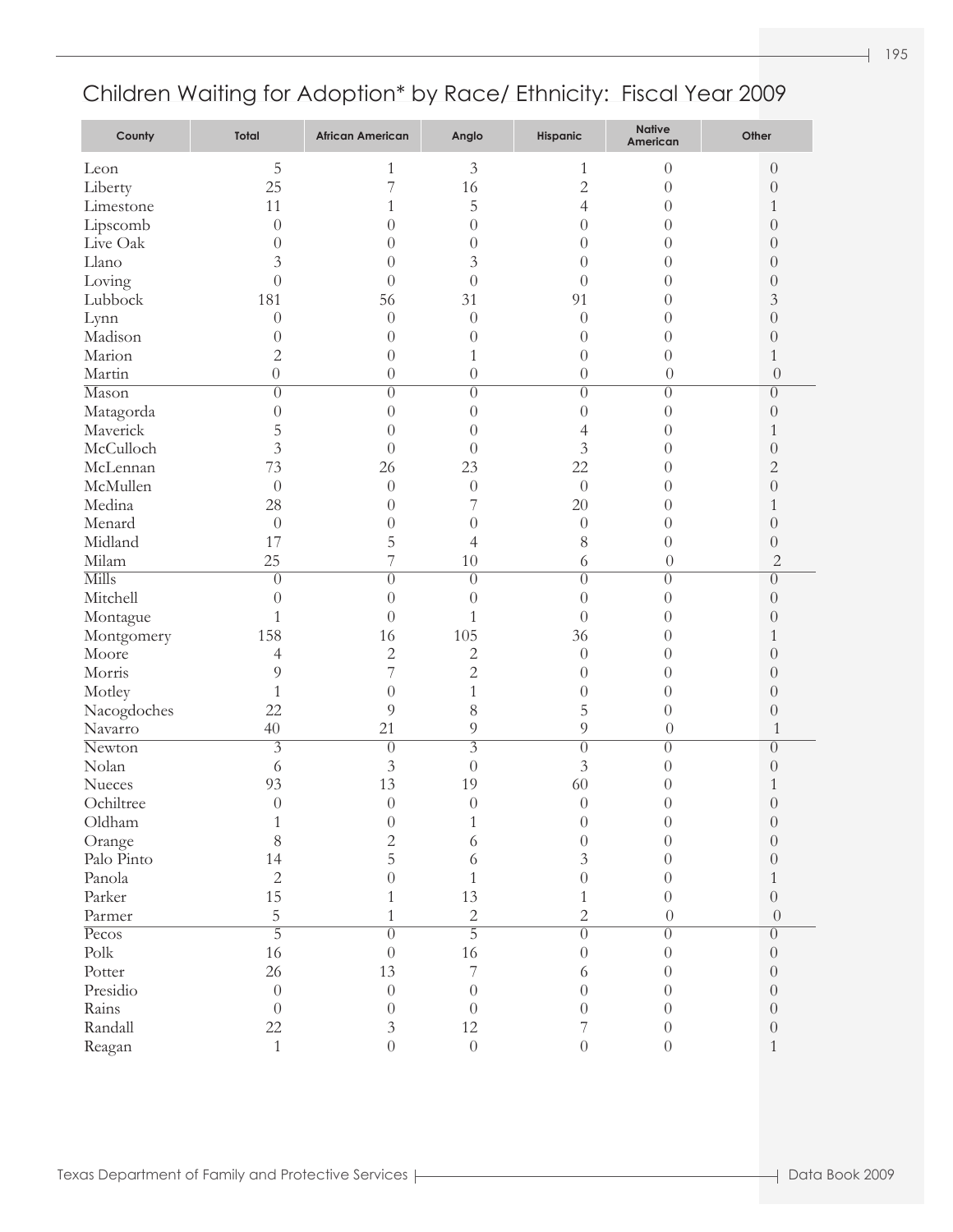# Children Waiting for Adoption* by Race/ Ethnicity: Fiscal Year 2009

| County | Total | African American | Anglo | Hispanic | Native American | Other |
|---|---|---|---|---|---|---|
| Leon | 5 | 1 | 3 | 1 | 0 | 0 |
| Liberty | 25 | 7 | 16 | 2 | 0 | 0 |
| Limestone | 11 | 1 | 5 | 4 | 0 | 1 |
| Lipscomb | 0 | 0 | 0 | 0 | 0 | 0 |
| Live Oak | 0 | 0 | 0 | 0 | 0 | 0 |
| Llano | 3 | 0 | 3 | 0 | 0 | 0 |
| Loving | 0 | 0 | 0 | 0 | 0 | 0 |
| Lubbock | 181 | 56 | 31 | 91 | 0 | 3 |
| Lynn | 0 | 0 | 0 | 0 | 0 | 0 |
| Madison | 0 | 0 | 0 | 0 | 0 | 0 |
| Marion | 2 | 0 | 1 | 0 | 0 | 1 |
| Martin | 0 | 0 | 0 | 0 | 0 | 0 |
| Mason | 0 | 0 | 0 | 0 | 0 | 0 |
| Matagorda | 0 | 0 | 0 | 0 | 0 | 0 |
| Maverick | 5 | 0 | 0 | 4 | 0 | 1 |
| McCulloch | 3 | 0 | 0 | 3 | 0 | 0 |
| McLennan | 73 | 26 | 23 | 22 | 0 | 2 |
| McMullen | 0 | 0 | 0 | 0 | 0 | 0 |
| Medina | 28 | 0 | 7 | 20 | 0 | 1 |
| Menard | 0 | 0 | 0 | 0 | 0 | 0 |
| Midland | 17 | 5 | 4 | 8 | 0 | 0 |
| Milam | 25 | 7 | 10 | 6 | 0 | 2 |
| Mills | 0 | 0 | 0 | 0 | 0 | 0 |
| Mitchell | 0 | 0 | 0 | 0 | 0 | 0 |
| Montague | 1 | 0 | 1 | 0 | 0 | 0 |
| Montgomery | 158 | 16 | 105 | 36 | 0 | 1 |
| Moore | 4 | 2 | 2 | 0 | 0 | 0 |
| Morris | 9 | 7 | 2 | 0 | 0 | 0 |
| Motley | 1 | 0 | 1 | 0 | 0 | 0 |
| Nacogdoches | 22 | 9 | 8 | 5 | 0 | 0 |
| Navarro | 40 | 21 | 9 | 9 | 0 | 1 |
| Newton | 3 | 0 | 3 | 0 | 0 | 0 |
| Nolan | 6 | 3 | 0 | 3 | 0 | 0 |
| Nueces | 93 | 13 | 19 | 60 | 0 | 1 |
| Ochiltree | 0 | 0 | 0 | 0 | 0 | 0 |
| Oldham | 1 | 0 | 1 | 0 | 0 | 0 |
| Orange | 8 | 2 | 6 | 0 | 0 | 0 |
| Palo Pinto | 14 | 5 | 6 | 3 | 0 | 0 |
| Panola | 2 | 0 | 1 | 0 | 0 | 1 |
| Parker | 15 | 1 | 13 | 1 | 0 | 0 |
| Parmer | 5 | 1 | 2 | 2 | 0 | 0 |
| Pecos | 5 | 0 | 5 | 0 | 0 | 0 |
| Polk | 16 | 0 | 16 | 0 | 0 | 0 |
| Potter | 26 | 13 | 7 | 6 | 0 | 0 |
| Presidio | 0 | 0 | 0 | 0 | 0 | 0 |
| Rains | 0 | 0 | 0 | 0 | 0 | 0 |
| Randall | 22 | 3 | 12 | 7 | 0 | 0 |
| Reagan | 1 | 0 | 0 | 0 | 0 | 1 |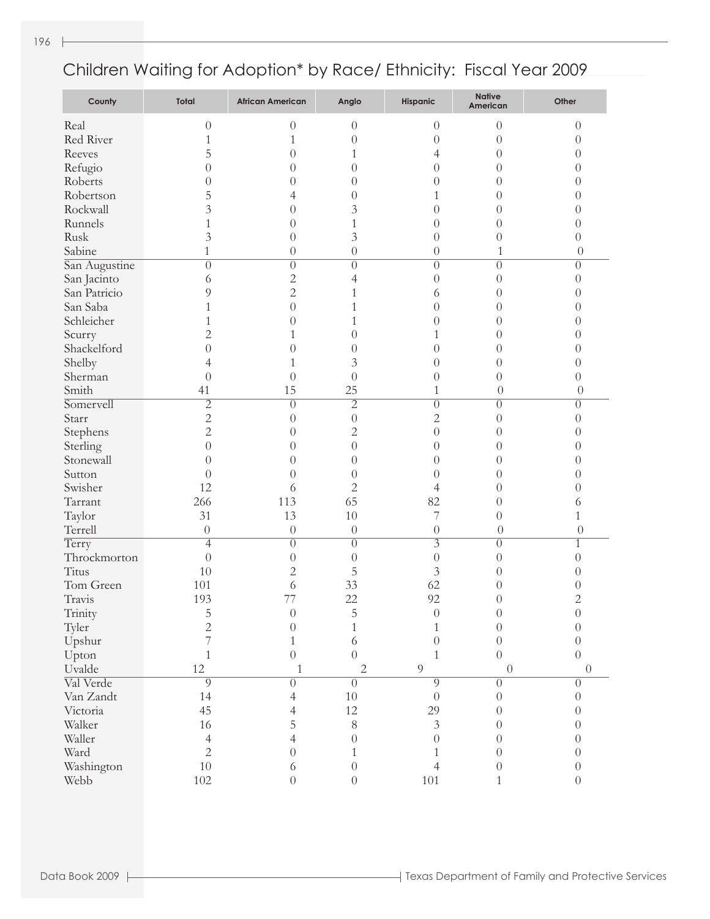# Children Waiting for Adoption* by Race/ Ethnicity: Fiscal Year 2009

| County | Total | African American | Anglo | Hispanic | Native American | Other |
|---|---|---|---|---|---|---|
| Real | 0 | 0 | 0 | 0 | 0 | 0 |
| Red River | 1 | 1 | 0 | 0 | 0 | 0 |
| Reeves | 5 | 0 | 1 | 4 | 0 | 0 |
| Refugio | 0 | 0 | 0 | 0 | 0 | 0 |
| Roberts | 0 | 0 | 0 | 0 | 0 | 0 |
| Robertson | 5 | 4 | 0 | 1 | 0 | 0 |
| Rockwall | 3 | 0 | 3 | 0 | 0 | 0 |
| Runnels | 1 | 0 | 1 | 0 | 0 | 0 |
| Rusk | 3 | 0 | 3 | 0 | 0 | 0 |
| Sabine | 1 | 0 | 0 | 0 | 1 | 0 |
| San Augustine | 0 | 0 | 0 | 0 | 0 | 0 |
| San Jacinto | 6 | 2 | 4 | 0 | 0 | 0 |
| San Patricio | 9 | 2 | 1 | 6 | 0 | 0 |
| San Saba | 1 | 0 | 1 | 0 | 0 | 0 |
| Schleicher | 1 | 0 | 1 | 0 | 0 | 0 |
| Scurry | 2 | 1 | 0 | 1 | 0 | 0 |
| Shackelford | 0 | 0 | 0 | 0 | 0 | 0 |
| Shelby | 4 | 1 | 3 | 0 | 0 | 0 |
| Sherman | 0 | 0 | 0 | 0 | 0 | 0 |
| Smith | 41 | 15 | 25 | 1 | 0 | 0 |
| Somervell | 2 | 0 | 2 | 0 | 0 | 0 |
| Starr | 2 | 0 | 0 | 2 | 0 | 0 |
| Stephens | 2 | 0 | 2 | 0 | 0 | 0 |
| Sterling | 0 | 0 | 0 | 0 | 0 | 0 |
| Stonewall | 0 | 0 | 0 | 0 | 0 | 0 |
| Sutton | 0 | 0 | 0 | 0 | 0 | 0 |
| Swisher | 12 | 6 | 2 | 4 | 0 | 0 |
| Tarrant | 266 | 113 | 65 | 82 | 0 | 6 |
| Taylor | 31 | 13 | 10 | 7 | 0 | 1 |
| Terrell | 0 | 0 | 0 | 0 | 0 | 0 |
| Terry | 4 | 0 | 0 | 3 | 0 | 1 |
| Throckmorton | 0 | 0 | 0 | 0 | 0 | 0 |
| Titus | 10 | 2 | 5 | 3 | 0 | 0 |
| Tom Green | 101 | 6 | 33 | 62 | 0 | 0 |
| Travis | 193 | 77 | 22 | 92 | 0 | 2 |
| Trinity | 5 | 0 | 5 | 0 | 0 | 0 |
| Tyler | 2 | 0 | 1 | 1 | 0 | 0 |
| Upshur | 7 | 1 | 6 | 0 | 0 | 0 |
| Upton | 1 | 0 | 0 | 1 | 0 | 0 |
| Uvalde | 12 | 1 | 2 | 9 | 0 | 0 |
| Val Verde | 9 | 0 | 0 | 9 | 0 | 0 |
| Van Zandt | 14 | 4 | 10 | 0 | 0 | 0 |
| Victoria | 45 | 4 | 12 | 29 | 0 | 0 |
| Walker | 16 | 5 | 8 | 3 | 0 | 0 |
| Waller | 4 | 4 | 0 | 0 | 0 | 0 |
| Ward | 2 | 0 | 1 | 1 | 0 | 0 |
| Washington | 10 | 6 | 0 | 4 | 0 | 0 |
| Webb | 102 | 0 | 0 | 101 | 1 | 0 |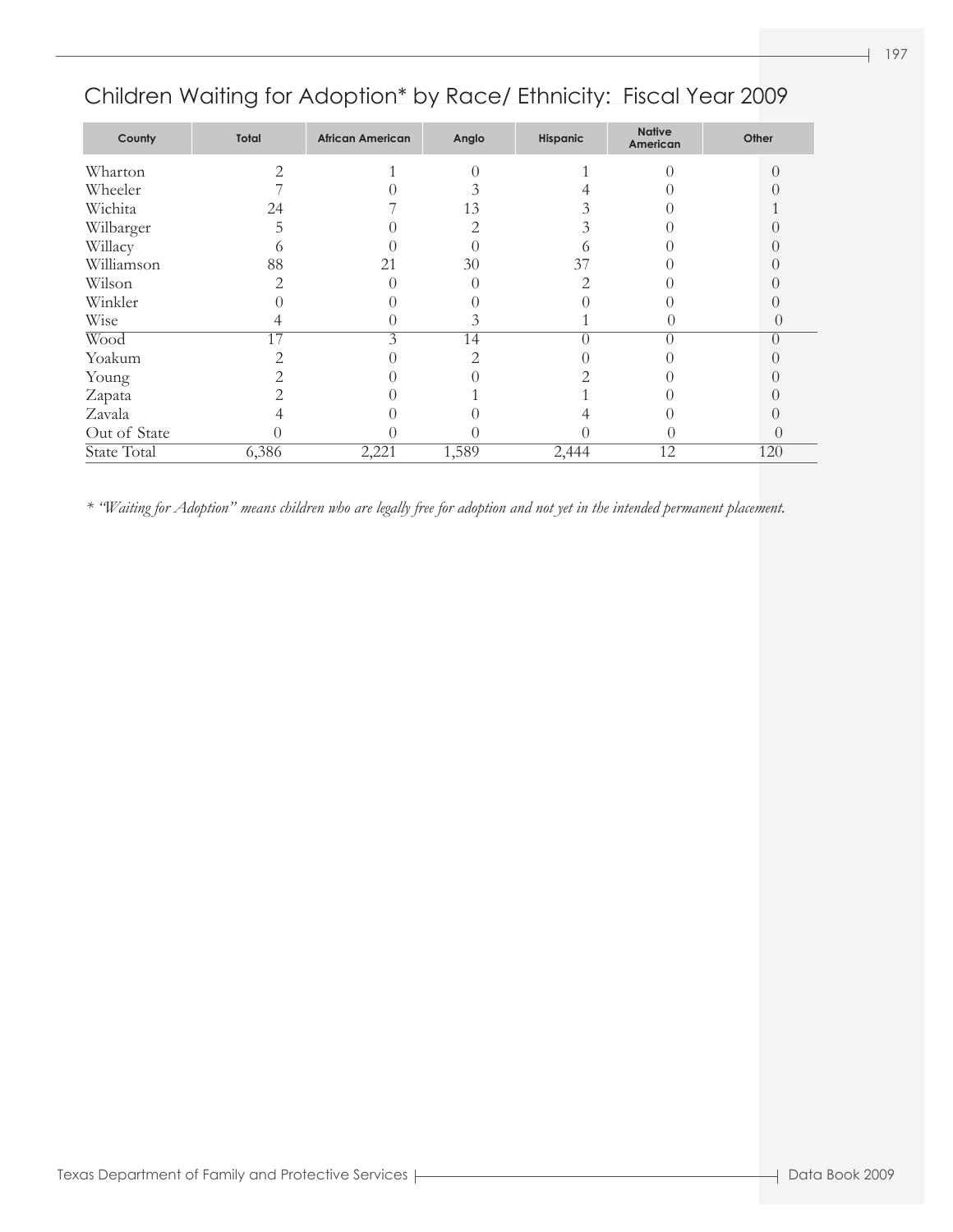# Children Waiting for Adoption* by Race/ Ethnicity: Fiscal Year 2009

| County | Total | African American | Anglo | Hispanic | Native American | Other |
|---|---|---|---|---|---|---|
| Wharton | 2 | 1 | 0 | 1 | 0 | 0 |
| Wheeler | 7 | 0 | 3 | 4 | 0 | 0 |
| Wichita | 24 | 7 | 13 | 3 | 0 | 1 |
| Wilbarger | 5 | 0 | 2 | 3 | 0 | 0 |
| Willacy | 6 | 0 | 0 | 6 | 0 | 0 |
| Williamson | 88 | 21 | 30 | 37 | 0 | 0 |
| Wilson | 2 | 0 | 0 | 2 | 0 | 0 |
| Winkler | 0 | 0 | 0 | 0 | 0 | 0 |
| Wise | 4 | 0 | 3 | 1 | 0 | 0 |
| Wood | 17 | 3 | 14 | 0 | 0 | 0 |
| Yoakum | 2 | 0 | 2 | 0 | 0 | 0 |
| Young | 2 | 0 | 0 | 2 | 0 | 0 |
| Zapata | 2 | 0 | 1 | 1 | 0 | 0 |
| Zavala | 4 | 0 | 0 | 4 | 0 | 0 |
| Out of State | 0 | 0 | 0 | 0 | 0 | 0 |
| State Total | 6,386 | 2,221 | 1,589 | 2,444 | 12 | 120 |

*\* "Waiting for Adoption" means children who are legally free for adoption and not yet in the intended permanent placement.*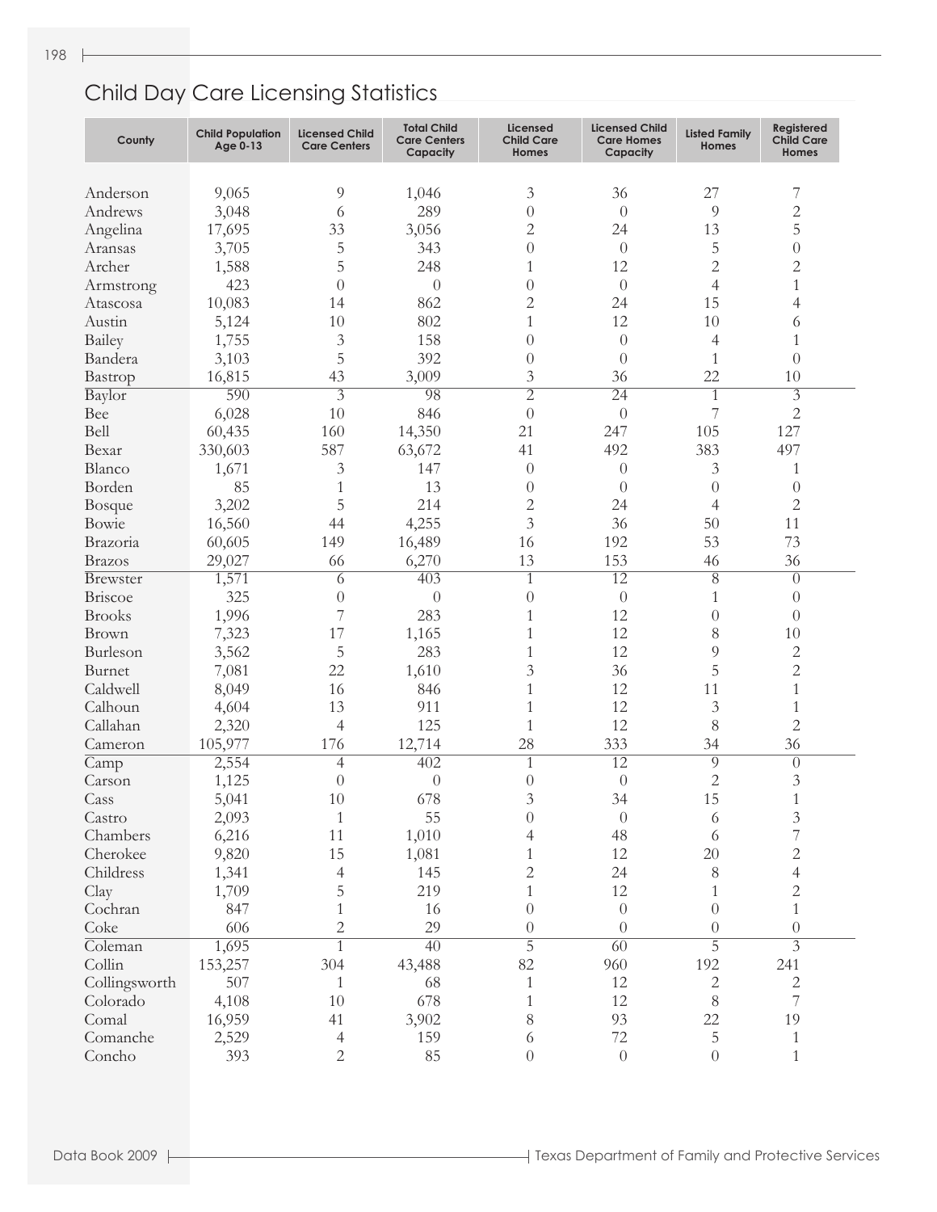## Child Day Care Licensing Statistics

| County | Child Population Age 0-13 | Licensed Child Care Centers | Total Child Care Centers Capacity | Licensed Child Care Homes | Licensed Child Care Homes Capacity | Listed Family Homes | Registered Child Care Homes |
|---|---|---|---|---|---|---|---|
| Anderson | 9,065 | 9 | 1,046 | 3 | 36 | 27 | 7 |
| Andrews | 3,048 | 6 | 289 | 0 | 0 | 9 | 2 |
| Angelina | 17,695 | 33 | 3,056 | 2 | 24 | 13 | 5 |
| Aransas | 3,705 | 5 | 343 | 0 | 0 | 5 | 0 |
| Archer | 1,588 | 5 | 248 | 1 | 12 | 2 | 2 |
| Armstrong | 423 | 0 | 0 | 0 | 0 | 4 | 1 |
| Atascosa | 10,083 | 14 | 862 | 2 | 24 | 15 | 4 |
| Austin | 5,124 | 10 | 802 | 1 | 12 | 10 | 6 |
| Bailey | 1,755 | 3 | 158 | 0 | 0 | 4 | 1 |
| Bandera | 3,103 | 5 | 392 | 0 | 0 | 1 | 0 |
| Bastrop | 16,815 | 43 | 3,009 | 3 | 36 | 22 | 10 |
| Baylor | 590 | 3 | 98 | 2 | 24 | 1 | 3 |
| Bee | 6,028 | 10 | 846 | 0 | 0 | 7 | 2 |
| Bell | 60,435 | 160 | 14,350 | 21 | 247 | 105 | 127 |
| Bexar | 330,603 | 587 | 63,672 | 41 | 492 | 383 | 497 |
| Blanco | 1,671 | 3 | 147 | 0 | 0 | 3 | 1 |
| Borden | 85 | 1 | 13 | 0 | 0 | 0 | 0 |
| Bosque | 3,202 | 5 | 214 | 2 | 24 | 4 | 2 |
| Bowie | 16,560 | 44 | 4,255 | 3 | 36 | 50 | 11 |
| Brazoria | 60,605 | 149 | 16,489 | 16 | 192 | 53 | 73 |
| Brazos | 29,027 | 66 | 6,270 | 13 | 153 | 46 | 36 |
| Brewster | 1,571 | 6 | 403 | 1 | 12 | 8 | 0 |
| Briscoe | 325 | 0 | 0 | 0 | 0 | 1 | 0 |
| Brooks | 1,996 | 7 | 283 | 1 | 12 | 0 | 0 |
| Brown | 7,323 | 17 | 1,165 | 1 | 12 | 8 | 10 |
| Burleson | 3,562 | 5 | 283 | 1 | 12 | 9 | 2 |
| Burnet | 7,081 | 22 | 1,610 | 3 | 36 | 5 | 2 |
| Caldwell | 8,049 | 16 | 846 | 1 | 12 | 11 | 1 |
| Calhoun | 4,604 | 13 | 911 | 1 | 12 | 3 | 1 |
| Callahan | 2,320 | 4 | 125 | 1 | 12 | 8 | 2 |
| Cameron | 105,977 | 176 | 12,714 | 28 | 333 | 34 | 36 |
| Camp | 2,554 | 4 | 402 | 1 | 12 | 9 | 0 |
| Carson | 1,125 | 0 | 0 | 0 | 0 | 2 | 3 |
| Cass | 5,041 | 10 | 678 | 3 | 34 | 15 | 1 |
| Castro | 2,093 | 1 | 55 | 0 | 0 | 6 | 3 |
| Chambers | 6,216 | 11 | 1,010 | 4 | 48 | 6 | 7 |
| Cherokee | 9,820 | 15 | 1,081 | 1 | 12 | 20 | 2 |
| Childress | 1,341 | 4 | 145 | 2 | 24 | 8 | 4 |
| Clay | 1,709 | 5 | 219 | 1 | 12 | 1 | 2 |
| Cochran | 847 | 1 | 16 | 0 | 0 | 0 | 1 |
| Coke | 606 | 2 | 29 | 0 | 0 | 0 | 0 |
| Coleman | 1,695 | 1 | 40 | 5 | 60 | 5 | 3 |
| Collin | 153,257 | 304 | 43,488 | 82 | 960 | 192 | 241 |
| Collingsworth | 507 | 1 | 68 | 1 | 12 | 2 | 2 |
| Colorado | 4,108 | 10 | 678 | 1 | 12 | 8 | 7 |
| Comal | 16,959 | 41 | 3,902 | 8 | 93 | 22 | 19 |
| Comanche | 2,529 | 4 | 159 | 6 | 72 | 5 | 1 |
| Concho | 393 | 2 | 85 | 0 | 0 | 0 | 1 |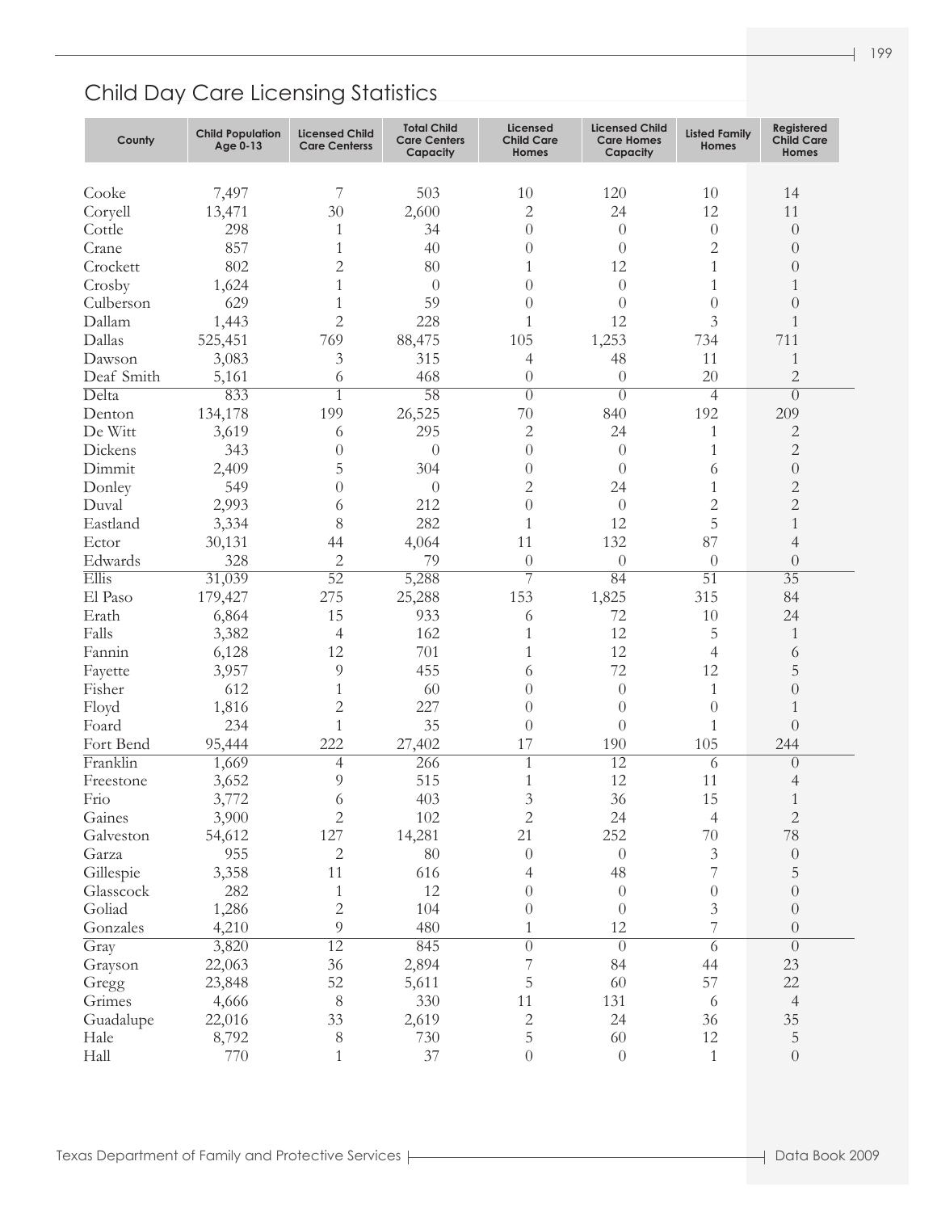## Child Day Care Licensing Statistics

| County | Child Population Age 0-13 | Licensed Child Care Centerss | Total Child Care Centers Capacity | Licensed Child Care Homes | Licensed Child Care Homes Capacity | Listed Family Homes | Registered Child Care Homes |
|---|---|---|---|---|---|---|---|
| Cooke | 7,497 | 7 | 503 | 10 | 120 | 10 | 14 |
| Coryell | 13,471 | 30 | 2,600 | 2 | 24 | 12 | 11 |
| Cottle | 298 | 1 | 34 | 0 | 0 | 0 | 0 |
| Crane | 857 | 1 | 40 | 0 | 0 | 2 | 0 |
| Crockett | 802 | 2 | 80 | 1 | 12 | 1 | 0 |
| Crosby | 1,624 | 1 | 0 | 0 | 0 | 1 | 1 |
| Culberson | 629 | 1 | 59 | 0 | 0 | 0 | 0 |
| Dallam | 1,443 | 2 | 228 | 1 | 12 | 3 | 1 |
| Dallas | 525,451 | 769 | 88,475 | 105 | 1,253 | 734 | 711 |
| Dawson | 3,083 | 3 | 315 | 4 | 48 | 11 | 1 |
| Deaf Smith | 5,161 | 6 | 468 | 0 | 0 | 20 | 2 |
| Delta | 833 | 1 | 58 | 0 | 0 | 4 | 0 |
| Denton | 134,178 | 199 | 26,525 | 70 | 840 | 192 | 209 |
| De Witt | 3,619 | 6 | 295 | 2 | 24 | 1 | 2 |
| Dickens | 343 | 0 | 0 | 0 | 0 | 1 | 2 |
| Dimmit | 2,409 | 5 | 304 | 0 | 0 | 6 | 0 |
| Donley | 549 | 0 | 0 | 2 | 24 | 1 | 2 |
| Duval | 2,993 | 6 | 212 | 0 | 0 | 2 | 2 |
| Eastland | 3,334 | 8 | 282 | 1 | 12 | 5 | 1 |
| Ector | 30,131 | 44 | 4,064 | 11 | 132 | 87 | 4 |
| Edwards | 328 | 2 | 79 | 0 | 0 | 0 | 0 |
| Ellis | 31,039 | 52 | 5,288 | 7 | 84 | 51 | 35 |
| El Paso | 179,427 | 275 | 25,288 | 153 | 1,825 | 315 | 84 |
| Erath | 6,864 | 15 | 933 | 6 | 72 | 10 | 24 |
| Falls | 3,382 | 4 | 162 | 1 | 12 | 5 | 1 |
| Fannin | 6,128 | 12 | 701 | 1 | 12 | 4 | 6 |
| Fayette | 3,957 | 9 | 455 | 6 | 72 | 12 | 5 |
| Fisher | 612 | 1 | 60 | 0 | 0 | 1 | 0 |
| Floyd | 1,816 | 2 | 227 | 0 | 0 | 0 | 1 |
| Foard | 234 | 1 | 35 | 0 | 0 | 1 | 0 |
| Fort Bend | 95,444 | 222 | 27,402 | 17 | 190 | 105 | 244 |
| Franklin | 1,669 | 4 | 266 | 1 | 12 | 6 | 0 |
| Freestone | 3,652 | 9 | 515 | 1 | 12 | 11 | 4 |
| Frio | 3,772 | 6 | 403 | 3 | 36 | 15 | 1 |
| Gaines | 3,900 | 2 | 102 | 2 | 24 | 4 | 2 |
| Galveston | 54,612 | 127 | 14,281 | 21 | 252 | 70 | 78 |
| Garza | 955 | 2 | 80 | 0 | 0 | 3 | 0 |
| Gillespie | 3,358 | 11 | 616 | 4 | 48 | 7 | 5 |
| Glasscock | 282 | 1 | 12 | 0 | 0 | 0 | 0 |
| Goliad | 1,286 | 2 | 104 | 0 | 0 | 3 | 0 |
| Gonzales | 4,210 | 9 | 480 | 1 | 12 | 7 | 0 |
| Gray | 3,820 | 12 | 845 | 0 | 0 | 6 | 0 |
| Grayson | 22,063 | 36 | 2,894 | 7 | 84 | 44 | 23 |
| Gregg | 23,848 | 52 | 5,611 | 5 | 60 | 57 | 22 |
| Grimes | 4,666 | 8 | 330 | 11 | 131 | 6 | 4 |
| Guadalupe | 22,016 | 33 | 2,619 | 2 | 24 | 36 | 35 |
| Hale | 8,792 | 8 | 730 | 5 | 60 | 12 | 5 |
| Hall | 770 | 1 | 37 | 0 | 0 | 1 | 0 |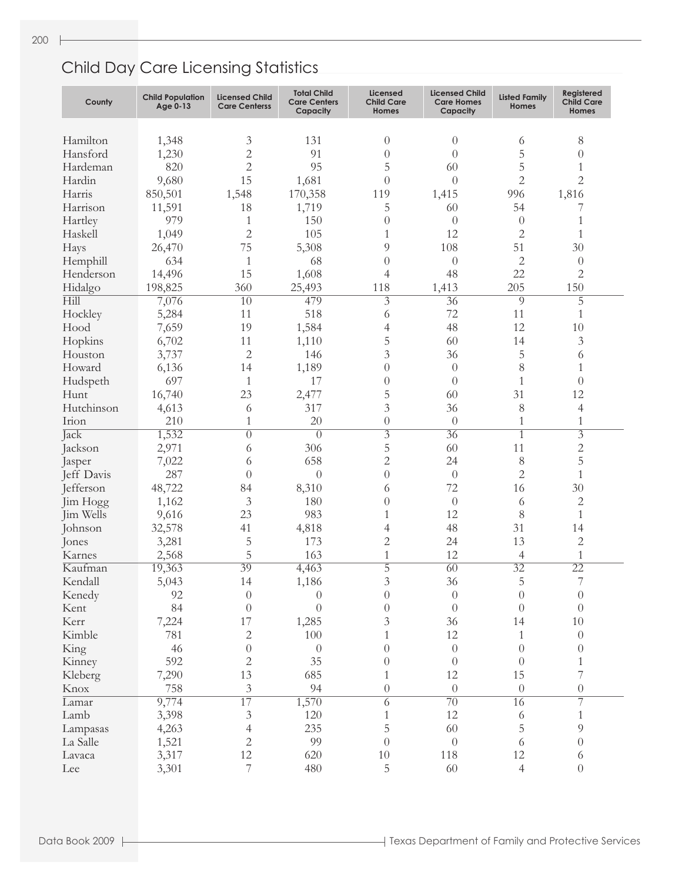## Child Day Care Licensing Statistics

| County | Child Population Age 0-13 | Licensed Child Care Centerss | Total Child Care Centers Capacity | Licensed Child Care Homes | Licensed Child Care Homes Capacity | Listed Family Homes | Registered Child Care Homes |
|---|---|---|---|---|---|---|---|
| Hamilton | 1,348 | 3 | 131 | 0 | 0 | 6 | 8 |
| Hansford | 1,230 | 2 | 91 | 0 | 0 | 5 | 0 |
| Hardeman | 820 | 2 | 95 | 5 | 60 | 5 | 1 |
| Hardin | 9,680 | 15 | 1,681 | 0 | 0 | 2 | 2 |
| Harris | 850,501 | 1,548 | 170,358 | 119 | 1,415 | 996 | 1,816 |
| Harrison | 11,591 | 18 | 1,719 | 5 | 60 | 54 | 7 |
| Hartley | 979 | 1 | 150 | 0 | 0 | 0 | 1 |
| Haskell | 1,049 | 2 | 105 | 1 | 12 | 2 | 1 |
| Hays | 26,470 | 75 | 5,308 | 9 | 108 | 51 | 30 |
| Hemphill | 634 | 1 | 68 | 0 | 0 | 2 | 0 |
| Henderson | 14,496 | 15 | 1,608 | 4 | 48 | 22 | 2 |
| Hidalgo | 198,825 | 360 | 25,493 | 118 | 1,413 | 205 | 150 |
| Hill | 7,076 | 10 | 479 | 3 | 36 | 9 | 5 |
| Hockley | 5,284 | 11 | 518 | 6 | 72 | 11 | 1 |
| Hood | 7,659 | 19 | 1,584 | 4 | 48 | 12 | 10 |
| Hopkins | 6,702 | 11 | 1,110 | 5 | 60 | 14 | 3 |
| Houston | 3,737 | 2 | 146 | 3 | 36 | 5 | 6 |
| Howard | 6,136 | 14 | 1,189 | 0 | 0 | 8 | 1 |
| Hudspeth | 697 | 1 | 17 | 0 | 0 | 1 | 0 |
| Hunt | 16,740 | 23 | 2,477 | 5 | 60 | 31 | 12 |
| Hutchinson | 4,613 | 6 | 317 | 3 | 36 | 8 | 4 |
| Irion | 210 | 1 | 20 | 0 | 0 | 1 | 1 |
| Jack | 1,532 | 0 | 0 | 3 | 36 | 1 | 3 |
| Jackson | 2,971 | 6 | 306 | 5 | 60 | 11 | 2 |
| Jasper | 7,022 | 6 | 658 | 2 | 24 | 8 | 5 |
| Jeff Davis | 287 | 0 | 0 | 0 | 0 | 2 | 1 |
| Jefferson | 48,722 | 84 | 8,310 | 6 | 72 | 16 | 30 |
| Jim Hogg | 1,162 | 3 | 180 | 0 | 0 | 6 | 2 |
| Jim Wells | 9,616 | 23 | 983 | 1 | 12 | 8 | 1 |
| Johnson | 32,578 | 41 | 4,818 | 4 | 48 | 31 | 14 |
| Jones | 3,281 | 5 | 173 | 2 | 24 | 13 | 2 |
| Karnes | 2,568 | 5 | 163 | 1 | 12 | 4 | 1 |
| Kaufman | 19,363 | 39 | 4,463 | 5 | 60 | 32 | 22 |
| Kendall | 5,043 | 14 | 1,186 | 3 | 36 | 5 | 7 |
| Kenedy | 92 | 0 | 0 | 0 | 0 | 0 | 0 |
| Kent | 84 | 0 | 0 | 0 | 0 | 0 | 0 |
| Kerr | 7,224 | 17 | 1,285 | 3 | 36 | 14 | 10 |
| Kimble | 781 | 2 | 100 | 1 | 12 | 1 | 0 |
| King | 46 | 0 | 0 | 0 | 0 | 0 | 0 |
| Kinney | 592 | 2 | 35 | 0 | 0 | 0 | 1 |
| Kleberg | 7,290 | 13 | 685 | 1 | 12 | 15 | 7 |
| Knox | 758 | 3 | 94 | 0 | 0 | 0 | 0 |
| Lamar | 9,774 | 17 | 1,570 | 6 | 70 | 16 | 7 |
| Lamb | 3,398 | 3 | 120 | 1 | 12 | 6 | 1 |
| Lampasas | 4,263 | 4 | 235 | 5 | 60 | 5 | 9 |
| La Salle | 1,521 | 2 | 99 | 0 | 0 | 6 | 0 |
| Lavaca | 3,317 | 12 | 620 | 10 | 118 | 12 | 6 |
| Lee | 3,301 | 7 | 480 | 5 | 60 | 4 | 0 |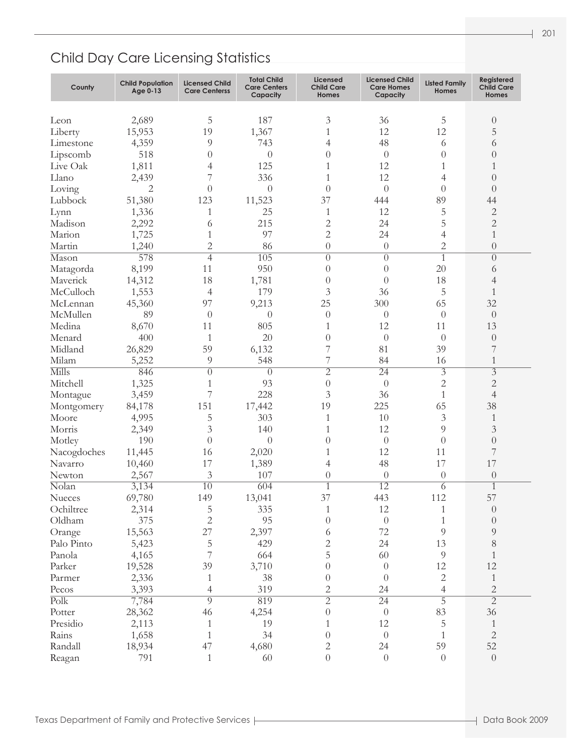## Child Day Care Licensing Statistics

| County | Child Population Age 0-13 | Licensed Child Care Centerss | Total Child Care Centers Capacity | Licensed Child Care Homes | Licensed Child Care Homes Capacity | Listed Family Homes | Registered Child Care Homes |
|---|---|---|---|---|---|---|---|
| Leon | 2,689 | 5 | 187 | 3 | 36 | 5 | 0 |
| Liberty | 15,953 | 19 | 1,367 | 1 | 12 | 12 | 5 |
| Limestone | 4,359 | 9 | 743 | 4 | 48 | 6 | 6 |
| Lipscomb | 518 | 0 | 0 | 0 | 0 | 0 | 0 |
| Live Oak | 1,811 | 4 | 125 | 1 | 12 | 1 | 1 |
| Llano | 2,439 | 7 | 336 | 1 | 12 | 4 | 0 |
| Loving | 2 | 0 | 0 | 0 | 0 | 0 | 0 |
| Lubbock | 51,380 | 123 | 11,523 | 37 | 444 | 89 | 44 |
| Lynn | 1,336 | 1 | 25 | 1 | 12 | 5 | 2 |
| Madison | 2,292 | 6 | 215 | 2 | 24 | 5 | 2 |
| Marion | 1,725 | 1 | 97 | 2 | 24 | 4 | 1 |
| Martin | 1,240 | 2 | 86 | 0 | 0 | 2 | 0 |
| Mason | 578 | 4 | 105 | 0 | 0 | 1 | 0 |
| Matagorda | 8,199 | 11 | 950 | 0 | 0 | 20 | 6 |
| Maverick | 14,312 | 18 | 1,781 | 0 | 0 | 18 | 4 |
| McCulloch | 1,553 | 4 | 179 | 3 | 36 | 5 | 1 |
| McLennan | 45,360 | 97 | 9,213 | 25 | 300 | 65 | 32 |
| McMullen | 89 | 0 | 0 | 0 | 0 | 0 | 0 |
| Medina | 8,670 | 11 | 805 | 1 | 12 | 11 | 13 |
| Menard | 400 | 1 | 20 | 0 | 0 | 0 | 0 |
| Midland | 26,829 | 59 | 6,132 | 7 | 81 | 39 | 7 |
| Milam | 5,252 | 9 | 548 | 7 | 84 | 16 | 1 |
| Mills | 846 | 0 | 0 | 2 | 24 | 3 | 3 |
| Mitchell | 1,325 | 1 | 93 | 0 | 0 | 2 | 2 |
| Montague | 3,459 | 7 | 228 | 3 | 36 | 1 | 4 |
| Montgomery | 84,178 | 151 | 17,442 | 19 | 225 | 65 | 38 |
| Moore | 4,995 | 5 | 303 | 1 | 10 | 3 | 1 |
| Morris | 2,349 | 3 | 140 | 1 | 12 | 9 | 3 |
| Motley | 190 | 0 | 0 | 0 | 0 | 0 | 0 |
| Nacogdoches | 11,445 | 16 | 2,020 | 1 | 12 | 11 | 7 |
| Navarro | 10,460 | 17 | 1,389 | 4 | 48 | 17 | 17 |
| Newton | 2,567 | 3 | 107 | 0 | 0 | 0 | 0 |
| Nolan | 3,134 | 10 | 604 | 1 | 12 | 6 | 1 |
| Nueces | 69,780 | 149 | 13,041 | 37 | 443 | 112 | 57 |
| Ochiltree | 2,314 | 5 | 335 | 1 | 12 | 1 | 0 |
| Oldham | 375 | 2 | 95 | 0 | 0 | 1 | 0 |
| Orange | 15,563 | 27 | 2,397 | 6 | 72 | 9 | 9 |
| Palo Pinto | 5,423 | 5 | 429 | 2 | 24 | 13 | 8 |
| Panola | 4,165 | 7 | 664 | 5 | 60 | 9 | 1 |
| Parker | 19,528 | 39 | 3,710 | 0 | 0 | 12 | 12 |
| Parmer | 2,336 | 1 | 38 | 0 | 0 | 2 | 1 |
| Pecos | 3,393 | 4 | 319 | 2 | 24 | 4 | 2 |
| Polk | 7,784 | 9 | 819 | 2 | 24 | 5 | 2 |
| Potter | 28,362 | 46 | 4,254 | 0 | 0 | 83 | 36 |
| Presidio | 2,113 | 1 | 19 | 1 | 12 | 5 | 1 |
| Rains | 1,658 | 1 | 34 | 0 | 0 | 1 | 2 |
| Randall | 18,934 | 47 | 4,680 | 2 | 24 | 59 | 52 |
| Reagan | 791 | 1 | 60 | 0 | 0 | 0 | 0 |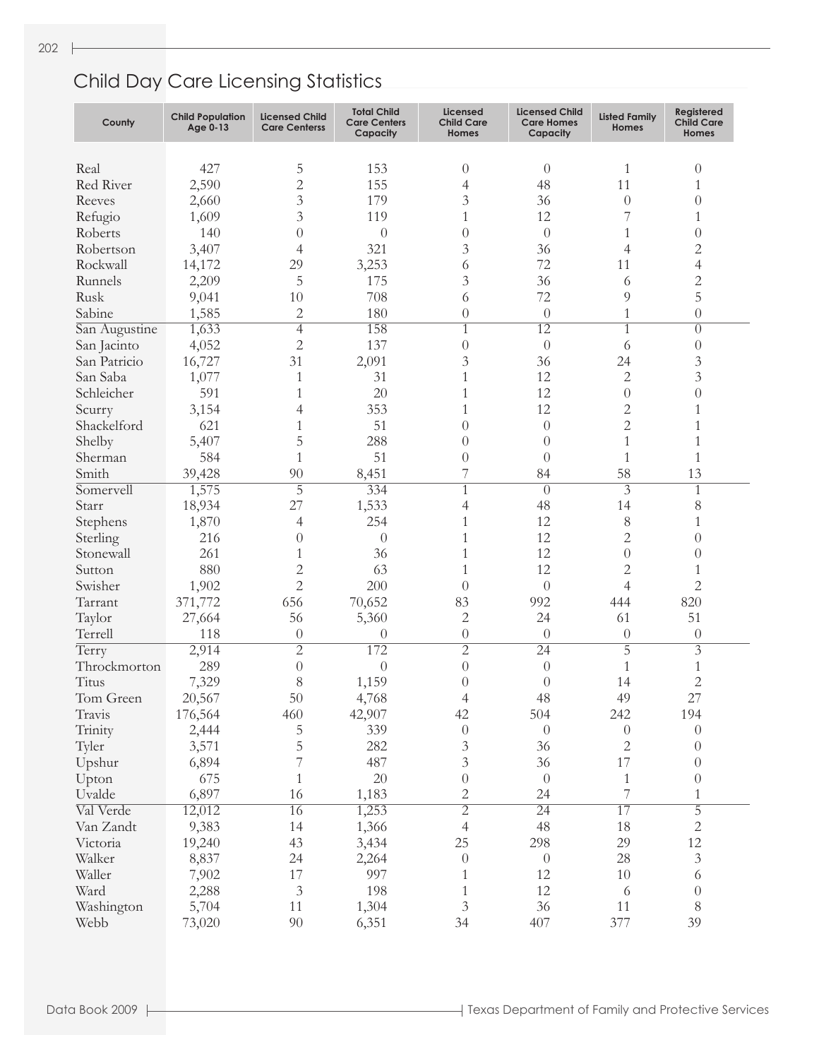## Child Day Care Licensing Statistics

| County | Child Population Age 0-13 | Licensed Child Care Centerss | Total Child Care Centers Capacity | Licensed Child Care Homes | Licensed Child Care Homes Capacity | Listed Family Homes | Registered Child Care Homes |
|---|---|---|---|---|---|---|---|
| Real | 427 | 5 | 153 | 0 | 0 | 1 | 0 |
| Red River | 2,590 | 2 | 155 | 4 | 48 | 11 | 1 |
| Reeves | 2,660 | 3 | 179 | 3 | 36 | 0 | 0 |
| Refugio | 1,609 | 3 | 119 | 1 | 12 | 7 | 1 |
| Roberts | 140 | 0 | 0 | 0 | 0 | 1 | 0 |
| Robertson | 3,407 | 4 | 321 | 3 | 36 | 4 | 2 |
| Rockwall | 14,172 | 29 | 3,253 | 6 | 72 | 11 | 4 |
| Runnels | 2,209 | 5 | 175 | 3 | 36 | 6 | 2 |
| Rusk | 9,041 | 10 | 708 | 6 | 72 | 9 | 5 |
| Sabine | 1,585 | 2 | 180 | 0 | 0 | 1 | 0 |
| San Augustine | 1,633 | 4 | 158 | 1 | 12 | 1 | 0 |
| San Jacinto | 4,052 | 2 | 137 | 0 | 0 | 6 | 0 |
| San Patricio | 16,727 | 31 | 2,091 | 3 | 36 | 24 | 3 |
| San Saba | 1,077 | 1 | 31 | 1 | 12 | 2 | 3 |
| Schleicher | 591 | 1 | 20 | 1 | 12 | 0 | 0 |
| Scurry | 3,154 | 4 | 353 | 1 | 12 | 2 | 1 |
| Shackelford | 621 | 1 | 51 | 0 | 0 | 2 | 1 |
| Shelby | 5,407 | 5 | 288 | 0 | 0 | 1 | 1 |
| Sherman | 584 | 1 | 51 | 0 | 0 | 1 | 1 |
| Smith | 39,428 | 90 | 8,451 | 7 | 84 | 58 | 13 |
| Somervell | 1,575 | 5 | 334 | 1 | 0 | 3 | 1 |
| Starr | 18,934 | 27 | 1,533 | 4 | 48 | 14 | 8 |
| Stephens | 1,870 | 4 | 254 | 1 | 12 | 8 | 1 |
| Sterling | 216 | 0 | 0 | 1 | 12 | 2 | 0 |
| Stonewall | 261 | 1 | 36 | 1 | 12 | 0 | 0 |
| Sutton | 880 | 2 | 63 | 1 | 12 | 2 | 1 |
| Swisher | 1,902 | 2 | 200 | 0 | 0 | 4 | 2 |
| Tarrant | 371,772 | 656 | 70,652 | 83 | 992 | 444 | 820 |
| Taylor | 27,664 | 56 | 5,360 | 2 | 24 | 61 | 51 |
| Terrell | 118 | 0 | 0 | 0 | 0 | 0 | 0 |
| Terry | 2,914 | 2 | 172 | 2 | 24 | 5 | 3 |
| Throckmorton | 289 | 0 | 0 | 0 | 0 | 1 | 1 |
| Titus | 7,329 | 8 | 1,159 | 0 | 0 | 14 | 2 |
| Tom Green | 20,567 | 50 | 4,768 | 4 | 48 | 49 | 27 |
| Travis | 176,564 | 460 | 42,907 | 42 | 504 | 242 | 194 |
| Trinity | 2,444 | 5 | 339 | 0 | 0 | 0 | 0 |
| Tyler | 3,571 | 5 | 282 | 3 | 36 | 2 | 0 |
| Upshur | 6,894 | 7 | 487 | 3 | 36 | 17 | 0 |
| Upton | 675 | 1 | 20 | 0 | 0 | 1 | 0 |
| Uvalde | 6,897 | 16 | 1,183 | 2 | 24 | 7 | 1 |
| Val Verde | 12,012 | 16 | 1,253 | 2 | 24 | 17 | 5 |
| Van Zandt | 9,383 | 14 | 1,366 | 4 | 48 | 18 | 2 |
| Victoria | 19,240 | 43 | 3,434 | 25 | 298 | 29 | 12 |
| Walker | 8,837 | 24 | 2,264 | 0 | 0 | 28 | 3 |
| Waller | 7,902 | 17 | 997 | 1 | 12 | 10 | 6 |
| Ward | 2,288 | 3 | 198 | 1 | 12 | 6 | 0 |
| Washington | 5,704 | 11 | 1,304 | 3 | 36 | 11 | 8 |
| Webb | 73,020 | 90 | 6,351 | 34 | 407 | 377 | 39 |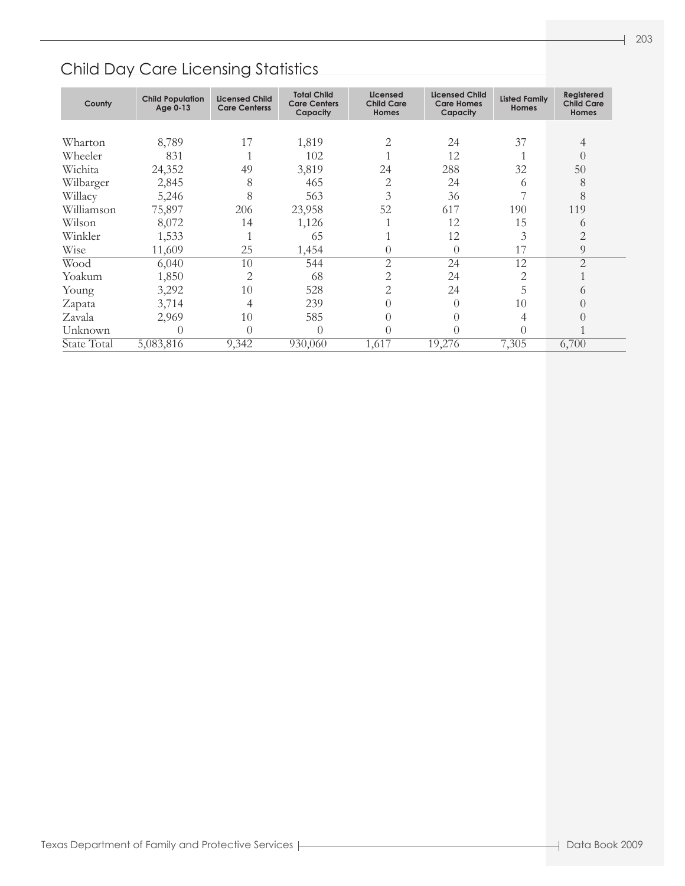## Child Day Care Licensing Statistics

| County | Child Population Age 0-13 | Licensed Child Care Centerss | Total Child Care Centers Capacity | Licensed Child Care Homes | Licensed Child Care Homes Capacity | Listed Family Homes | Registered Child Care Homes |
|---|---|---|---|---|---|---|---|
| Wharton | 8,789 | 17 | 1,819 | 2 | 24 | 37 | 4 |
| Wheeler | 831 | 1 | 102 | 1 | 12 | 1 | 0 |
| Wichita | 24,352 | 49 | 3,819 | 24 | 288 | 32 | 50 |
| Wilbarger | 2,845 | 8 | 465 | 2 | 24 | 6 | 8 |
| Willacy | 5,246 | 8 | 563 | 3 | 36 | 7 | 8 |
| Williamson | 75,897 | 206 | 23,958 | 52 | 617 | 190 | 119 |
| Wilson | 8,072 | 14 | 1,126 | 1 | 12 | 15 | 6 |
| Winkler | 1,533 | 1 | 65 | 1 | 12 | 3 | 2 |
| Wise | 11,609 | 25 | 1,454 | 0 | 0 | 17 | 9 |
| Wood | 6,040 | 10 | 544 | 2 | 24 | 12 | 2 |
| Yoakum | 1,850 | 2 | 68 | 2 | 24 | 2 | 1 |
| Young | 3,292 | 10 | 528 | 2 | 24 | 5 | 6 |
| Zapata | 3,714 | 4 | 239 | 0 | 0 | 10 | 0 |
| Zavala | 2,969 | 10 | 585 | 0 | 0 | 4 | 0 |
| Unknown | 0 | 0 | 0 | 0 | 0 | 0 | 1 |
| State Total | 5,083,816 | 9,342 | 930,060 | 1,617 | 19,276 | 7,305 | 6,700 |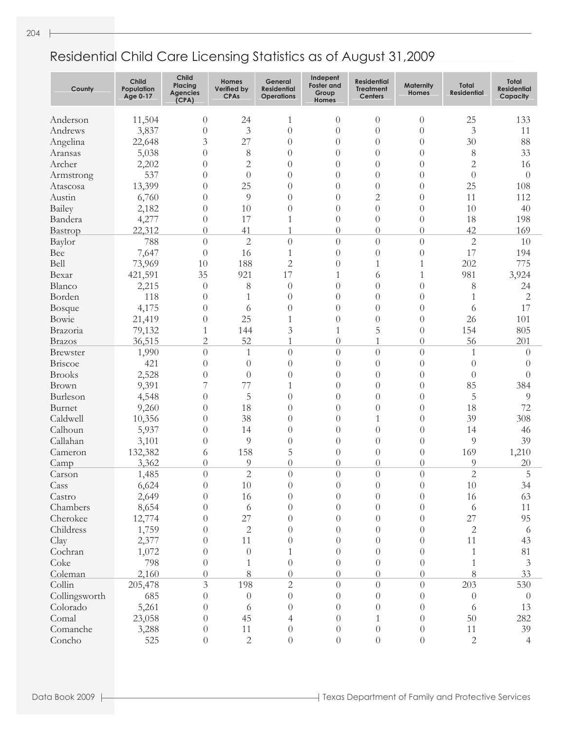# Residential Child Care Licensing Statistics as of August 31,2009

| County | Child Population Age 0-17 | Child Placing Agencies (CPA) | Homes Verified by CPAs | General Residential Operations | Indepent Foster and Group Homes | Residential Treatment Centers | Maternity Homes | Total Residential | Total Residential Capacity |
|---|---|---|---|---|---|---|---|---|---|
| Anderson | 11,504 | 0 | 24 | 1 | 0 | 0 | 0 | 25 | 133 |
| Andrews | 3,837 | 0 | 3 | 0 | 0 | 0 | 0 | 3 | 11 |
| Angelina | 22,648 | 3 | 27 | 0 | 0 | 0 | 0 | 30 | 88 |
| Aransas | 5,038 | 0 | 8 | 0 | 0 | 0 | 0 | 8 | 33 |
| Archer | 2,202 | 0 | 2 | 0 | 0 | 0 | 0 | 2 | 16 |
| Armstrong | 537 | 0 | 0 | 0 | 0 | 0 | 0 | 0 | 0 |
| Atascosa | 13,399 | 0 | 25 | 0 | 0 | 0 | 0 | 25 | 108 |
| Austin | 6,760 | 0 | 9 | 0 | 0 | 2 | 0 | 11 | 112 |
| Bailey | 2,182 | 0 | 10 | 0 | 0 | 0 | 0 | 10 | 40 |
| Bandera | 4,277 | 0 | 17 | 1 | 0 | 0 | 0 | 18 | 198 |
| Bastrop | 22,312 | 0 | 41 | 1 | 0 | 0 | 0 | 42 | 169 |
| Baylor | 788 | 0 | 2 | 0 | 0 | 0 | 0 | 2 | 10 |
| Bee | 7,647 | 0 | 16 | 1 | 0 | 0 | 0 | 17 | 194 |
| Bell | 73,969 | 10 | 188 | 2 | 0 | 1 | 1 | 202 | 775 |
| Bexar | 421,591 | 35 | 921 | 17 | 1 | 6 | 1 | 981 | 3,924 |
| Blanco | 2,215 | 0 | 8 | 0 | 0 | 0 | 0 | 8 | 24 |
| Borden | 118 | 0 | 1 | 0 | 0 | 0 | 0 | 1 | 2 |
| Bosque | 4,175 | 0 | 6 | 0 | 0 | 0 | 0 | 6 | 17 |
| Bowie | 21,419 | 0 | 25 | 1 | 0 | 0 | 0 | 26 | 101 |
| Brazoria | 79,132 | 1 | 144 | 3 | 1 | 5 | 0 | 154 | 805 |
| Brazos | 36,515 | 2 | 52 | 1 | 0 | 1 | 0 | 56 | 201 |
| Brewster | 1,990 | 0 | 1 | 0 | 0 | 0 | 0 | 1 | 0 |
| Briscoe | 421 | 0 | 0 | 0 | 0 | 0 | 0 | 0 | 0 |
| Brooks | 2,528 | 0 | 0 | 0 | 0 | 0 | 0 | 0 | 0 |
| Brown | 9,391 | 7 | 77 | 1 | 0 | 0 | 0 | 85 | 384 |
| Burleson | 4,548 | 0 | 5 | 0 | 0 | 0 | 0 | 5 | 9 |
| Burnet | 9,260 | 0 | 18 | 0 | 0 | 0 | 0 | 18 | 72 |
| Caldwell | 10,356 | 0 | 38 | 0 | 0 | 1 | 0 | 39 | 308 |
| Calhoun | 5,937 | 0 | 14 | 0 | 0 | 0 | 0 | 14 | 46 |
| Callahan | 3,101 | 0 | 9 | 0 | 0 | 0 | 0 | 9 | 39 |
| Cameron | 132,382 | 6 | 158 | 5 | 0 | 0 | 0 | 169 | 1,210 |
| Camp | 3,362 | 0 | 9 | 0 | 0 | 0 | 0 | 9 | 20 |
| Carson | 1,485 | 0 | 2 | 0 | 0 | 0 | 0 | 2 | 5 |
| Cass | 6,624 | 0 | 10 | 0 | 0 | 0 | 0 | 10 | 34 |
| Castro | 2,649 | 0 | 16 | 0 | 0 | 0 | 0 | 16 | 63 |
| Chambers | 8,654 | 0 | 6 | 0 | 0 | 0 | 0 | 6 | 11 |
| Cherokee | 12,774 | 0 | 27 | 0 | 0 | 0 | 0 | 27 | 95 |
| Childress | 1,759 | 0 | 2 | 0 | 0 | 0 | 0 | 2 | 6 |
| Clay | 2,377 | 0 | 11 | 0 | 0 | 0 | 0 | 11 | 43 |
| Cochran | 1,072 | 0 | 0 | 1 | 0 | 0 | 0 | 1 | 81 |
| Coke | 798 | 0 | 1 | 0 | 0 | 0 | 0 | 1 | 3 |
| Coleman | 2,160 | 0 | 8 | 0 | 0 | 0 | 0 | 8 | 33 |
| Collin | 205,478 | 3 | 198 | 2 | 0 | 0 | 0 | 203 | 530 |
| Collingsworth | 685 | 0 | 0 | 0 | 0 | 0 | 0 | 0 | 0 |
| Colorado | 5,261 | 0 | 6 | 0 | 0 | 0 | 0 | 6 | 13 |
| Comal | 23,058 | 0 | 45 | 4 | 0 | 1 | 0 | 50 | 282 |
| Comanche | 3,288 | 0 | 11 | 0 | 0 | 0 | 0 | 11 | 39 |
| Concho | 525 | 0 | 2 | 0 | 0 | 0 | 0 | 2 | 4 |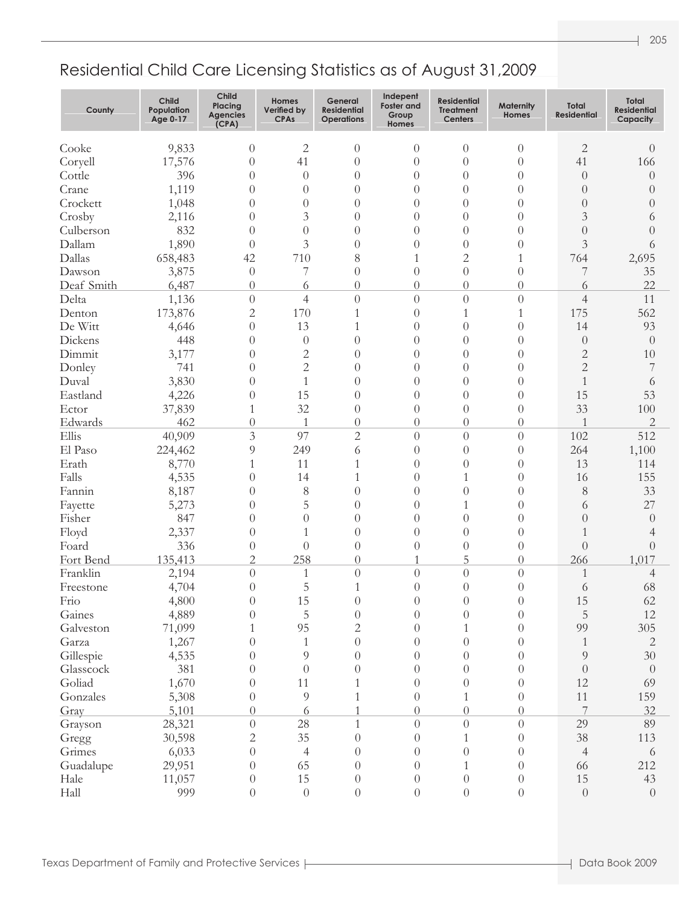## Residential Child Care Licensing Statistics as of August 31,2009

| County | Child Population Age 0-17 | Child Placing Agencies (CPA) | Homes Verified by CPAs | General Residential Operations | Indepent Foster and Group Homes | Residential Treatment Centers | Maternity Homes | Total Residential | Total Residential Capacity |
|---|---|---|---|---|---|---|---|---|---|
| Cooke | 9,833 | 0 | 2 | 0 | 0 | 0 | 0 | 2 | 0 |
| Coryell | 17,576 | 0 | 41 | 0 | 0 | 0 | 0 | 41 | 166 |
| Cottle | 396 | 0 | 0 | 0 | 0 | 0 | 0 | 0 | 0 |
| Crane | 1,119 | 0 | 0 | 0 | 0 | 0 | 0 | 0 | 0 |
| Crockett | 1,048 | 0 | 0 | 0 | 0 | 0 | 0 | 0 | 0 |
| Crosby | 2,116 | 0 | 3 | 0 | 0 | 0 | 0 | 3 | 6 |
| Culberson | 832 | 0 | 0 | 0 | 0 | 0 | 0 | 0 | 0 |
| Dallam | 1,890 | 0 | 3 | 0 | 0 | 0 | 0 | 3 | 6 |
| Dallas | 658,483 | 42 | 710 | 8 | 1 | 2 | 1 | 764 | 2,695 |
| Dawson | 3,875 | 0 | 7 | 0 | 0 | 0 | 0 | 7 | 35 |
| Deaf Smith | 6,487 | 0 | 6 | 0 | 0 | 0 | 0 | 6 | 22 |
| Delta | 1,136 | 0 | 4 | 0 | 0 | 0 | 0 | 4 | 11 |
| Denton | 173,876 | 2 | 170 | 1 | 0 | 1 | 1 | 175 | 562 |
| De Witt | 4,646 | 0 | 13 | 1 | 0 | 0 | 0 | 14 | 93 |
| Dickens | 448 | 0 | 0 | 0 | 0 | 0 | 0 | 0 | 0 |
| Dimmit | 3,177 | 0 | 2 | 0 | 0 | 0 | 0 | 2 | 10 |
| Donley | 741 | 0 | 2 | 0 | 0 | 0 | 0 | 2 | 7 |
| Duval | 3,830 | 0 | 1 | 0 | 0 | 0 | 0 | 1 | 6 |
| Eastland | 4,226 | 0 | 15 | 0 | 0 | 0 | 0 | 15 | 53 |
| Ector | 37,839 | 1 | 32 | 0 | 0 | 0 | 0 | 33 | 100 |
| Edwards | 462 | 0 | 1 | 0 | 0 | 0 | 0 | 1 | 2 |
| Ellis | 40,909 | 3 | 97 | 2 | 0 | 0 | 0 | 102 | 512 |
| El Paso | 224,462 | 9 | 249 | 6 | 0 | 0 | 0 | 264 | 1,100 |
| Erath | 8,770 | 1 | 11 | 1 | 0 | 0 | 0 | 13 | 114 |
| Falls | 4,535 | 0 | 14 | 1 | 0 | 1 | 0 | 16 | 155 |
| Fannin | 8,187 | 0 | 8 | 0 | 0 | 0 | 0 | 8 | 33 |
| Fayette | 5,273 | 0 | 5 | 0 | 0 | 1 | 0 | 6 | 27 |
| Fisher | 847 | 0 | 0 | 0 | 0 | 0 | 0 | 0 | 0 |
| Floyd | 2,337 | 0 | 1 | 0 | 0 | 0 | 0 | 1 | 4 |
| Foard | 336 | 0 | 0 | 0 | 0 | 0 | 0 | 0 | 0 |
| Fort Bend | 135,413 | 2 | 258 | 0 | 1 | 5 | 0 | 266 | 1,017 |
| Franklin | 2,194 | 0 | 1 | 0 | 0 | 0 | 0 | 1 | 4 |
| Freestone | 4,704 | 0 | 5 | 1 | 0 | 0 | 0 | 6 | 68 |
| Frio | 4,800 | 0 | 15 | 0 | 0 | 0 | 0 | 15 | 62 |
| Gaines | 4,889 | 0 | 5 | 0 | 0 | 0 | 0 | 5 | 12 |
| Galveston | 71,099 | 1 | 95 | 2 | 0 | 1 | 0 | 99 | 305 |
| Garza | 1,267 | 0 | 1 | 0 | 0 | 0 | 0 | 1 | 2 |
| Gillespie | 4,535 | 0 | 9 | 0 | 0 | 0 | 0 | 9 | 30 |
| Glasscock | 381 | 0 | 0 | 0 | 0 | 0 | 0 | 0 | 0 |
| Goliad | 1,670 | 0 | 11 | 1 | 0 | 0 | 0 | 12 | 69 |
| Gonzales | 5,308 | 0 | 9 | 1 | 0 | 1 | 0 | 11 | 159 |
| Gray | 5,101 | 0 | 6 | 1 | 0 | 0 | 0 | 7 | 32 |
| Grayson | 28,321 | 0 | 28 | 1 | 0 | 0 | 0 | 29 | 89 |
| Gregg | 30,598 | 2 | 35 | 0 | 0 | 1 | 0 | 38 | 113 |
| Grimes | 6,033 | 0 | 4 | 0 | 0 | 0 | 0 | 4 | 6 |
| Guadalupe | 29,951 | 0 | 65 | 0 | 0 | 1 | 0 | 66 | 212 |
| Hale | 11,057 | 0 | 15 | 0 | 0 | 0 | 0 | 15 | 43 |
| Hall | 999 | 0 | 0 | 0 | 0 | 0 | 0 | 0 | 0 |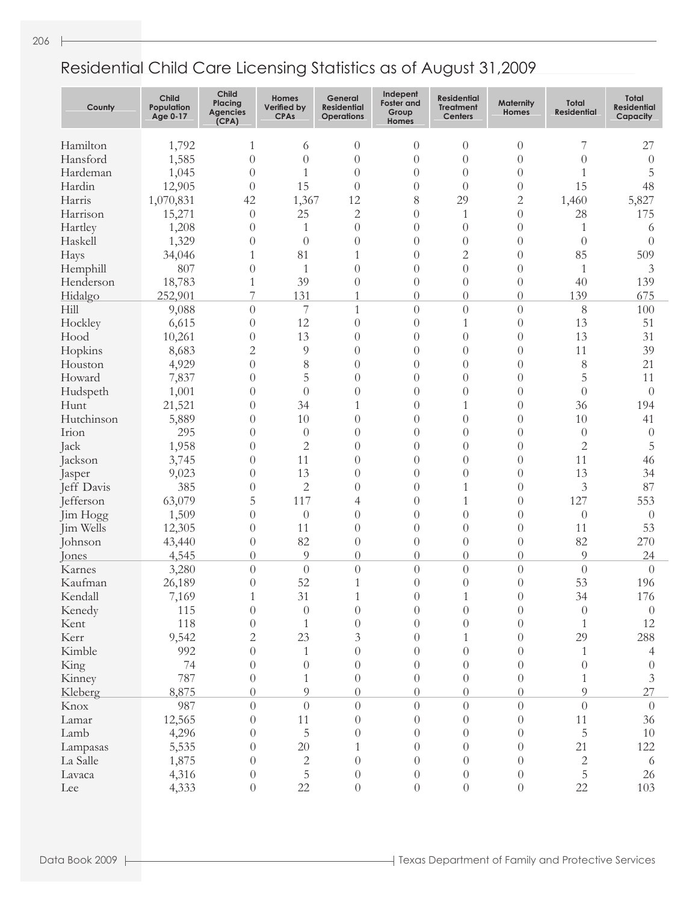# Residential Child Care Licensing Statistics as of August 31,2009

| County | Child Population Age 0-17 | Child Placing Agencies (CPA) | Homes Verified by CPAs | General Residential Operations | Indepent Foster and Group Homes | Residential Treatment Centers | Maternity Homes | Total Residential | Total Residential Capacity |
|---|---|---|---|---|---|---|---|---|---|
| Hamilton | 1,792 | 1 | 6 | 0 | 0 | 0 | 0 | 7 | 27 |
| Hansford | 1,585 | 0 | 0 | 0 | 0 | 0 | 0 | 0 | 0 |
| Hardeman | 1,045 | 0 | 1 | 0 | 0 | 0 | 0 | 1 | 5 |
| Hardin | 12,905 | 0 | 15 | 0 | 0 | 0 | 0 | 15 | 48 |
| Harris | 1,070,831 | 42 | 1,367 | 12 | 8 | 29 | 2 | 1,460 | 5,827 |
| Harrison | 15,271 | 0 | 25 | 2 | 0 | 1 | 0 | 28 | 175 |
| Hartley | 1,208 | 0 | 1 | 0 | 0 | 0 | 0 | 1 | 6 |
| Haskell | 1,329 | 0 | 0 | 0 | 0 | 0 | 0 | 0 | 0 |
| Hays | 34,046 | 1 | 81 | 1 | 0 | 2 | 0 | 85 | 509 |
| Hemphill | 807 | 0 | 1 | 0 | 0 | 0 | 0 | 1 | 3 |
| Henderson | 18,783 | 1 | 39 | 0 | 0 | 0 | 0 | 40 | 139 |
| Hidalgo | 252,901 | 7 | 131 | 1 | 0 | 0 | 0 | 139 | 675 |
| Hill | 9,088 | 0 | 7 | 1 | 0 | 0 | 0 | 8 | 100 |
| Hockley | 6,615 | 0 | 12 | 0 | 0 | 1 | 0 | 13 | 51 |
| Hood | 10,261 | 0 | 13 | 0 | 0 | 0 | 0 | 13 | 31 |
| Hopkins | 8,683 | 2 | 9 | 0 | 0 | 0 | 0 | 11 | 39 |
| Houston | 4,929 | 0 | 8 | 0 | 0 | 0 | 0 | 8 | 21 |
| Howard | 7,837 | 0 | 5 | 0 | 0 | 0 | 0 | 5 | 11 |
| Hudspeth | 1,001 | 0 | 0 | 0 | 0 | 0 | 0 | 0 | 0 |
| Hunt | 21,521 | 0 | 34 | 1 | 0 | 1 | 0 | 36 | 194 |
| Hutchinson | 5,889 | 0 | 10 | 0 | 0 | 0 | 0 | 10 | 41 |
| Irion | 295 | 0 | 0 | 0 | 0 | 0 | 0 | 0 | 0 |
| Jack | 1,958 | 0 | 2 | 0 | 0 | 0 | 0 | 2 | 5 |
| Jackson | 3,745 | 0 | 11 | 0 | 0 | 0 | 0 | 11 | 46 |
| Jasper | 9,023 | 0 | 13 | 0 | 0 | 0 | 0 | 13 | 34 |
| Jeff Davis | 385 | 0 | 2 | 0 | 0 | 1 | 0 | 3 | 87 |
| Jefferson | 63,079 | 5 | 117 | 4 | 0 | 1 | 0 | 127 | 553 |
| Jim Hogg | 1,509 | 0 | 0 | 0 | 0 | 0 | 0 | 0 | 0 |
| Jim Wells | 12,305 | 0 | 11 | 0 | 0 | 0 | 0 | 11 | 53 |
| Johnson | 43,440 | 0 | 82 | 0 | 0 | 0 | 0 | 82 | 270 |
| Jones | 4,545 | 0 | 9 | 0 | 0 | 0 | 0 | 9 | 24 |
| Karnes | 3,280 | 0 | 0 | 0 | 0 | 0 | 0 | 0 | 0 |
| Kaufman | 26,189 | 0 | 52 | 1 | 0 | 0 | 0 | 53 | 196 |
| Kendall | 7,169 | 1 | 31 | 1 | 0 | 1 | 0 | 34 | 176 |
| Kenedy | 115 | 0 | 0 | 0 | 0 | 0 | 0 | 0 | 0 |
| Kent | 118 | 0 | 1 | 0 | 0 | 0 | 0 | 1 | 12 |
| Kerr | 9,542 | 2 | 23 | 3 | 0 | 1 | 0 | 29 | 288 |
| Kimble | 992 | 0 | 1 | 0 | 0 | 0 | 0 | 1 | 4 |
| King | 74 | 0 | 0 | 0 | 0 | 0 | 0 | 0 | 0 |
| Kinney | 787 | 0 | 1 | 0 | 0 | 0 | 0 | 1 | 3 |
| Kleberg | 8,875 | 0 | 9 | 0 | 0 | 0 | 0 | 9 | 27 |
| Knox | 987 | 0 | 0 | 0 | 0 | 0 | 0 | 0 | 0 |
| Lamar | 12,565 | 0 | 11 | 0 | 0 | 0 | 0 | 11 | 36 |
| Lamb | 4,296 | 0 | 5 | 0 | 0 | 0 | 0 | 5 | 10 |
| Lampasas | 5,535 | 0 | 20 | 1 | 0 | 0 | 0 | 21 | 122 |
| La Salle | 1,875 | 0 | 2 | 0 | 0 | 0 | 0 | 2 | 6 |
| Lavaca | 4,316 | 0 | 5 | 0 | 0 | 0 | 0 | 5 | 26 |
| Lee | 4,333 | 0 | 22 | 0 | 0 | 0 | 0 | 22 | 103 |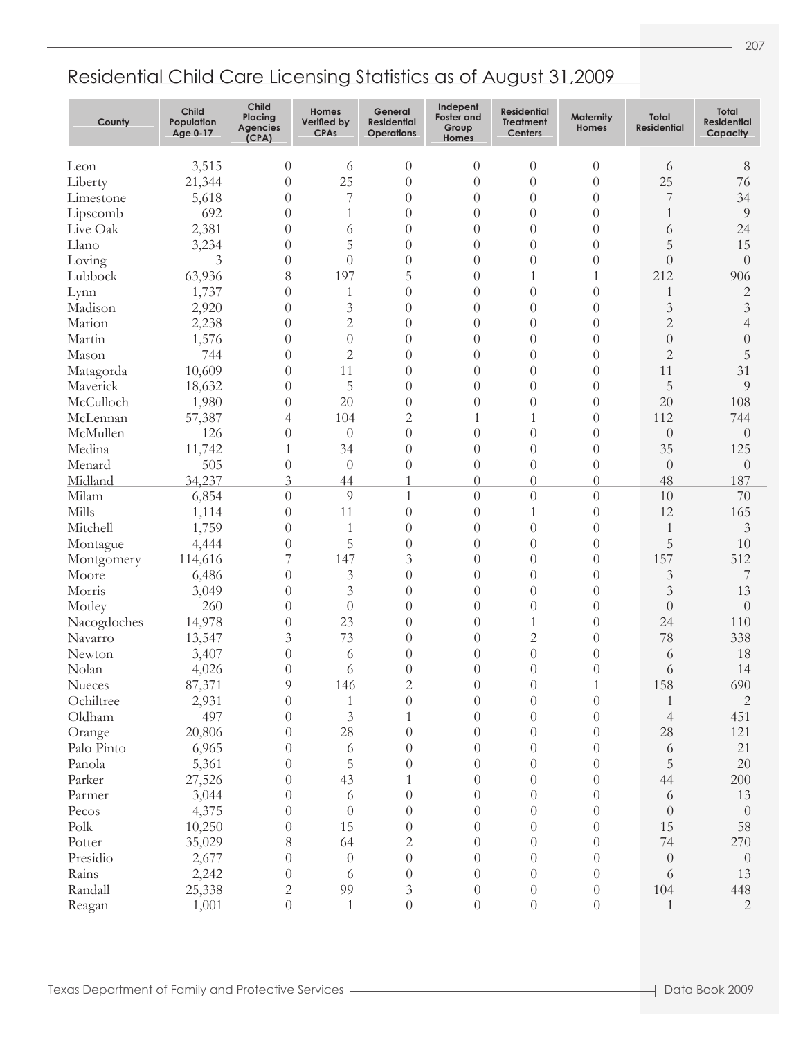## Residential Child Care Licensing Statistics as of August 31,2009

| County | Child Population Age 0-17 | Child Placing Agencies (CPA) | Homes Verified by CPAs | General Residential Operations | Indepent Foster and Group Homes | Residential Treatment Centers | Maternity Homes | Total Residential | Total Residential Capacity |
|---|---|---|---|---|---|---|---|---|---|
| Leon | 3,515 | 0 | 6 | 0 | 0 | 0 | 0 | 6 | 8 |
| Liberty | 21,344 | 0 | 25 | 0 | 0 | 0 | 0 | 25 | 76 |
| Limestone | 5,618 | 0 | 7 | 0 | 0 | 0 | 0 | 7 | 34 |
| Lipscomb | 692 | 0 | 1 | 0 | 0 | 0 | 0 | 1 | 9 |
| Live Oak | 2,381 | 0 | 6 | 0 | 0 | 0 | 0 | 6 | 24 |
| Llano | 3,234 | 0 | 5 | 0 | 0 | 0 | 0 | 5 | 15 |
| Loving | 3 | 0 | 0 | 0 | 0 | 0 | 0 | 0 | 0 |
| Lubbock | 63,936 | 8 | 197 | 5 | 0 | 1 | 1 | 212 | 906 |
| Lynn | 1,737 | 0 | 1 | 0 | 0 | 0 | 0 | 1 | 2 |
| Madison | 2,920 | 0 | 3 | 0 | 0 | 0 | 0 | 3 | 3 |
| Marion | 2,238 | 0 | 2 | 0 | 0 | 0 | 0 | 2 | 4 |
| Martin | 1,576 | 0 | 0 | 0 | 0 | 0 | 0 | 0 | 0 |
| Mason | 744 | 0 | 2 | 0 | 0 | 0 | 0 | 2 | 5 |
| Matagorda | 10,609 | 0 | 11 | 0 | 0 | 0 | 0 | 11 | 31 |
| Maverick | 18,632 | 0 | 5 | 0 | 0 | 0 | 0 | 5 | 9 |
| McCulloch | 1,980 | 0 | 20 | 0 | 0 | 0 | 0 | 20 | 108 |
| McLennan | 57,387 | 4 | 104 | 2 | 1 | 1 | 0 | 112 | 744 |
| McMullen | 126 | 0 | 0 | 0 | 0 | 0 | 0 | 0 | 0 |
| Medina | 11,742 | 1 | 34 | 0 | 0 | 0 | 0 | 35 | 125 |
| Menard | 505 | 0 | 0 | 0 | 0 | 0 | 0 | 0 | 0 |
| Midland | 34,237 | 3 | 44 | 1 | 0 | 0 | 0 | 48 | 187 |
| Milam | 6,854 | 0 | 9 | 1 | 0 | 0 | 0 | 10 | 70 |
| Mills | 1,114 | 0 | 11 | 0 | 0 | 1 | 0 | 12 | 165 |
| Mitchell | 1,759 | 0 | 1 | 0 | 0 | 0 | 0 | 1 | 3 |
| Montague | 4,444 | 0 | 5 | 0 | 0 | 0 | 0 | 5 | 10 |
| Montgomery | 114,616 | 7 | 147 | 3 | 0 | 0 | 0 | 157 | 512 |
| Moore | 6,486 | 0 | 3 | 0 | 0 | 0 | 0 | 3 | 7 |
| Morris | 3,049 | 0 | 3 | 0 | 0 | 0 | 0 | 3 | 13 |
| Motley | 260 | 0 | 0 | 0 | 0 | 0 | 0 | 0 | 0 |
| Nacogdoches | 14,978 | 0 | 23 | 0 | 0 | 1 | 0 | 24 | 110 |
| Navarro | 13,547 | 3 | 73 | 0 | 0 | 2 | 0 | 78 | 338 |
| Newton | 3,407 | 0 | 6 | 0 | 0 | 0 | 0 | 6 | 18 |
| Nolan | 4,026 | 0 | 6 | 0 | 0 | 0 | 0 | 6 | 14 |
| Nueces | 87,371 | 9 | 146 | 2 | 0 | 0 | 1 | 158 | 690 |
| Ochiltree | 2,931 | 0 | 1 | 0 | 0 | 0 | 0 | 1 | 2 |
| Oldham | 497 | 0 | 3 | 1 | 0 | 0 | 0 | 4 | 451 |
| Orange | 20,806 | 0 | 28 | 0 | 0 | 0 | 0 | 28 | 121 |
| Palo Pinto | 6,965 | 0 | 6 | 0 | 0 | 0 | 0 | 6 | 21 |
| Panola | 5,361 | 0 | 5 | 0 | 0 | 0 | 0 | 5 | 20 |
| Parker | 27,526 | 0 | 43 | 1 | 0 | 0 | 0 | 44 | 200 |
| Parmer | 3,044 | 0 | 6 | 0 | 0 | 0 | 0 | 6 | 13 |
| Pecos | 4,375 | 0 | 0 | 0 | 0 | 0 | 0 | 0 | 0 |
| Polk | 10,250 | 0 | 15 | 0 | 0 | 0 | 0 | 15 | 58 |
| Potter | 35,029 | 8 | 64 | 2 | 0 | 0 | 0 | 74 | 270 |
| Presidio | 2,677 | 0 | 0 | 0 | 0 | 0 | 0 | 0 | 0 |
| Rains | 2,242 | 0 | 6 | 0 | 0 | 0 | 0 | 6 | 13 |
| Randall | 25,338 | 2 | 99 | 3 | 0 | 0 | 0 | 104 | 448 |
| Reagan | 1,001 | 0 | 1 | 0 | 0 | 0 | 0 | 1 | 2 |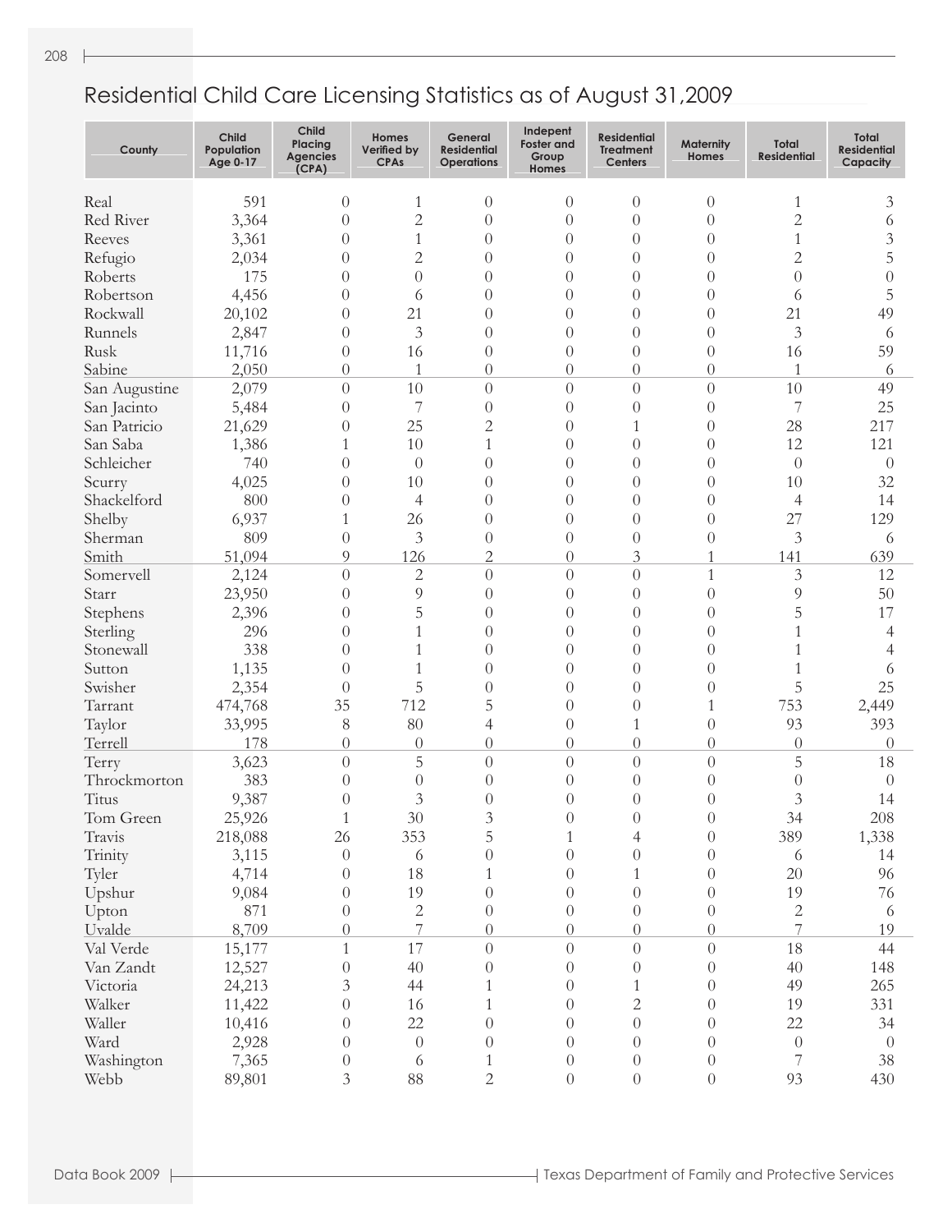## Residential Child Care Licensing Statistics as of August 31,2009

| County | Child Population Age 0-17 | Child Placing Agencies (CPA) | Homes Verified by CPAs | General Residential Operations | Indepent Foster and Group Homes | Residential Treatment Centers | Maternity Homes | Total Residential | Total Residential Capacity |
|---|---|---|---|---|---|---|---|---|---|
| Real | 591 | 0 | 1 | 0 | 0 | 0 | 0 | 1 | 3 |
| Red River | 3,364 | 0 | 2 | 0 | 0 | 0 | 0 | 2 | 6 |
| Reeves | 3,361 | 0 | 1 | 0 | 0 | 0 | 0 | 1 | 3 |
| Refugio | 2,034 | 0 | 2 | 0 | 0 | 0 | 0 | 2 | 5 |
| Roberts | 175 | 0 | 0 | 0 | 0 | 0 | 0 | 0 | 0 |
| Robertson | 4,456 | 0 | 6 | 0 | 0 | 0 | 0 | 6 | 5 |
| Rockwall | 20,102 | 0 | 21 | 0 | 0 | 0 | 0 | 21 | 49 |
| Runnels | 2,847 | 0 | 3 | 0 | 0 | 0 | 0 | 3 | 6 |
| Rusk | 11,716 | 0 | 16 | 0 | 0 | 0 | 0 | 16 | 59 |
| Sabine | 2,050 | 0 | 1 | 0 | 0 | 0 | 0 | 1 | 6 |
| San Augustine | 2,079 | 0 | 10 | 0 | 0 | 0 | 0 | 10 | 49 |
| San Jacinto | 5,484 | 0 | 7 | 0 | 0 | 0 | 0 | 7 | 25 |
| San Patricio | 21,629 | 0 | 25 | 2 | 0 | 1 | 0 | 28 | 217 |
| San Saba | 1,386 | 1 | 10 | 1 | 0 | 0 | 0 | 12 | 121 |
| Schleicher | 740 | 0 | 0 | 0 | 0 | 0 | 0 | 0 | 0 |
| Scurry | 4,025 | 0 | 10 | 0 | 0 | 0 | 0 | 10 | 32 |
| Shackelford | 800 | 0 | 4 | 0 | 0 | 0 | 0 | 4 | 14 |
| Shelby | 6,937 | 1 | 26 | 0 | 0 | 0 | 0 | 27 | 129 |
| Sherman | 809 | 0 | 3 | 0 | 0 | 0 | 0 | 3 | 6 |
| Smith | 51,094 | 9 | 126 | 2 | 0 | 3 | 1 | 141 | 639 |
| Somervell | 2,124 | 0 | 2 | 0 | 0 | 0 | 1 | 3 | 12 |
| Starr | 23,950 | 0 | 9 | 0 | 0 | 0 | 0 | 9 | 50 |
| Stephens | 2,396 | 0 | 5 | 0 | 0 | 0 | 0 | 5 | 17 |
| Sterling | 296 | 0 | 1 | 0 | 0 | 0 | 0 | 1 | 4 |
| Stonewall | 338 | 0 | 1 | 0 | 0 | 0 | 0 | 1 | 4 |
| Sutton | 1,135 | 0 | 1 | 0 | 0 | 0 | 0 | 1 | 6 |
| Swisher | 2,354 | 0 | 5 | 0 | 0 | 0 | 0 | 5 | 25 |
| Tarrant | 474,768 | 35 | 712 | 5 | 0 | 0 | 1 | 753 | 2,449 |
| Taylor | 33,995 | 8 | 80 | 4 | 0 | 1 | 0 | 93 | 393 |
| Terrell | 178 | 0 | 0 | 0 | 0 | 0 | 0 | 0 | 0 |
| Terry | 3,623 | 0 | 5 | 0 | 0 | 0 | 0 | 5 | 18 |
| Throckmorton | 383 | 0 | 0 | 0 | 0 | 0 | 0 | 0 | 0 |
| Titus | 9,387 | 0 | 3 | 0 | 0 | 0 | 0 | 3 | 14 |
| Tom Green | 25,926 | 1 | 30 | 3 | 0 | 0 | 0 | 34 | 208 |
| Travis | 218,088 | 26 | 353 | 5 | 1 | 4 | 0 | 389 | 1,338 |
| Trinity | 3,115 | 0 | 6 | 0 | 0 | 0 | 0 | 6 | 14 |
| Tyler | 4,714 | 0 | 18 | 1 | 0 | 1 | 0 | 20 | 96 |
| Upshur | 9,084 | 0 | 19 | 0 | 0 | 0 | 0 | 19 | 76 |
| Upton | 871 | 0 | 2 | 0 | 0 | 0 | 0 | 2 | 6 |
| Uvalde | 8,709 | 0 | 7 | 0 | 0 | 0 | 0 | 7 | 19 |
| Val Verde | 15,177 | 1 | 17 | 0 | 0 | 0 | 0 | 18 | 44 |
| Van Zandt | 12,527 | 0 | 40 | 0 | 0 | 0 | 0 | 40 | 148 |
| Victoria | 24,213 | 3 | 44 | 1 | 0 | 1 | 0 | 49 | 265 |
| Walker | 11,422 | 0 | 16 | 1 | 0 | 2 | 0 | 19 | 331 |
| Waller | 10,416 | 0 | 22 | 0 | 0 | 0 | 0 | 22 | 34 |
| Ward | 2,928 | 0 | 0 | 0 | 0 | 0 | 0 | 0 | 0 |
| Washington | 7,365 | 0 | 6 | 1 | 0 | 0 | 0 | 7 | 38 |
| Webb | 89,801 | 3 | 88 | 2 | 0 | 0 | 0 | 93 | 430 |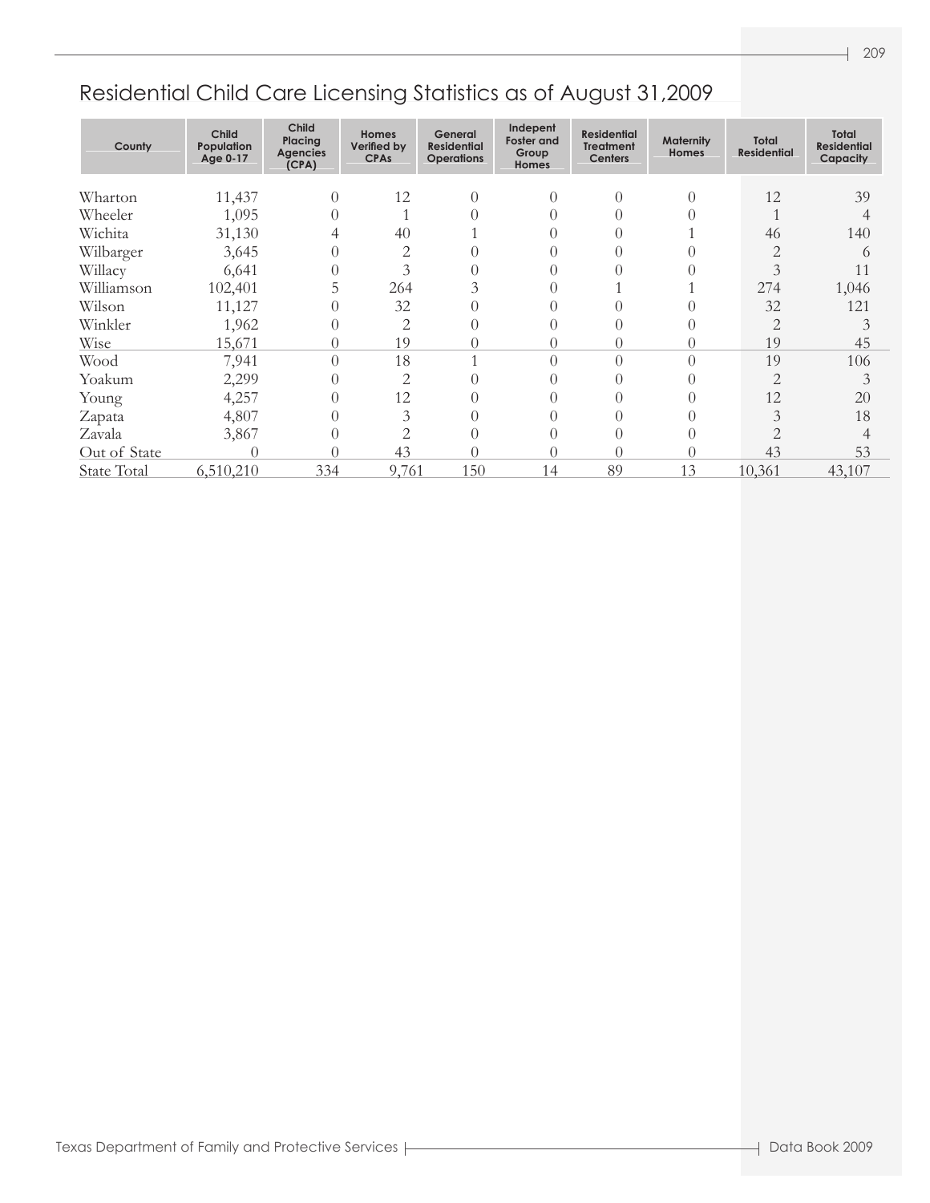## Residential Child Care Licensing Statistics as of August 31,2009

| County | Child Population Age 0-17 | Child Placing Agencies (CPA) | Homes Verified by CPAs | General Residential Operations | Indepent Foster and Group Homes | Residential Treatment Centers | Maternity Homes | Total Residential | Total Residential Capacity |
|---|---|---|---|---|---|---|---|---|---|
| Wharton | 11,437 | 0 | 12 | 0 | 0 | 0 | 0 | 12 | 39 |
| Wheeler | 1,095 | 0 | 1 | 0 | 0 | 0 | 0 | 1 | 4 |
| Wichita | 31,130 | 4 | 40 | 1 | 0 | 0 | 1 | 46 | 140 |
| Wilbarger | 3,645 | 0 | 2 | 0 | 0 | 0 | 0 | 2 | 6 |
| Willacy | 6,641 | 0 | 3 | 0 | 0 | 0 | 0 | 3 | 11 |
| Williamson | 102,401 | 5 | 264 | 3 | 0 | 1 | 1 | 274 | 1,046 |
| Wilson | 11,127 | 0 | 32 | 0 | 0 | 0 | 0 | 32 | 121 |
| Winkler | 1,962 | 0 | 2 | 0 | 0 | 0 | 0 | 2 | 3 |
| Wise | 15,671 | 0 | 19 | 0 | 0 | 0 | 0 | 19 | 45 |
| Wood | 7,941 | 0 | 18 | 1 | 0 | 0 | 0 | 19 | 106 |
| Yoakum | 2,299 | 0 | 2 | 0 | 0 | 0 | 0 | 2 | 3 |
| Young | 4,257 | 0 | 12 | 0 | 0 | 0 | 0 | 12 | 20 |
| Zapata | 4,807 | 0 | 3 | 0 | 0 | 0 | 0 | 3 | 18 |
| Zavala | 3,867 | 0 | 2 | 0 | 0 | 0 | 0 | 2 | 4 |
| Out of State | 0 | 0 | 43 | 0 | 0 | 0 | 0 | 43 | 53 |
| State Total | 6,510,210 | 334 | 9,761 | 150 | 14 | 89 | 13 | 10,361 | 43,107 |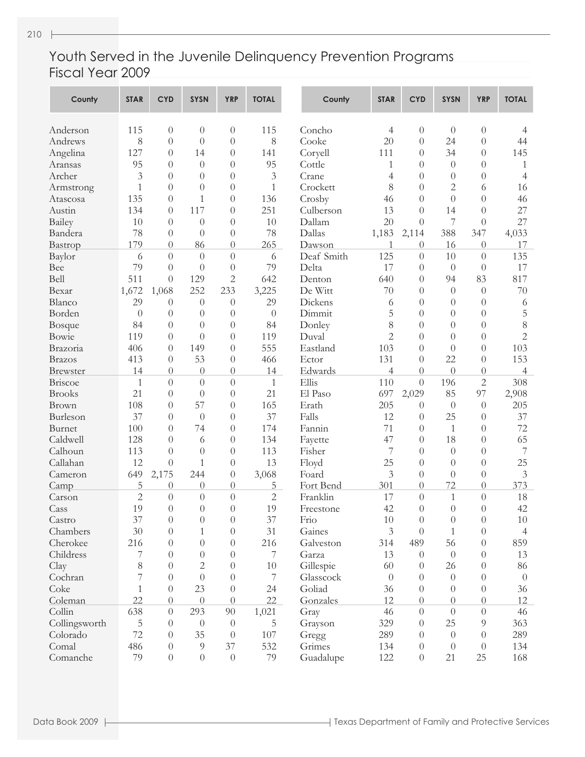# Youth Served in the Juvenile Delinquency Prevention Programs Fiscal Year 2009

| County | STAR | CYD | SYSN | YRP | TOTAL |
|---|---|---|---|---|---|
| Anderson | 115 | 0 | 0 | 0 | 115 |
| Andrews | 8 | 0 | 0 | 0 | 8 |
| Angelina | 127 | 0 | 14 | 0 | 141 |
| Aransas | 95 | 0 | 0 | 0 | 95 |
| Archer | 3 | 0 | 0 | 0 | 3 |
| Armstrong | 1 | 0 | 0 | 0 | 1 |
| Atascosa | 135 | 0 | 1 | 0 | 136 |
| Austin | 134 | 0 | 117 | 0 | 251 |
| Bailey | 10 | 0 | 0 | 0 | 10 |
| Bandera | 78 | 0 | 0 | 0 | 78 |
| Bastrop | 179 | 0 | 86 | 0 | 265 |
| Baylor | 6 | 0 | 0 | 0 | 6 |
| Bee | 79 | 0 | 0 | 0 | 79 |
| Bell | 511 | 0 | 129 | 2 | 642 |
| Bexar | 1,672 | 1,068 | 252 | 233 | 3,225 |
| Blanco | 29 | 0 | 0 | 0 | 29 |
| Borden | 0 | 0 | 0 | 0 | 0 |
| Bosque | 84 | 0 | 0 | 0 | 84 |
| Bowie | 119 | 0 | 0 | 0 | 119 |
| Brazoria | 406 | 0 | 149 | 0 | 555 |
| Brazos | 413 | 0 | 53 | 0 | 466 |
| Brewster | 14 | 0 | 0 | 0 | 14 |
| Briscoe | 1 | 0 | 0 | 0 | 1 |
| Brooks | 21 | 0 | 0 | 0 | 21 |
| Brown | 108 | 0 | 57 | 0 | 165 |
| Burleson | 37 | 0 | 0 | 0 | 37 |
| Burnet | 100 | 0 | 74 | 0 | 174 |
| Caldwell | 128 | 0 | 6 | 0 | 134 |
| Calhoun | 113 | 0 | 0 | 0 | 113 |
| Callahan | 12 | 0 | 1 | 0 | 13 |
| Cameron | 649 | 2,175 | 244 | 0 | 3,068 |
| Camp | 5 | 0 | 0 | 0 | 5 |
| Carson | 2 | 0 | 0 | 0 | 2 |
| Cass | 19 | 0 | 0 | 0 | 19 |
| Castro | 37 | 0 | 0 | 0 | 37 |
| Chambers | 30 | 0 | 1 | 0 | 31 |
| Cherokee | 216 | 0 | 0 | 0 | 216 |
| Childress | 7 | 0 | 0 | 0 | 7 |
| Clay | 8 | 0 | 2 | 0 | 10 |
| Cochran | 7 | 0 | 0 | 0 | 7 |
| Coke | 1 | 0 | 23 | 0 | 24 |
| Coleman | 22 | 0 | 0 | 0 | 22 |
| Collin | 638 | 0 | 293 | 90 | 1,021 |
| Collingsworth | 5 | 0 | 0 | 0 | 5 |
| Colorado | 72 | 0 | 35 | 0 | 107 |
| Comal | 486 | 0 | 9 | 37 | 532 |
| Comanche | 79 | 0 | 0 | 0 | 79 |
| Concho | 4 | 0 | 0 | 0 | 4 |
| Cooke | 20 | 0 | 24 | 0 | 44 |
| Coryell | 111 | 0 | 34 | 0 | 145 |
| Cottle | 1 | 0 | 0 | 0 | 1 |
| Crane | 4 | 0 | 0 | 0 | 4 |
| Crockett | 8 | 0 | 2 | 6 | 16 |
| Crosby | 46 | 0 | 0 | 0 | 46 |
| Culberson | 13 | 0 | 14 | 0 | 27 |
| Dallam | 20 | 0 | 7 | 0 | 27 |
| Dallas | 1,183 | 2,114 | 388 | 347 | 4,033 |
| Dawson | 1 | 0 | 16 | 0 | 17 |
| Deaf Smith | 125 | 0 | 10 | 0 | 135 |
| Delta | 17 | 0 | 0 | 0 | 17 |
| Denton | 640 | 0 | 94 | 83 | 817 |
| De Witt | 70 | 0 | 0 | 0 | 70 |
| Dickens | 6 | 0 | 0 | 0 | 6 |
| Dimmit | 5 | 0 | 0 | 0 | 5 |
| Donley | 8 | 0 | 0 | 0 | 8 |
| Duval | 2 | 0 | 0 | 0 | 2 |
| Eastland | 103 | 0 | 0 | 0 | 103 |
| Ector | 131 | 0 | 22 | 0 | 153 |
| Edwards | 4 | 0 | 0 | 0 | 4 |
| Ellis | 110 | 0 | 196 | 2 | 308 |
| El Paso | 697 | 2,029 | 85 | 97 | 2,908 |
| Erath | 205 | 0 | 0 | 0 | 205 |
| Falls | 12 | 0 | 25 | 0 | 37 |
| Fannin | 71 | 0 | 1 | 0 | 72 |
| Fayette | 47 | 0 | 18 | 0 | 65 |
| Fisher | 7 | 0 | 0 | 0 | 7 |
| Floyd | 25 | 0 | 0 | 0 | 25 |
| Foard | 3 | 0 | 0 | 0 | 3 |
| Fort Bend | 301 | 0 | 72 | 0 | 373 |
| Franklin | 17 | 0 | 1 | 0 | 18 |
| Freestone | 42 | 0 | 0 | 0 | 42 |
| Frio | 10 | 0 | 0 | 0 | 10 |
| Gaines | 3 | 0 | 1 | 0 | 4 |
| Galveston | 314 | 489 | 56 | 0 | 859 |
| Garza | 13 | 0 | 0 | 0 | 13 |
| Gillespie | 60 | 0 | 26 | 0 | 86 |
| Glasscock | 0 | 0 | 0 | 0 | 0 |
| Goliad | 36 | 0 | 0 | 0 | 36 |
| Gonzales | 12 | 0 | 0 | 0 | 12 |
| Gray | 46 | 0 | 0 | 0 | 46 |
| Grayson | 329 | 0 | 25 | 9 | 363 |
| Gregg | 289 | 0 | 0 | 0 | 289 |
| Grimes | 134 | 0 | 0 | 0 | 134 |
| Guadalupe | 122 | 0 | 21 | 25 | 168 |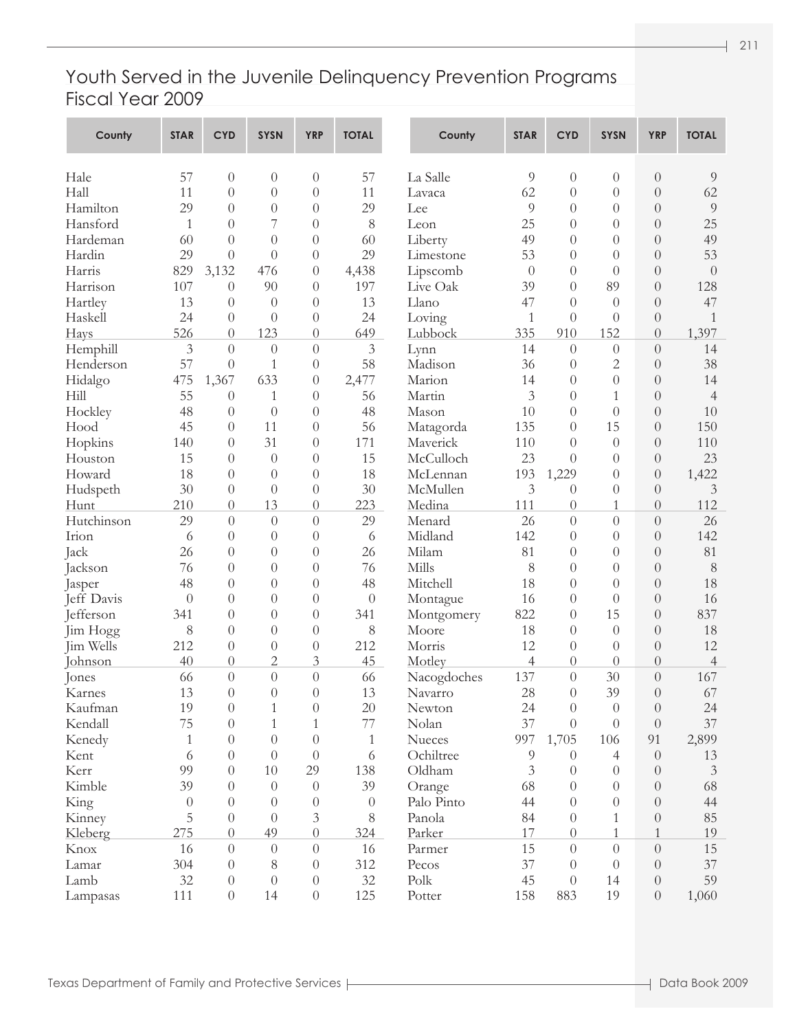## Youth Served in the Juvenile Delinquency Prevention Programs Fiscal Year 2009

| County | STAR | CYD | SYSN | YRP | TOTAL |
|---|---|---|---|---|---|
| Hale | 57 | 0 | 0 | 0 | 57 |
| Hall | 11 | 0 | 0 | 0 | 11 |
| Hamilton | 29 | 0 | 0 | 0 | 29 |
| Hansford | 1 | 0 | 7 | 0 | 8 |
| Hardeman | 60 | 0 | 0 | 0 | 60 |
| Hardin | 29 | 0 | 0 | 0 | 29 |
| Harris | 829 | 3,132 | 476 | 0 | 4,438 |
| Harrison | 107 | 0 | 90 | 0 | 197 |
| Hartley | 13 | 0 | 0 | 0 | 13 |
| Haskell | 24 | 0 | 0 | 0 | 24 |
| Hays | 526 | 0 | 123 | 0 | 649 |
| Hemphill | 3 | 0 | 0 | 0 | 3 |
| Henderson | 57 | 0 | 1 | 0 | 58 |
| Hidalgo | 475 | 1,367 | 633 | 0 | 2,477 |
| Hill | 55 | 0 | 1 | 0 | 56 |
| Hockley | 48 | 0 | 0 | 0 | 48 |
| Hood | 45 | 0 | 11 | 0 | 56 |
| Hopkins | 140 | 0 | 31 | 0 | 171 |
| Houston | 15 | 0 | 0 | 0 | 15 |
| Howard | 18 | 0 | 0 | 0 | 18 |
| Hudspeth | 30 | 0 | 0 | 0 | 30 |
| Hunt | 210 | 0 | 13 | 0 | 223 |
| Hutchinson | 29 | 0 | 0 | 0 | 29 |
| Irion | 6 | 0 | 0 | 0 | 6 |
| Jack | 26 | 0 | 0 | 0 | 26 |
| Jackson | 76 | 0 | 0 | 0 | 76 |
| Jasper | 48 | 0 | 0 | 0 | 48 |
| Jeff Davis | 0 | 0 | 0 | 0 | 0 |
| Jefferson | 341 | 0 | 0 | 0 | 341 |
| Jim Hogg | 8 | 0 | 0 | 0 | 8 |
| Jim Wells | 212 | 0 | 0 | 0 | 212 |
| Johnson | 40 | 0 | 2 | 3 | 45 |
| Jones | 66 | 0 | 0 | 0 | 66 |
| Karnes | 13 | 0 | 0 | 0 | 13 |
| Kaufman | 19 | 0 | 1 | 0 | 20 |
| Kendall | 75 | 0 | 1 | 1 | 77 |
| Kenedy | 1 | 0 | 0 | 0 | 1 |
| Kent | 6 | 0 | 0 | 0 | 6 |
| Kerr | 99 | 0 | 10 | 29 | 138 |
| Kimble | 39 | 0 | 0 | 0 | 39 |
| King | 0 | 0 | 0 | 0 | 0 |
| Kinney | 5 | 0 | 0 | 3 | 8 |
| Kleberg | 275 | 0 | 49 | 0 | 324 |
| Knox | 16 | 0 | 0 | 0 | 16 |
| Lamar | 304 | 0 | 8 | 0 | 312 |
| Lamb | 32 | 0 | 0 | 0 | 32 |
| Lampasas | 111 | 0 | 14 | 0 | 125 |
| La Salle | 9 | 0 | 0 | 0 | 9 |
| Lavaca | 62 | 0 | 0 | 0 | 62 |
| Lee | 9 | 0 | 0 | 0 | 9 |
| Leon | 25 | 0 | 0 | 0 | 25 |
| Liberty | 49 | 0 | 0 | 0 | 49 |
| Limestone | 53 | 0 | 0 | 0 | 53 |
| Lipscomb | 0 | 0 | 0 | 0 | 0 |
| Live Oak | 39 | 0 | 89 | 0 | 128 |
| Llano | 47 | 0 | 0 | 0 | 47 |
| Loving | 1 | 0 | 0 | 0 | 1 |
| Lubbock | 335 | 910 | 152 | 0 | 1,397 |
| Lynn | 14 | 0 | 0 | 0 | 14 |
| Madison | 36 | 0 | 2 | 0 | 38 |
| Marion | 14 | 0 | 0 | 0 | 14 |
| Martin | 3 | 0 | 1 | 0 | 4 |
| Mason | 10 | 0 | 0 | 0 | 10 |
| Matagorda | 135 | 0 | 15 | 0 | 150 |
| Maverick | 110 | 0 | 0 | 0 | 110 |
| McCulloch | 23 | 0 | 0 | 0 | 23 |
| McLennan | 193 | 1,229 | 0 | 0 | 1,422 |
| McMullen | 3 | 0 | 0 | 0 | 3 |
| Medina | 111 | 0 | 1 | 0 | 112 |
| Menard | 26 | 0 | 0 | 0 | 26 |
| Midland | 142 | 0 | 0 | 0 | 142 |
| Milam | 81 | 0 | 0 | 0 | 81 |
| Mills | 8 | 0 | 0 | 0 | 8 |
| Mitchell | 18 | 0 | 0 | 0 | 18 |
| Montague | 16 | 0 | 0 | 0 | 16 |
| Montgomery | 822 | 0 | 15 | 0 | 837 |
| Moore | 18 | 0 | 0 | 0 | 18 |
| Morris | 12 | 0 | 0 | 0 | 12 |
| Motley | 4 | 0 | 0 | 0 | 4 |
| Nacogdoches | 137 | 0 | 30 | 0 | 167 |
| Navarro | 28 | 0 | 39 | 0 | 67 |
| Newton | 24 | 0 | 0 | 0 | 24 |
| Nolan | 37 | 0 | 0 | 0 | 37 |
| Nueces | 997 | 1,705 | 106 | 91 | 2,899 |
| Ochiltree | 9 | 0 | 4 | 0 | 13 |
| Oldham | 3 | 0 | 0 | 0 | 3 |
| Orange | 68 | 0 | 0 | 0 | 68 |
| Palo Pinto | 44 | 0 | 0 | 0 | 44 |
| Panola | 84 | 0 | 1 | 0 | 85 |
| Parker | 17 | 0 | 1 | 1 | 19 |
| Parmer | 15 | 0 | 0 | 0 | 15 |
| Pecos | 37 | 0 | 0 | 0 | 37 |
| Polk | 45 | 0 | 14 | 0 | 59 |
| Potter | 158 | 883 | 19 | 0 | 1,060 |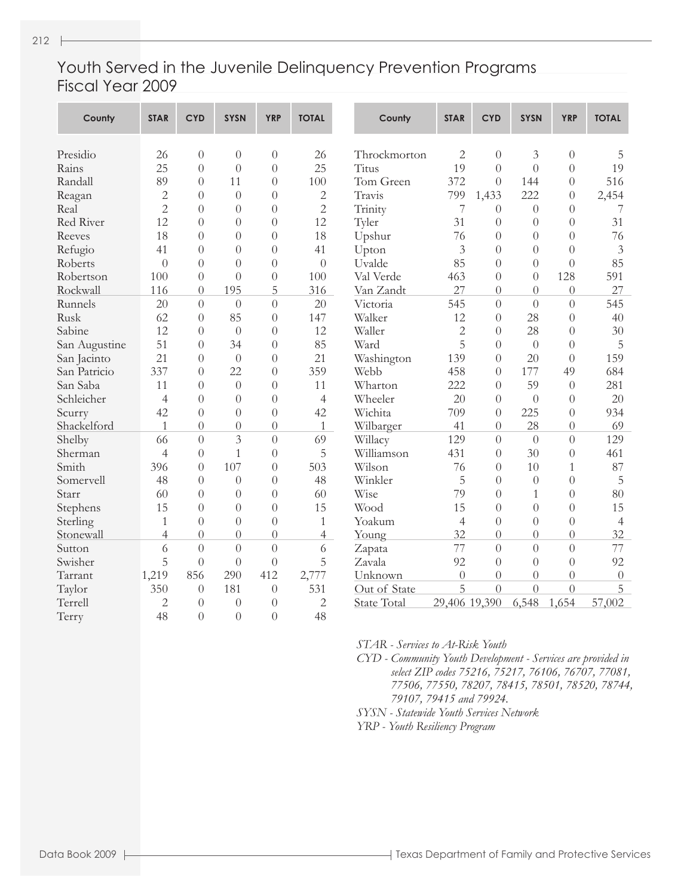# Youth Served in the Juvenile Delinquency Prevention Programs Fiscal Year 2009

| County | STAR | CYD | SYSN | YRP | TOTAL |
|---|---|---|---|---|---|
| Presidio | 26 | 0 | 0 | 0 | 26 |
| Rains | 25 | 0 | 0 | 0 | 25 |
| Randall | 89 | 0 | 11 | 0 | 100 |
| Reagan | 2 | 0 | 0 | 0 | 2 |
| Real | 2 | 0 | 0 | 0 | 2 |
| Red River | 12 | 0 | 0 | 0 | 12 |
| Reeves | 18 | 0 | 0 | 0 | 18 |
| Refugio | 41 | 0 | 0 | 0 | 41 |
| Roberts | 0 | 0 | 0 | 0 | 0 |
| Robertson | 100 | 0 | 0 | 0 | 100 |
| Rockwall | 116 | 0 | 195 | 5 | 316 |
| Runnels | 20 | 0 | 0 | 0 | 20 |
| Rusk | 62 | 0 | 85 | 0 | 147 |
| Sabine | 12 | 0 | 0 | 0 | 12 |
| San Augustine | 51 | 0 | 34 | 0 | 85 |
| San Jacinto | 21 | 0 | 0 | 0 | 21 |
| San Patricio | 337 | 0 | 22 | 0 | 359 |
| San Saba | 11 | 0 | 0 | 0 | 11 |
| Schleicher | 4 | 0 | 0 | 0 | 4 |
| Scurry | 42 | 0 | 0 | 0 | 42 |
| Shackelford | 1 | 0 | 0 | 0 | 1 |
| Shelby | 66 | 0 | 3 | 0 | 69 |
| Sherman | 4 | 0 | 1 | 0 | 5 |
| Smith | 396 | 0 | 107 | 0 | 503 |
| Somervell | 48 | 0 | 0 | 0 | 48 |
| Starr | 60 | 0 | 0 | 0 | 60 |
| Stephens | 15 | 0 | 0 | 0 | 15 |
| Sterling | 1 | 0 | 0 | 0 | 1 |
| Stonewall | 4 | 0 | 0 | 0 | 4 |
| Sutton | 6 | 0 | 0 | 0 | 6 |
| Swisher | 5 | 0 | 0 | 0 | 5 |
| Tarrant | 1,219 | 856 | 290 | 412 | 2,777 |
| Taylor | 350 | 0 | 181 | 0 | 531 |
| Terrell | 2 | 0 | 0 | 0 | 2 |
| Terry | 48 | 0 | 0 | 0 | 48 |
| Throckmorton | 2 | 0 | 3 | 0 | 5 |
| Titus | 19 | 0 | 0 | 0 | 19 |
| Tom Green | 372 | 0 | 144 | 0 | 516 |
| Travis | 799 | 1,433 | 222 | 0 | 2,454 |
| Trinity | 7 | 0 | 0 | 0 | 7 |
| Tyler | 31 | 0 | 0 | 0 | 31 |
| Upshur | 76 | 0 | 0 | 0 | 76 |
| Upton | 3 | 0 | 0 | 0 | 3 |
| Uvalde | 85 | 0 | 0 | 0 | 85 |
| Val Verde | 463 | 0 | 0 | 128 | 591 |
| Van Zandt | 27 | 0 | 0 | 0 | 27 |
| Victoria | 545 | 0 | 0 | 0 | 545 |
| Walker | 12 | 0 | 28 | 0 | 40 |
| Waller | 2 | 0 | 28 | 0 | 30 |
| Ward | 5 | 0 | 0 | 0 | 5 |
| Washington | 139 | 0 | 20 | 0 | 159 |
| Webb | 458 | 0 | 177 | 49 | 684 |
| Wharton | 222 | 0 | 59 | 0 | 281 |
| Wheeler | 20 | 0 | 0 | 0 | 20 |
| Wichita | 709 | 0 | 225 | 0 | 934 |
| Wilbarger | 41 | 0 | 28 | 0 | 69 |
| Willacy | 129 | 0 | 0 | 0 | 129 |
| Williamson | 431 | 0 | 30 | 0 | 461 |
| Wilson | 76 | 0 | 10 | 1 | 87 |
| Winkler | 5 | 0 | 0 | 0 | 5 |
| Wise | 79 | 0 | 1 | 0 | 80 |
| Wood | 15 | 0 | 0 | 0 | 15 |
| Yoakum | 4 | 0 | 0 | 0 | 4 |
| Young | 32 | 0 | 0 | 0 | 32 |
| Zapata | 77 | 0 | 0 | 0 | 77 |
| Zavala | 92 | 0 | 0 | 0 | 92 |
| Unknown | 0 | 0 | 0 | 0 | 0 |
| Out of State | 5 | 0 | 0 | 0 | 5 |
| State Total | 29,406 | 19,390 | 6,548 | 1,654 | 57,002 |

*STAR - Services to At-Risk Youth*

*CYD - Community Youth Development - Services are provided in select ZIP codes 75216, 75217, 76106, 76707, 77081, 77506, 77550, 78207, 78415, 78501, 78520, 78744, 79107, 79415 and 79924.*

*SYSN - Statewide Youth Services Network*

*YRP - Youth Resiliency Program*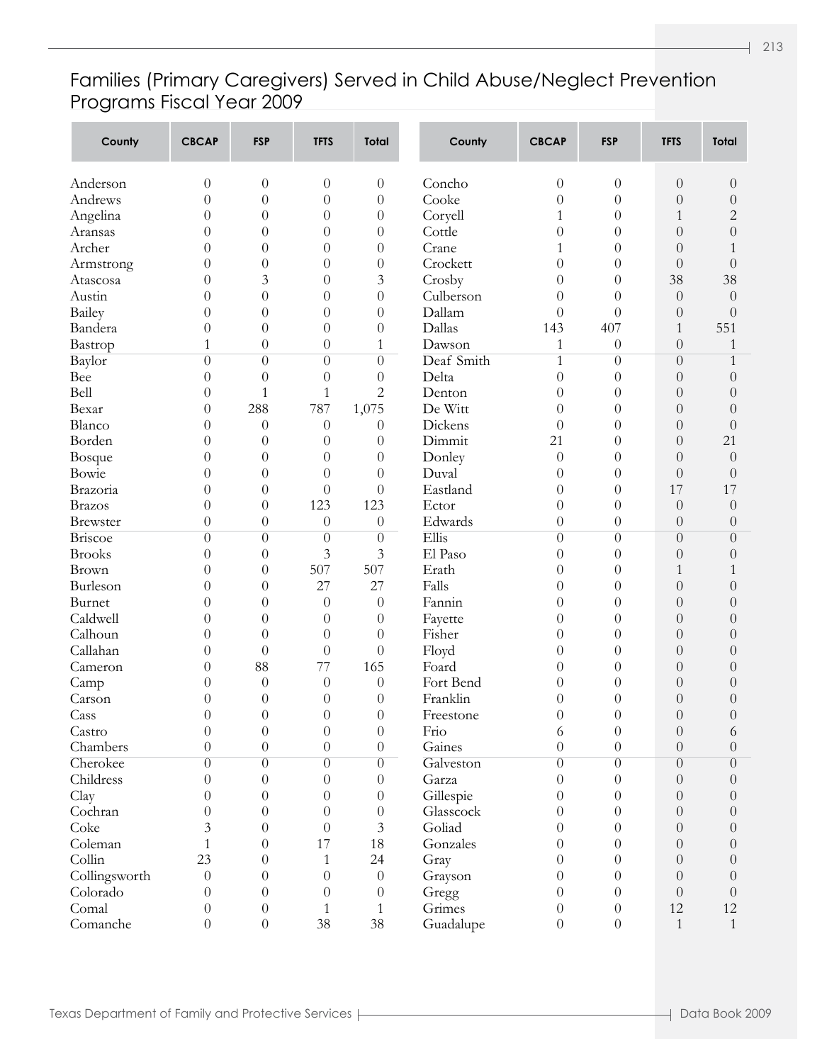# Families (Primary Caregivers) Served in Child Abuse/Neglect Prevention Programs Fiscal Year 2009

| County | CBCAP | FSP | TFTS | Total |
|---|---|---|---|---|
| Anderson | 0 | 0 | 0 | 0 |
| Andrews | 0 | 0 | 0 | 0 |
| Angelina | 0 | 0 | 0 | 0 |
| Aransas | 0 | 0 | 0 | 0 |
| Archer | 0 | 0 | 0 | 0 |
| Armstrong | 0 | 0 | 0 | 0 |
| Atascosa | 0 | 3 | 0 | 3 |
| Austin | 0 | 0 | 0 | 0 |
| Bailey | 0 | 0 | 0 | 0 |
| Bandera | 0 | 0 | 0 | 0 |
| Bastrop | 1 | 0 | 0 | 1 |
| Baylor | 0 | 0 | 0 | 0 |
| Bee | 0 | 0 | 0 | 0 |
| Bell | 0 | 1 | 1 | 2 |
| Bexar | 0 | 288 | 787 | 1,075 |
| Blanco | 0 | 0 | 0 | 0 |
| Borden | 0 | 0 | 0 | 0 |
| Bosque | 0 | 0 | 0 | 0 |
| Bowie | 0 | 0 | 0 | 0 |
| Brazoria | 0 | 0 | 0 | 0 |
| Brazos | 0 | 0 | 123 | 123 |
| Brewster | 0 | 0 | 0 | 0 |
| Briscoe | 0 | 0 | 0 | 0 |
| Brooks | 0 | 0 | 3 | 3 |
| Brown | 0 | 0 | 507 | 507 |
| Burleson | 0 | 0 | 27 | 27 |
| Burnet | 0 | 0 | 0 | 0 |
| Caldwell | 0 | 0 | 0 | 0 |
| Calhoun | 0 | 0 | 0 | 0 |
| Callahan | 0 | 0 | 0 | 0 |
| Cameron | 0 | 88 | 77 | 165 |
| Camp | 0 | 0 | 0 | 0 |
| Carson | 0 | 0 | 0 | 0 |
| Cass | 0 | 0 | 0 | 0 |
| Castro | 0 | 0 | 0 | 0 |
| Chambers | 0 | 0 | 0 | 0 |
| Cherokee | 0 | 0 | 0 | 0 |
| Childress | 0 | 0 | 0 | 0 |
| Clay | 0 | 0 | 0 | 0 |
| Cochran | 0 | 0 | 0 | 0 |
| Coke | 3 | 0 | 0 | 3 |
| Coleman | 1 | 0 | 17 | 18 |
| Collin | 23 | 0 | 1 | 24 |
| Collingsworth | 0 | 0 | 0 | 0 |
| Colorado | 0 | 0 | 0 | 0 |
| Comal | 0 | 0 | 1 | 1 |
| Comanche | 0 | 0 | 38 | 38 |
| Concho | 0 | 0 | 0 | 0 |
| Cooke | 0 | 0 | 0 | 0 |
| Coryell | 1 | 0 | 1 | 2 |
| Cottle | 0 | 0 | 0 | 0 |
| Crane | 1 | 0 | 0 | 1 |
| Crockett | 0 | 0 | 0 | 0 |
| Crosby | 0 | 0 | 38 | 38 |
| Culberson | 0 | 0 | 0 | 0 |
| Dallam | 0 | 0 | 0 | 0 |
| Dallas | 143 | 407 | 1 | 551 |
| Dawson | 1 | 0 | 0 | 1 |
| Deaf Smith | 1 | 0 | 0 | 1 |
| Delta | 0 | 0 | 0 | 0 |
| Denton | 0 | 0 | 0 | 0 |
| De Witt | 0 | 0 | 0 | 0 |
| Dickens | 0 | 0 | 0 | 0 |
| Dimmit | 21 | 0 | 0 | 21 |
| Donley | 0 | 0 | 0 | 0 |
| Duval | 0 | 0 | 0 | 0 |
| Eastland | 0 | 0 | 17 | 17 |
| Ector | 0 | 0 | 0 | 0 |
| Edwards | 0 | 0 | 0 | 0 |
| Ellis | 0 | 0 | 0 | 0 |
| El Paso | 0 | 0 | 0 | 0 |
| Erath | 0 | 0 | 1 | 1 |
| Falls | 0 | 0 | 0 | 0 |
| Fannin | 0 | 0 | 0 | 0 |
| Fayette | 0 | 0 | 0 | 0 |
| Fisher | 0 | 0 | 0 | 0 |
| Floyd | 0 | 0 | 0 | 0 |
| Foard | 0 | 0 | 0 | 0 |
| Fort Bend | 0 | 0 | 0 | 0 |
| Franklin | 0 | 0 | 0 | 0 |
| Freestone | 0 | 0 | 0 | 0 |
| Frio | 6 | 0 | 0 | 6 |
| Gaines | 0 | 0 | 0 | 0 |
| Galveston | 0 | 0 | 0 | 0 |
| Garza | 0 | 0 | 0 | 0 |
| Gillespie | 0 | 0 | 0 | 0 |
| Glasscock | 0 | 0 | 0 | 0 |
| Goliad | 0 | 0 | 0 | 0 |
| Gonzales | 0 | 0 | 0 | 0 |
| Gray | 0 | 0 | 0 | 0 |
| Grayson | 0 | 0 | 0 | 0 |
| Gregg | 0 | 0 | 0 | 0 |
| Grimes | 0 | 0 | 12 | 12 |
| Guadalupe | 0 | 0 | 1 | 1 |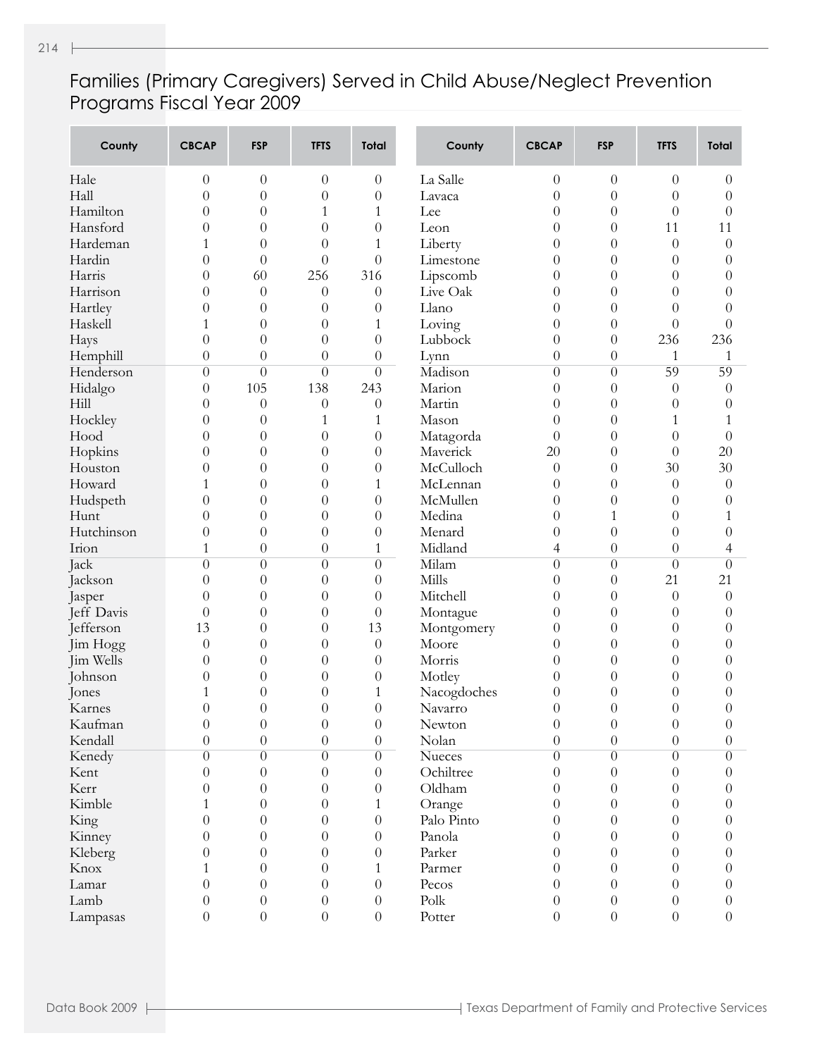# Families (Primary Caregivers) Served in Child Abuse/Neglect Prevention Programs Fiscal Year 2009

| County | CBCAP | FSP | TFTS | Total |
|---|---|---|---|---|
| Hale | 0 | 0 | 0 | 0 |
| Hall | 0 | 0 | 0 | 0 |
| Hamilton | 0 | 0 | 1 | 1 |
| Hansford | 0 | 0 | 0 | 0 |
| Hardeman | 1 | 0 | 0 | 1 |
| Hardin | 0 | 0 | 0 | 0 |
| Harris | 0 | 60 | 256 | 316 |
| Harrison | 0 | 0 | 0 | 0 |
| Hartley | 0 | 0 | 0 | 0 |
| Haskell | 1 | 0 | 0 | 1 |
| Hays | 0 | 0 | 0 | 0 |
| Hemphill | 0 | 0 | 0 | 0 |
| Henderson | 0 | 0 | 0 | 0 |
| Hidalgo | 0 | 105 | 138 | 243 |
| Hill | 0 | 0 | 0 | 0 |
| Hockley | 0 | 0 | 1 | 1 |
| Hood | 0 | 0 | 0 | 0 |
| Hopkins | 0 | 0 | 0 | 0 |
| Houston | 0 | 0 | 0 | 0 |
| Howard | 1 | 0 | 0 | 1 |
| Hudspeth | 0 | 0 | 0 | 0 |
| Hunt | 0 | 0 | 0 | 0 |
| Hutchinson | 0 | 0 | 0 | 0 |
| Irion | 1 | 0 | 0 | 1 |
| Jack | 0 | 0 | 0 | 0 |
| Jackson | 0 | 0 | 0 | 0 |
| Jasper | 0 | 0 | 0 | 0 |
| Jeff Davis | 0 | 0 | 0 | 0 |
| Jefferson | 13 | 0 | 0 | 13 |
| Jim Hogg | 0 | 0 | 0 | 0 |
| Jim Wells | 0 | 0 | 0 | 0 |
| Johnson | 0 | 0 | 0 | 0 |
| Jones | 1 | 0 | 0 | 1 |
| Karnes | 0 | 0 | 0 | 0 |
| Kaufman | 0 | 0 | 0 | 0 |
| Kendall | 0 | 0 | 0 | 0 |
| Kenedy | 0 | 0 | 0 | 0 |
| Kent | 0 | 0 | 0 | 0 |
| Kerr | 0 | 0 | 0 | 0 |
| Kimble | 1 | 0 | 0 | 1 |
| King | 0 | 0 | 0 | 0 |
| Kinney | 0 | 0 | 0 | 0 |
| Kleberg | 0 | 0 | 0 | 0 |
| Knox | 1 | 0 | 0 | 1 |
| Lamar | 0 | 0 | 0 | 0 |
| Lamb | 0 | 0 | 0 | 0 |
| Lampasas | 0 | 0 | 0 | 0 |
| La Salle | 0 | 0 | 0 | 0 |
| Lavaca | 0 | 0 | 0 | 0 |
| Lee | 0 | 0 | 0 | 0 |
| Leon | 0 | 0 | 11 | 11 |
| Liberty | 0 | 0 | 0 | 0 |
| Limestone | 0 | 0 | 0 | 0 |
| Lipscomb | 0 | 0 | 0 | 0 |
| Live Oak | 0 | 0 | 0 | 0 |
| Llano | 0 | 0 | 0 | 0 |
| Loving | 0 | 0 | 0 | 0 |
| Lubbock | 0 | 0 | 236 | 236 |
| Lynn | 0 | 0 | 1 | 1 |
| Madison | 0 | 0 | 59 | 59 |
| Marion | 0 | 0 | 0 | 0 |
| Martin | 0 | 0 | 0 | 0 |
| Mason | 0 | 0 | 1 | 1 |
| Matagorda | 0 | 0 | 0 | 0 |
| Maverick | 20 | 0 | 0 | 20 |
| McCulloch | 0 | 0 | 30 | 30 |
| McLennan | 0 | 0 | 0 | 0 |
| McMullen | 0 | 0 | 0 | 0 |
| Medina | 0 | 1 | 0 | 1 |
| Menard | 0 | 0 | 0 | 0 |
| Midland | 4 | 0 | 0 | 4 |
| Milam | 0 | 0 | 0 | 0 |
| Mills | 0 | 0 | 21 | 21 |
| Mitchell | 0 | 0 | 0 | 0 |
| Montague | 0 | 0 | 0 | 0 |
| Montgomery | 0 | 0 | 0 | 0 |
| Moore | 0 | 0 | 0 | 0 |
| Morris | 0 | 0 | 0 | 0 |
| Motley | 0 | 0 | 0 | 0 |
| Nacogdoches | 0 | 0 | 0 | 0 |
| Navarro | 0 | 0 | 0 | 0 |
| Newton | 0 | 0 | 0 | 0 |
| Nolan | 0 | 0 | 0 | 0 |
| Nueces | 0 | 0 | 0 | 0 |
| Ochiltree | 0 | 0 | 0 | 0 |
| Oldham | 0 | 0 | 0 | 0 |
| Orange | 0 | 0 | 0 | 0 |
| Palo Pinto | 0 | 0 | 0 | 0 |
| Panola | 0 | 0 | 0 | 0 |
| Parker | 0 | 0 | 0 | 0 |
| Parmer | 0 | 0 | 0 | 0 |
| Pecos | 0 | 0 | 0 | 0 |
| Polk | 0 | 0 | 0 | 0 |
| Potter | 0 | 0 | 0 | 0 |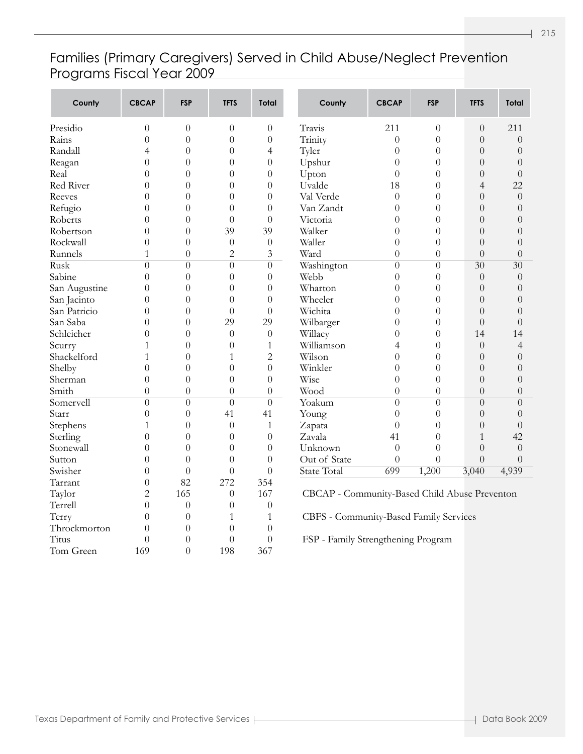# Families (Primary Caregivers) Served in Child Abuse/Neglect Prevention Programs Fiscal Year 2009

| County | CBCAP | FSP | TFTS | Total |
|---|---|---|---|---|
| Presidio | 0 | 0 | 0 | 0 |
| Rains | 0 | 0 | 0 | 0 |
| Randall | 4 | 0 | 0 | 4 |
| Reagan | 0 | 0 | 0 | 0 |
| Real | 0 | 0 | 0 | 0 |
| Red River | 0 | 0 | 0 | 0 |
| Reeves | 0 | 0 | 0 | 0 |
| Refugio | 0 | 0 | 0 | 0 |
| Roberts | 0 | 0 | 0 | 0 |
| Robertson | 0 | 0 | 39 | 39 |
| Rockwall | 0 | 0 | 0 | 0 |
| Runnels | 1 | 0 | 2 | 3 |
| Rusk | 0 | 0 | 0 | 0 |
| Sabine | 0 | 0 | 0 | 0 |
| San Augustine | 0 | 0 | 0 | 0 |
| San Jacinto | 0 | 0 | 0 | 0 |
| San Patricio | 0 | 0 | 0 | 0 |
| San Saba | 0 | 0 | 29 | 29 |
| Schleicher | 0 | 0 | 0 | 0 |
| Scurry | 1 | 0 | 0 | 1 |
| Shackelford | 1 | 0 | 1 | 2 |
| Shelby | 0 | 0 | 0 | 0 |
| Sherman | 0 | 0 | 0 | 0 |
| Smith | 0 | 0 | 0 | 0 |
| Somervell | 0 | 0 | 0 | 0 |
| Starr | 0 | 0 | 41 | 41 |
| Stephens | 1 | 0 | 0 | 1 |
| Sterling | 0 | 0 | 0 | 0 |
| Stonewall | 0 | 0 | 0 | 0 |
| Sutton | 0 | 0 | 0 | 0 |
| Swisher | 0 | 0 | 0 | 0 |
| Tarrant | 0 | 82 | 272 | 354 |
| Taylor | 2 | 165 | 0 | 167 |
| Terrell | 0 | 0 | 0 | 0 |
| Terry | 0 | 0 | 1 | 1 |
| Throckmorton | 0 | 0 | 0 | 0 |
| Titus | 0 | 0 | 0 | 0 |
| Tom Green | 169 | 0 | 198 | 367 |
| Travis | 211 | 0 | 0 | 211 |
| Trinity | 0 | 0 | 0 | 0 |
| Tyler | 0 | 0 | 0 | 0 |
| Upshur | 0 | 0 | 0 | 0 |
| Upton | 0 | 0 | 0 | 0 |
| Uvalde | 18 | 0 | 4 | 22 |
| Val Verde | 0 | 0 | 0 | 0 |
| Van Zandt | 0 | 0 | 0 | 0 |
| Victoria | 0 | 0 | 0 | 0 |
| Walker | 0 | 0 | 0 | 0 |
| Waller | 0 | 0 | 0 | 0 |
| Ward | 0 | 0 | 0 | 0 |
| Washington | 0 | 0 | 30 | 30 |
| Webb | 0 | 0 | 0 | 0 |
| Wharton | 0 | 0 | 0 | 0 |
| Wheeler | 0 | 0 | 0 | 0 |
| Wichita | 0 | 0 | 0 | 0 |
| Wilbarger | 0 | 0 | 0 | 0 |
| Willacy | 0 | 0 | 14 | 14 |
| Williamson | 4 | 0 | 0 | 4 |
| Wilson | 0 | 0 | 0 | 0 |
| Winkler | 0 | 0 | 0 | 0 |
| Wise | 0 | 0 | 0 | 0 |
| Wood | 0 | 0 | 0 | 0 |
| Yoakum | 0 | 0 | 0 | 0 |
| Young | 0 | 0 | 0 | 0 |
| Zapata | 0 | 0 | 0 | 0 |
| Zavala | 41 | 0 | 1 | 42 |
| Unknown | 0 | 0 | 0 | 0 |
| Out of State | 0 | 0 | 0 | 0 |
| State Total | 699 | 1,200 | 3,040 | 4,939 |

CBCAP - Community-Based Child Abuse Preventon

CBFS - Community-Based Family Services

FSP - Family Strengthening Program